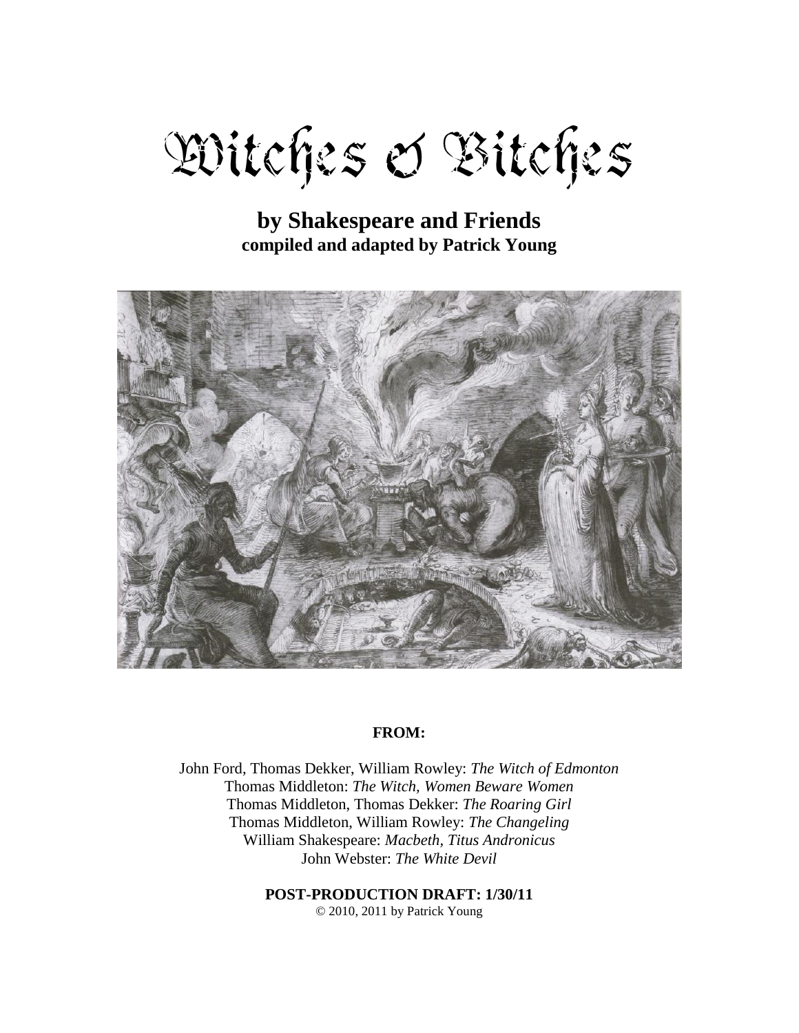# Witches & Bitches

**by Shakespeare and Friends**
**compiled and adapted by Patrick Young**

**FROM:**

John Ford, Thomas Dekker, William Rowley: *The Witch of Edmonton*
Thomas Middleton: *The Witch, Women Beware Women*
Thomas Middleton, Thomas Dekker: *The Roaring Girl*
Thomas Middleton, William Rowley: *The Changeling*
William Shakespeare: *Macbeth, Titus Andronicus*
John Webster: *The White Devil*

**POST-PRODUCTION DRAFT: 1/30/11**
© 2010, 2011 by Patrick Young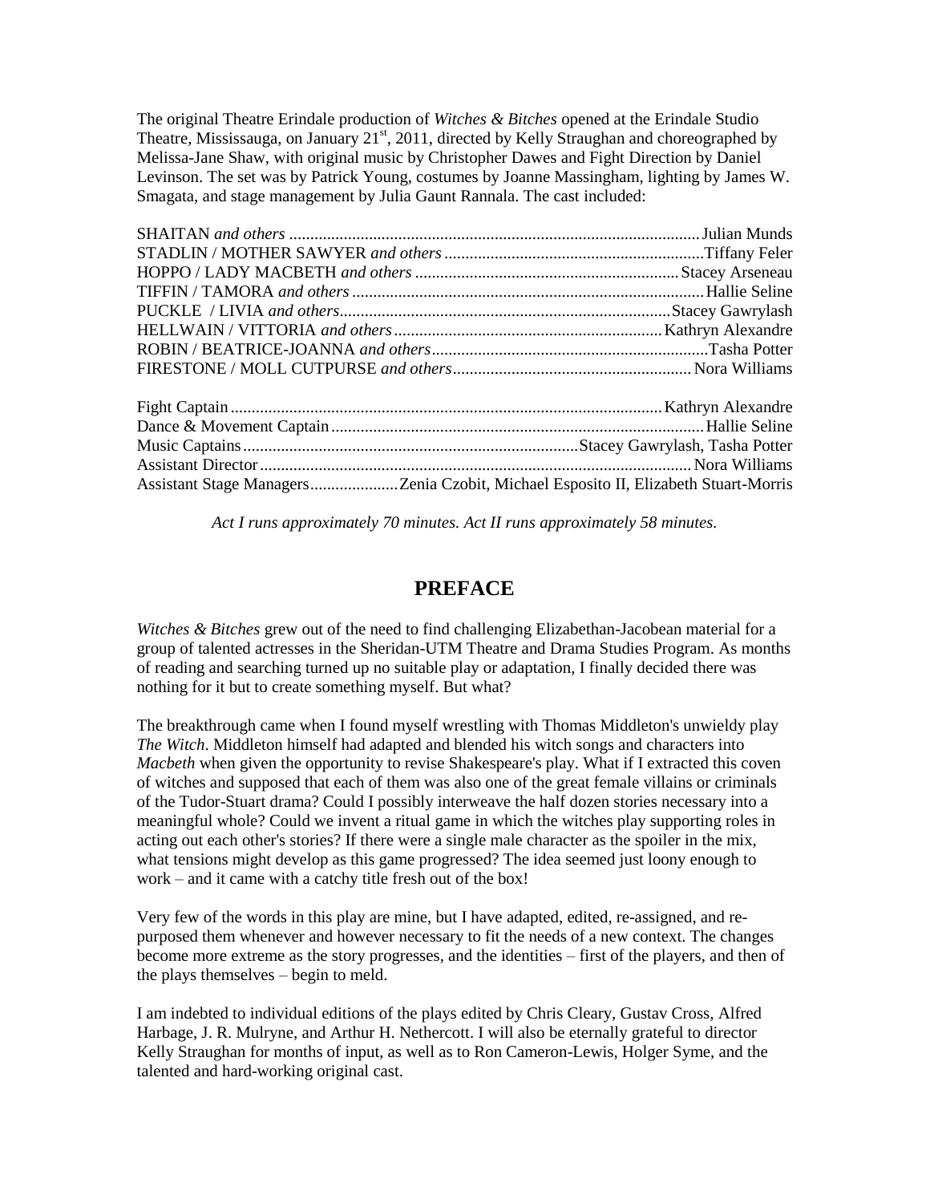The original Theatre Erindale production of *Witches & Bitches* opened at the Erindale Studio Theatre, Mississauga, on January 21st, 2011, directed by Kelly Straughan and choreographed by Melissa-Jane Shaw, with original music by Christopher Dawes and Fight Direction by Daniel Levinson. The set was by Patrick Young, costumes by Joanne Massingham, lighting by James W. Smagata, and stage management by Julia Gaunt Rannala. The cast included:

SHAITAN *and others* .................................................... Julian Munds
STADLIN / MOTHER SAWYER *and others* ..................................... Tiffany Feler
HOPPO / LADY MACBETH *and others* ........................................ Stacey Arseneau
TIFFIN / TAMORA *and others* ............................................. Hallie Seline
PUCKLE / LIVIA *and others* .............................................. Stacey Gawrylash
HELLWAIN / VITTORIA *and others* ......................................... Kathryn Alexandre
ROBIN / BEATRICE-JOANNA *and others* ..................................... Tasha Potter
FIRESTONE / MOLL CUTPURSE *and others* ................................... Nora Williams

Fight Captain .............................................................. Kathryn Alexandre
Dance & Movement Captain ................................................... Hallie Seline
Music Captains ............................................................. Stacey Gawrylash, Tasha Potter
Assistant Director ......................................................... Nora Williams
Assistant Stage Managers ................... Zenia Czobit, Michael Esposito II, Elizabeth Stuart-Morris

*Act I runs approximately 70 minutes. Act II runs approximately 58 minutes.*

## PREFACE

*Witches & Bitches* grew out of the need to find challenging Elizabethan-Jacobean material for a group of talented actresses in the Sheridan-UTM Theatre and Drama Studies Program. As months of reading and searching turned up no suitable play or adaptation, I finally decided there was nothing for it but to create something myself. But what?

The breakthrough came when I found myself wrestling with Thomas Middleton's unwieldy play *The Witch*. Middleton himself had adapted and blended his witch songs and characters into *Macbeth* when given the opportunity to revise Shakespeare's play. What if I extracted this coven of witches and supposed that each of them was also one of the great female villains or criminals of the Tudor-Stuart drama? Could I possibly interweave the half dozen stories necessary into a meaningful whole? Could we invent a ritual game in which the witches play supporting roles in acting out each other's stories? If there were a single male character as the spoiler in the mix, what tensions might develop as this game progressed? The idea seemed just loony enough to work – and it came with a catchy title fresh out of the box!

Very few of the words in this play are mine, but I have adapted, edited, re-assigned, and re-purposed them whenever and however necessary to fit the needs of a new context. The changes become more extreme as the story progresses, and the identities – first of the players, and then of the plays themselves – begin to meld.

I am indebted to individual editions of the plays edited by Chris Cleary, Gustav Cross, Alfred Harbage, J. R. Mulryne, and Arthur H. Nethercott. I will also be eternally grateful to director Kelly Straughan for months of input, as well as to Ron Cameron-Lewis, Holger Syme, and the talented and hard-working original cast.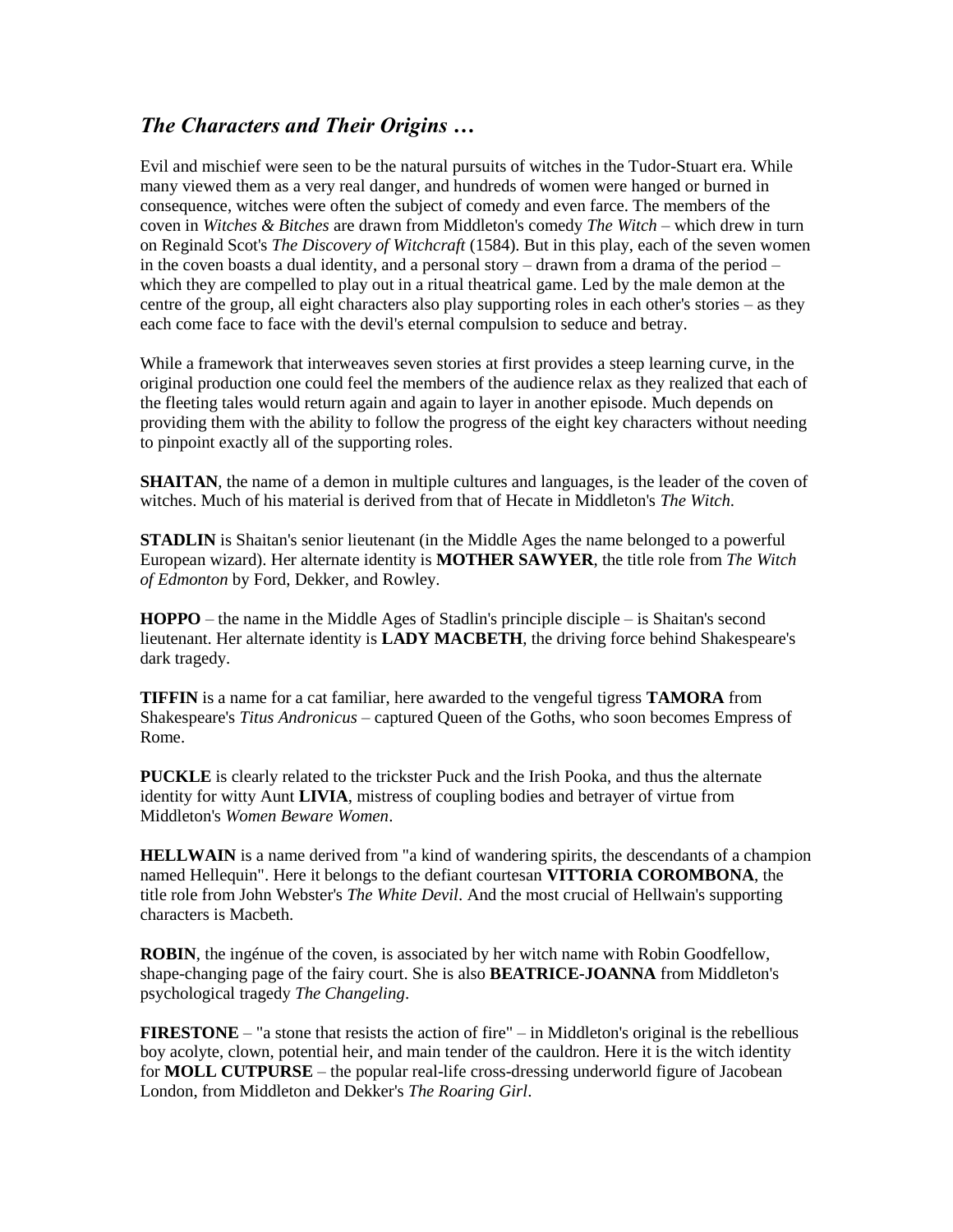## *The Characters and Their Origins …*

Evil and mischief were seen to be the natural pursuits of witches in the Tudor-Stuart era. While many viewed them as a very real danger, and hundreds of women were hanged or burned in consequence, witches were often the subject of comedy and even farce. The members of the coven in *Witches & Bitches* are drawn from Middleton's comedy *The Witch* – which drew in turn on Reginald Scot's *The Discovery of Witchcraft* (1584). But in this play, each of the seven women in the coven boasts a dual identity, and a personal story – drawn from a drama of the period – which they are compelled to play out in a ritual theatrical game. Led by the male demon at the centre of the group, all eight characters also play supporting roles in each other's stories – as they each come face to face with the devil's eternal compulsion to seduce and betray.

While a framework that interweaves seven stories at first provides a steep learning curve, in the original production one could feel the members of the audience relax as they realized that each of the fleeting tales would return again and again to layer in another episode. Much depends on providing them with the ability to follow the progress of the eight key characters without needing to pinpoint exactly all of the supporting roles.

**SHAITAN**, the name of a demon in multiple cultures and languages, is the leader of the coven of witches. Much of his material is derived from that of Hecate in Middleton's *The Witch*.

**STADLIN** is Shaitan's senior lieutenant (in the Middle Ages the name belonged to a powerful European wizard). Her alternate identity is **MOTHER SAWYER**, the title role from *The Witch of Edmonton* by Ford, Dekker, and Rowley.

**HOPPO** – the name in the Middle Ages of Stadlin's principle disciple – is Shaitan's second lieutenant. Her alternate identity is **LADY MACBETH**, the driving force behind Shakespeare's dark tragedy.

**TIFFIN** is a name for a cat familiar, here awarded to the vengeful tigress **TAMORA** from Shakespeare's *Titus Andronicus* – captured Queen of the Goths, who soon becomes Empress of Rome.

**PUCKLE** is clearly related to the trickster Puck and the Irish Pooka, and thus the alternate identity for witty Aunt **LIVIA**, mistress of coupling bodies and betrayer of virtue from Middleton's *Women Beware Women*.

**HELLWAIN** is a name derived from "a kind of wandering spirits, the descendants of a champion named Hellequin". Here it belongs to the defiant courtesan **VITTORIA COROMBONA**, the title role from John Webster's *The White Devil*. And the most crucial of Hellwain's supporting characters is Macbeth.

**ROBIN**, the ingénue of the coven, is associated by her witch name with Robin Goodfellow, shape-changing page of the fairy court. She is also **BEATRICE-JOANNA** from Middleton's psychological tragedy *The Changeling*.

**FIRESTONE** – "a stone that resists the action of fire" – in Middleton's original is the rebellious boy acolyte, clown, potential heir, and main tender of the cauldron. Here it is the witch identity for **MOLL CUTPURSE** – the popular real-life cross-dressing underworld figure of Jacobean London, from Middleton and Dekker's *The Roaring Girl*.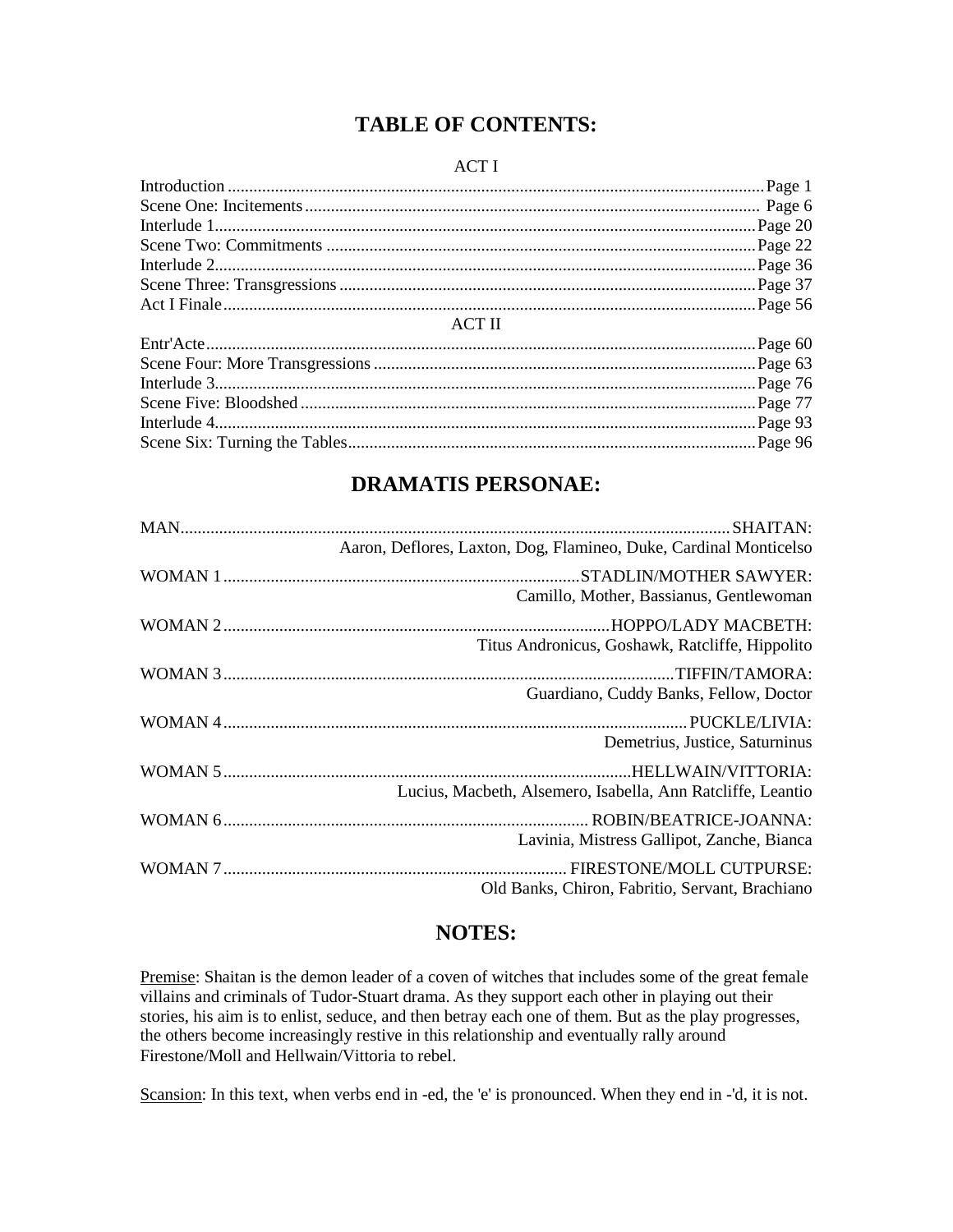## TABLE OF CONTENTS:

ACT I

| | |
|---|---|
| Introduction | Page 1 |
| Scene One: Incitements | Page 6 |
| Interlude 1 | Page 20 |
| Scene Two: Commitments | Page 22 |
| Interlude 2 | Page 36 |
| Scene Three: Transgressions | Page 37 |
| Act I Finale | Page 56 |

ACT II

| | |
|---|---|
| Entr'Acte | Page 60 |
| Scene Four: More Transgressions | Page 63 |
| Interlude 3 | Page 76 |
| Scene Five: Bloodshed | Page 77 |
| Interlude 4 | Page 93 |
| Scene Six: Turning the Tables | Page 96 |

## DRAMATIS PERSONAE:

MAN .......... SHAITAN:
Aaron, Deflores, Laxton, Dog, Flamineo, Duke, Cardinal Monticelso

WOMAN 1 .......... STADLIN/MOTHER SAWYER:
Camillo, Mother, Bassianus, Gentlewoman

WOMAN 2 .......... HOPPO/LADY MACBETH:
Titus Andronicus, Goshawk, Ratcliffe, Hippolito

WOMAN 3 .......... TIFFIN/TAMORA:
Guardiano, Cuddy Banks, Fellow, Doctor

WOMAN 4 .......... PUCKLE/LIVIA:
Demetrius, Justice, Saturninus

WOMAN 5 .......... HELLWAIN/VITTORIA:
Lucius, Macbeth, Alsemero, Isabella, Ann Ratcliffe, Leantio

WOMAN 6 .......... ROBIN/BEATRICE-JOANNA:
Lavinia, Mistress Gallipot, Zanche, Bianca

WOMAN 7 .......... FIRESTONE/MOLL CUTPURSE:
Old Banks, Chiron, Fabritio, Servant, Brachiano

## NOTES:

Premise: Shaitan is the demon leader of a coven of witches that includes some of the great female villains and criminals of Tudor-Stuart drama. As they support each other in playing out their stories, his aim is to enlist, seduce, and then betray each one of them. But as the play progresses, the others become increasingly restive in this relationship and eventually rally around Firestone/Moll and Hellwain/Vittoria to rebel.

Scansion: In this text, when verbs end in -ed, the 'e' is pronounced. When they end in -'d, it is not.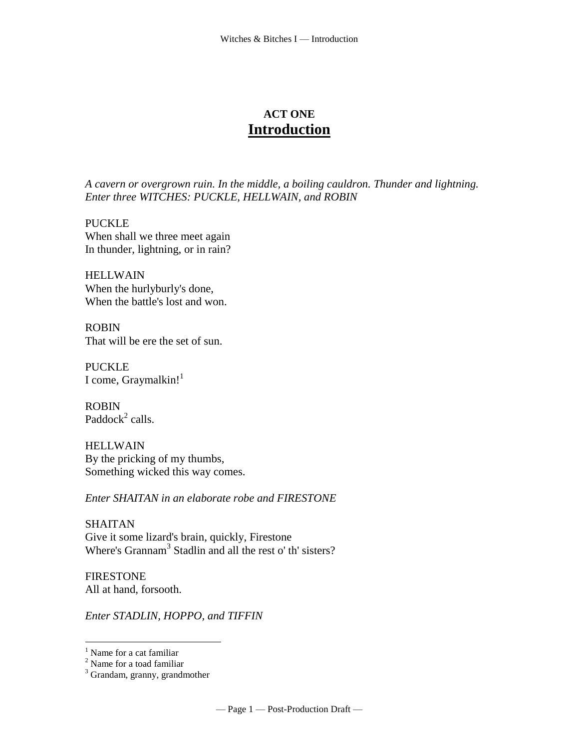# ACT ONE
## Introduction

*A cavern or overgrown ruin. In the middle, a boiling cauldron. Thunder and lightning. Enter three WITCHES: PUCKLE, HELLWAIN, and ROBIN*

PUCKLE
When shall we three meet again
In thunder, lightning, or in rain?

HELLWAIN
When the hurlyburly's done,
When the battle's lost and won.

ROBIN
That will be ere the set of sun.

PUCKLE
I come, Graymalkin![1]

ROBIN
Paddock[2] calls.

HELLWAIN
By the pricking of my thumbs,
Something wicked this way comes.

*Enter SHAITAN in an elaborate robe and FIRESTONE*

SHAITAN
Give it some lizard's brain, quickly, Firestone
Where's Grannam[3] Stadlin and all the rest o' th' sisters?

FIRESTONE
All at hand, forsooth.

*Enter STADLIN, HOPPO, and TIFFIN*

---

[1] Name for a cat familiar
[2] Name for a toad familiar
[3] Grandam, granny, grandmother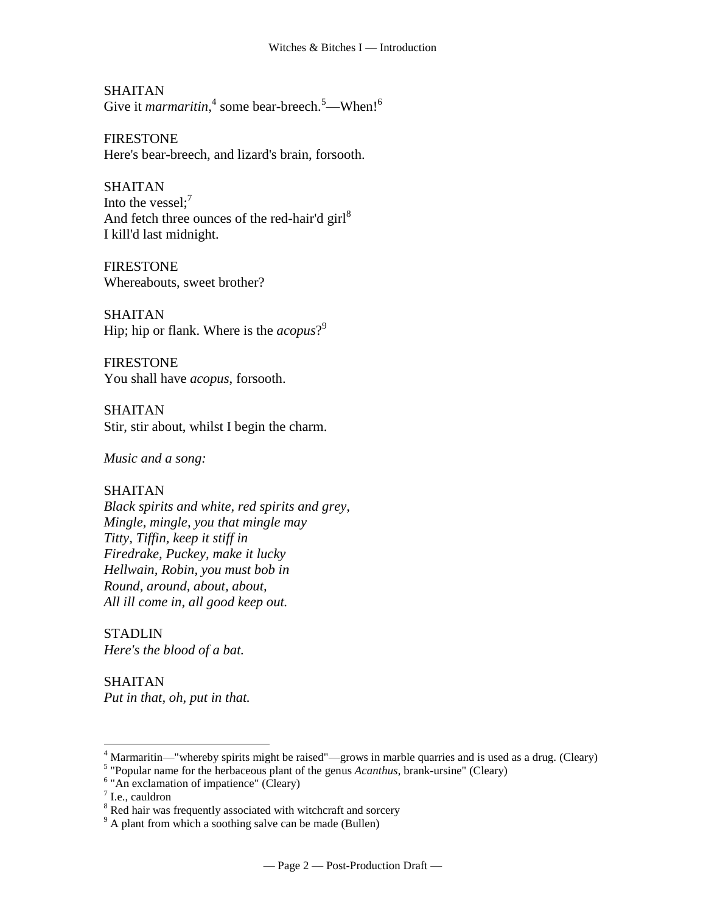SHAITAN
Give it *marmaritin*,[4] some bear-breech.[5]—When![6]

FIRESTONE
Here's bear-breech, and lizard's brain, forsooth.

SHAITAN
Into the vessel;[7]
And fetch three ounces of the red-hair'd girl[8]
I kill'd last midnight.

FIRESTONE
Whereabouts, sweet brother?

SHAITAN
Hip; hip or flank. Where is the *acopus*?[9]

FIRESTONE
You shall have *acopus*, forsooth.

SHAITAN
Stir, stir about, whilst I begin the charm.

*Music and a song:*

SHAITAN
*Black spirits and white, red spirits and grey,*
*Mingle, mingle, you that mingle may*
*Titty, Tiffin, keep it stiff in*
*Firedrake, Puckey, make it lucky*
*Hellwain, Robin, you must bob in*
*Round, around, about, about,*
*All ill come in, all good keep out.*

STADLIN
*Here's the blood of a bat.*

SHAITAN
*Put in that, oh, put in that.*

---

[4] Marmaritin—"whereby spirits might be raised"—grows in marble quarries and is used as a drug. (Cleary)
[5] "Popular name for the herbaceous plant of the genus *Acanthus*, brank-ursine" (Cleary)
[6] "An exclamation of impatience" (Cleary)
[7] I.e., cauldron
[8] Red hair was frequently associated with witchcraft and sorcery
[9] A plant from which a soothing salve can be made (Bullen)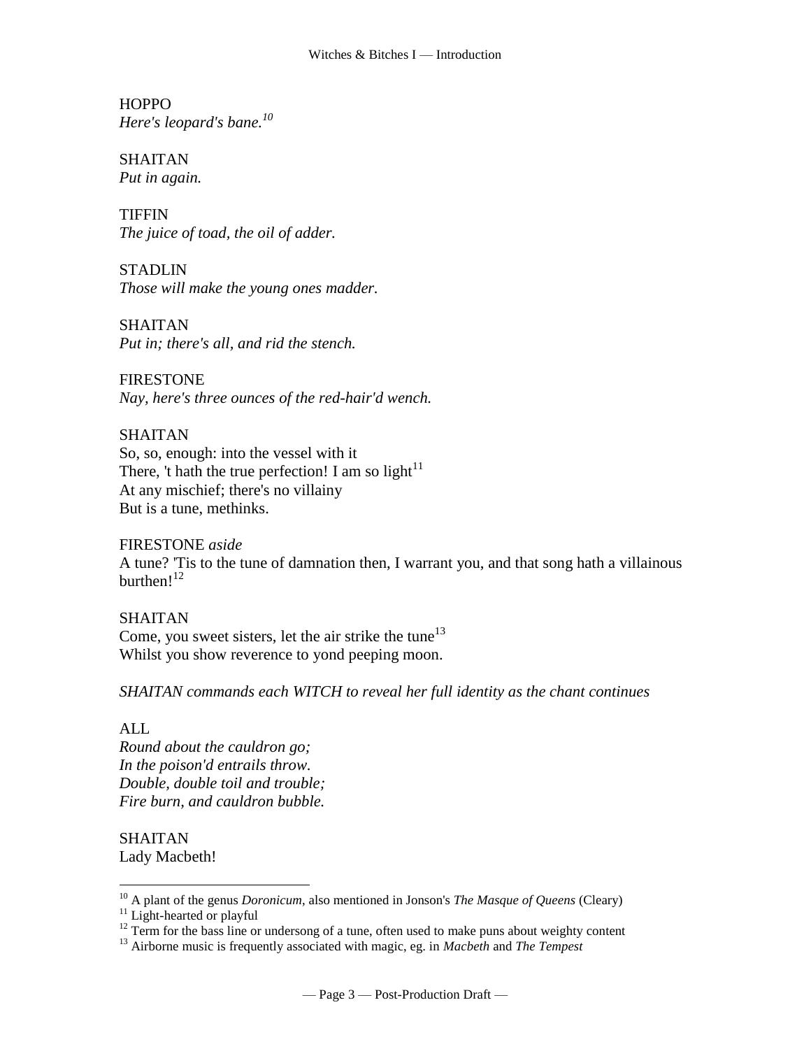HOPPO
*Here's leopard's bane.*[10]

SHAITAN
*Put in again.*

TIFFIN
*The juice of toad, the oil of adder.*

STADLIN
*Those will make the young ones madder.*

SHAITAN
*Put in; there's all, and rid the stench.*

FIRESTONE
*Nay, here's three ounces of the red-hair'd wench.*

SHAITAN
So, so, enough: into the vessel with it
There, 't hath the true perfection! I am so light[11]
At any mischief; there's no villainy
But is a tune, methinks.

FIRESTONE *aside*
A tune? 'Tis to the tune of damnation then, I warrant you, and that song hath a villainous burthen![12]

SHAITAN
Come, you sweet sisters, let the air strike the tune[13]
Whilst you show reverence to yond peeping moon.

*SHAITAN commands each WITCH to reveal her full identity as the chant continues*

ALL
*Round about the cauldron go;*
*In the poison'd entrails throw.*
*Double, double toil and trouble;*
*Fire burn, and cauldron bubble.*

SHAITAN
Lady Macbeth!

---

[10] A plant of the genus *Doronicum*, also mentioned in Jonson's *The Masque of Queens* (Cleary)
[11] Light-hearted or playful
[12] Term for the bass line or undersong of a tune, often used to make puns about weighty content
[13] Airborne music is frequently associated with magic, eg. in *Macbeth* and *The Tempest*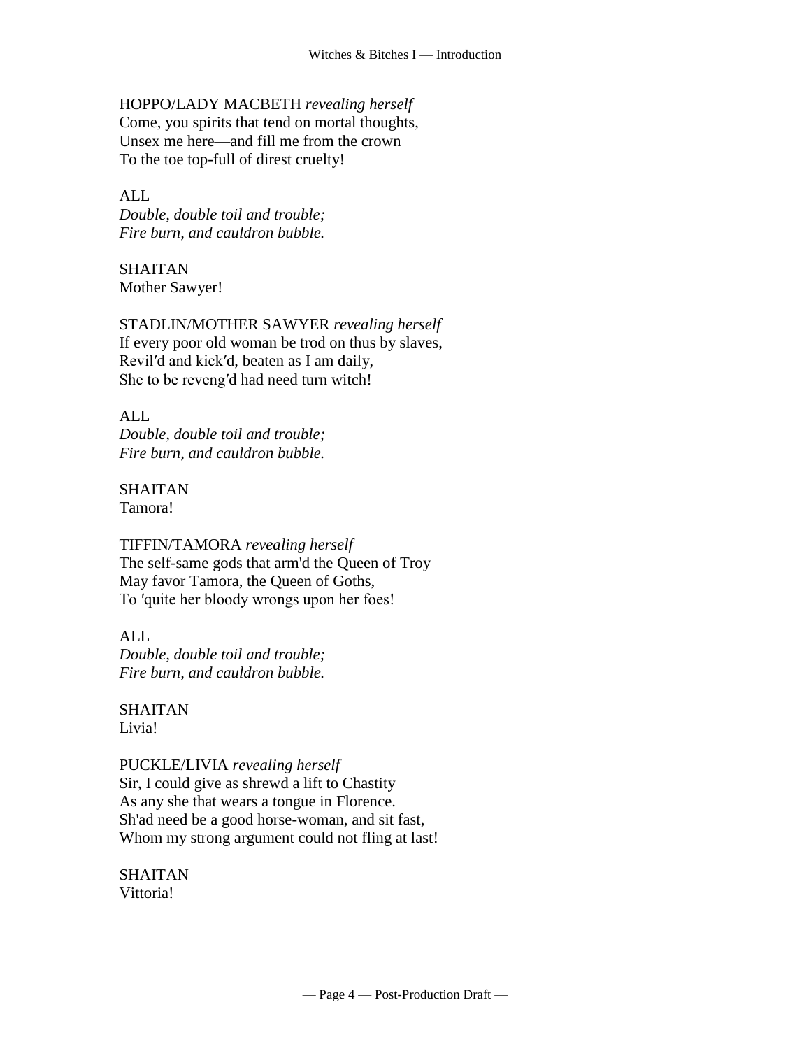HOPPO/LADY MACBETH *revealing herself*
Come, you spirits that tend on mortal thoughts,
Unsex me here—and fill me from the crown
To the toe top-full of direst cruelty!

ALL
*Double, double toil and trouble;*
*Fire burn, and cauldron bubble.*

SHAITAN
Mother Sawyer!

STADLIN/MOTHER SAWYER *revealing herself*
If every poor old woman be trod on thus by slaves,
Revil′d and kick′d, beaten as I am daily,
She to be reveng′d had need turn witch!

ALL
*Double, double toil and trouble;*
*Fire burn, and cauldron bubble.*

SHAITAN
Tamora!

TIFFIN/TAMORA *revealing herself*
The self-same gods that arm'd the Queen of Troy
May favor Tamora, the Queen of Goths,
To ′quite her bloody wrongs upon her foes!

ALL
*Double, double toil and trouble;*
*Fire burn, and cauldron bubble.*

SHAITAN
Livia!

PUCKLE/LIVIA *revealing herself*
Sir, I could give as shrewd a lift to Chastity
As any she that wears a tongue in Florence.
Sh'ad need be a good horse-woman, and sit fast,
Whom my strong argument could not fling at last!

SHAITAN
Vittoria!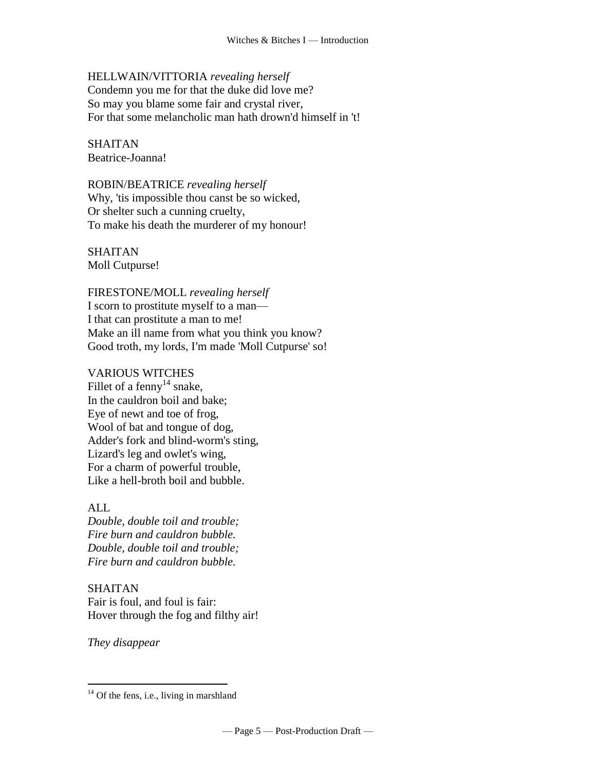HELLWAIN/VITTORIA *revealing herself*
Condemn you me for that the duke did love me?
So may you blame some fair and crystal river,
For that some melancholic man hath drown'd himself in 't!

SHAITAN
Beatrice-Joanna!

ROBIN/BEATRICE *revealing herself*
Why, 'tis impossible thou canst be so wicked,
Or shelter such a cunning cruelty,
To make his death the murderer of my honour!

SHAITAN
Moll Cutpurse!

FIRESTONE/MOLL *revealing herself*
I scorn to prostitute myself to a man—
I that can prostitute a man to me!
Make an ill name from what you think you know?
Good troth, my lords, I′m made 'Moll Cutpurse' so!

VARIOUS WITCHES
Fillet of a fenny[14] snake,
In the cauldron boil and bake;
Eye of newt and toe of frog,
Wool of bat and tongue of dog,
Adder's fork and blind-worm's sting,
Lizard's leg and owlet's wing,
For a charm of powerful trouble,
Like a hell-broth boil and bubble.

ALL
*Double, double toil and trouble;*
*Fire burn and cauldron bubble.*
*Double, double toil and trouble;*
*Fire burn and cauldron bubble.*

SHAITAN
Fair is foul, and foul is fair:
Hover through the fog and filthy air!

*They disappear*

---

[14] Of the fens, i.e., living in marshland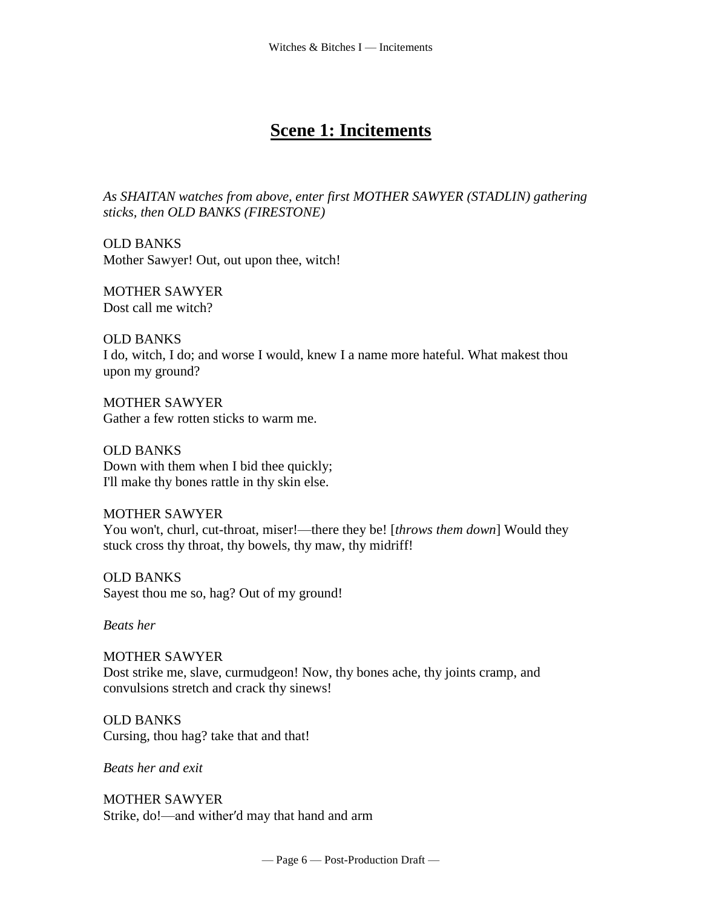## Scene 1: Incitements

*As SHAITAN watches from above, enter first MOTHER SAWYER (STADLIN) gathering sticks, then OLD BANKS (FIRESTONE)*

OLD BANKS
Mother Sawyer! Out, out upon thee, witch!

MOTHER SAWYER
Dost call me witch?

OLD BANKS
I do, witch, I do; and worse I would, knew I a name more hateful. What makest thou upon my ground?

MOTHER SAWYER
Gather a few rotten sticks to warm me.

OLD BANKS
Down with them when I bid thee quickly;
I'll make thy bones rattle in thy skin else.

MOTHER SAWYER
You won't, churl, cut-throat, miser!—there they be! [*throws them down*] Would they stuck cross thy throat, thy bowels, thy maw, thy midriff!

OLD BANKS
Sayest thou me so, hag? Out of my ground!

*Beats her*

MOTHER SAWYER
Dost strike me, slave, curmudgeon! Now, thy bones ache, thy joints cramp, and convulsions stretch and crack thy sinews!

OLD BANKS
Cursing, thou hag? take that and that!

*Beats her and exit*

MOTHER SAWYER
Strike, do!—and wither′d may that hand and arm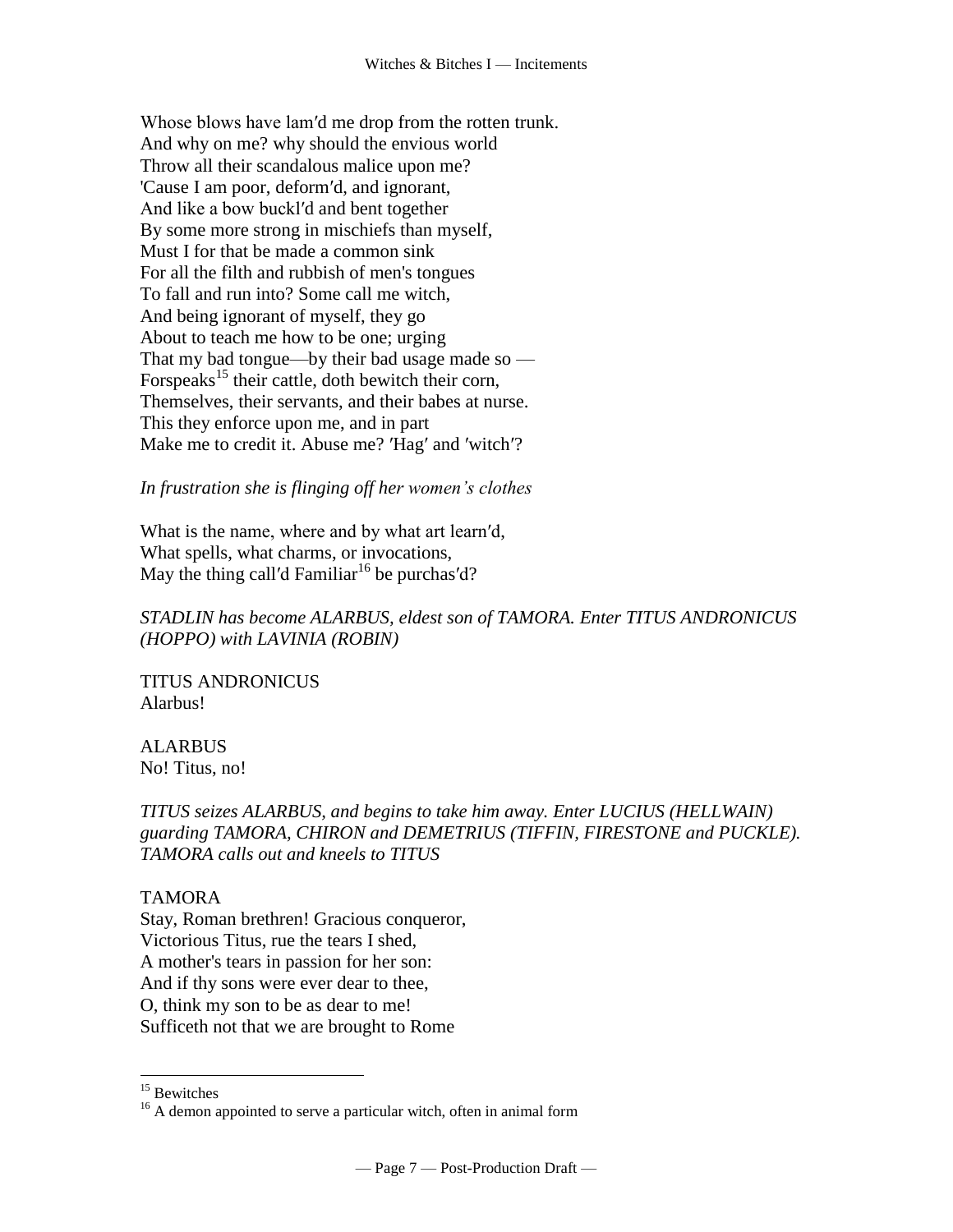Whose blows have lam′d me drop from the rotten trunk.
And why on me? why should the envious world
Throw all their scandalous malice upon me?
'Cause I am poor, deform′d, and ignorant,
And like a bow buckl′d and bent together
By some more strong in mischiefs than myself,
Must I for that be made a common sink
For all the filth and rubbish of men's tongues
To fall and run into? Some call me witch,
And being ignorant of myself, they go
About to teach me how to be one; urging
That my bad tongue—by their bad usage made so —
Forspeaks[15] their cattle, doth bewitch their corn,
Themselves, their servants, and their babes at nurse.
This they enforce upon me, and in part
Make me to credit it. Abuse me? ′Hag′ and ′witch′?

*In frustration she is flinging off her women's clothes*

What is the name, where and by what art learn′d,
What spells, what charms, or invocations,
May the thing call′d Familiar[16] be purchas′d?

*STADLIN has become ALARBUS, eldest son of TAMORA. Enter TITUS ANDRONICUS (HOPPO) with LAVINIA (ROBIN)*

TITUS ANDRONICUS
Alarbus!

ALARBUS
No! Titus, no!

*TITUS seizes ALARBUS, and begins to take him away. Enter LUCIUS (HELLWAIN) guarding TAMORA, CHIRON and DEMETRIUS (TIFFIN, FIRESTONE and PUCKLE). TAMORA calls out and kneels to TITUS*

TAMORA
Stay, Roman brethren! Gracious conqueror,
Victorious Titus, rue the tears I shed,
A mother's tears in passion for her son:
And if thy sons were ever dear to thee,
O, think my son to be as dear to me!
Sufficeth not that we are brought to Rome

[15] Bewitches
[16] A demon appointed to serve a particular witch, often in animal form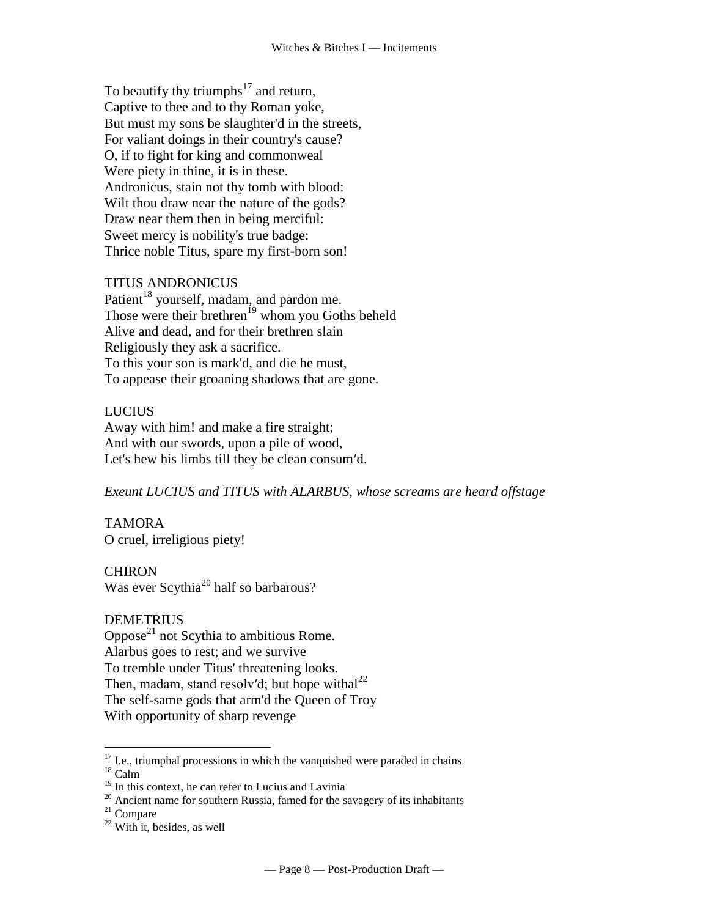To beautify thy triumphs[17] and return,
Captive to thee and to thy Roman yoke,
But must my sons be slaughter'd in the streets,
For valiant doings in their country's cause?
O, if to fight for king and commonweal
Were piety in thine, it is in these.
Andronicus, stain not thy tomb with blood:
Wilt thou draw near the nature of the gods?
Draw near them then in being merciful:
Sweet mercy is nobility's true badge:
Thrice noble Titus, spare my first-born son!

TITUS ANDRONICUS
Patient[18] yourself, madam, and pardon me.
Those were their brethren[19] whom you Goths beheld
Alive and dead, and for their brethren slain
Religiously they ask a sacrifice.
To this your son is mark'd, and die he must,
To appease their groaning shadows that are gone.

LUCIUS
Away with him! and make a fire straight;
And with our swords, upon a pile of wood,
Let's hew his limbs till they be clean consum′d.

*Exeunt LUCIUS and TITUS with ALARBUS, whose screams are heard offstage*

TAMORA
O cruel, irreligious piety!

CHIRON
Was ever Scythia[20] half so barbarous?

DEMETRIUS
Oppose[21] not Scythia to ambitious Rome.
Alarbus goes to rest; and we survive
To tremble under Titus' threatening looks.
Then, madam, stand resolv′d; but hope withal[22]
The self-same gods that arm'd the Queen of Troy
With opportunity of sharp revenge

---

[17] I.e., triumphal processions in which the vanquished were paraded in chains
[18] Calm
[19] In this context, he can refer to Lucius and Lavinia
[20] Ancient name for southern Russia, famed for the savagery of its inhabitants
[21] Compare
[22] With it, besides, as well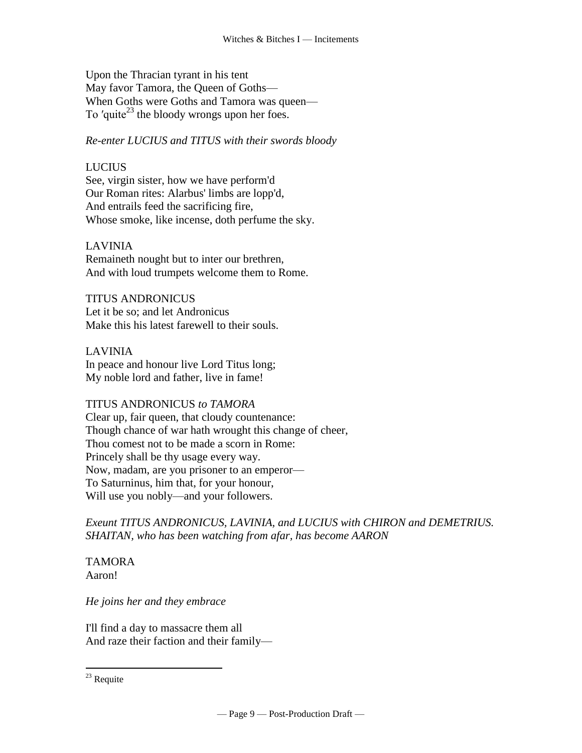Upon the Thracian tyrant in his tent
May favor Tamora, the Queen of Goths—
When Goths were Goths and Tamora was queen—
To ′quite[23] the bloody wrongs upon her foes.

*Re-enter LUCIUS and TITUS with their swords bloody*

LUCIUS
See, virgin sister, how we have perform'd
Our Roman rites: Alarbus' limbs are lopp'd,
And entrails feed the sacrificing fire,
Whose smoke, like incense, doth perfume the sky.

LAVINIA
Remaineth nought but to inter our brethren,
And with loud trumpets welcome them to Rome.

TITUS ANDRONICUS
Let it be so; and let Andronicus
Make this his latest farewell to their souls.

LAVINIA
In peace and honour live Lord Titus long;
My noble lord and father, live in fame!

TITUS ANDRONICUS *to TAMORA*
Clear up, fair queen, that cloudy countenance:
Though chance of war hath wrought this change of cheer,
Thou comest not to be made a scorn in Rome:
Princely shall be thy usage every way.
Now, madam, are you prisoner to an emperor—
To Saturninus, him that, for your honour,
Will use you nobly—and your followers.

*Exeunt TITUS ANDRONICUS, LAVINIA, and LUCIUS with CHIRON and DEMETRIUS. SHAITAN, who has been watching from afar, has become AARON*

TAMORA
Aaron!

*He joins her and they embrace*

I'll find a day to massacre them all
And raze their faction and their family—

[23] Requite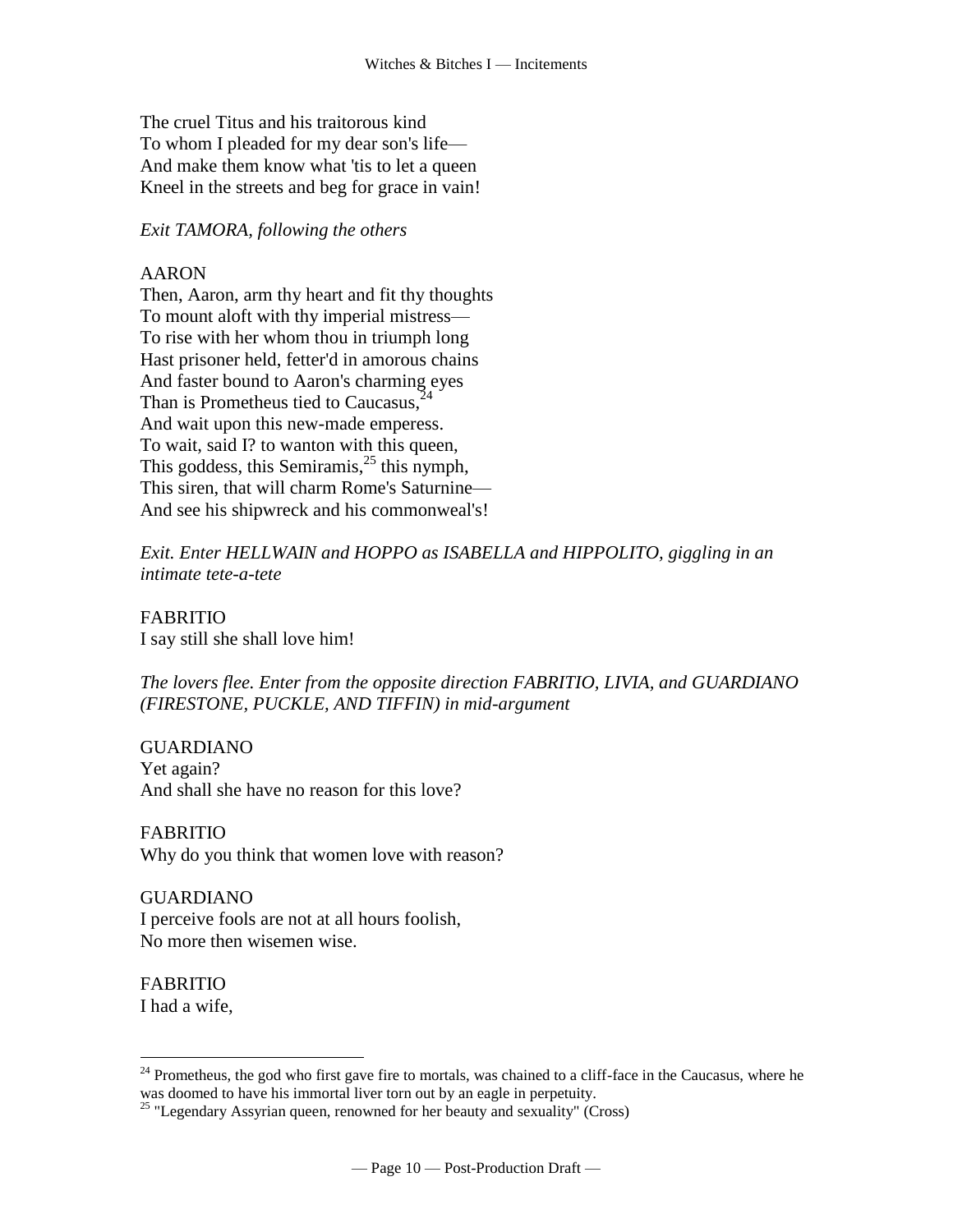The cruel Titus and his traitorous kind
To whom I pleaded for my dear son's life—
And make them know what 'tis to let a queen
Kneel in the streets and beg for grace in vain!

*Exit TAMORA, following the others*

AARON
Then, Aaron, arm thy heart and fit thy thoughts
To mount aloft with thy imperial mistress—
To rise with her whom thou in triumph long
Hast prisoner held, fetter'd in amorous chains
And faster bound to Aaron's charming eyes
Than is Prometheus tied to Caucasus,[24]
And wait upon this new-made emperess.
To wait, said I? to wanton with this queen,
This goddess, this Semiramis,[25] this nymph,
This siren, that will charm Rome's Saturnine—
And see his shipwreck and his commonweal's!

*Exit. Enter HELLWAIN and HOPPO as ISABELLA and HIPPOLITO, giggling in an intimate tete-a-tete*

FABRITIO
I say still she shall love him!

*The lovers flee. Enter from the opposite direction FABRITIO, LIVIA, and GUARDIANO (FIRESTONE, PUCKLE, AND TIFFIN) in mid-argument*

GUARDIANO
Yet again?
And shall she have no reason for this love?

FABRITIO
Why do you think that women love with reason?

GUARDIANO
I perceive fools are not at all hours foolish,
No more then wisemen wise.

FABRITIO
I had a wife,

---

[24] Prometheus, the god who first gave fire to mortals, was chained to a cliff-face in the Caucasus, where he was doomed to have his immortal liver torn out by an eagle in perpetuity.

[25] "Legendary Assyrian queen, renowned for her beauty and sexuality" (Cross)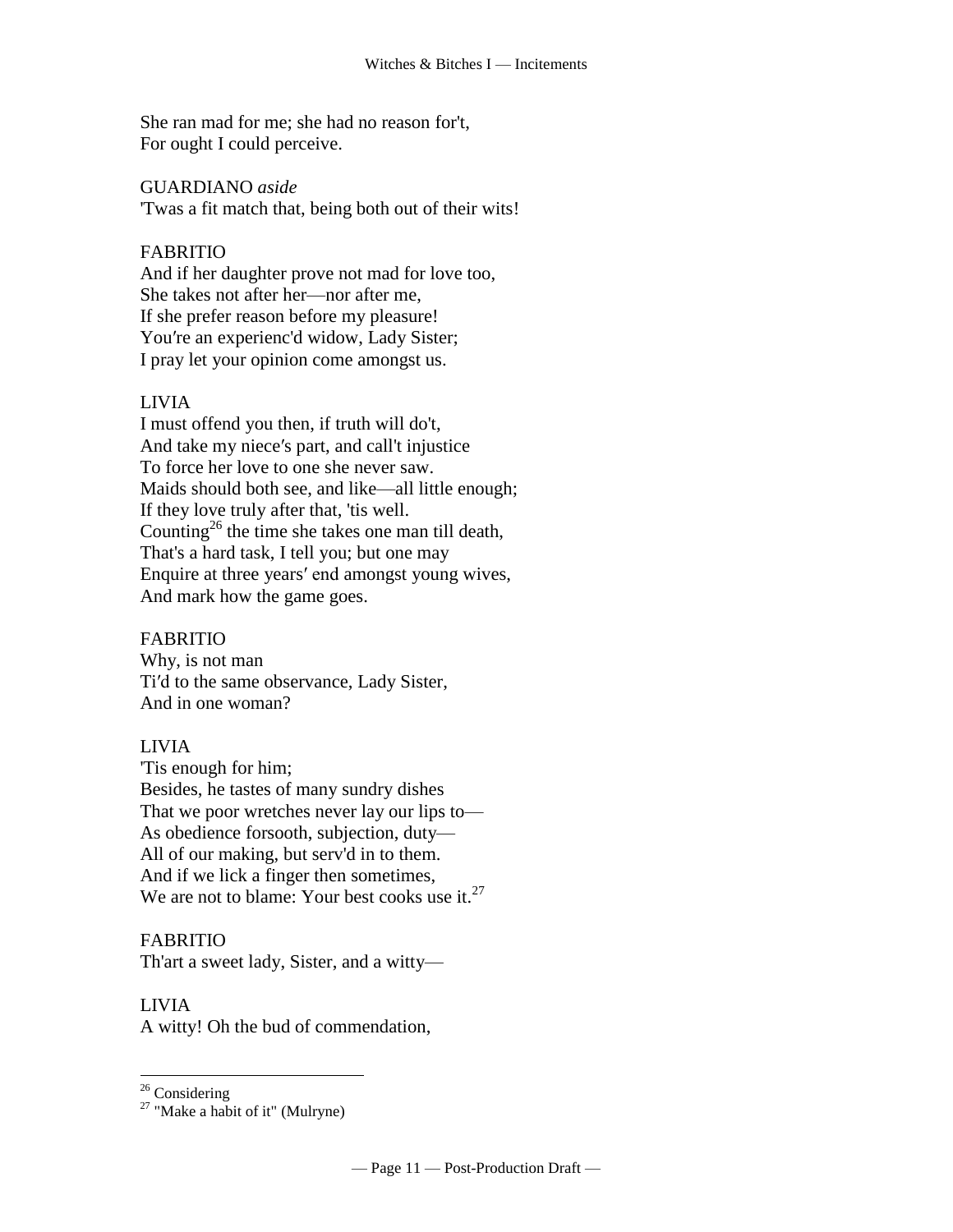She ran mad for me; she had no reason for't,
For ought I could perceive.

GUARDIANO *aside*
'Twas a fit match that, being both out of their wits!

FABRITIO
And if her daughter prove not mad for love too,
She takes not after her—nor after me,
If she prefer reason before my pleasure!
You′re an experienc'd widow, Lady Sister;
I pray let your opinion come amongst us.

LIVIA
I must offend you then, if truth will do't,
And take my niece′s part, and call't injustice
To force her love to one she never saw.
Maids should both see, and like—all little enough;
If they love truly after that, 'tis well.
Counting[26] the time she takes one man till death,
That's a hard task, I tell you; but one may
Enquire at three years′ end amongst young wives,
And mark how the game goes.

FABRITIO
Why, is not man
Ti′d to the same observance, Lady Sister,
And in one woman?

LIVIA
'Tis enough for him;
Besides, he tastes of many sundry dishes
That we poor wretches never lay our lips to—
As obedience forsooth, subjection, duty—
All of our making, but serv'd in to them.
And if we lick a finger then sometimes,
We are not to blame: Your best cooks use it.[27]

FABRITIO
Th'art a sweet lady, Sister, and a witty—

LIVIA
A witty! Oh the bud of commendation,

---

[26] Considering
[27] "Make a habit of it" (Mulryne)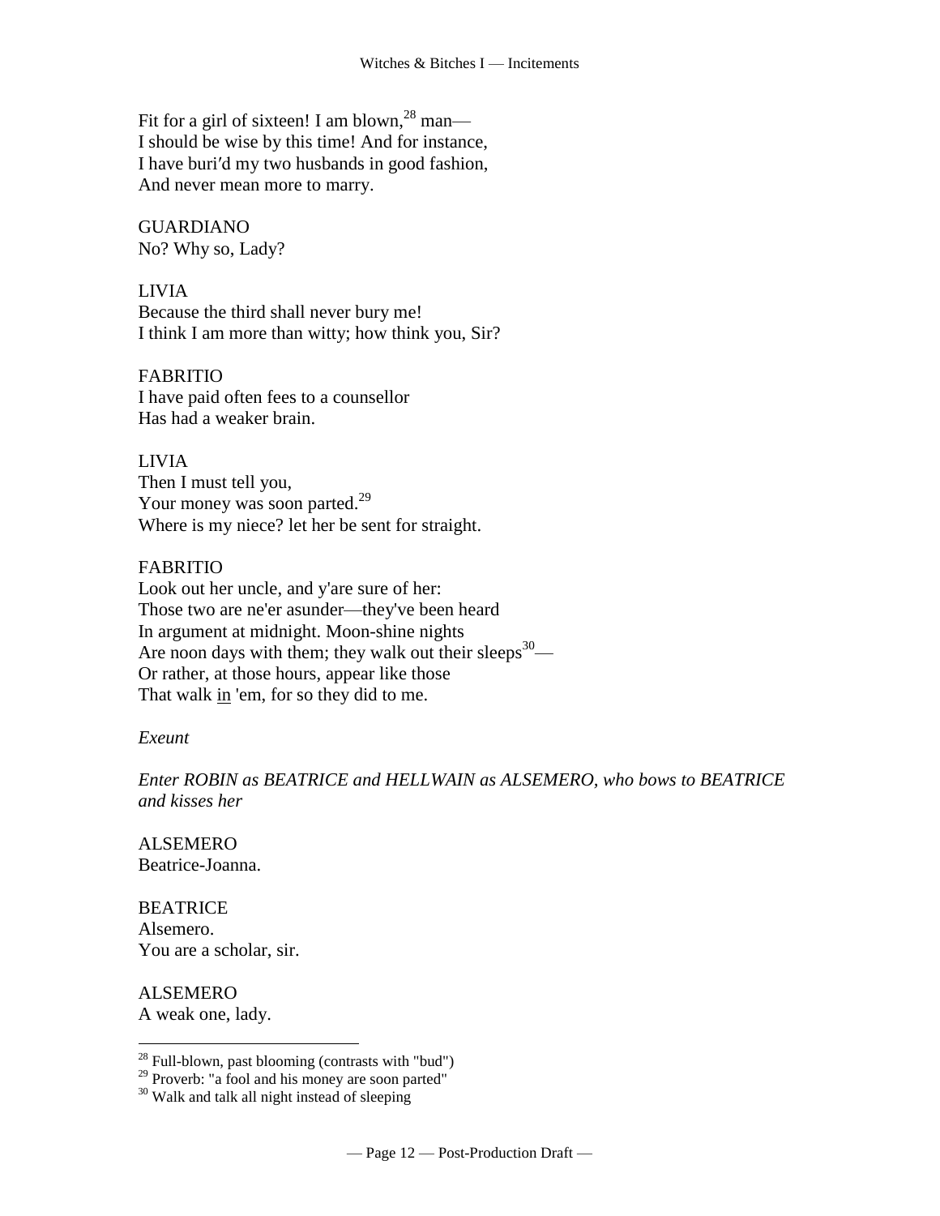Fit for a girl of sixteen! I am blown,[28] man—
I should be wise by this time! And for instance,
I have buri′d my two husbands in good fashion,
And never mean more to marry.

GUARDIANO
No? Why so, Lady?

LIVIA
Because the third shall never bury me!
I think I am more than witty; how think you, Sir?

FABRITIO
I have paid often fees to a counsellor
Has had a weaker brain.

LIVIA
Then I must tell you,
Your money was soon parted.[29]
Where is my niece? let her be sent for straight.

FABRITIO
Look out her uncle, and y'are sure of her:
Those two are ne'er asunder—they've been heard
In argument at midnight. Moon-shine nights
Are noon days with them; they walk out their sleeps[30]—
Or rather, at those hours, appear like those
That walk <u>in</u> 'em, for so they did to me.

*Exeunt*

*Enter ROBIN as BEATRICE and HELLWAIN as ALSEMERO, who bows to BEATRICE and kisses her*

ALSEMERO
Beatrice-Joanna.

BEATRICE
Alsemero.
You are a scholar, sir.

ALSEMERO
A weak one, lady.

---

[28] Full-blown, past blooming (contrasts with "bud")
[29] Proverb: "a fool and his money are soon parted"
[30] Walk and talk all night instead of sleeping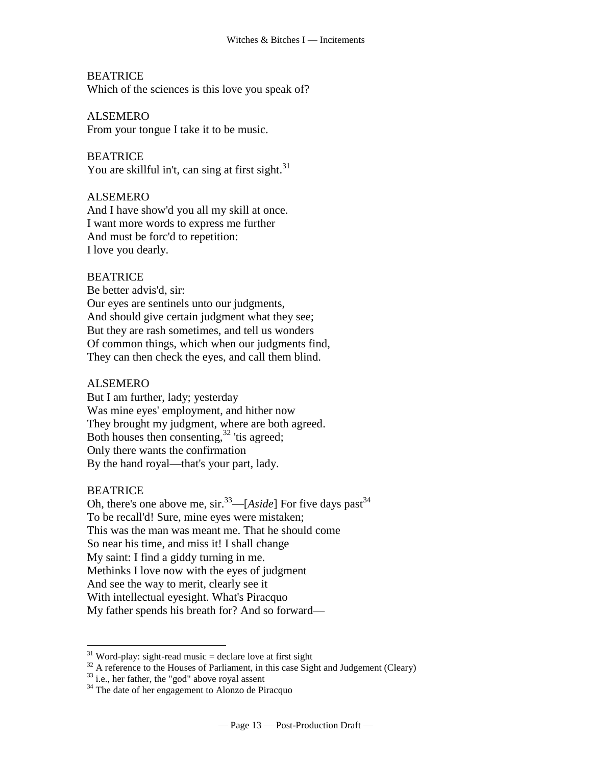BEATRICE
Which of the sciences is this love you speak of?

ALSEMERO
From your tongue I take it to be music.

BEATRICE
You are skillful in't, can sing at first sight.[31]

ALSEMERO
And I have show'd you all my skill at once.
I want more words to express me further
And must be forc'd to repetition:
I love you dearly.

BEATRICE
Be better advis'd, sir:
Our eyes are sentinels unto our judgments,
And should give certain judgment what they see;
But they are rash sometimes, and tell us wonders
Of common things, which when our judgments find,
They can then check the eyes, and call them blind.

ALSEMERO
But I am further, lady; yesterday
Was mine eyes' employment, and hither now
They brought my judgment, where are both agreed.
Both houses then consenting,[32] 'tis agreed;
Only there wants the confirmation
By the hand royal—that's your part, lady.

BEATRICE
Oh, there's one above me, sir.[33]—[*Aside*] For five days past[34]
To be recall'd! Sure, mine eyes were mistaken;
This was the man was meant me. That he should come
So near his time, and miss it! I shall change
My saint: I find a giddy turning in me.
Methinks I love now with the eyes of judgment
And see the way to merit, clearly see it
With intellectual eyesight. What's Piracquo
My father spends his breath for? And so forward—

---

[31] Word-play: sight-read music = declare love at first sight

[32] A reference to the Houses of Parliament, in this case Sight and Judgement (Cleary)

[33] i.e., her father, the "god" above royal assent

[34] The date of her engagement to Alonzo de Piracquo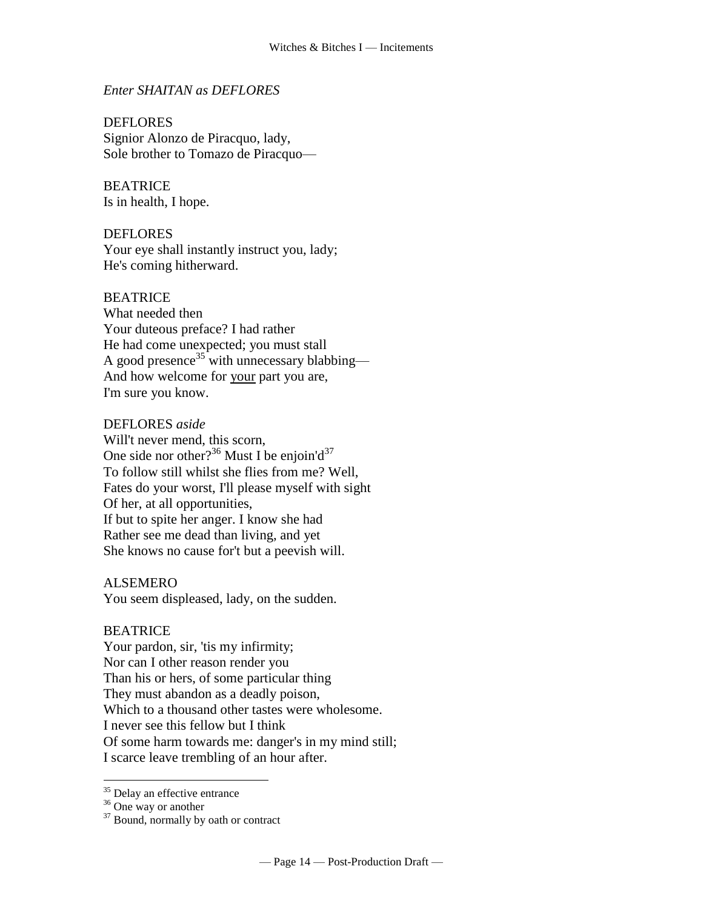*Enter SHAITAN as DEFLORES*

DEFLORES
Signior Alonzo de Piracquo, lady,
Sole brother to Tomazo de Piracquo—

BEATRICE
Is in health, I hope.

DEFLORES
Your eye shall instantly instruct you, lady;
He's coming hitherward.

BEATRICE
What needed then
Your duteous preface? I had rather
He had come unexpected; you must stall
A good presence[35] with unnecessary blabbing—
And how welcome for <u>your</u> part you are,
I'm sure you know.

DEFLORES *aside*
Will't never mend, this scorn,
One side nor other?[36] Must I be enjoin'd[37]
To follow still whilst she flies from me? Well,
Fates do your worst, I'll please myself with sight
Of her, at all opportunities,
If but to spite her anger. I know she had
Rather see me dead than living, and yet
She knows no cause for't but a peevish will.

ALSEMERO
You seem displeased, lady, on the sudden.

BEATRICE
Your pardon, sir, 'tis my infirmity;
Nor can I other reason render you
Than his or hers, of some particular thing
They must abandon as a deadly poison,
Which to a thousand other tastes were wholesome.
I never see this fellow but I think
Of some harm towards me: danger's in my mind still;
I scarce leave trembling of an hour after.

---

[35] Delay an effective entrance
[36] One way or another
[37] Bound, normally by oath or contract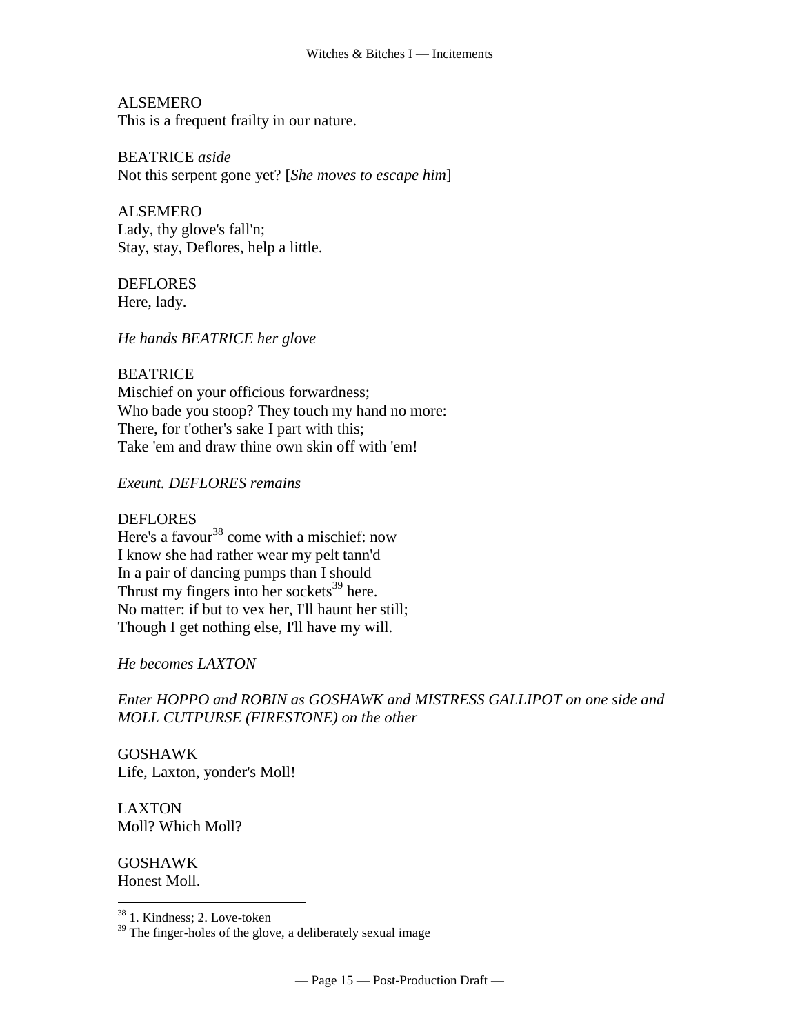ALSEMERO
This is a frequent frailty in our nature.

BEATRICE *aside*
Not this serpent gone yet? [*She moves to escape him*]

ALSEMERO
Lady, thy glove's fall'n;
Stay, stay, Deflores, help a little.

DEFLORES
Here, lady.

*He hands BEATRICE her glove*

BEATRICE
Mischief on your officious forwardness;
Who bade you stoop? They touch my hand no more:
There, for t'other's sake I part with this;
Take 'em and draw thine own skin off with 'em!

*Exeunt. DEFLORES remains*

DEFLORES
Here's a favour[38] come with a mischief: now
I know she had rather wear my pelt tann'd
In a pair of dancing pumps than I should
Thrust my fingers into her sockets[39] here.
No matter: if but to vex her, I'll haunt her still;
Though I get nothing else, I'll have my will.

*He becomes LAXTON*

*Enter HOPPO and ROBIN as GOSHAWK and MISTRESS GALLIPOT on one side and MOLL CUTPURSE (FIRESTONE) on the other*

GOSHAWK
Life, Laxton, yonder's Moll!

LAXTON
Moll? Which Moll?

GOSHAWK
Honest Moll.

---

[38] 1. Kindness; 2. Love-token

[39] The finger-holes of the glove, a deliberately sexual image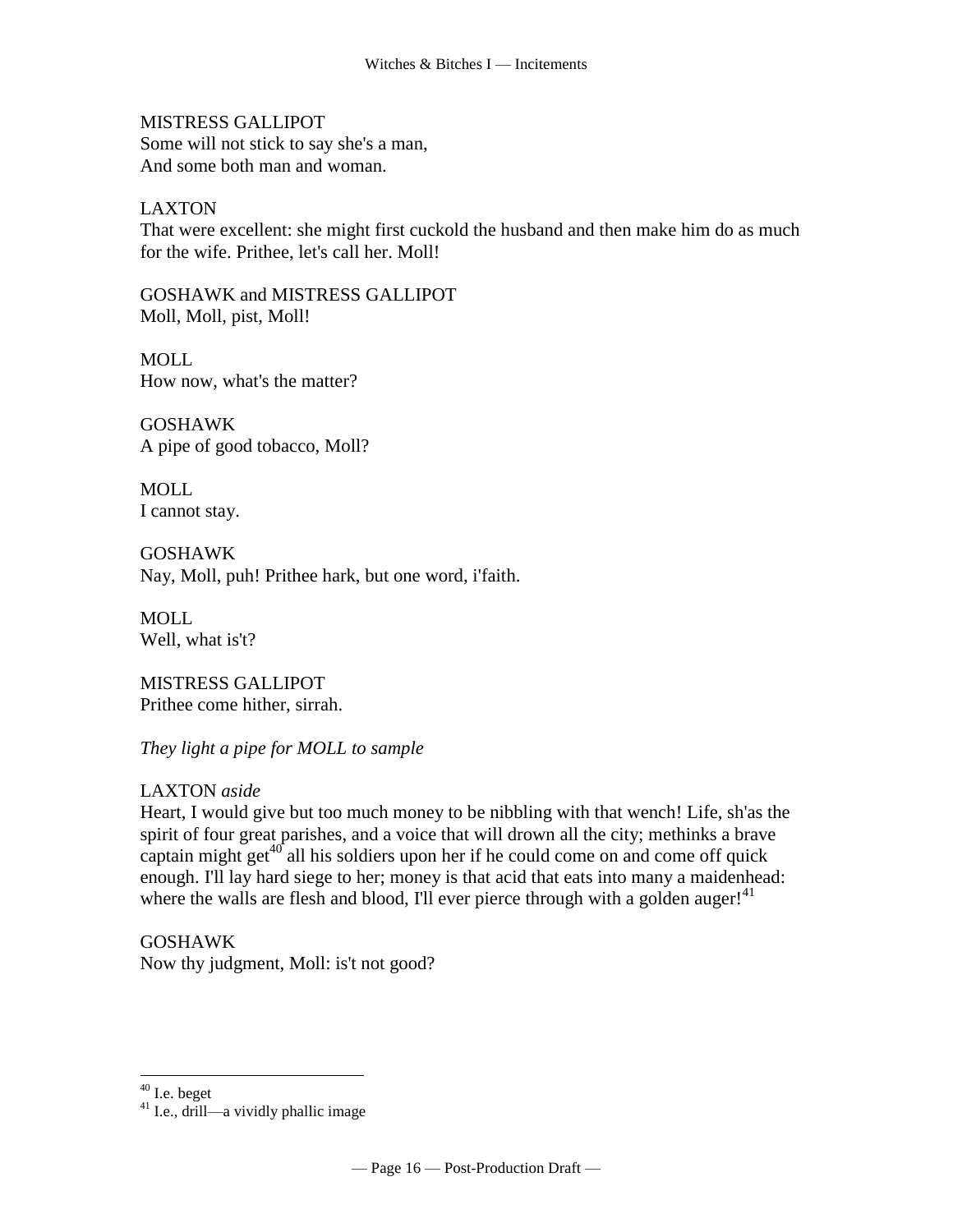MISTRESS GALLIPOT
Some will not stick to say she's a man,
And some both man and woman.

LAXTON
That were excellent: she might first cuckold the husband and then make him do as much for the wife. Prithee, let's call her. Moll!

GOSHAWK and MISTRESS GALLIPOT
Moll, Moll, pist, Moll!

MOLL
How now, what's the matter?

GOSHAWK
A pipe of good tobacco, Moll?

MOLL
I cannot stay.

GOSHAWK
Nay, Moll, puh! Prithee hark, but one word, i'faith.

MOLL
Well, what is't?

MISTRESS GALLIPOT
Prithee come hither, sirrah.

*They light a pipe for MOLL to sample*

LAXTON *aside*
Heart, I would give but too much money to be nibbling with that wench! Life, sh'as the spirit of four great parishes, and a voice that will drown all the city; methinks a brave captain might get[40] all his soldiers upon her if he could come on and come off quick enough. I'll lay hard siege to her; money is that acid that eats into many a maidenhead: where the walls are flesh and blood, I'll ever pierce through with a golden auger![41]

GOSHAWK
Now thy judgment, Moll: is't not good?

---

[40] I.e. beget

[41] I.e., drill—a vividly phallic image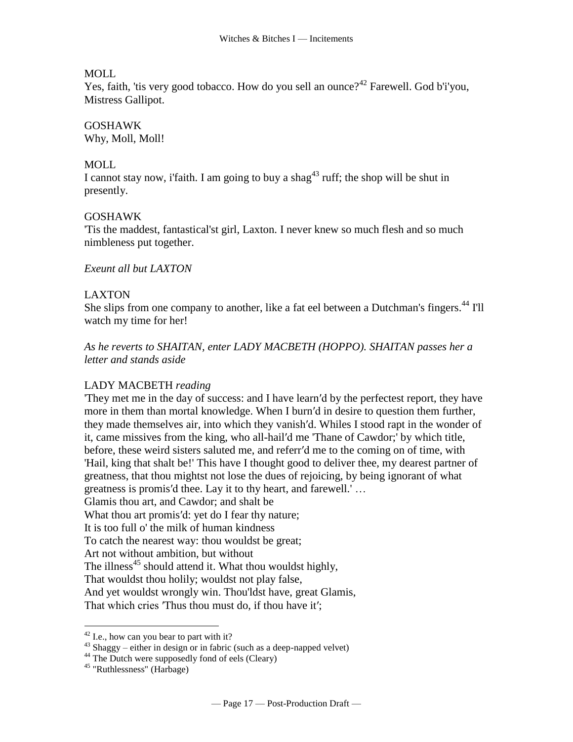MOLL
Yes, faith, 'tis very good tobacco. How do you sell an ounce?[42] Farewell. God b'i'you, Mistress Gallipot.

GOSHAWK
Why, Moll, Moll!

MOLL
I cannot stay now, i'faith. I am going to buy a shag[43] ruff; the shop will be shut in presently.

GOSHAWK
'Tis the maddest, fantastical'st girl, Laxton. I never knew so much flesh and so much nimbleness put together.

*Exeunt all but LAXTON*

LAXTON
She slips from one company to another, like a fat eel between a Dutchman's fingers.[44] I'll watch my time for her!

*As he reverts to SHAITAN, enter LADY MACBETH (HOPPO). SHAITAN passes her a letter and stands aside*

LADY MACBETH *reading*
'They met me in the day of success: and I have learn′d by the perfectest report, they have more in them than mortal knowledge. When I burn′d in desire to question them further, they made themselves air, into which they vanish′d. Whiles I stood rapt in the wonder of it, came missives from the king, who all-hail′d me 'Thane of Cawdor;' by which title, before, these weird sisters saluted me, and referr′d me to the coming on of time, with 'Hail, king that shalt be!' This have I thought good to deliver thee, my dearest partner of greatness, that thou mightst not lose the dues of rejoicing, by being ignorant of what greatness is promis′d thee. Lay it to thy heart, and farewell.' …
Glamis thou art, and Cawdor; and shalt be
What thou art promis′d: yet do I fear thy nature;
It is too full o' the milk of human kindness
To catch the nearest way: thou wouldst be great;
Art not without ambition, but without
The illness[45] should attend it. What thou wouldst highly,
That wouldst thou holily; wouldst not play false,
And yet wouldst wrongly win. Thou'ldst have, great Glamis,
That which cries ′Thus thou must do, if thou have it′;

[42] I.e., how can you bear to part with it?
[43] Shaggy – either in design or in fabric (such as a deep-napped velvet)
[44] The Dutch were supposedly fond of eels (Cleary)
[45] "Ruthlessness" (Harbage)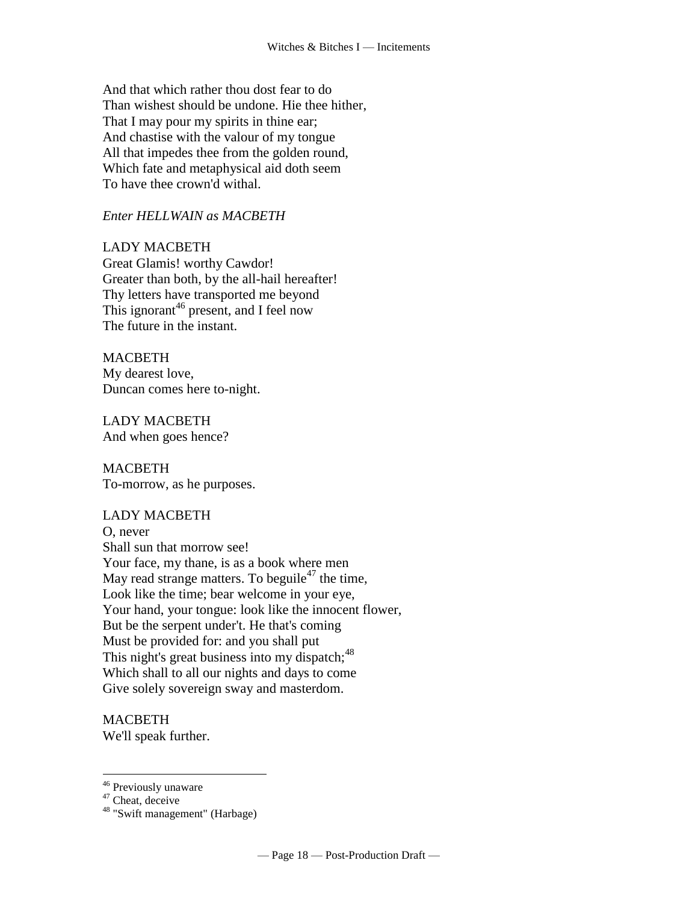And that which rather thou dost fear to do
Than wishest should be undone. Hie thee hither,
That I may pour my spirits in thine ear;
And chastise with the valour of my tongue
All that impedes thee from the golden round,
Which fate and metaphysical aid doth seem
To have thee crown'd withal.

*Enter HELLWAIN as MACBETH*

LADY MACBETH
Great Glamis! worthy Cawdor!
Greater than both, by the all-hail hereafter!
Thy letters have transported me beyond
This ignorant[46] present, and I feel now
The future in the instant.

MACBETH
My dearest love,
Duncan comes here to-night.

LADY MACBETH
And when goes hence?

MACBETH
To-morrow, as he purposes.

LADY MACBETH
O, never
Shall sun that morrow see!
Your face, my thane, is as a book where men
May read strange matters. To beguile[47] the time,
Look like the time; bear welcome in your eye,
Your hand, your tongue: look like the innocent flower,
But be the serpent under't. He that's coming
Must be provided for: and you shall put
This night's great business into my dispatch;[48]
Which shall to all our nights and days to come
Give solely sovereign sway and masterdom.

MACBETH
We'll speak further.

---

[46] Previously unaware
[47] Cheat, deceive
[48] "Swift management" (Harbage)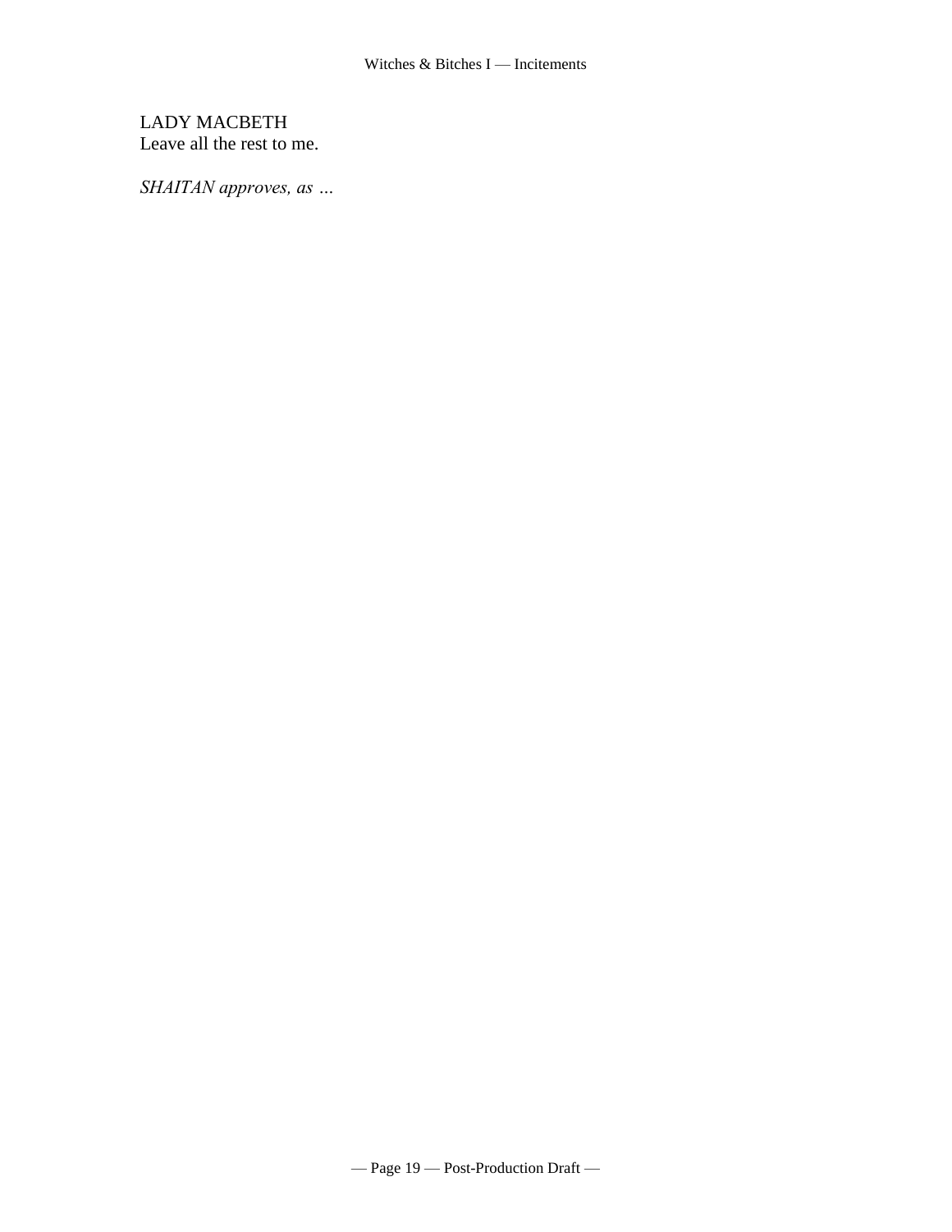LADY MACBETH
Leave all the rest to me.

*SHAITAN approves, as …*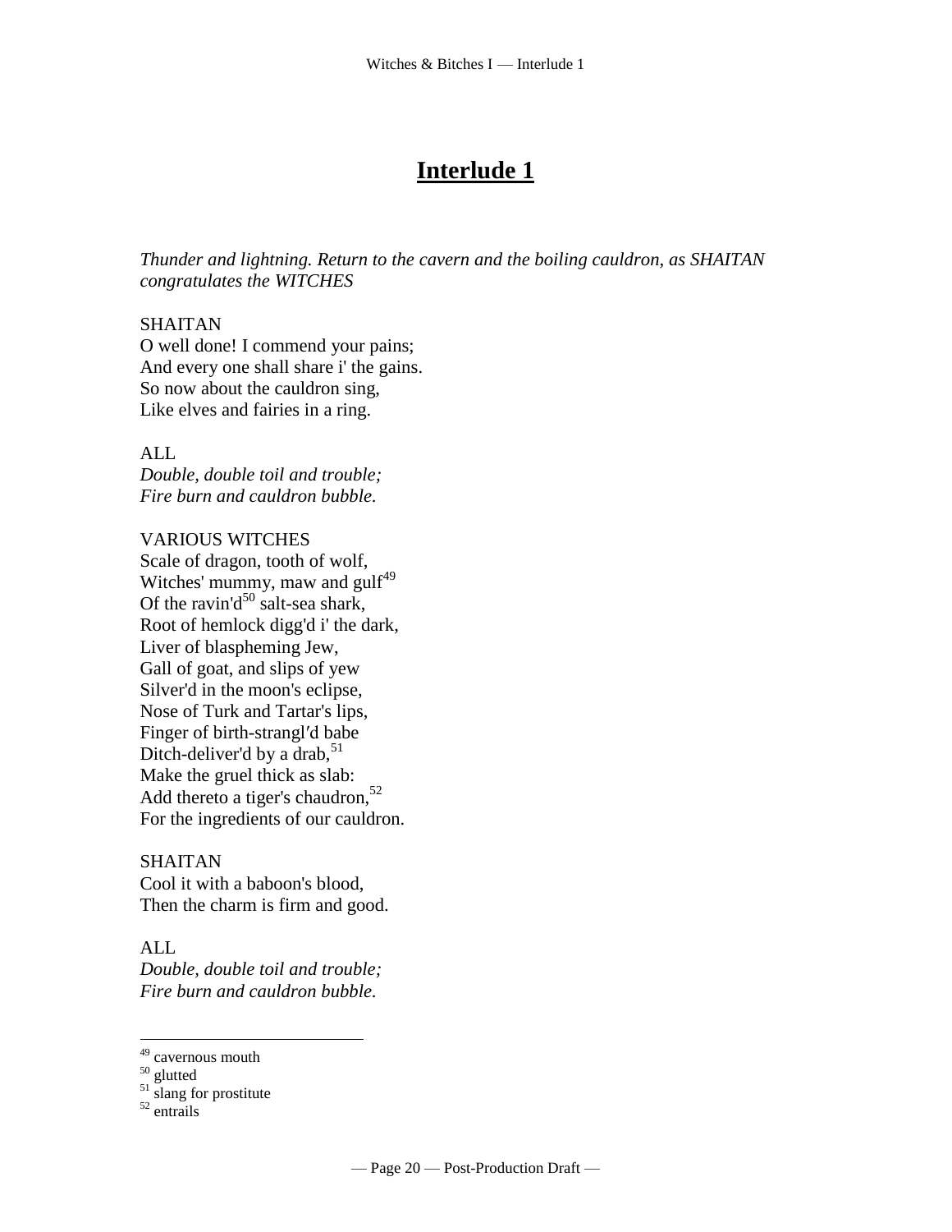# Interlude 1

*Thunder and lightning. Return to the cavern and the boiling cauldron, as SHAITAN congratulates the WITCHES*

SHAITAN
O well done! I commend your pains;
And every one shall share i' the gains.
So now about the cauldron sing,
Like elves and fairies in a ring.

ALL
*Double, double toil and trouble;*
*Fire burn and cauldron bubble.*

VARIOUS WITCHES
Scale of dragon, tooth of wolf,
Witches' mummy, maw and gulf[49]
Of the ravin'd[50] salt-sea shark,
Root of hemlock digg'd i' the dark,
Liver of blaspheming Jew,
Gall of goat, and slips of yew
Silver'd in the moon's eclipse,
Nose of Turk and Tartar's lips,
Finger of birth-strangl′d babe
Ditch-deliver'd by a drab,[51]
Make the gruel thick as slab:
Add thereto a tiger's chaudron,[52]
For the ingredients of our cauldron.

SHAITAN
Cool it with a baboon's blood,
Then the charm is firm and good.

ALL
*Double, double toil and trouble;*
*Fire burn and cauldron bubble.*

---

[49] cavernous mouth
[50] glutted
[51] slang for prostitute
[52] entrails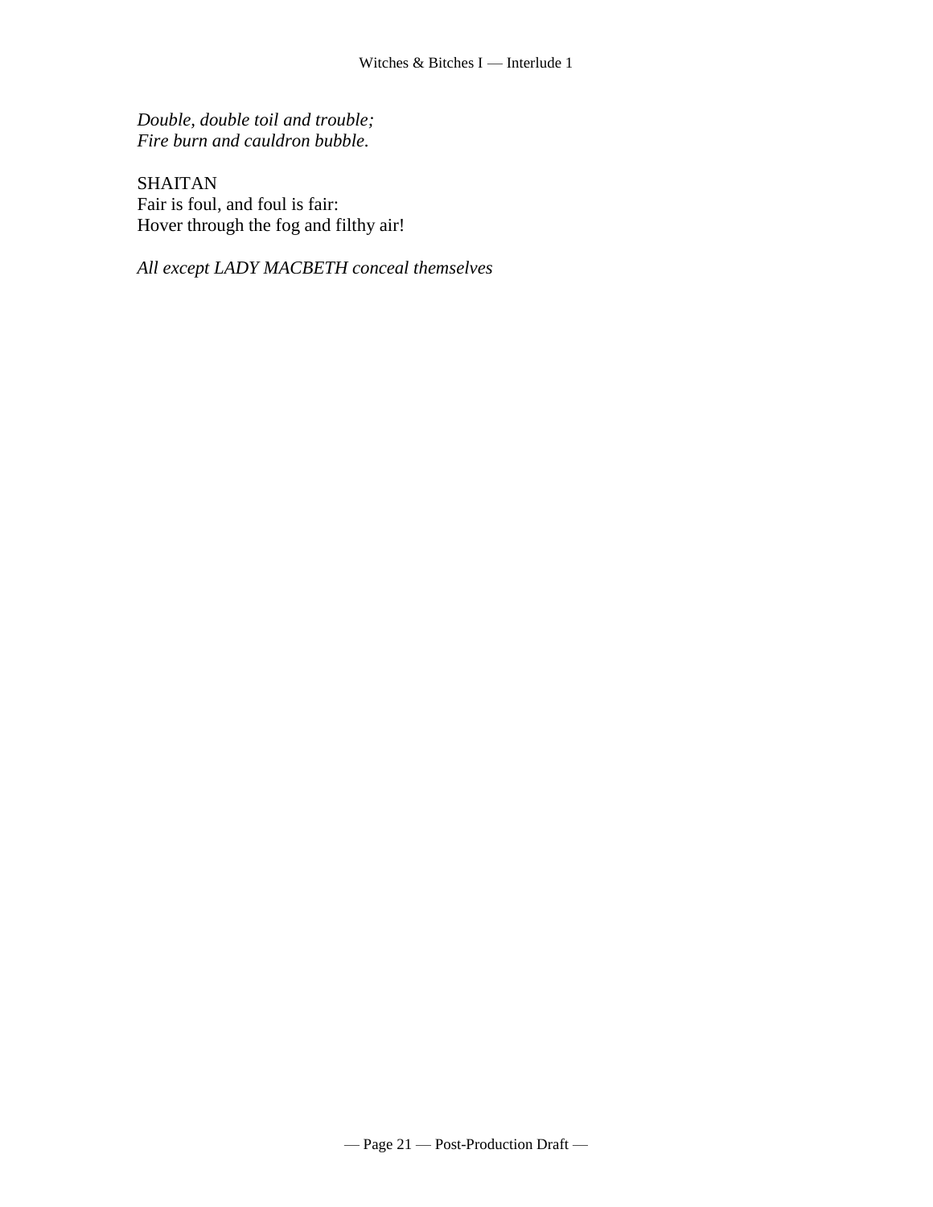*Double, double toil and trouble;*
*Fire burn and cauldron bubble.*

SHAITAN
Fair is foul, and foul is fair:
Hover through the fog and filthy air!

*All except LADY MACBETH conceal themselves*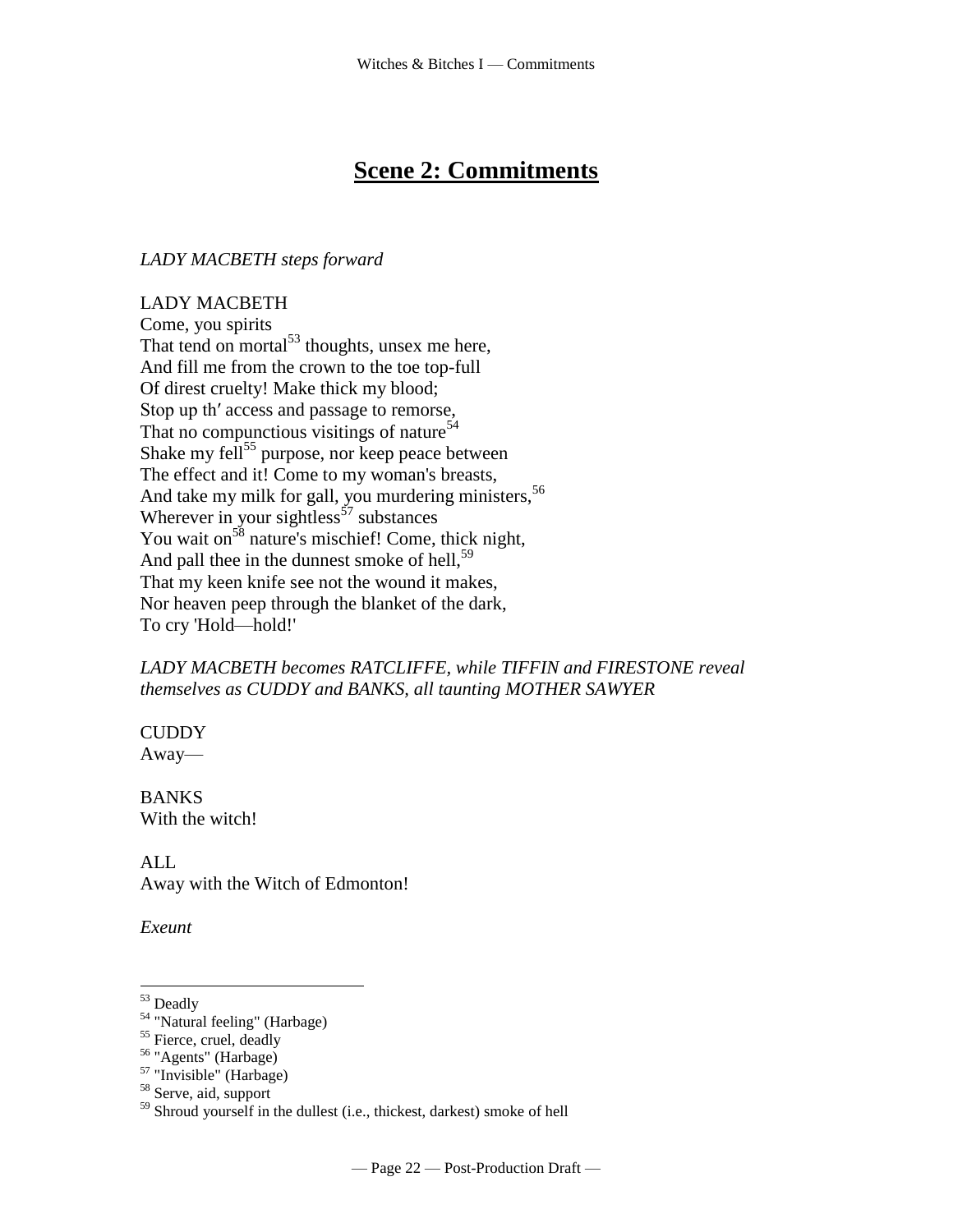## Scene 2: Commitments

*LADY MACBETH steps forward*

LADY MACBETH
Come, you spirits
That tend on mortal[53] thoughts, unsex me here,
And fill me from the crown to the toe top-full
Of direst cruelty! Make thick my blood;
Stop up th′ access and passage to remorse,
That no compunctious visitings of nature[54]
Shake my fell[55] purpose, nor keep peace between
The effect and it! Come to my woman's breasts,
And take my milk for gall, you murdering ministers,[56]
Wherever in your sightless[57] substances
You wait on[58] nature's mischief! Come, thick night,
And pall thee in the dunnest smoke of hell,[59]
That my keen knife see not the wound it makes,
Nor heaven peep through the blanket of the dark,
To cry 'Hold—hold!'

*LADY MACBETH becomes RATCLIFFE, while TIFFIN and FIRESTONE reveal themselves as CUDDY and BANKS, all taunting MOTHER SAWYER*

CUDDY
Away—

BANKS
With the witch!

ALL
Away with the Witch of Edmonton!

*Exeunt*

---

[53] Deadly
[54] "Natural feeling" (Harbage)
[55] Fierce, cruel, deadly
[56] "Agents" (Harbage)
[57] "Invisible" (Harbage)
[58] Serve, aid, support
[59] Shroud yourself in the dullest (i.e., thickest, darkest) smoke of hell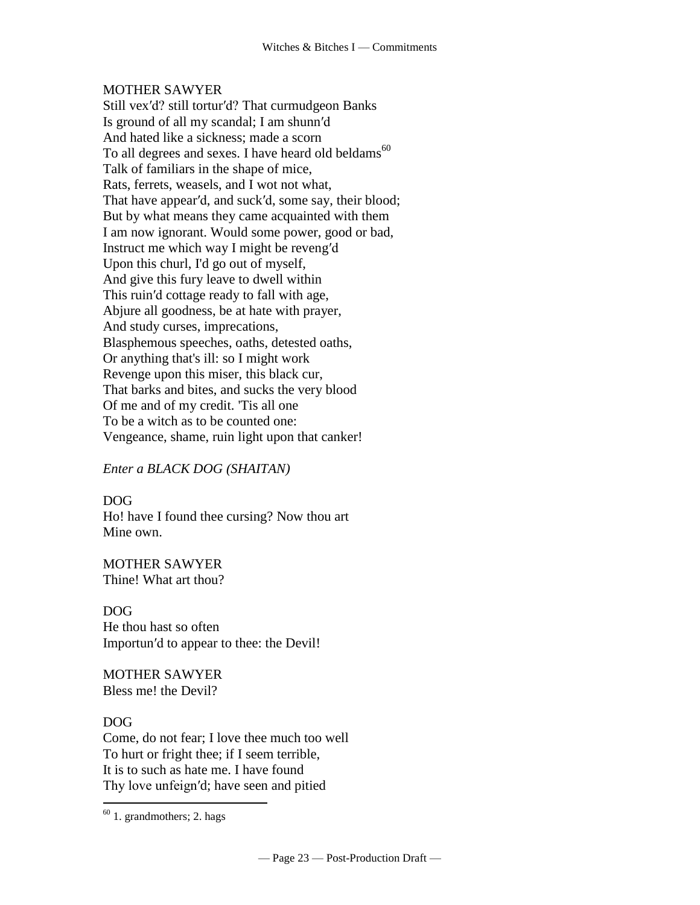MOTHER SAWYER
Still vex′d? still tortur′d? That curmudgeon Banks
Is ground of all my scandal; I am shunn′d
And hated like a sickness; made a scorn
To all degrees and sexes. I have heard old beldams[60]
Talk of familiars in the shape of mice,
Rats, ferrets, weasels, and I wot not what,
That have appear′d, and suck′d, some say, their blood;
But by what means they came acquainted with them
I am now ignorant. Would some power, good or bad,
Instruct me which way I might be reveng′d
Upon this churl, I'd go out of myself,
And give this fury leave to dwell within
This ruin′d cottage ready to fall with age,
Abjure all goodness, be at hate with prayer,
And study curses, imprecations,
Blasphemous speeches, oaths, detested oaths,
Or anything that's ill: so I might work
Revenge upon this miser, this black cur,
That barks and bites, and sucks the very blood
Of me and of my credit. 'Tis all one
To be a witch as to be counted one:
Vengeance, shame, ruin light upon that canker!

*Enter a BLACK DOG (SHAITAN)*

DOG
Ho! have I found thee cursing? Now thou art
Mine own.

MOTHER SAWYER
Thine! What art thou?

DOG
He thou hast so often
Importun′d to appear to thee: the Devil!

MOTHER SAWYER
Bless me! the Devil?

DOG
Come, do not fear; I love thee much too well
To hurt or fright thee; if I seem terrible,
It is to such as hate me. I have found
Thy love unfeign′d; have seen and pitied

---

[60] 1. grandmothers; 2. hags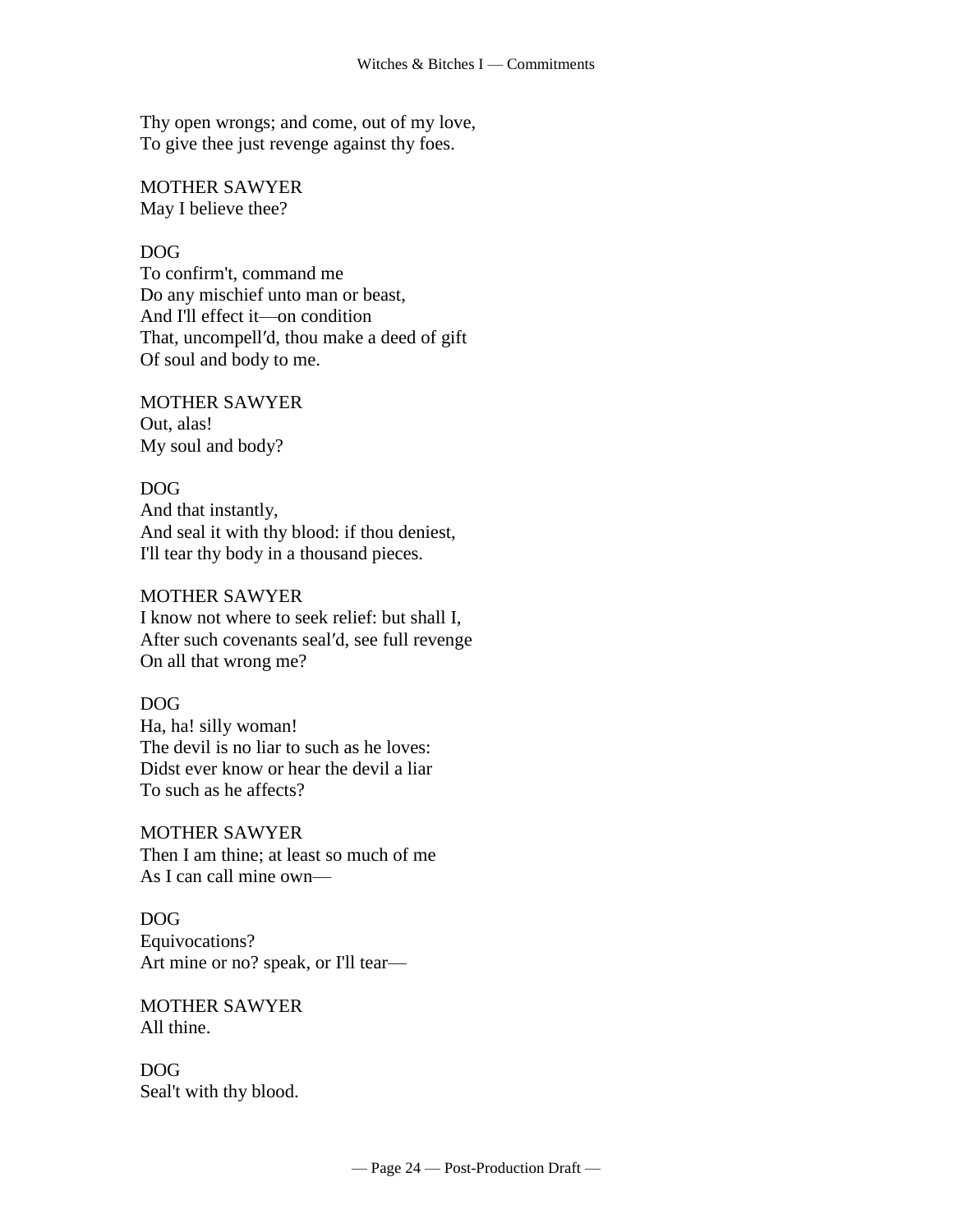Thy open wrongs; and come, out of my love,
To give thee just revenge against thy foes.

MOTHER SAWYER
May I believe thee?

DOG
To confirm't, command me
Do any mischief unto man or beast,
And I'll effect it—on condition
That, uncompell′d, thou make a deed of gift
Of soul and body to me.

MOTHER SAWYER
Out, alas!
My soul and body?

DOG
And that instantly,
And seal it with thy blood: if thou deniest,
I'll tear thy body in a thousand pieces.

MOTHER SAWYER
I know not where to seek relief: but shall I,
After such covenants seal′d, see full revenge
On all that wrong me?

DOG
Ha, ha! silly woman!
The devil is no liar to such as he loves:
Didst ever know or hear the devil a liar
To such as he affects?

MOTHER SAWYER
Then I am thine; at least so much of me
As I can call mine own—

DOG
Equivocations?
Art mine or no? speak, or I'll tear—

MOTHER SAWYER
All thine.

DOG
Seal't with thy blood.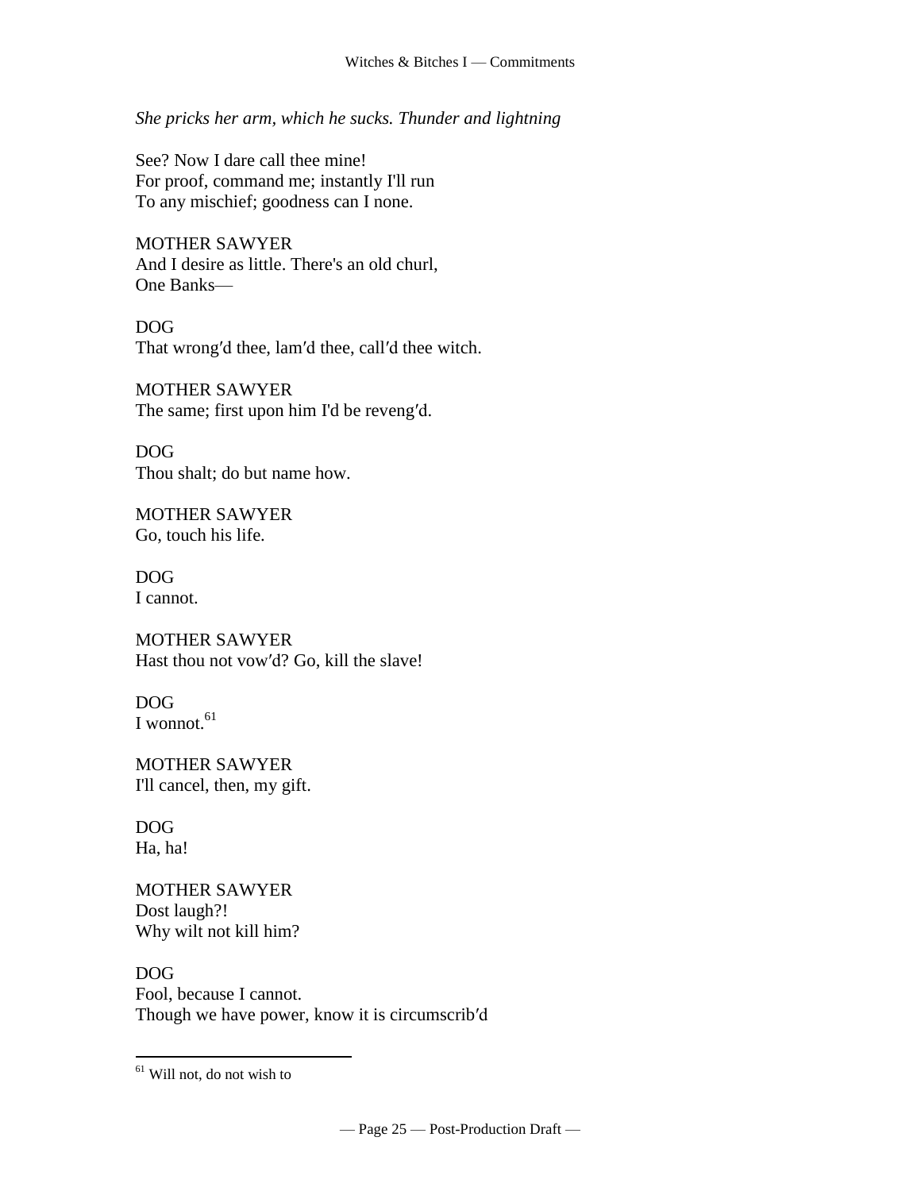*She pricks her arm, which he sucks. Thunder and lightning*

See? Now I dare call thee mine!
For proof, command me; instantly I'll run
To any mischief; goodness can I none.

MOTHER SAWYER
And I desire as little. There's an old churl,
One Banks—

DOG
That wrong′d thee, lam′d thee, call′d thee witch.

MOTHER SAWYER
The same; first upon him I'd be reveng′d.

DOG
Thou shalt; do but name how.

MOTHER SAWYER
Go, touch his life.

DOG
I cannot.

MOTHER SAWYER
Hast thou not vow′d? Go, kill the slave!

DOG
I wonnot.[61]

MOTHER SAWYER
I'll cancel, then, my gift.

DOG
Ha, ha!

MOTHER SAWYER
Dost laugh?!
Why wilt not kill him?

DOG
Fool, because I cannot.
Though we have power, know it is circumscrib′d

---

[61] Will not, do not wish to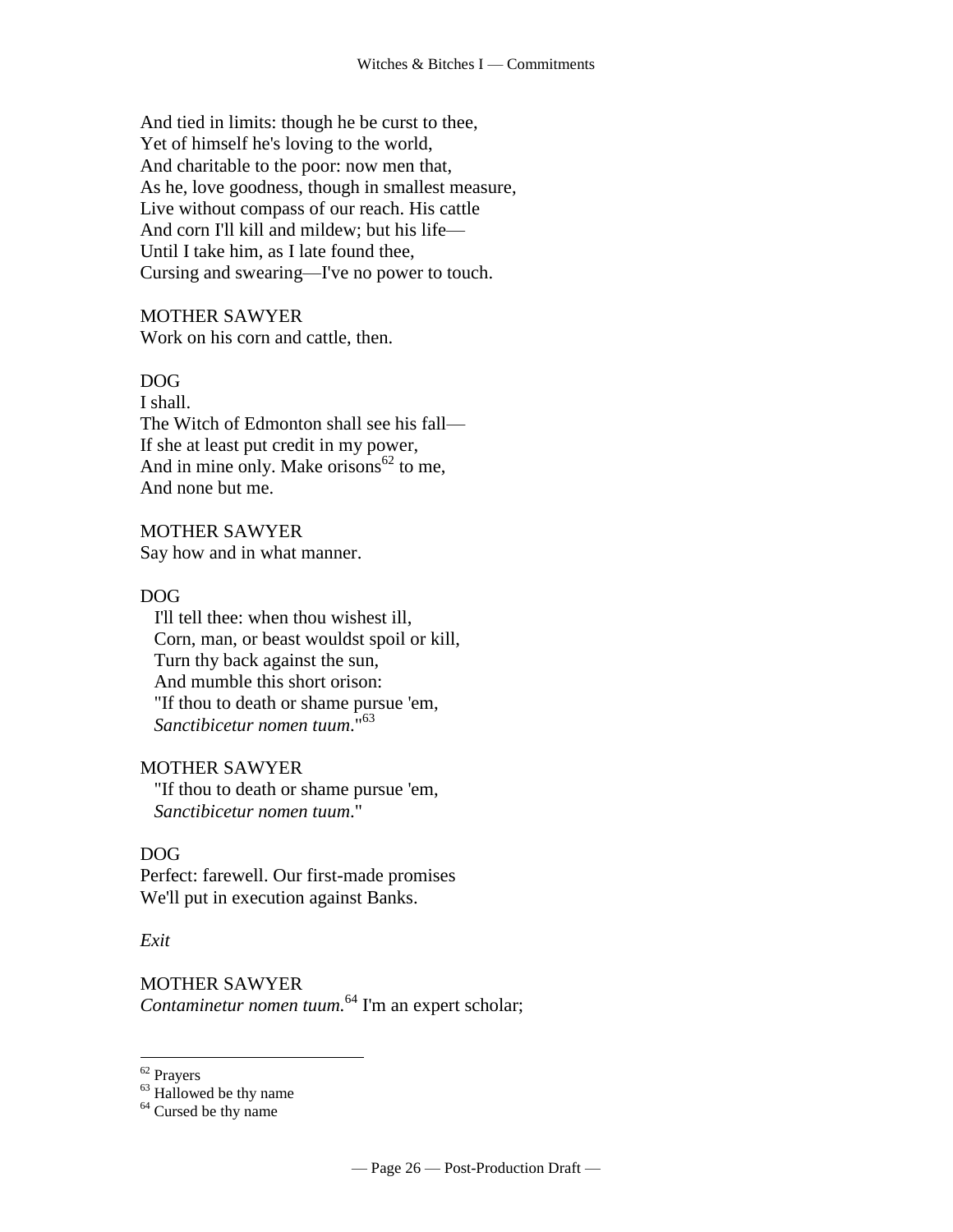And tied in limits: though he be curst to thee,
Yet of himself he's loving to the world,
And charitable to the poor: now men that,
As he, love goodness, though in smallest measure,
Live without compass of our reach. His cattle
And corn I'll kill and mildew; but his life—
Until I take him, as I late found thee,
Cursing and swearing—I've no power to touch.

MOTHER SAWYER
Work on his corn and cattle, then.

DOG
I shall.
The Witch of Edmonton shall see his fall—
If she at least put credit in my power,
And in mine only. Make orisons[62] to me,
And none but me.

MOTHER SAWYER
Say how and in what manner.

DOG
I'll tell thee: when thou wishest ill,
Corn, man, or beast wouldst spoil or kill,
Turn thy back against the sun,
And mumble this short orison:
"If thou to death or shame pursue 'em,
*Sanctibicetur nomen tuum*."[63]

MOTHER SAWYER
"If thou to death or shame pursue 'em,
*Sanctibicetur nomen tuum*."

DOG
Perfect: farewell. Our first-made promises
We'll put in execution against Banks.

*Exit*

MOTHER SAWYER
*Contaminetur nomen tuum.*[64] I'm an expert scholar;

---

[62] Prayers
[63] Hallowed be thy name
[64] Cursed be thy name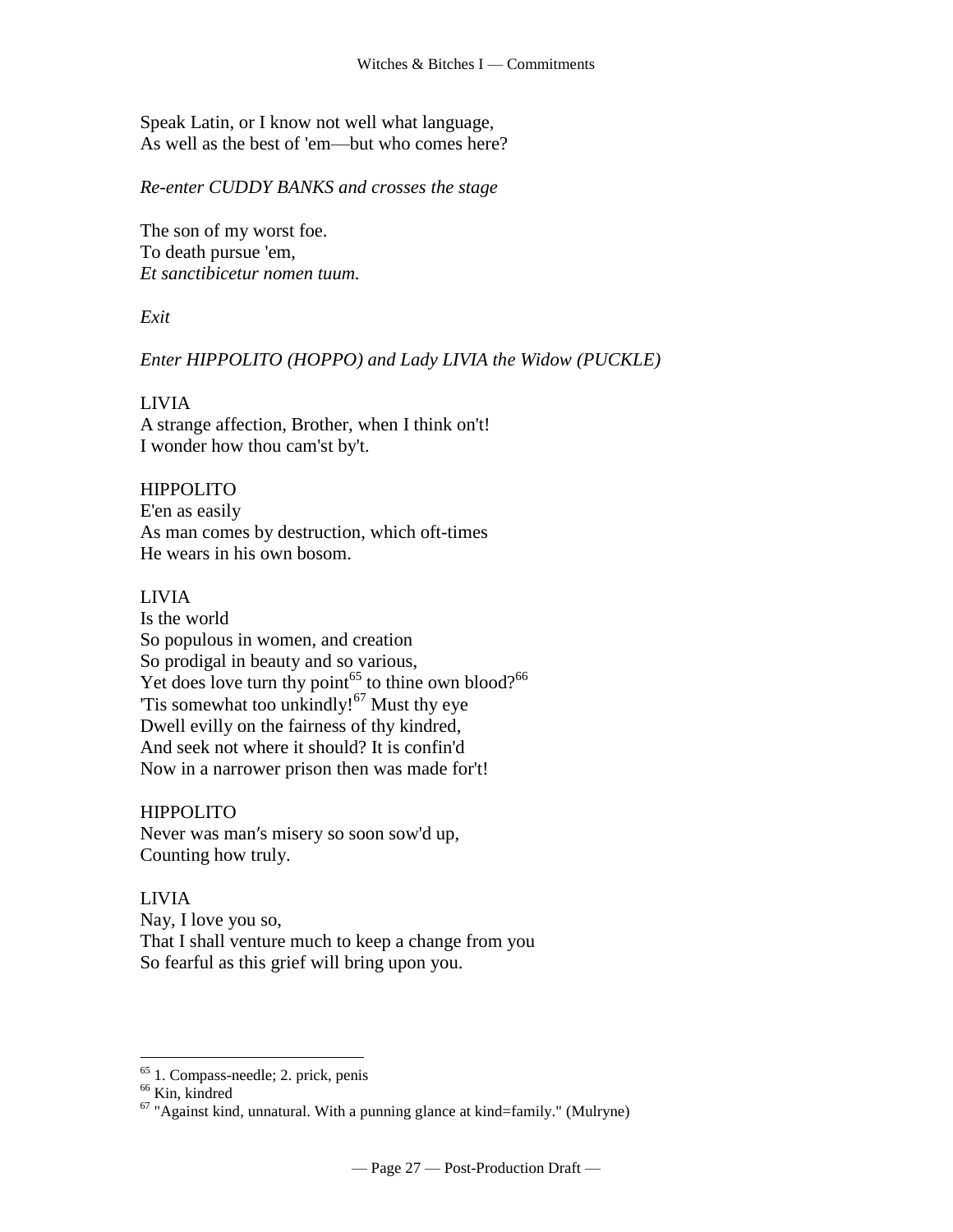Speak Latin, or I know not well what language,
As well as the best of 'em—but who comes here?

*Re-enter CUDDY BANKS and crosses the stage*

The son of my worst foe.
To death pursue 'em,
*Et sanctibicetur nomen tuum.*

*Exit*

*Enter HIPPOLITO (HOPPO) and Lady LIVIA the Widow (PUCKLE)*

LIVIA
A strange affection, Brother, when I think on't!
I wonder how thou cam'st by't.

HIPPOLITO
E'en as easily
As man comes by destruction, which oft-times
He wears in his own bosom.

LIVIA
Is the world
So populous in women, and creation
So prodigal in beauty and so various,
Yet does love turn thy point[65] to thine own blood?[66]
'Tis somewhat too unkindly![67] Must thy eye
Dwell evilly on the fairness of thy kindred,
And seek not where it should? It is confin'd
Now in a narrower prison then was made for't!

HIPPOLITO
Never was man′s misery so soon sow'd up,
Counting how truly.

LIVIA
Nay, I love you so,
That I shall venture much to keep a change from you
So fearful as this grief will bring upon you.

---

[65] 1. Compass-needle; 2. prick, penis

[66] Kin, kindred

[67] "Against kind, unnatural. With a punning glance at kind=family." (Mulryne)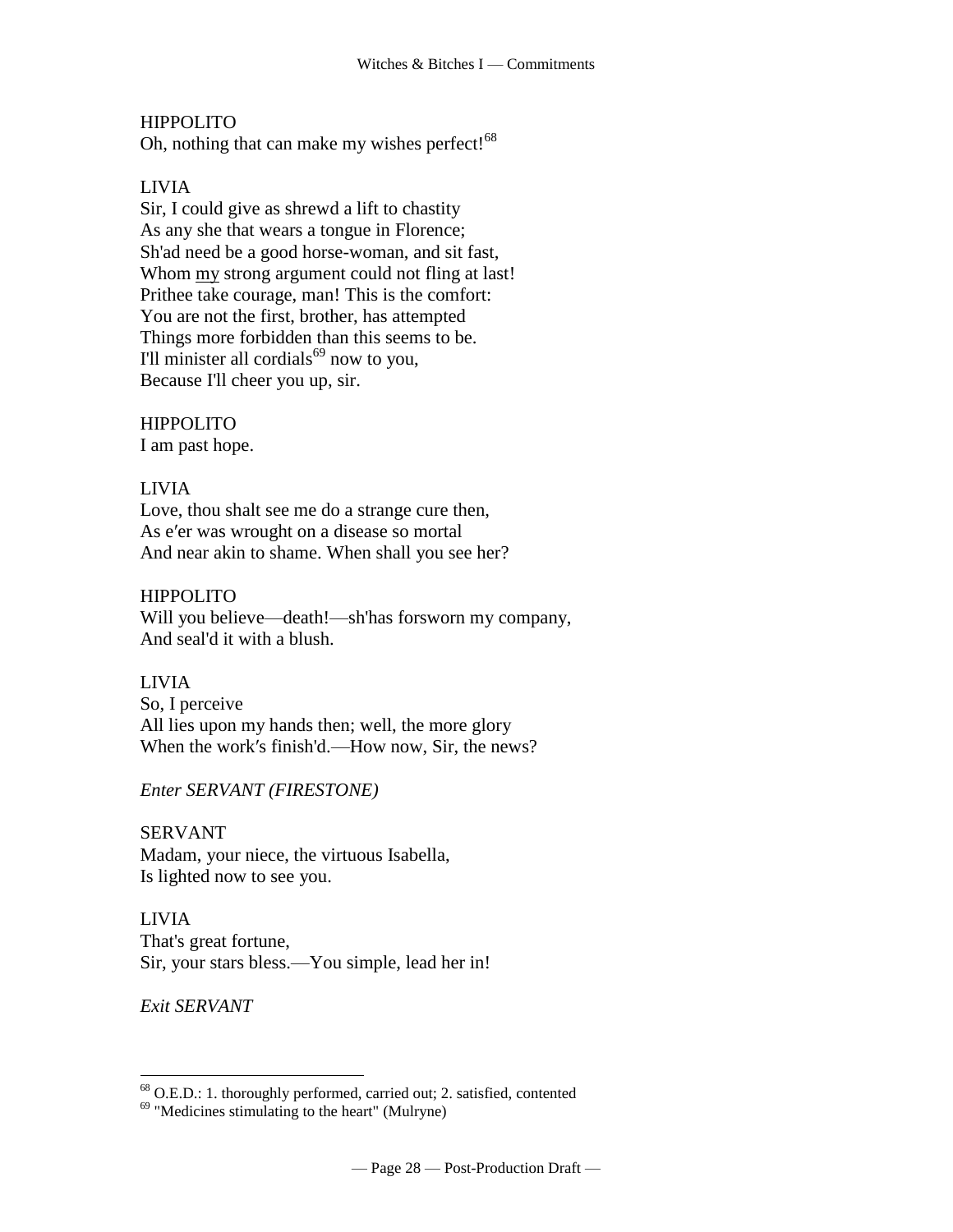HIPPOLITO
Oh, nothing that can make my wishes perfect![68]

LIVIA
Sir, I could give as shrewd a lift to chastity
As any she that wears a tongue in Florence;
Sh'ad need be a good horse-woman, and sit fast,
Whom <u>my</u> strong argument could not fling at last!
Prithee take courage, man! This is the comfort:
You are not the first, brother, has attempted
Things more forbidden than this seems to be.
I'll minister all cordials[69] now to you,
Because I'll cheer you up, sir.

HIPPOLITO
I am past hope.

LIVIA
Love, thou shalt see me do a strange cure then,
As e′er was wrought on a disease so mortal
And near akin to shame. When shall you see her?

HIPPOLITO
Will you believe—death!—sh'has forsworn my company,
And seal'd it with a blush.

LIVIA
So, I perceive
All lies upon my hands then; well, the more glory
When the work′s finish'd.—How now, Sir, the news?

*Enter SERVANT (FIRESTONE)*

SERVANT
Madam, your niece, the virtuous Isabella,
Is lighted now to see you.

LIVIA
That's great fortune,
Sir, your stars bless.—You simple, lead her in!

*Exit SERVANT*

---

[68] O.E.D.: 1. thoroughly performed, carried out; 2. satisfied, contented

[69] "Medicines stimulating to the heart" (Mulryne)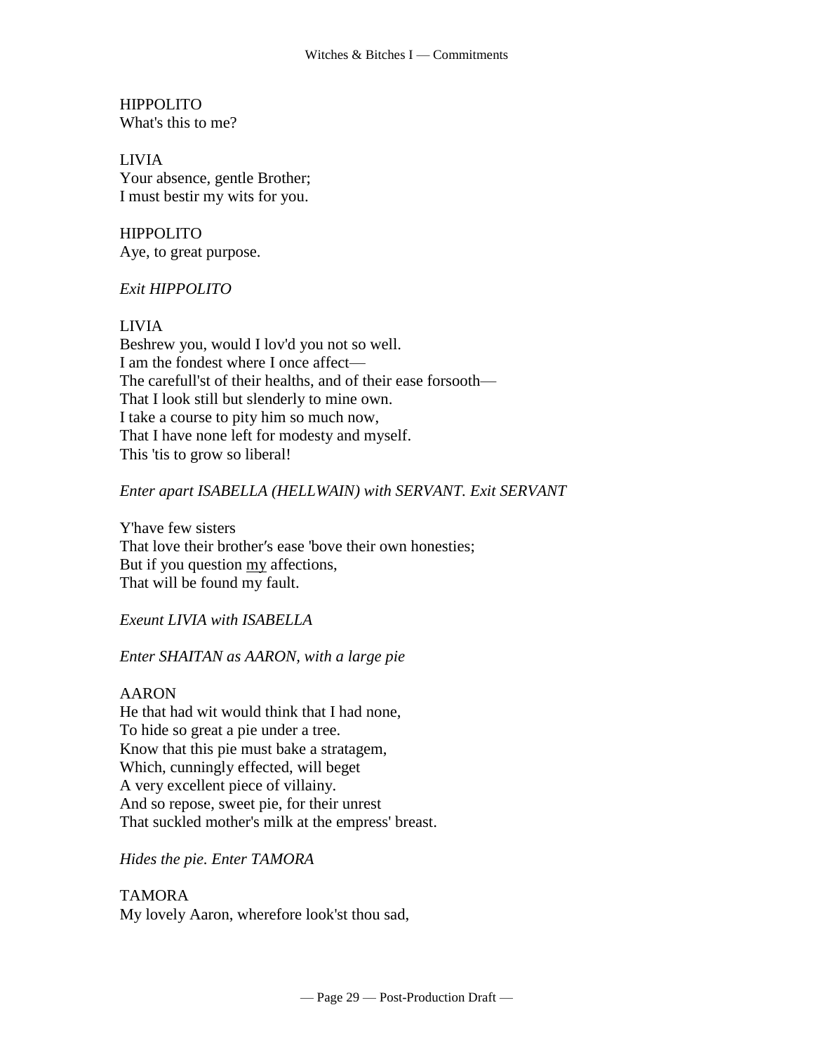HIPPOLITO
What's this to me?

LIVIA
Your absence, gentle Brother;
I must bestir my wits for you.

HIPPOLITO
Aye, to great purpose.

*Exit HIPPOLITO*

LIVIA
Beshrew you, would I lov'd you not so well.
I am the fondest where I once affect—
The carefull'st of their healths, and of their ease forsooth—
That I look still but slenderly to mine own.
I take a course to pity him so much now,
That I have none left for modesty and myself.
This 'tis to grow so liberal!

*Enter apart ISABELLA (HELLWAIN) with SERVANT. Exit SERVANT*

Y'have few sisters
That love their brother′s ease 'bove their own honesties;
But if you question <u>my</u> affections,
That will be found my fault.

*Exeunt LIVIA with ISABELLA*

*Enter SHAITAN as AARON, with a large pie*

AARON
He that had wit would think that I had none,
To hide so great a pie under a tree.
Know that this pie must bake a stratagem,
Which, cunningly effected, will beget
A very excellent piece of villainy.
And so repose, sweet pie, for their unrest
That suckled mother's milk at the empress' breast.

*Hides the pie. Enter TAMORA*

TAMORA
My lovely Aaron, wherefore look'st thou sad,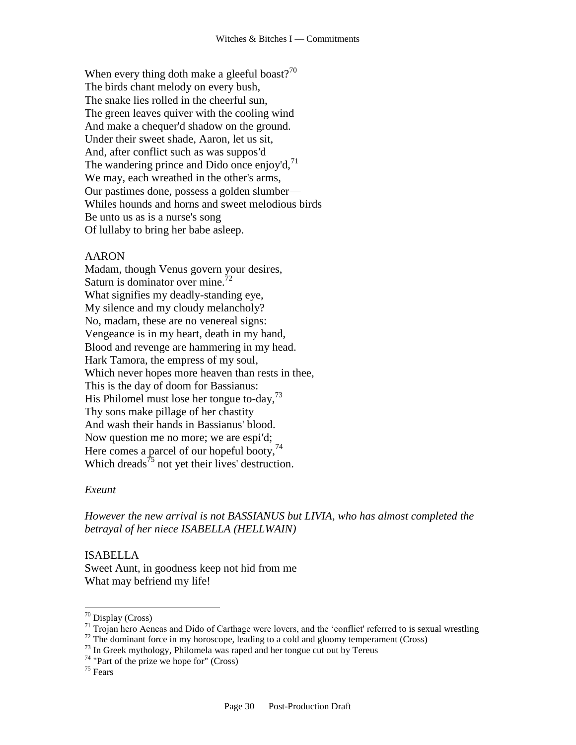When every thing doth make a gleeful boast?[70]
The birds chant melody on every bush,
The snake lies rolled in the cheerful sun,
The green leaves quiver with the cooling wind
And make a chequer'd shadow on the ground.
Under their sweet shade, Aaron, let us sit,
And, after conflict such as was suppos′d
The wandering prince and Dido once enjoy'd,[71]
We may, each wreathed in the other's arms,
Our pastimes done, possess a golden slumber—
Whiles hounds and horns and sweet melodious birds
Be unto us as is a nurse's song
Of lullaby to bring her babe asleep.

AARON
Madam, though Venus govern your desires,
Saturn is dominator over mine.[72]
What signifies my deadly-standing eye,
My silence and my cloudy melancholy?
No, madam, these are no venereal signs:
Vengeance is in my heart, death in my hand,
Blood and revenge are hammering in my head.
Hark Tamora, the empress of my soul,
Which never hopes more heaven than rests in thee,
This is the day of doom for Bassianus:
His Philomel must lose her tongue to-day,[73]
Thy sons make pillage of her chastity
And wash their hands in Bassianus' blood.
Now question me no more; we are espi′d;
Here comes a parcel of our hopeful booty,[74]
Which dreads[75] not yet their lives' destruction.

*Exeunt*

*However the new arrival is not BASSIANUS but LIVIA, who has almost completed the betrayal of her niece ISABELLA (HELLWAIN)*

ISABELLA
Sweet Aunt, in goodness keep not hid from me
What may befriend my life!

---

[70] Display (Cross)
[71] Trojan hero Aeneas and Dido of Carthage were lovers, and the 'conflict' referred to is sexual wrestling
[72] The dominant force in my horoscope, leading to a cold and gloomy temperament (Cross)
[73] In Greek mythology, Philomela was raped and her tongue cut out by Tereus
[74] "Part of the prize we hope for" (Cross)
[75] Fears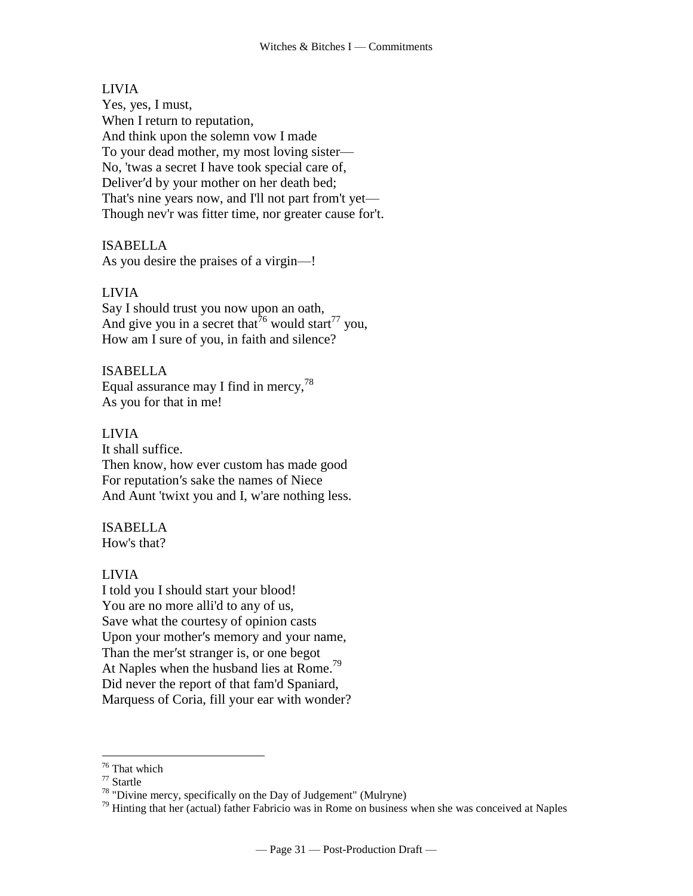LIVIA
Yes, yes, I must,
When I return to reputation,
And think upon the solemn vow I made
To your dead mother, my most loving sister—
No, 'twas a secret I have took special care of,
Deliver′d by your mother on her death bed;
That's nine years now, and I'll not part from't yet—
Though nev'r was fitter time, nor greater cause for't.

ISABELLA
As you desire the praises of a virgin—!

LIVIA
Say I should trust you now upon an oath,
And give you in a secret that[76] would start[77] you,
How am I sure of you, in faith and silence?

ISABELLA
Equal assurance may I find in mercy,[78]
As you for that in me!

LIVIA
It shall suffice.
Then know, how ever custom has made good
For reputation′s sake the names of Niece
And Aunt 'twixt you and I, w'are nothing less.

ISABELLA
How's that?

LIVIA
I told you I should start your blood!
You are no more alli'd to any of us,
Save what the courtesy of opinion casts
Upon your mother′s memory and your name,
Than the mer′st stranger is, or one begot
At Naples when the husband lies at Rome.[79]
Did never the report of that fam'd Spaniard,
Marquess of Coria, fill your ear with wonder?

---

[76] That which
[77] Startle
[78] "Divine mercy, specifically on the Day of Judgement" (Mulryne)
[79] Hinting that her (actual) father Fabricio was in Rome on business when she was conceived at Naples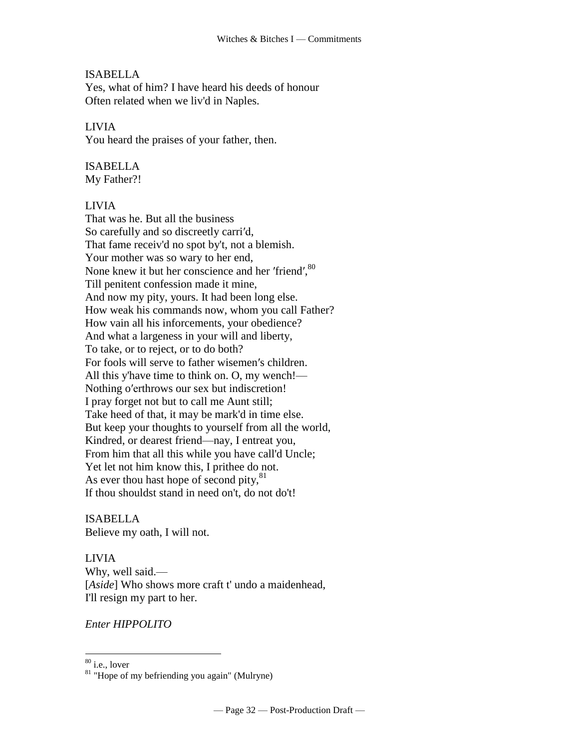ISABELLA
Yes, what of him? I have heard his deeds of honour
Often related when we liv'd in Naples.

LIVIA
You heard the praises of your father, then.

ISABELLA
My Father?!

LIVIA
That was he. But all the business
So carefully and so discreetly carri′d,
That fame receiv'd no spot by't, not a blemish.
Your mother was so wary to her end,
None knew it but her conscience and her ′friend′,[80]
Till penitent confession made it mine,
And now my pity, yours. It had been long else.
How weak his commands now, whom you call Father?
How vain all his inforcements, your obedience?
And what a largeness in your will and liberty,
To take, or to reject, or to do both?
For fools will serve to father wisemen′s children.
All this y'have time to think on. O, my wench!—
Nothing o′erthrows our sex but indiscretion!
I pray forget not but to call me Aunt still;
Take heed of that, it may be mark'd in time else.
But keep your thoughts to yourself from all the world,
Kindred, or dearest friend—nay, I entreat you,
From him that all this while you have call'd Uncle;
Yet let not him know this, I prithee do not.
As ever thou hast hope of second pity,[81]
If thou shouldst stand in need on't, do not do't!

ISABELLA
Believe my oath, I will not.

LIVIA
Why, well said.—
[*Aside*] Who shows more craft t' undo a maidenhead,
I'll resign my part to her.

*Enter HIPPOLITO*

---

[80] i.e., lover
[81] "Hope of my befriending you again" (Mulryne)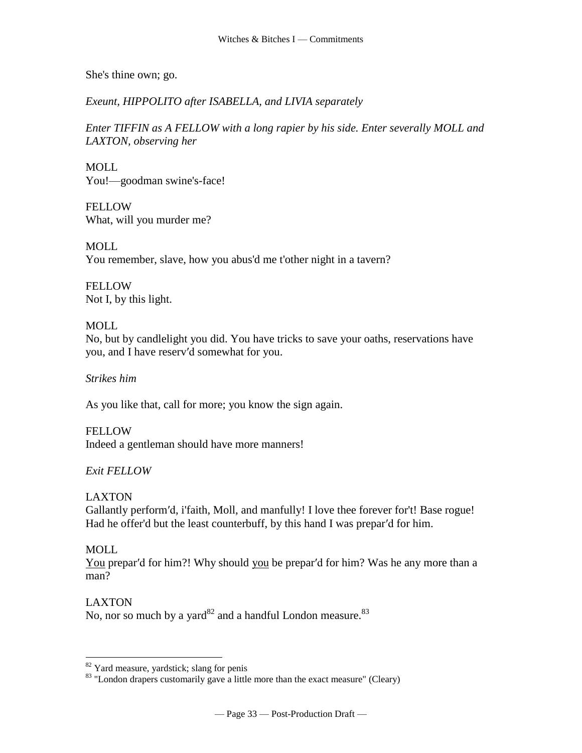She's thine own; go.

*Exeunt, HIPPOLITO after ISABELLA, and LIVIA separately*

*Enter TIFFIN as A FELLOW with a long rapier by his side. Enter severally MOLL and LAXTON, observing her*

MOLL
You!—goodman swine's-face!

FELLOW
What, will you murder me?

MOLL
You remember, slave, how you abus'd me t'other night in a tavern?

FELLOW
Not I, by this light.

MOLL
No, but by candlelight you did. You have tricks to save your oaths, reservations have you, and I have reserv′d somewhat for you.

*Strikes him*

As you like that, call for more; you know the sign again.

FELLOW
Indeed a gentleman should have more manners!

*Exit FELLOW*

LAXTON
Gallantly perform′d, i'faith, Moll, and manfully! I love thee forever for't! Base rogue! Had he offer'd but the least counterbuff, by this hand I was prepar′d for him.

MOLL
<u>You</u> prepar′d for him?! Why should <u>you</u> be prepar′d for him? Was he any more than a man?

LAXTON
No, nor so much by a yard[82] and a handful London measure.[83]

---

[82] Yard measure, yardstick; slang for penis

[83] "London drapers customarily gave a little more than the exact measure" (Cleary)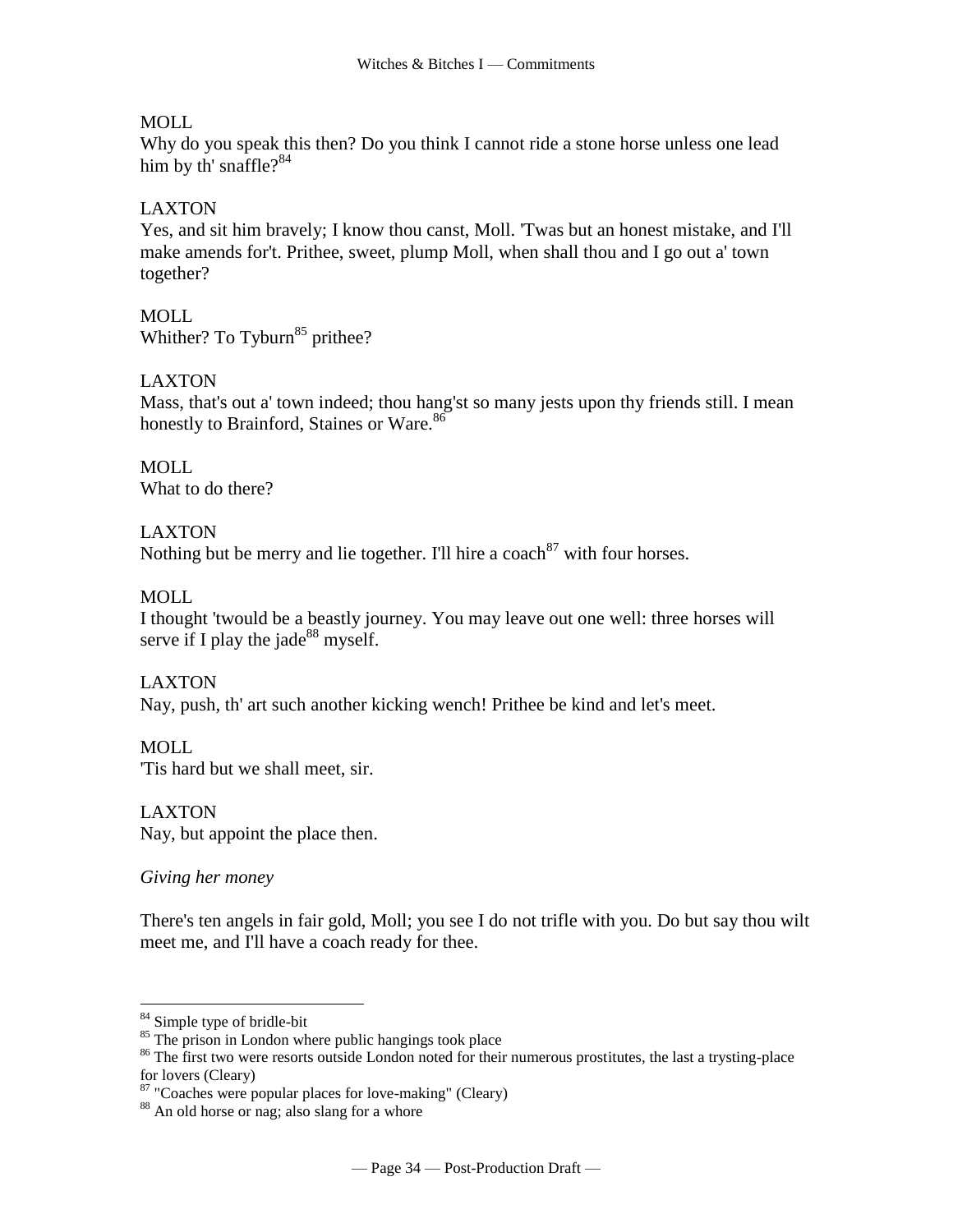MOLL
Why do you speak this then? Do you think I cannot ride a stone horse unless one lead him by th' snaffle?[84]

LAXTON
Yes, and sit him bravely; I know thou canst, Moll. 'Twas but an honest mistake, and I'll make amends for't. Prithee, sweet, plump Moll, when shall thou and I go out a' town together?

MOLL
Whither? To Tyburn[85] prithee?

LAXTON
Mass, that's out a' town indeed; thou hang'st so many jests upon thy friends still. I mean honestly to Brainford, Staines or Ware.[86]

MOLL
What to do there?

LAXTON
Nothing but be merry and lie together. I'll hire a coach[87] with four horses.

MOLL
I thought 'twould be a beastly journey. You may leave out one well: three horses will serve if I play the jade[88] myself.

LAXTON
Nay, push, th' art such another kicking wench! Prithee be kind and let's meet.

MOLL
'Tis hard but we shall meet, sir.

LAXTON
Nay, but appoint the place then.

*Giving her money*

There's ten angels in fair gold, Moll; you see I do not trifle with you. Do but say thou wilt meet me, and I'll have a coach ready for thee.

---

[84] Simple type of bridle-bit

[85] The prison in London where public hangings took place

[86] The first two were resorts outside London noted for their numerous prostitutes, the last a trysting-place for lovers (Cleary)

[87] "Coaches were popular places for love-making" (Cleary)

[88] An old horse or nag; also slang for a whore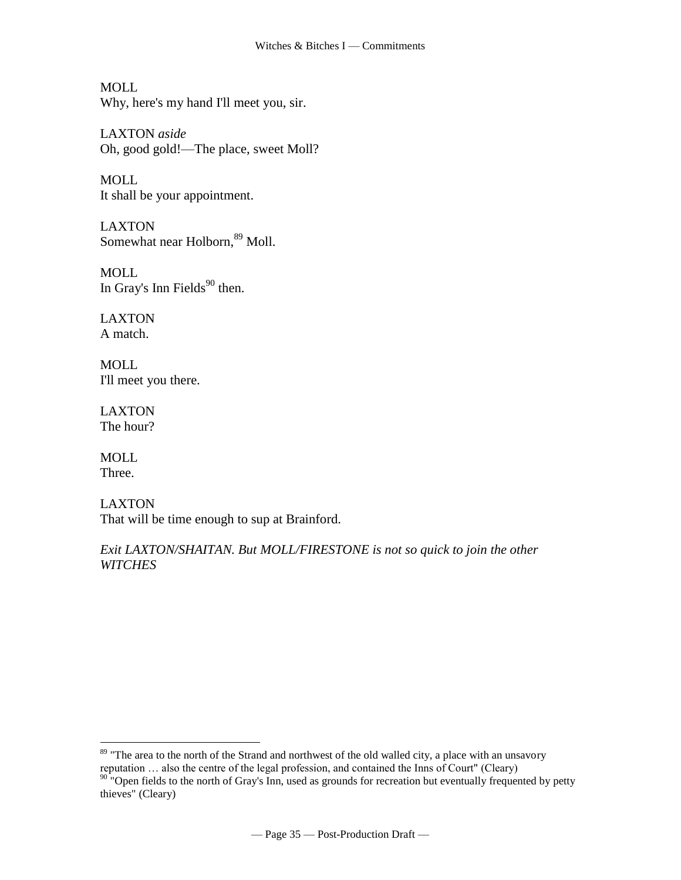MOLL
Why, here's my hand I'll meet you, sir.

LAXTON *aside*
Oh, good gold!—The place, sweet Moll?

MOLL
It shall be your appointment.

LAXTON
Somewhat near Holborn,[89] Moll.

MOLL
In Gray's Inn Fields[90] then.

LAXTON
A match.

MOLL
I'll meet you there.

LAXTON
The hour?

MOLL
Three.

LAXTON
That will be time enough to sup at Brainford.

*Exit LAXTON/SHAITAN. But MOLL/FIRESTONE is not so quick to join the other WITCHES*

---

[89] "The area to the north of the Strand and northwest of the old walled city, a place with an unsavory reputation … also the centre of the legal profession, and contained the Inns of Court" (Cleary)

[90] "Open fields to the north of Gray's Inn, used as grounds for recreation but eventually frequented by petty thieves" (Cleary)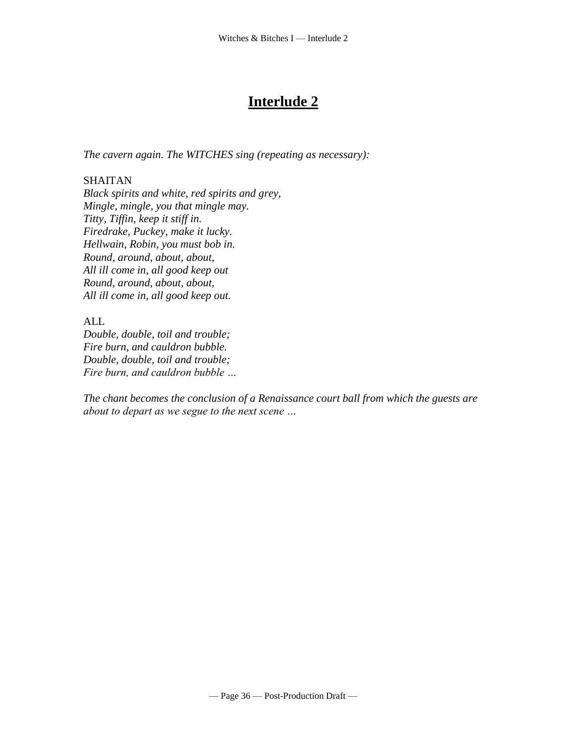# Interlude 2

*The cavern again. The WITCHES sing (repeating as necessary):*

SHAITAN
*Black spirits and white, red spirits and grey,*
*Mingle, mingle, you that mingle may.*
*Titty, Tiffin, keep it stiff in.*
*Firedrake, Puckey, make it lucky.*
*Hellwain, Robin, you must bob in.*
*Round, around, about, about,*
*All ill come in, all good keep out*
*Round, around, about, about,*
*All ill come in, all good keep out.*

ALL
*Double, double, toil and trouble;*
*Fire burn, and cauldron bubble.*
*Double, double, toil and trouble;*
*Fire burn, and cauldron bubble …*

*The chant becomes the conclusion of a Renaissance court ball from which the guests are about to depart as we segue to the next scene …*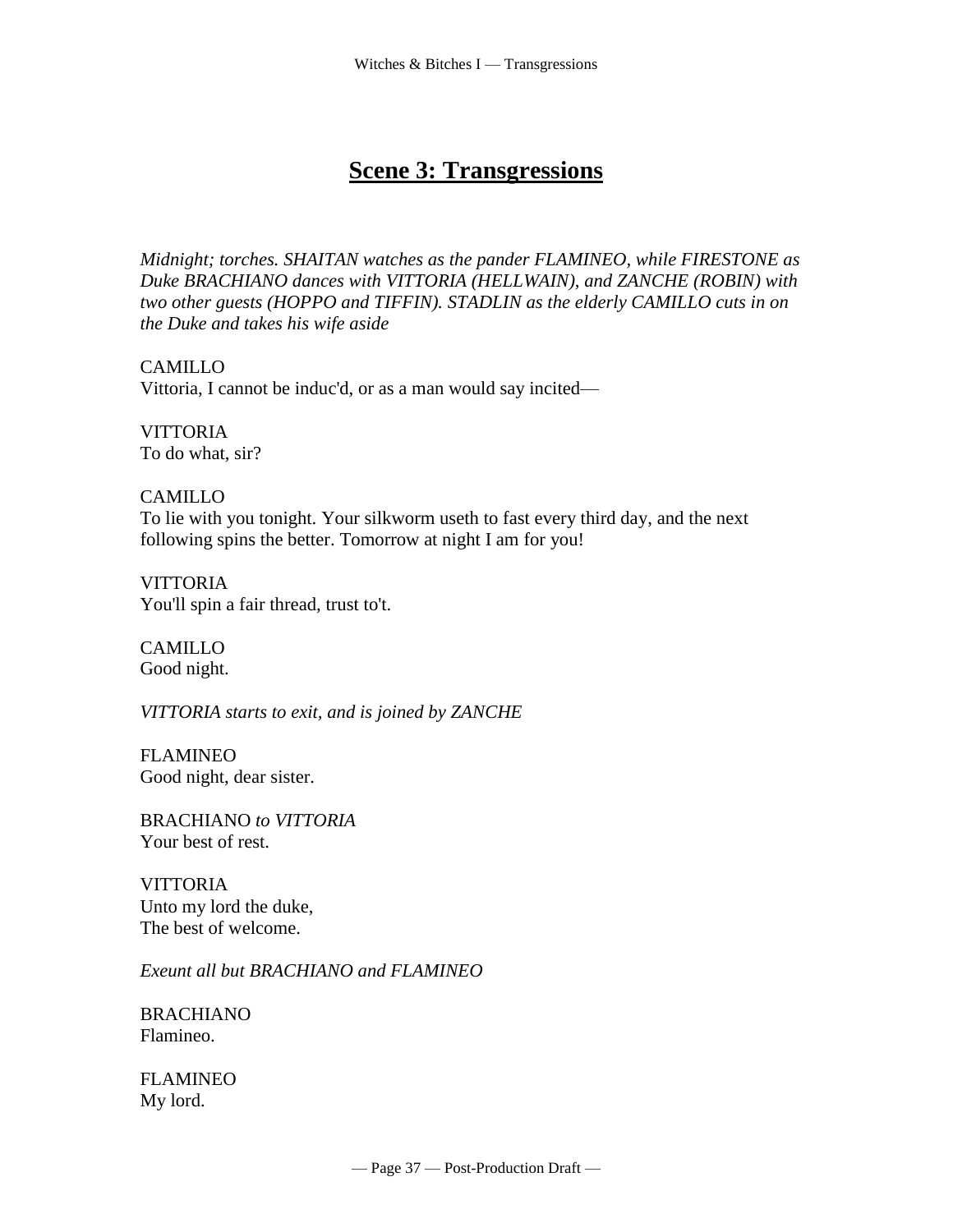# Scene 3: Transgressions

*Midnight; torches. SHAITAN watches as the pander FLAMINEO, while FIRESTONE as Duke BRACHIANO dances with VITTORIA (HELLWAIN), and ZANCHE (ROBIN) with two other guests (HOPPO and TIFFIN). STADLIN as the elderly CAMILLO cuts in on the Duke and takes his wife aside*

CAMILLO
Vittoria, I cannot be induc'd, or as a man would say incited—

VITTORIA
To do what, sir?

CAMILLO
To lie with you tonight. Your silkworm useth to fast every third day, and the next following spins the better. Tomorrow at night I am for you!

VITTORIA
You'll spin a fair thread, trust to't.

CAMILLO
Good night.

*VITTORIA starts to exit, and is joined by ZANCHE*

FLAMINEO
Good night, dear sister.

BRACHIANO *to VITTORIA*
Your best of rest.

VITTORIA
Unto my lord the duke,
The best of welcome.

*Exeunt all but BRACHIANO and FLAMINEO*

BRACHIANO
Flamineo.

FLAMINEO
My lord.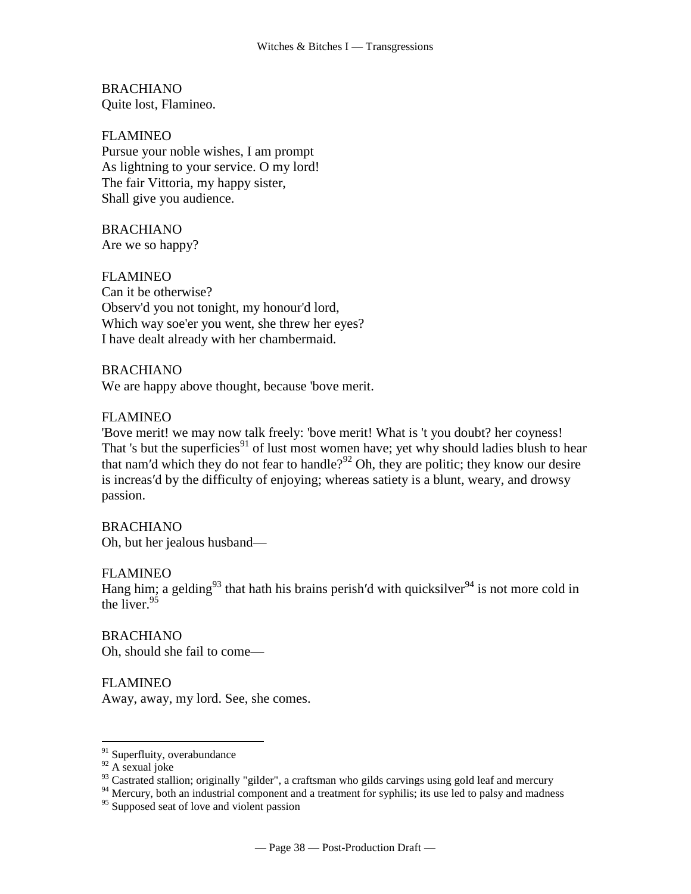BRACHIANO
Quite lost, Flamineo.

FLAMINEO
Pursue your noble wishes, I am prompt
As lightning to your service. O my lord!
The fair Vittoria, my happy sister,
Shall give you audience.

BRACHIANO
Are we so happy?

FLAMINEO
Can it be otherwise?
Observ'd you not tonight, my honour'd lord,
Which way soe'er you went, she threw her eyes?
I have dealt already with her chambermaid.

BRACHIANO
We are happy above thought, because 'bove merit.

FLAMINEO
'Bove merit! we may now talk freely: 'bove merit! What is 't you doubt? her coyness! That 's but the superficies[91] of lust most women have; yet why should ladies blush to hear that nam′d which they do not fear to handle?[92] Oh, they are politic; they know our desire is increas′d by the difficulty of enjoying; whereas satiety is a blunt, weary, and drowsy passion.

BRACHIANO
Oh, but her jealous husband—

FLAMINEO
Hang him; a gelding[93] that hath his brains perish′d with quicksilver[94] is not more cold in the liver.[95]

BRACHIANO
Oh, should she fail to come—

FLAMINEO
Away, away, my lord. See, she comes.

---

[91] Superfluity, overabundance

[92] A sexual joke

[93] Castrated stallion; originally "gilder", a craftsman who gilds carvings using gold leaf and mercury

[94] Mercury, both an industrial component and a treatment for syphilis; its use led to palsy and madness

[95] Supposed seat of love and violent passion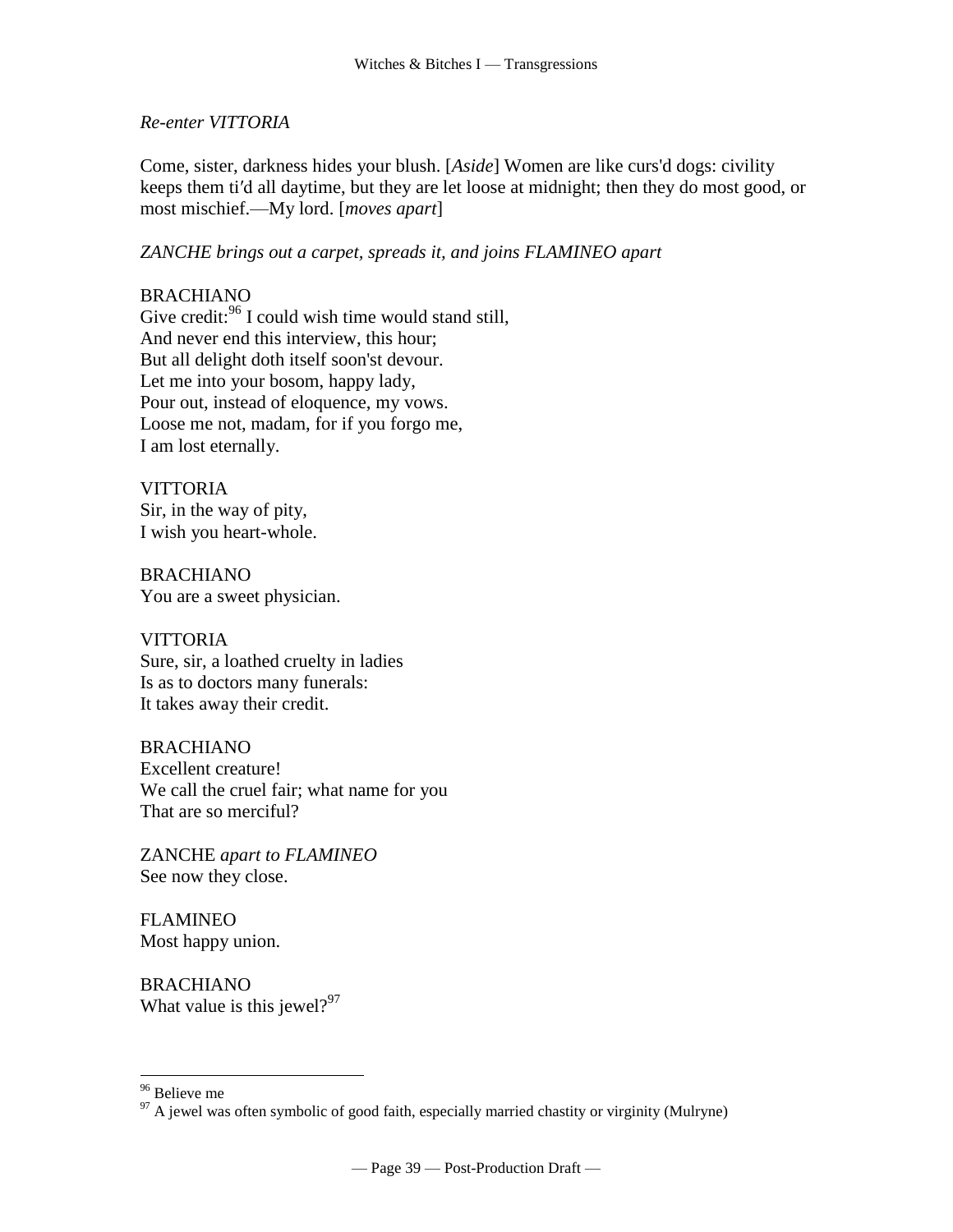*Re-enter VITTORIA*

Come, sister, darkness hides your blush. [*Aside*] Women are like curs'd dogs: civility keeps them ti′d all daytime, but they are let loose at midnight; then they do most good, or most mischief.—My lord. [*moves apart*]

*ZANCHE brings out a carpet, spreads it, and joins FLAMINEO apart*

BRACHIANO
Give credit:[96] I could wish time would stand still,
And never end this interview, this hour;
But all delight doth itself soon'st devour.
Let me into your bosom, happy lady,
Pour out, instead of eloquence, my vows.
Loose me not, madam, for if you forgo me,
I am lost eternally.

VITTORIA
Sir, in the way of pity,
I wish you heart-whole.

BRACHIANO
You are a sweet physician.

VITTORIA
Sure, sir, a loathed cruelty in ladies
Is as to doctors many funerals:
It takes away their credit.

BRACHIANO
Excellent creature!
We call the cruel fair; what name for you
That are so merciful?

ZANCHE *apart to FLAMINEO*
See now they close.

FLAMINEO
Most happy union.

BRACHIANO
What value is this jewel?[97]

---

[96] Believe me

[97] A jewel was often symbolic of good faith, especially married chastity or virginity (Mulryne)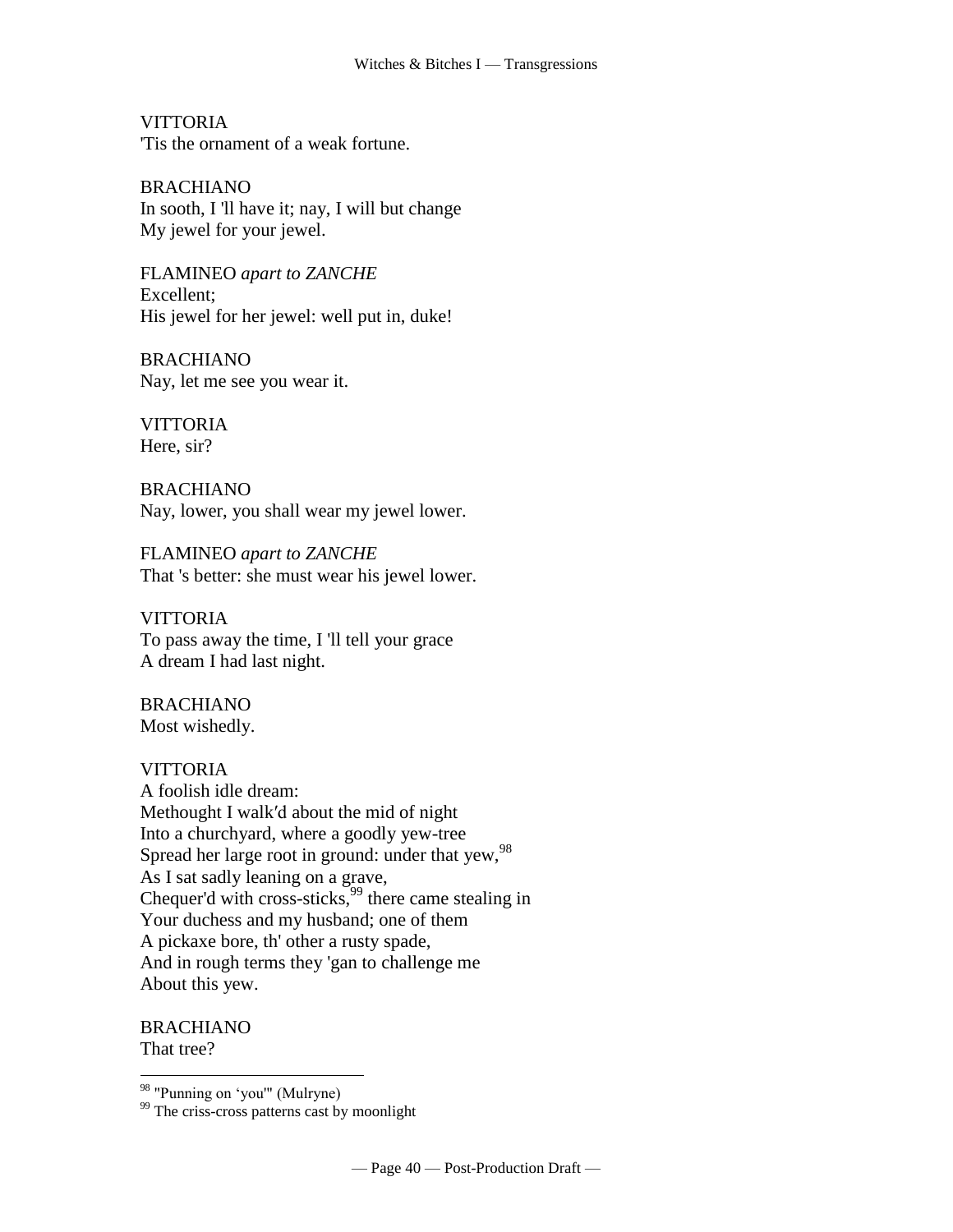VITTORIA
'Tis the ornament of a weak fortune.

BRACHIANO
In sooth, I 'll have it; nay, I will but change
My jewel for your jewel.

FLAMINEO *apart to ZANCHE*
Excellent;
His jewel for her jewel: well put in, duke!

BRACHIANO
Nay, let me see you wear it.

VITTORIA
Here, sir?

BRACHIANO
Nay, lower, you shall wear my jewel lower.

FLAMINEO *apart to ZANCHE*
That 's better: she must wear his jewel lower.

VITTORIA
To pass away the time, I 'll tell your grace
A dream I had last night.

BRACHIANO
Most wishedly.

VITTORIA
A foolish idle dream:
Methought I walk'd about the mid of night
Into a churchyard, where a goodly yew-tree
Spread her large root in ground: under that yew,[98]
As I sat sadly leaning on a grave,
Chequer'd with cross-sticks,[99] there came stealing in
Your duchess and my husband; one of them
A pickaxe bore, th' other a rusty spade,
And in rough terms they 'gan to challenge me
About this yew.

BRACHIANO
That tree?

---

[98] "Punning on 'you'" (Mulryne)

[99] The criss-cross patterns cast by moonlight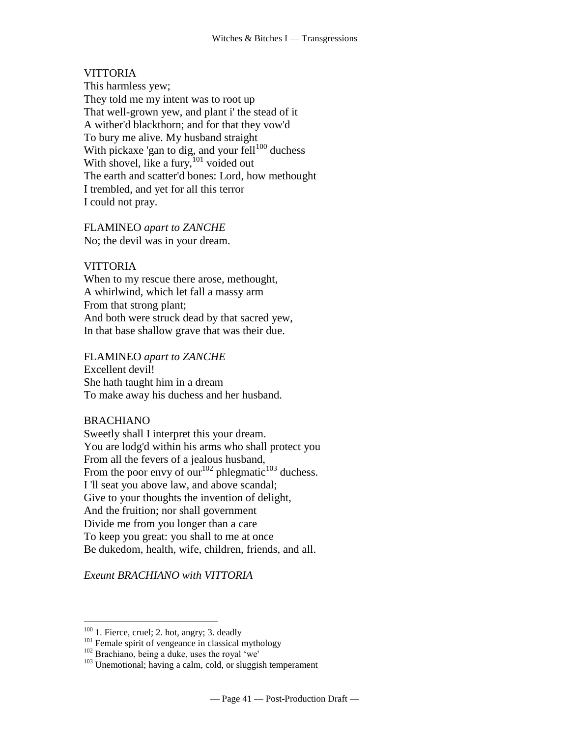VITTORIA  
This harmless yew;  
They told me my intent was to root up  
That well-grown yew, and plant i' the stead of it  
A wither'd blackthorn; and for that they vow'd  
To bury me alive. My husband straight  
With pickaxe 'gan to dig, and your fell[100] duchess  
With shovel, like a fury,[101] voided out  
The earth and scatter'd bones: Lord, how methought  
I trembled, and yet for all this terror  
I could not pray.

FLAMINEO *apart to ZANCHE*  
No; the devil was in your dream.

VITTORIA  
When to my rescue there arose, methought,  
A whirlwind, which let fall a massy arm  
From that strong plant;  
And both were struck dead by that sacred yew,  
In that base shallow grave that was their due.

FLAMINEO *apart to ZANCHE*  
Excellent devil!  
She hath taught him in a dream  
To make away his duchess and her husband.

BRACHIANO  
Sweetly shall I interpret this your dream.  
You are lodg'd within his arms who shall protect you  
From all the fevers of a jealous husband,  
From the poor envy of our[102] phlegmatic[103] duchess.  
I 'll seat you above law, and above scandal;  
Give to your thoughts the invention of delight,  
And the fruition; nor shall government  
Divide me from you longer than a care  
To keep you great: you shall to me at once  
Be dukedom, health, wife, children, friends, and all.

*Exeunt BRACHIANO with VITTORIA*

---

[100] 1. Fierce, cruel; 2. hot, angry; 3. deadly  
[101] Female spirit of vengeance in classical mythology  
[102] Brachiano, being a duke, uses the royal 'we'  
[103] Unemotional; having a calm, cold, or sluggish temperament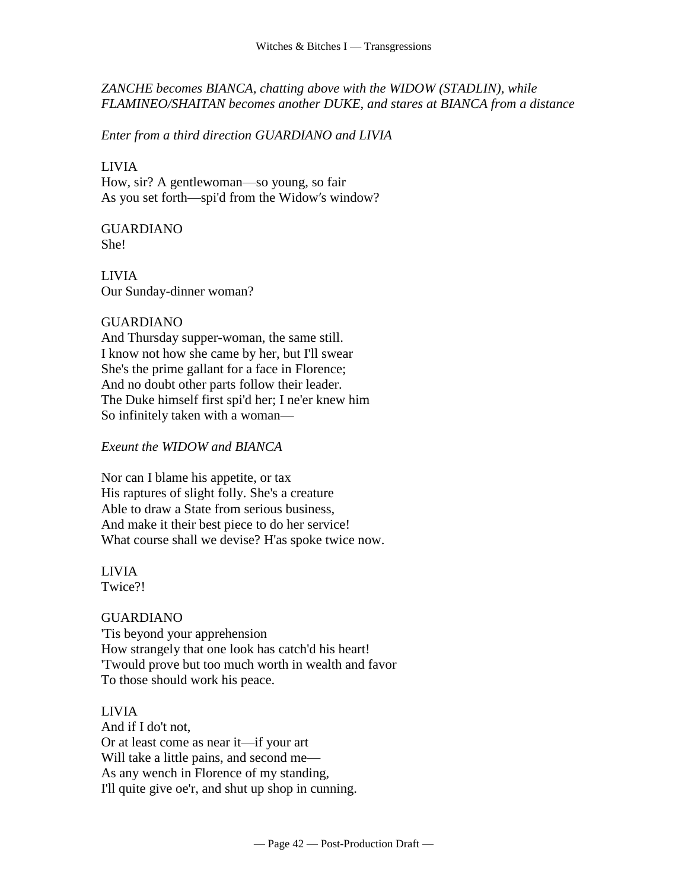*ZANCHE becomes BIANCA, chatting above with the WIDOW (STADLIN), while FLAMINEO/SHAITAN becomes another DUKE, and stares at BIANCA from a distance*

*Enter from a third direction GUARDIANO and LIVIA*

LIVIA
How, sir? A gentlewoman—so young, so fair
As you set forth—spi'd from the Widow′s window?

GUARDIANO
She!

LIVIA
Our Sunday-dinner woman?

GUARDIANO
And Thursday supper-woman, the same still.
I know not how she came by her, but I'll swear
She's the prime gallant for a face in Florence;
And no doubt other parts follow their leader.
The Duke himself first spi'd her; I ne'er knew him
So infinitely taken with a woman—

*Exeunt the WIDOW and BIANCA*

Nor can I blame his appetite, or tax
His raptures of slight folly. She's a creature
Able to draw a State from serious business,
And make it their best piece to do her service!
What course shall we devise? H'as spoke twice now.

LIVIA
Twice?!

GUARDIANO
'Tis beyond your apprehension
How strangely that one look has catch'd his heart!
'Twould prove but too much worth in wealth and favor
To those should work his peace.

LIVIA
And if I do't not,
Or at least come as near it—if your art
Will take a little pains, and second me—
As any wench in Florence of my standing,
I'll quite give oe'r, and shut up shop in cunning.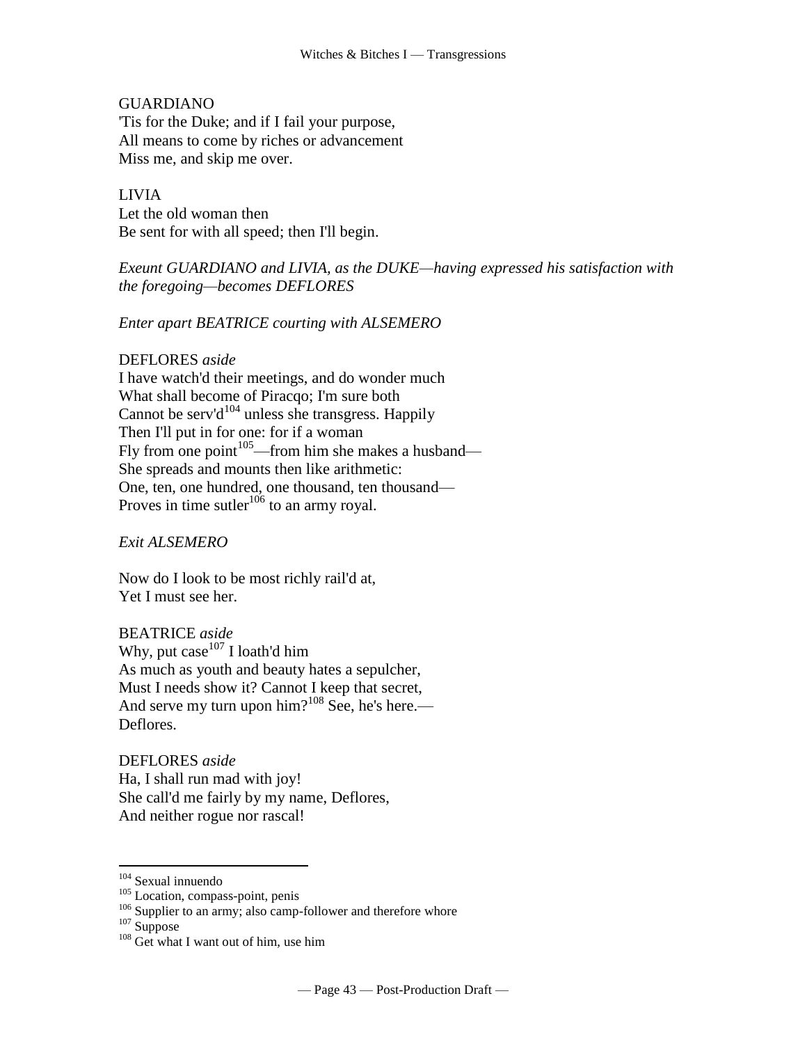GUARDIANO
'Tis for the Duke; and if I fail your purpose,
All means to come by riches or advancement
Miss me, and skip me over.

LIVIA
Let the old woman then
Be sent for with all speed; then I'll begin.

*Exeunt GUARDIANO and LIVIA, as the DUKE—having expressed his satisfaction with the foregoing—becomes DEFLORES*

*Enter apart BEATRICE courting with ALSEMERO*

DEFLORES *aside*
I have watch'd their meetings, and do wonder much
What shall become of Piracqo; I'm sure both
Cannot be serv'd[104] unless she transgress. Happily
Then I'll put in for one: for if a woman
Fly from one point[105]—from him she makes a husband—
She spreads and mounts then like arithmetic:
One, ten, one hundred, one thousand, ten thousand—
Proves in time sutler[106] to an army royal.

*Exit ALSEMERO*

Now do I look to be most richly rail'd at,
Yet I must see her.

BEATRICE *aside*
Why, put case[107] I loath'd him
As much as youth and beauty hates a sepulcher,
Must I needs show it? Cannot I keep that secret,
And serve my turn upon him?[108] See, he's here.—
Deflores.

DEFLORES *aside*
Ha, I shall run mad with joy!
She call'd me fairly by my name, Deflores,
And neither rogue nor rascal!

---

[104] Sexual innuendo
[105] Location, compass-point, penis
[106] Supplier to an army; also camp-follower and therefore whore
[107] Suppose
[108] Get what I want out of him, use him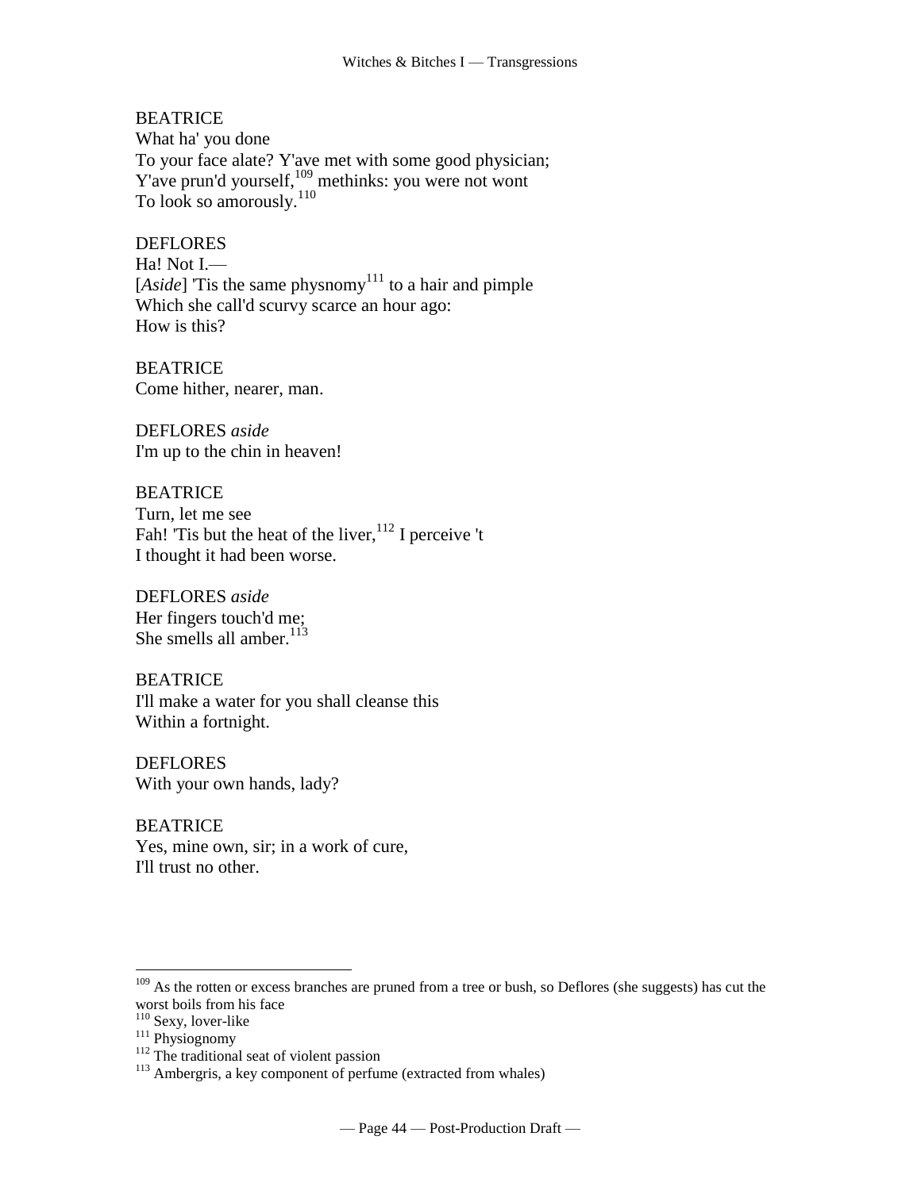BEATRICE
What ha' you done
To your face alate? Y'ave met with some good physician;
Y'ave prun'd yourself,[109] methinks: you were not wont
To look so amorously.[110]

DEFLORES
Ha! Not I.—
[*Aside*] 'Tis the same physnomy[111] to a hair and pimple
Which she call'd scurvy scarce an hour ago:
How is this?

BEATRICE
Come hither, nearer, man.

DEFLORES *aside*
I'm up to the chin in heaven!

BEATRICE
Turn, let me see
Fah! 'Tis but the heat of the liver,[112] I perceive 't
I thought it had been worse.

DEFLORES *aside*
Her fingers touch'd me;
She smells all amber.[113]

BEATRICE
I'll make a water for you shall cleanse this
Within a fortnight.

DEFLORES
With your own hands, lady?

BEATRICE
Yes, mine own, sir; in a work of cure,
I'll trust no other.

---

[109] As the rotten or excess branches are pruned from a tree or bush, so Deflores (she suggests) has cut the worst boils from his face

[110] Sexy, lover-like

[111] Physiognomy

[112] The traditional seat of violent passion

[113] Ambergris, a key component of perfume (extracted from whales)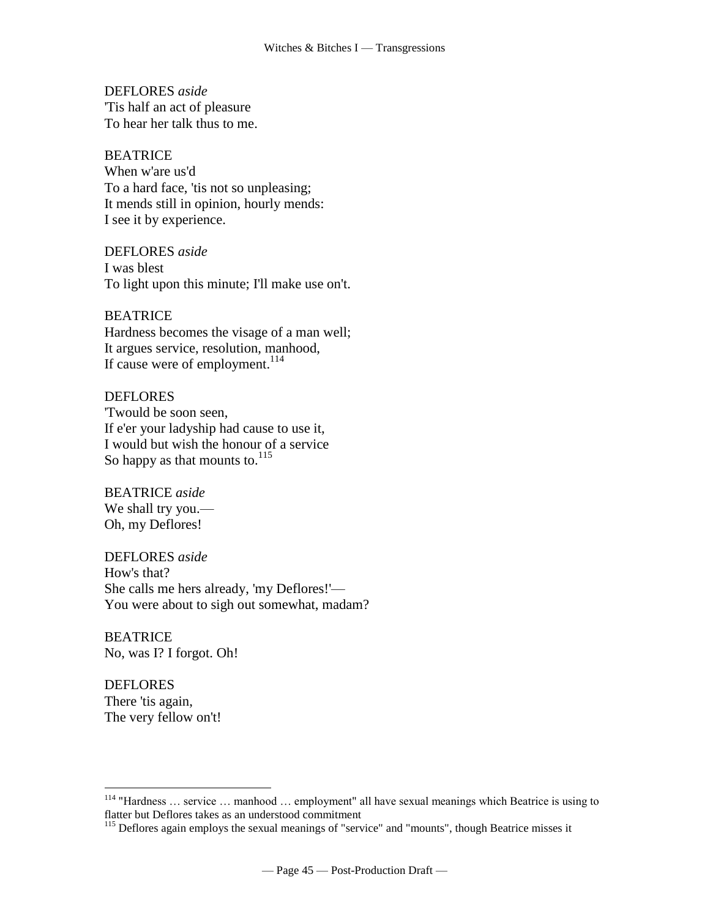DEFLORES *aside*
'Tis half an act of pleasure
To hear her talk thus to me.

BEATRICE
When w'are us'd
To a hard face, 'tis not so unpleasing;
It mends still in opinion, hourly mends:
I see it by experience.

DEFLORES *aside*
I was blest
To light upon this minute; I'll make use on't.

BEATRICE
Hardness becomes the visage of a man well;
It argues service, resolution, manhood,
If cause were of employment.[114]

DEFLORES
'Twould be soon seen,
If e'er your ladyship had cause to use it,
I would but wish the honour of a service
So happy as that mounts to.[115]

BEATRICE *aside*
We shall try you.—
Oh, my Deflores!

DEFLORES *aside*
How's that?
She calls me hers already, 'my Deflores!'—
You were about to sigh out somewhat, madam?

BEATRICE
No, was I? I forgot. Oh!

DEFLORES
There 'tis again,
The very fellow on't!

---

[114] "Hardness … service … manhood … employment" all have sexual meanings which Beatrice is using to flatter but Deflores takes as an understood commitment

[115] Deflores again employs the sexual meanings of "service" and "mounts", though Beatrice misses it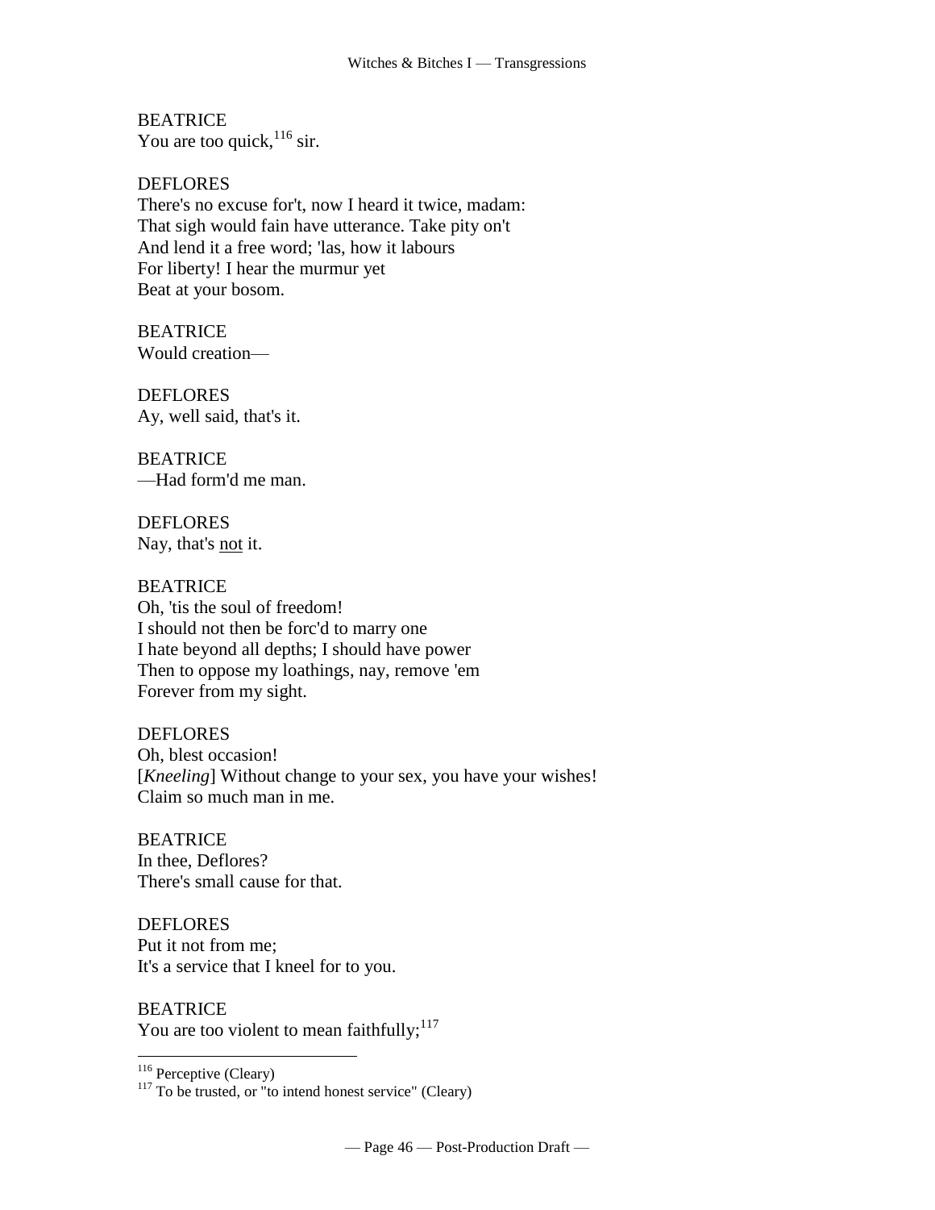BEATRICE
You are too quick,[116] sir.

DEFLORES
There's no excuse for't, now I heard it twice, madam:
That sigh would fain have utterance. Take pity on't
And lend it a free word; 'las, how it labours
For liberty! I hear the murmur yet
Beat at your bosom.

BEATRICE
Would creation—

DEFLORES
Ay, well said, that's it.

BEATRICE
—Had form'd me man.

DEFLORES
Nay, that's <u>not</u> it.

BEATRICE
Oh, 'tis the soul of freedom!
I should not then be forc'd to marry one
I hate beyond all depths; I should have power
Then to oppose my loathings, nay, remove 'em
Forever from my sight.

DEFLORES
Oh, blest occasion!
[*Kneeling*] Without change to your sex, you have your wishes!
Claim so much man in me.

BEATRICE
In thee, Deflores?
There's small cause for that.

DEFLORES
Put it not from me;
It's a service that I kneel for to you.

BEATRICE
You are too violent to mean faithfully;[117]

---

[116] Perceptive (Cleary)

[117] To be trusted, or "to intend honest service" (Cleary)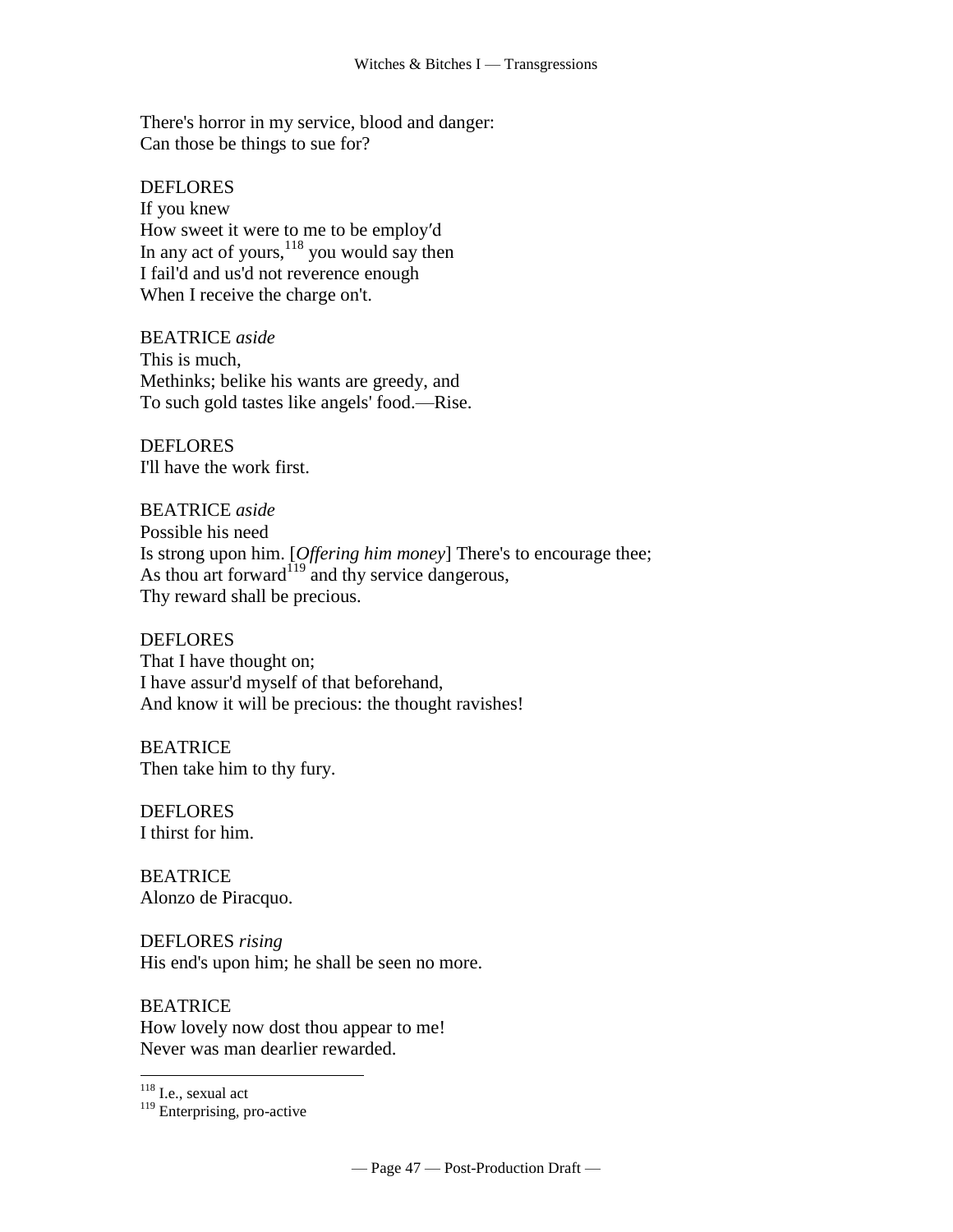There's horror in my service, blood and danger:
Can those be things to sue for?

DEFLORES
If you knew
How sweet it were to me to be employ′d
In any act of yours,[118] you would say then
I fail'd and us'd not reverence enough
When I receive the charge on't.

BEATRICE *aside*
This is much,
Methinks; belike his wants are greedy, and
To such gold tastes like angels' food.—Rise.

DEFLORES
I'll have the work first.

BEATRICE *aside*
Possible his need
Is strong upon him. [*Offering him money*] There's to encourage thee;
As thou art forward[119] and thy service dangerous,
Thy reward shall be precious.

DEFLORES
That I have thought on;
I have assur'd myself of that beforehand,
And know it will be precious: the thought ravishes!

BEATRICE
Then take him to thy fury.

DEFLORES
I thirst for him.

BEATRICE
Alonzo de Piracquo.

DEFLORES *rising*
His end's upon him; he shall be seen no more.

BEATRICE
How lovely now dost thou appear to me!
Never was man dearlier rewarded.

---

[118] I.e., sexual act

[119] Enterprising, pro-active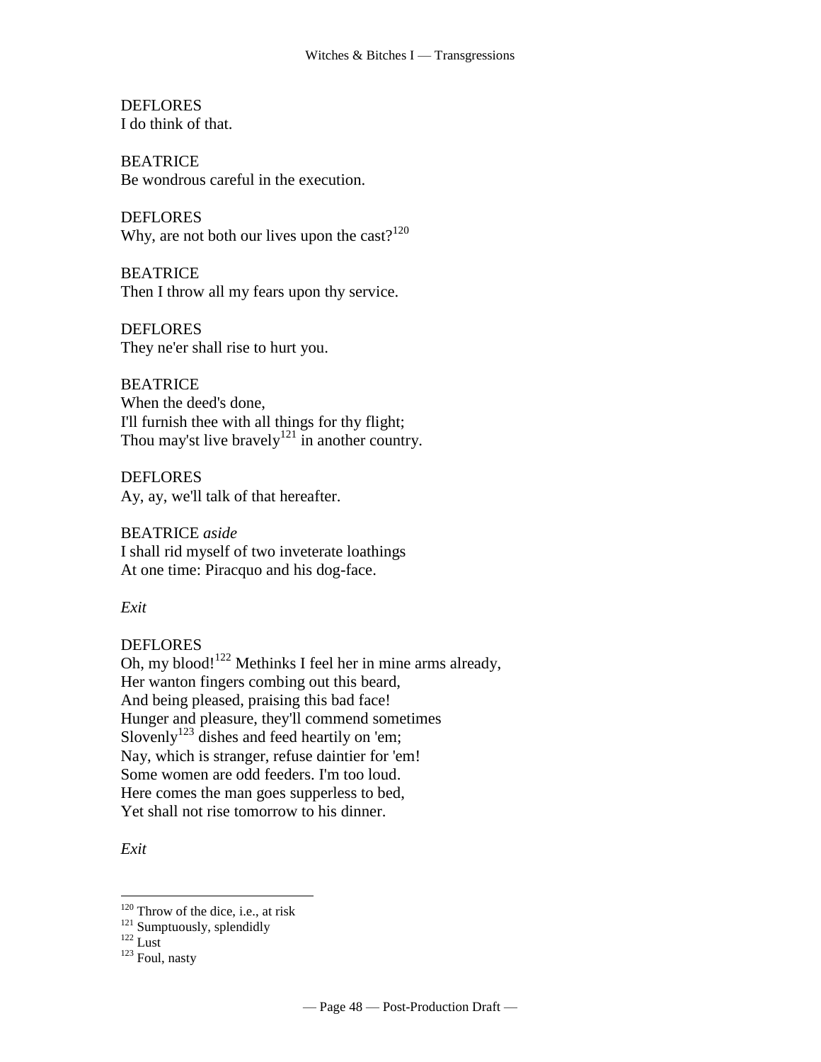DEFLORES
I do think of that.

BEATRICE
Be wondrous careful in the execution.

DEFLORES
Why, are not both our lives upon the cast?[120]

BEATRICE
Then I throw all my fears upon thy service.

DEFLORES
They ne'er shall rise to hurt you.

BEATRICE
When the deed's done,
I'll furnish thee with all things for thy flight;
Thou may'st live bravely[121] in another country.

DEFLORES
Ay, ay, we'll talk of that hereafter.

BEATRICE *aside*
I shall rid myself of two inveterate loathings
At one time: Piracquo and his dog-face.

*Exit*

DEFLORES
Oh, my blood![122] Methinks I feel her in mine arms already,
Her wanton fingers combing out this beard,
And being pleased, praising this bad face!
Hunger and pleasure, they'll commend sometimes
Slovenly[123] dishes and feed heartily on 'em;
Nay, which is stranger, refuse daintier for 'em!
Some women are odd feeders. I'm too loud.
Here comes the man goes supperless to bed,
Yet shall not rise tomorrow to his dinner.

*Exit*

---

[120] Throw of the dice, i.e., at risk
[121] Sumptuously, splendidly
[122] Lust
[123] Foul, nasty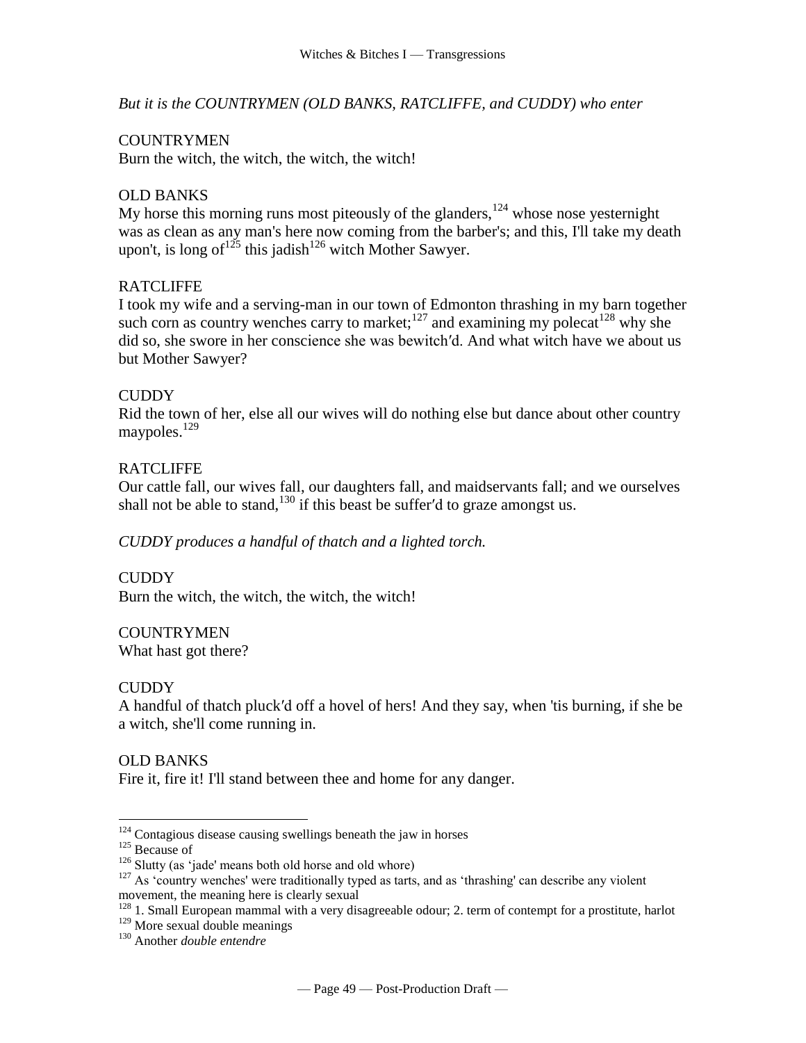*But it is the COUNTRYMEN (OLD BANKS, RATCLIFFE, and CUDDY) who enter*

COUNTRYMEN
Burn the witch, the witch, the witch, the witch!

OLD BANKS
My horse this morning runs most piteously of the glanders,[124] whose nose yesternight was as clean as any man's here now coming from the barber's; and this, I'll take my death upon't, is long of[125] this jadish[126] witch Mother Sawyer.

RATCLIFFE
I took my wife and a serving-man in our town of Edmonton thrashing in my barn together such corn as country wenches carry to market;[127] and examining my polecat[128] why she did so, she swore in her conscience she was bewitch′d. And what witch have we about us but Mother Sawyer?

CUDDY
Rid the town of her, else all our wives will do nothing else but dance about other country maypoles.[129]

RATCLIFFE
Our cattle fall, our wives fall, our daughters fall, and maidservants fall; and we ourselves shall not be able to stand,[130] if this beast be suffer′d to graze amongst us.

*CUDDY produces a handful of thatch and a lighted torch.*

CUDDY
Burn the witch, the witch, the witch, the witch!

COUNTRYMEN
What hast got there?

CUDDY
A handful of thatch pluck′d off a hovel of hers! And they say, when 'tis burning, if she be a witch, she'll come running in.

OLD BANKS
Fire it, fire it! I'll stand between thee and home for any danger.

---

[124] Contagious disease causing swellings beneath the jaw in horses

[125] Because of

[126] Slutty (as 'jade' means both old horse and old whore)

[127] As 'country wenches' were traditionally typed as tarts, and as 'thrashing' can describe any violent movement, the meaning here is clearly sexual

[128] 1. Small European mammal with a very disagreeable odour; 2. term of contempt for a prostitute, harlot

[129] More sexual double meanings

[130] Another *double entendre*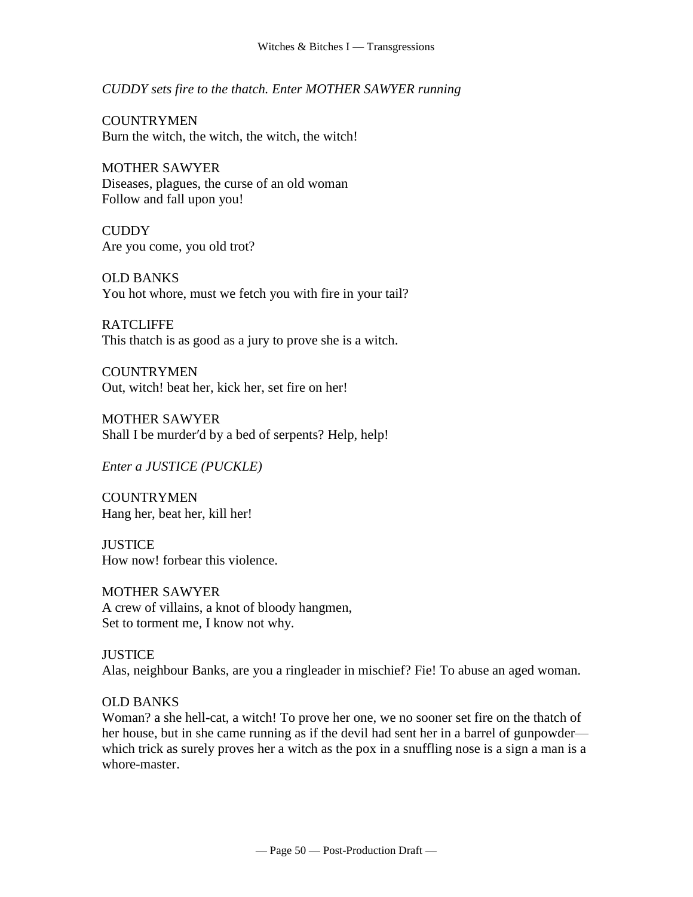*CUDDY sets fire to the thatch. Enter MOTHER SAWYER running*

COUNTRYMEN
Burn the witch, the witch, the witch, the witch!

MOTHER SAWYER
Diseases, plagues, the curse of an old woman
Follow and fall upon you!

CUDDY
Are you come, you old trot?

OLD BANKS
You hot whore, must we fetch you with fire in your tail?

RATCLIFFE
This thatch is as good as a jury to prove she is a witch.

COUNTRYMEN
Out, witch! beat her, kick her, set fire on her!

MOTHER SAWYER
Shall I be murder′d by a bed of serpents? Help, help!

*Enter a JUSTICE (PUCKLE)*

COUNTRYMEN
Hang her, beat her, kill her!

JUSTICE
How now! forbear this violence.

MOTHER SAWYER
A crew of villains, a knot of bloody hangmen,
Set to torment me, I know not why.

JUSTICE
Alas, neighbour Banks, are you a ringleader in mischief? Fie! To abuse an aged woman.

OLD BANKS
Woman? a she hell-cat, a witch! To prove her one, we no sooner set fire on the thatch of her house, but in she came running as if the devil had sent her in a barrel of gunpowder—which trick as surely proves her a witch as the pox in a snuffling nose is a sign a man is a whore-master.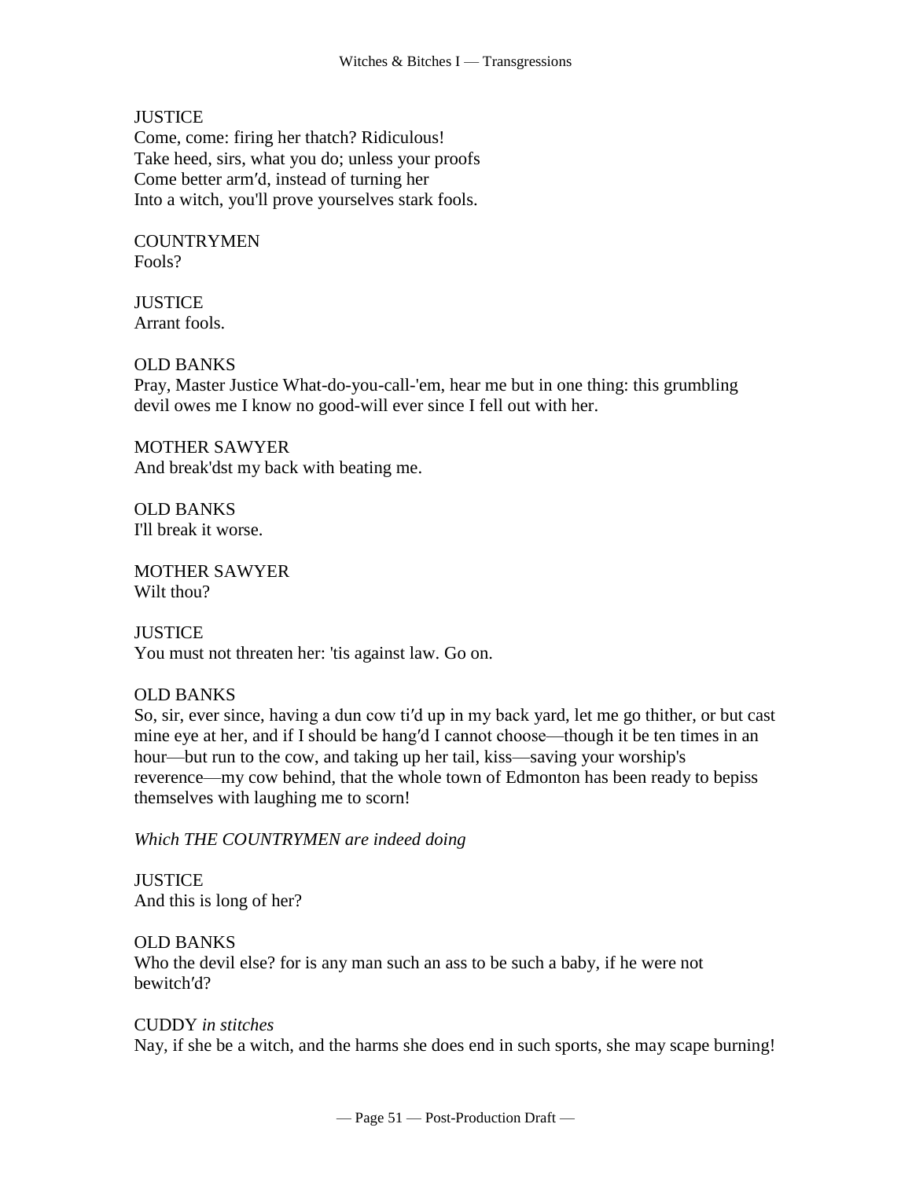JUSTICE
Come, come: firing her thatch? Ridiculous!
Take heed, sirs, what you do; unless your proofs
Come better arm′d, instead of turning her
Into a witch, you'll prove yourselves stark fools.

COUNTRYMEN
Fools?

JUSTICE
Arrant fools.

OLD BANKS
Pray, Master Justice What-do-you-call-'em, hear me but in one thing: this grumbling devil owes me I know no good-will ever since I fell out with her.

MOTHER SAWYER
And break'dst my back with beating me.

OLD BANKS
I'll break it worse.

MOTHER SAWYER
Wilt thou?

JUSTICE
You must not threaten her: 'tis against law. Go on.

OLD BANKS
So, sir, ever since, having a dun cow ti′d up in my back yard, let me go thither, or but cast mine eye at her, and if I should be hang′d I cannot choose—though it be ten times in an hour—but run to the cow, and taking up her tail, kiss—saving your worship's reverence—my cow behind, that the whole town of Edmonton has been ready to bepiss themselves with laughing me to scorn!

*Which THE COUNTRYMEN are indeed doing*

JUSTICE
And this is long of her?

OLD BANKS
Who the devil else? for is any man such an ass to be such a baby, if he were not bewitch′d?

CUDDY *in stitches*
Nay, if she be a witch, and the harms she does end in such sports, she may scape burning!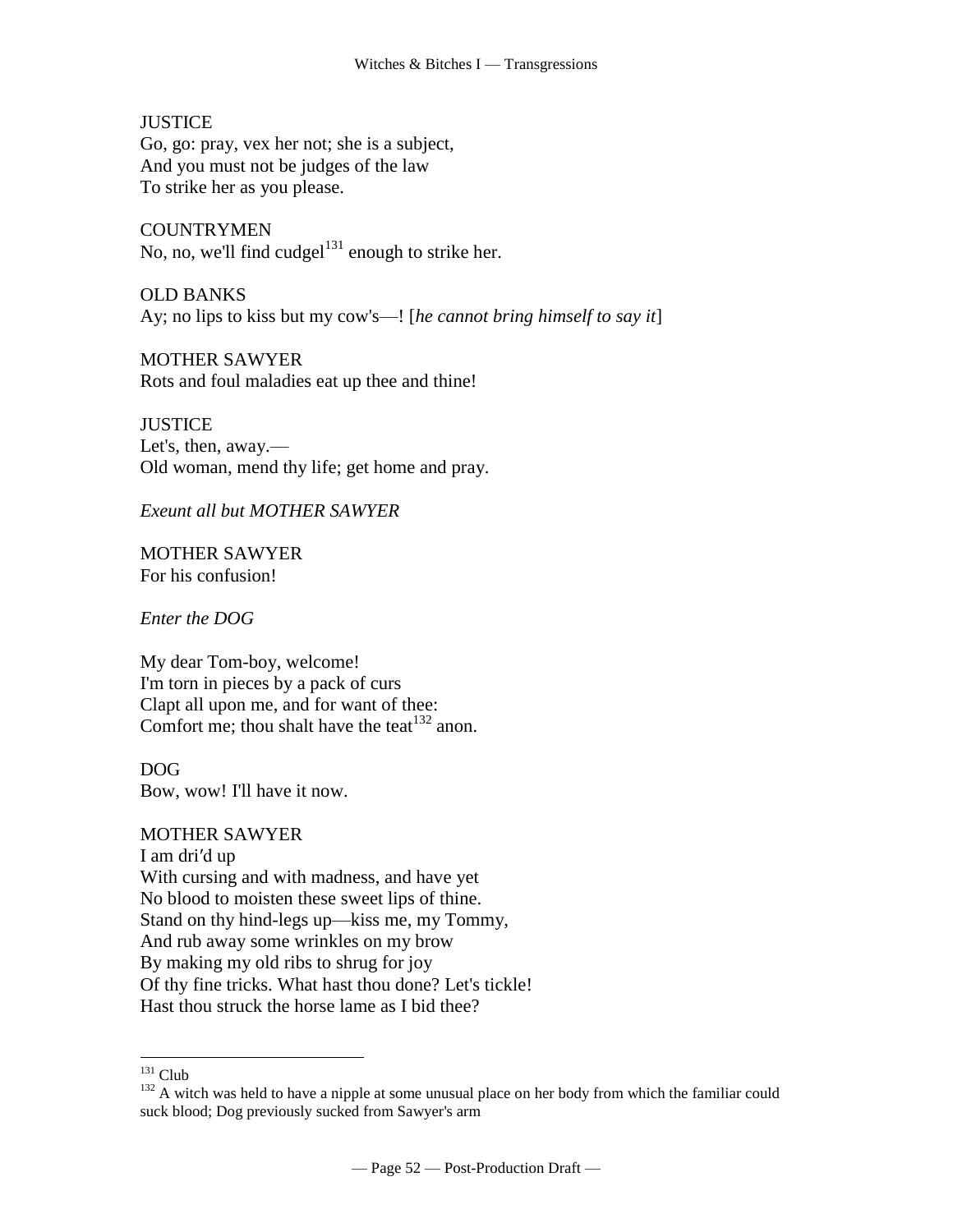JUSTICE
Go, go: pray, vex her not; she is a subject,
And you must not be judges of the law
To strike her as you please.

COUNTRYMEN
No, no, we'll find cudgel[131] enough to strike her.

OLD BANKS
Ay; no lips to kiss but my cow's—! [*he cannot bring himself to say it*]

MOTHER SAWYER
Rots and foul maladies eat up thee and thine!

JUSTICE
Let's, then, away.—
Old woman, mend thy life; get home and pray.

*Exeunt all but MOTHER SAWYER*

MOTHER SAWYER
For his confusion!

*Enter the DOG*

My dear Tom-boy, welcome!
I'm torn in pieces by a pack of curs
Clapt all upon me, and for want of thee:
Comfort me; thou shalt have the teat[132] anon.

DOG
Bow, wow! I'll have it now.

MOTHER SAWYER
I am dri′d up
With cursing and with madness, and have yet
No blood to moisten these sweet lips of thine.
Stand on thy hind-legs up—kiss me, my Tommy,
And rub away some wrinkles on my brow
By making my old ribs to shrug for joy
Of thy fine tricks. What hast thou done? Let's tickle!
Hast thou struck the horse lame as I bid thee?

---

[131] Club

[132] A witch was held to have a nipple at some unusual place on her body from which the familiar could suck blood; Dog previously sucked from Sawyer's arm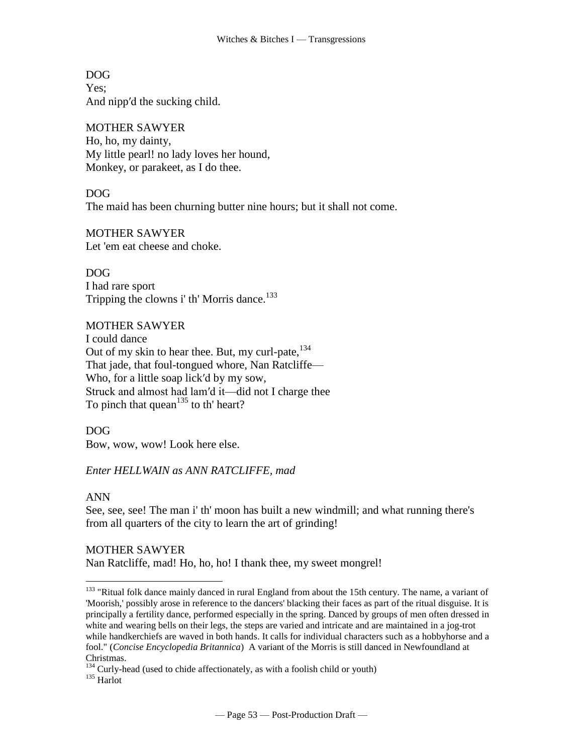DOG
Yes;
And nipp′d the sucking child.

MOTHER SAWYER
Ho, ho, my dainty,
My little pearl! no lady loves her hound,
Monkey, or parakeet, as I do thee.

DOG
The maid has been churning butter nine hours; but it shall not come.

MOTHER SAWYER
Let 'em eat cheese and choke.

DOG
I had rare sport
Tripping the clowns i' th' Morris dance.[133]

MOTHER SAWYER
I could dance
Out of my skin to hear thee. But, my curl-pate,[134]
That jade, that foul-tongued whore, Nan Ratcliffe—
Who, for a little soap lick′d by my sow,
Struck and almost had lam′d it—did not I charge thee
To pinch that quean[135] to th' heart?

DOG
Bow, wow, wow! Look here else.

*Enter HELLWAIN as ANN RATCLIFFE, mad*

ANN
See, see, see! The man i' th' moon has built a new windmill; and what running there's from all quarters of the city to learn the art of grinding!

MOTHER SAWYER
Nan Ratcliffe, mad! Ho, ho, ho! I thank thee, my sweet mongrel!

---

[133] "Ritual folk dance mainly danced in rural England from about the 15th century. The name, a variant of 'Moorish,' possibly arose in reference to the dancers' blacking their faces as part of the ritual disguise. It is principally a fertility dance, performed especially in the spring. Danced by groups of men often dressed in white and wearing bells on their legs, the steps are varied and intricate and are maintained in a jog-trot while handkerchiefs are waved in both hands. It calls for individual characters such as a hobbyhorse and a fool." (*Concise Encyclopedia Britannica*) A variant of the Morris is still danced in Newfoundland at Christmas.

[134] Curly-head (used to chide affectionately, as with a foolish child or youth)

[135] Harlot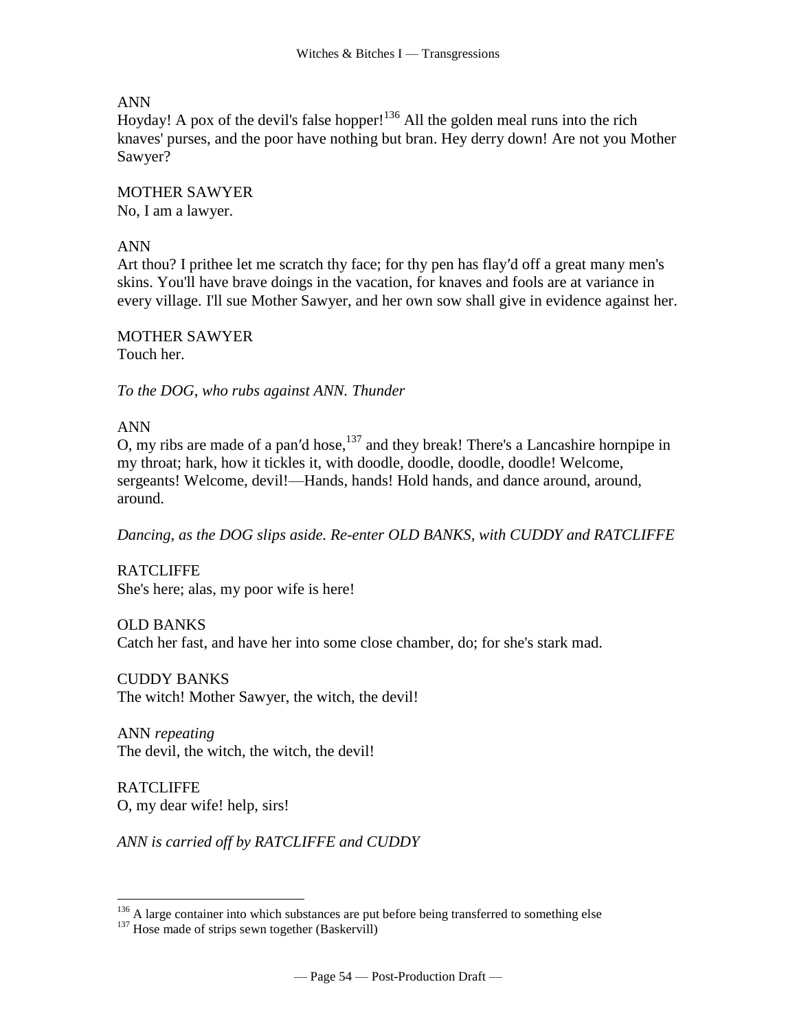ANN
Hoyday! A pox of the devil's false hopper![136] All the golden meal runs into the rich knaves' purses, and the poor have nothing but bran. Hey derry down! Are not you Mother Sawyer?

MOTHER SAWYER
No, I am a lawyer.

ANN
Art thou? I prithee let me scratch thy face; for thy pen has flay′d off a great many men's skins. You'll have brave doings in the vacation, for knaves and fools are at variance in every village. I'll sue Mother Sawyer, and her own sow shall give in evidence against her.

MOTHER SAWYER
Touch her.

*To the DOG, who rubs against ANN. Thunder*

ANN
O, my ribs are made of a pan′d hose,[137] and they break! There's a Lancashire hornpipe in my throat; hark, how it tickles it, with doodle, doodle, doodle, doodle! Welcome, sergeants! Welcome, devil!—Hands, hands! Hold hands, and dance around, around, around.

*Dancing, as the DOG slips aside. Re-enter OLD BANKS, with CUDDY and RATCLIFFE*

RATCLIFFE
She's here; alas, my poor wife is here!

OLD BANKS
Catch her fast, and have her into some close chamber, do; for she's stark mad.

CUDDY BANKS
The witch! Mother Sawyer, the witch, the devil!

ANN *repeating*
The devil, the witch, the witch, the devil!

RATCLIFFE
O, my dear wife! help, sirs!

*ANN is carried off by RATCLIFFE and CUDDY*

---

[136] A large container into which substances are put before being transferred to something else

[137] Hose made of strips sewn together (Baskervill)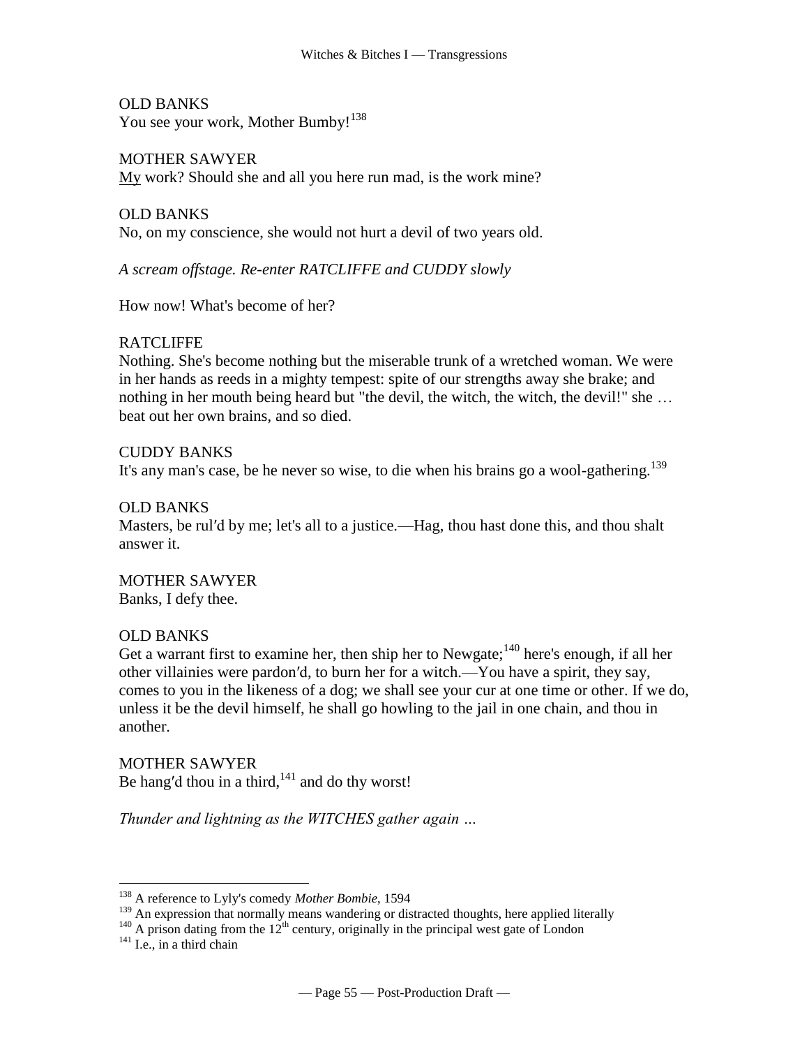OLD BANKS
You see your work, Mother Bumby![138]

MOTHER SAWYER
<u>My</u> work? Should she and all you here run mad, is the work mine?

OLD BANKS
No, on my conscience, she would not hurt a devil of two years old.

*A scream offstage. Re-enter RATCLIFFE and CUDDY slowly*

How now! What's become of her?

RATCLIFFE
Nothing. She's become nothing but the miserable trunk of a wretched woman. We were in her hands as reeds in a mighty tempest: spite of our strengths away she brake; and nothing in her mouth being heard but "the devil, the witch, the witch, the devil!" she … beat out her own brains, and so died.

CUDDY BANKS
It's any man's case, be he never so wise, to die when his brains go a wool-gathering.[139]

OLD BANKS
Masters, be rul′d by me; let's all to a justice.—Hag, thou hast done this, and thou shalt answer it.

MOTHER SAWYER
Banks, I defy thee.

OLD BANKS
Get a warrant first to examine her, then ship her to Newgate;[140] here's enough, if all her other villainies were pardon′d, to burn her for a witch.—You have a spirit, they say, comes to you in the likeness of a dog; we shall see your cur at one time or other. If we do, unless it be the devil himself, he shall go howling to the jail in one chain, and thou in another.

MOTHER SAWYER
Be hang′d thou in a third,[141] and do thy worst!

*Thunder and lightning as the WITCHES gather again …*

---

[138] A reference to Lyly's comedy *Mother Bombie*, 1594

[139] An expression that normally means wandering or distracted thoughts, here applied literally

[140] A prison dating from the 12th century, originally in the principal west gate of London

[141] I.e., in a third chain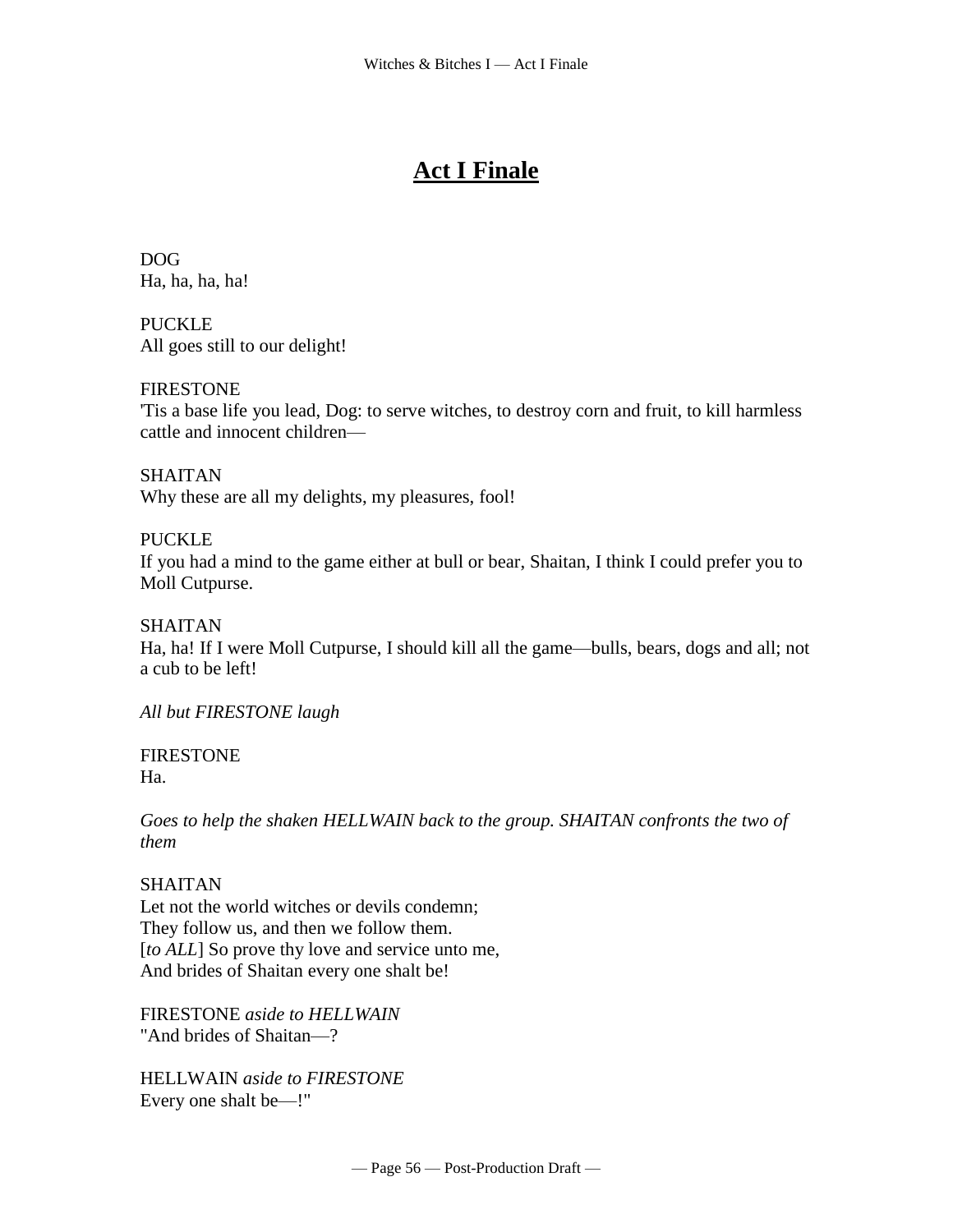# **Act I Finale**

DOG
Ha, ha, ha, ha!

PUCKLE
All goes still to our delight!

FIRESTONE
'Tis a base life you lead, Dog: to serve witches, to destroy corn and fruit, to kill harmless cattle and innocent children—

SHAITAN
Why these are all my delights, my pleasures, fool!

PUCKLE
If you had a mind to the game either at bull or bear, Shaitan, I think I could prefer you to Moll Cutpurse.

SHAITAN
Ha, ha! If I were Moll Cutpurse, I should kill all the game—bulls, bears, dogs and all; not a cub to be left!

*All but FIRESTONE laugh*

FIRESTONE
Ha.

*Goes to help the shaken HELLWAIN back to the group. SHAITAN confronts the two of them*

SHAITAN
Let not the world witches or devils condemn;
They follow us, and then we follow them.
[*to ALL*] So prove thy love and service unto me,
And brides of Shaitan every one shalt be!

FIRESTONE *aside to HELLWAIN*
"And brides of Shaitan—?

HELLWAIN *aside to FIRESTONE*
Every one shalt be—!"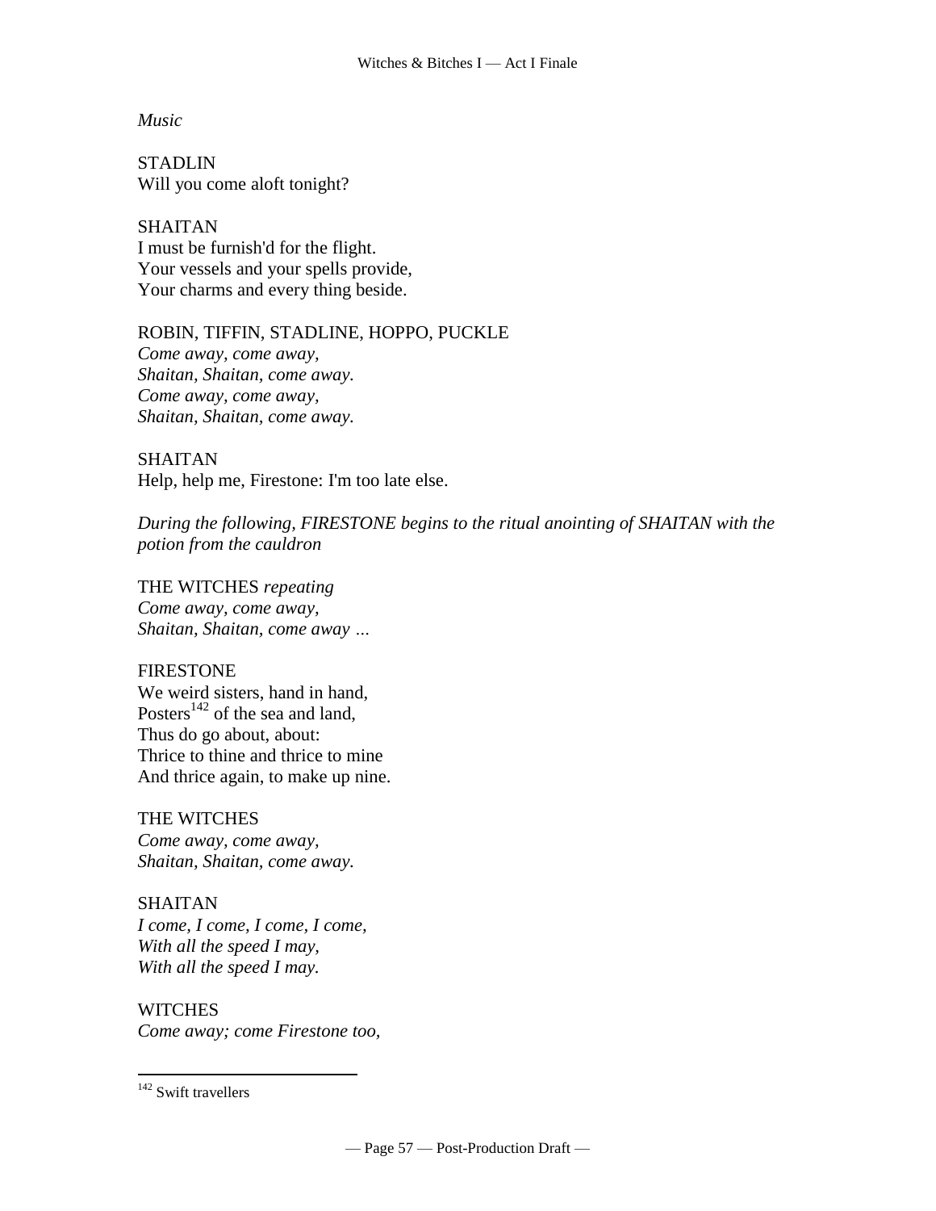*Music*

STADLIN
Will you come aloft tonight?

SHAITAN
I must be furnish'd for the flight.
Your vessels and your spells provide,
Your charms and every thing beside.

ROBIN, TIFFIN, STADLINE, HOPPO, PUCKLE
*Come away, come away,*
*Shaitan, Shaitan, come away.*
*Come away, come away,*
*Shaitan, Shaitan, come away.*

SHAITAN
Help, help me, Firestone: I'm too late else.

*During the following, FIRESTONE begins to the ritual anointing of SHAITAN with the potion from the cauldron*

THE WITCHES *repeating*
*Come away, come away,*
*Shaitan, Shaitan, come away …*

FIRESTONE
We weird sisters, hand in hand,
Posters[142] of the sea and land,
Thus do go about, about:
Thrice to thine and thrice to mine
And thrice again, to make up nine.

THE WITCHES
*Come away, come away,*
*Shaitan, Shaitan, come away.*

SHAITAN
*I come, I come, I come, I come,*
*With all the speed I may,*
*With all the speed I may.*

WITCHES
*Come away; come Firestone too,*

---

[142] Swift travellers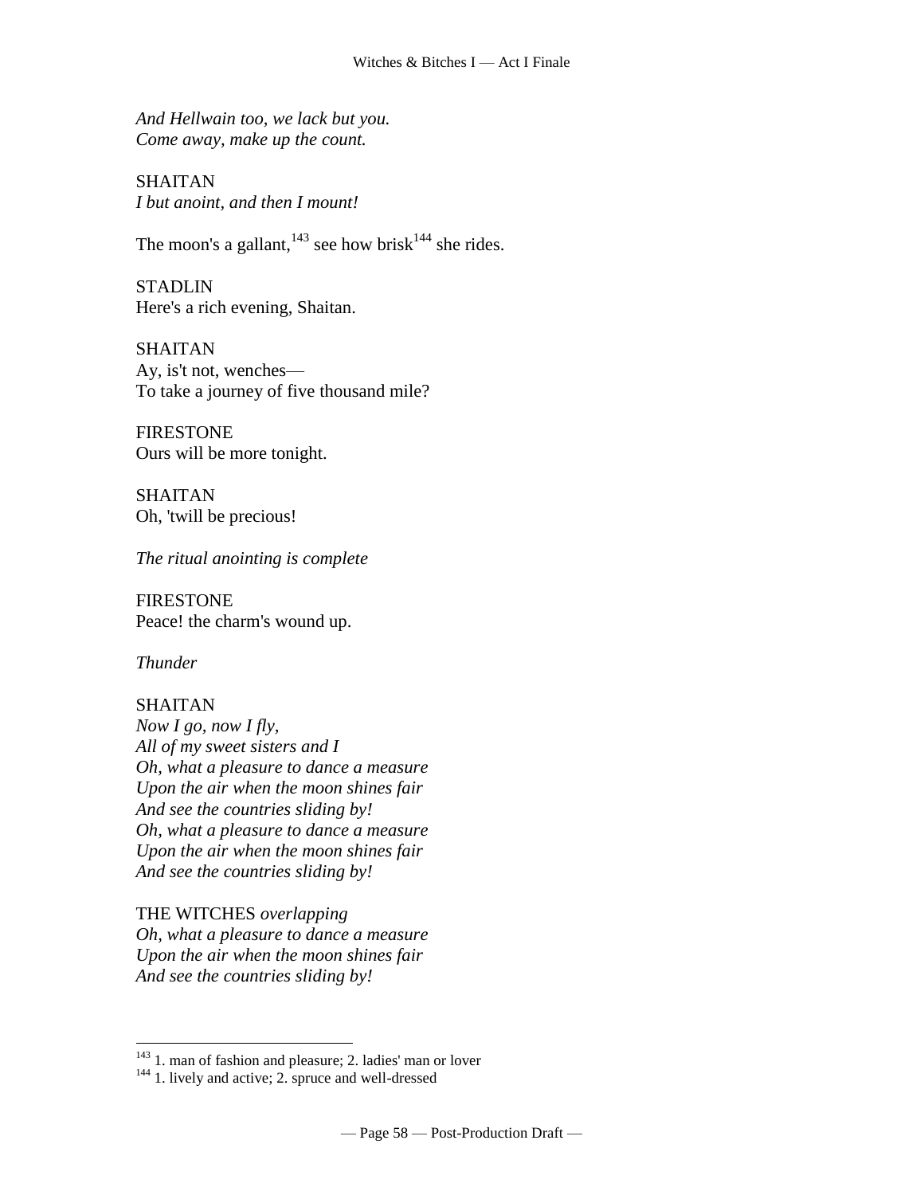*And Hellwain too, we lack but you.*
*Come away, make up the count.*

SHAITAN
*I but anoint, and then I mount!*

The moon's a gallant,[143] see how brisk[144] she rides.

STADLIN
Here's a rich evening, Shaitan.

SHAITAN
Ay, is't not, wenches—
To take a journey of five thousand mile?

FIRESTONE
Ours will be more tonight.

SHAITAN
Oh, 'twill be precious!

*The ritual anointing is complete*

FIRESTONE
Peace! the charm's wound up.

*Thunder*

SHAITAN
*Now I go, now I fly,*
*All of my sweet sisters and I*
*Oh, what a pleasure to dance a measure*
*Upon the air when the moon shines fair*
*And see the countries sliding by!*
*Oh, what a pleasure to dance a measure*
*Upon the air when the moon shines fair*
*And see the countries sliding by!*

THE WITCHES *overlapping*
*Oh, what a pleasure to dance a measure*
*Upon the air when the moon shines fair*
*And see the countries sliding by!*

---

[143] 1. man of fashion and pleasure; 2. ladies' man or lover
[144] 1. lively and active; 2. spruce and well-dressed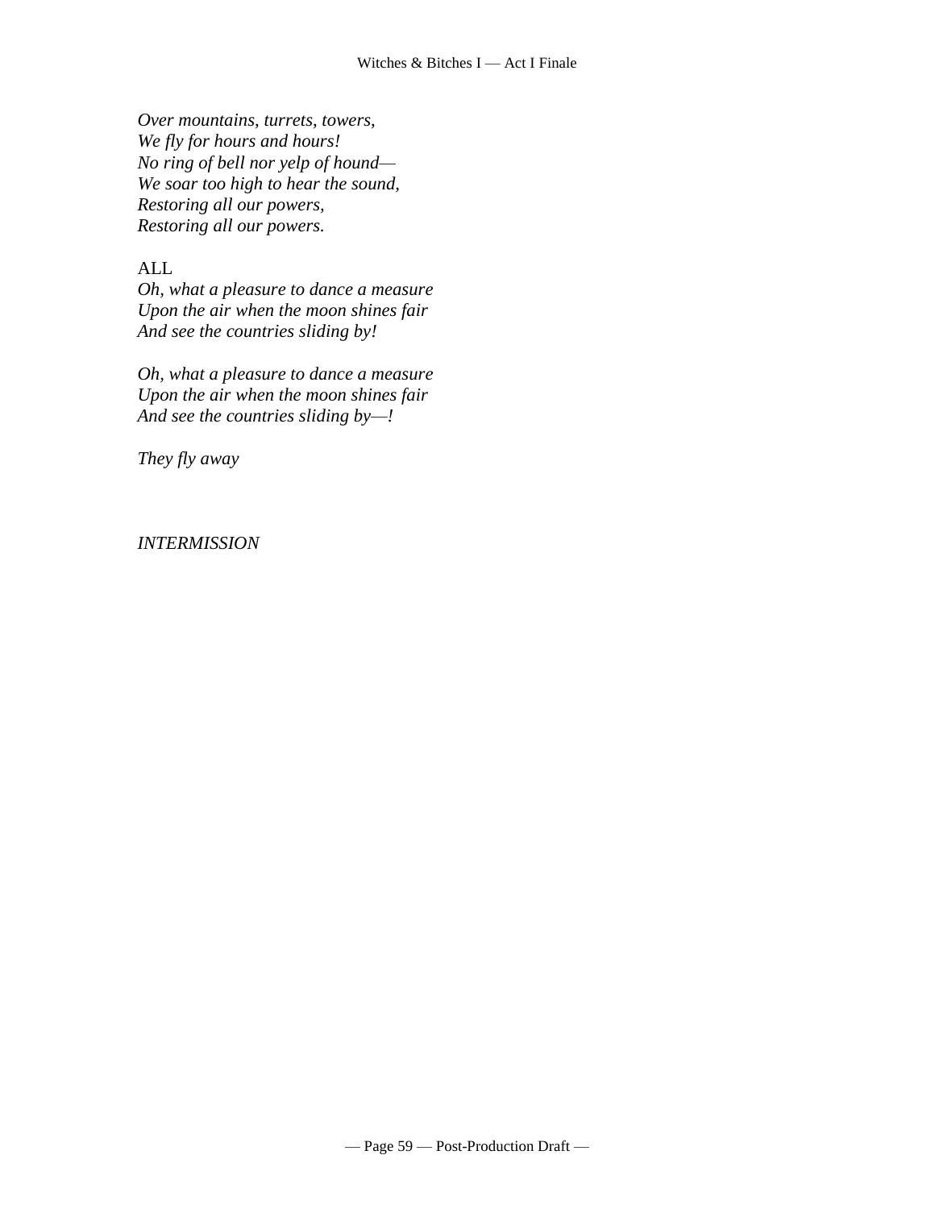*Over mountains, turrets, towers,*
*We fly for hours and hours!*
*No ring of bell nor yelp of hound—*
*We soar too high to hear the sound,*
*Restoring all our powers,*
*Restoring all our powers.*

ALL
*Oh, what a pleasure to dance a measure*
*Upon the air when the moon shines fair*
*And see the countries sliding by!*

*Oh, what a pleasure to dance a measure*
*Upon the air when the moon shines fair*
*And see the countries sliding by—!*

*They fly away*

*INTERMISSION*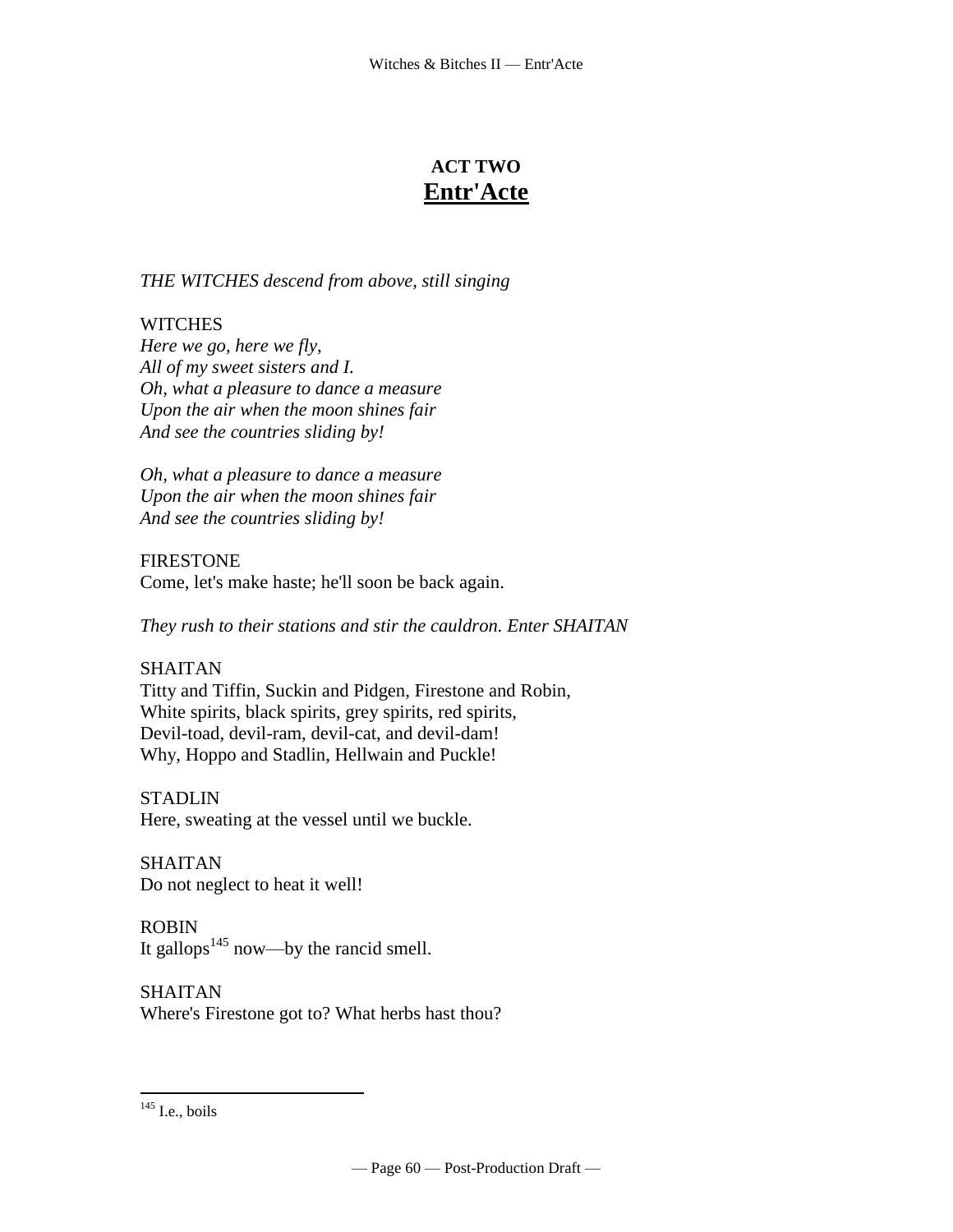# ACT TWO
## Entr'Acte

*THE WITCHES descend from above, still singing*

WITCHES
*Here we go, here we fly,*
*All of my sweet sisters and I.*
*Oh, what a pleasure to dance a measure*
*Upon the air when the moon shines fair*
*And see the countries sliding by!*

*Oh, what a pleasure to dance a measure*
*Upon the air when the moon shines fair*
*And see the countries sliding by!*

FIRESTONE
Come, let's make haste; he'll soon be back again.

*They rush to their stations and stir the cauldron. Enter SHAITAN*

SHAITAN
Titty and Tiffin, Suckin and Pidgen, Firestone and Robin,
White spirits, black spirits, grey spirits, red spirits,
Devil-toad, devil-ram, devil-cat, and devil-dam!
Why, Hoppo and Stadlin, Hellwain and Puckle!

STADLIN
Here, sweating at the vessel until we buckle.

SHAITAN
Do not neglect to heat it well!

ROBIN
It gallops[145] now—by the rancid smell.

SHAITAN
Where's Firestone got to? What herbs hast thou?

---

[145] I.e., boils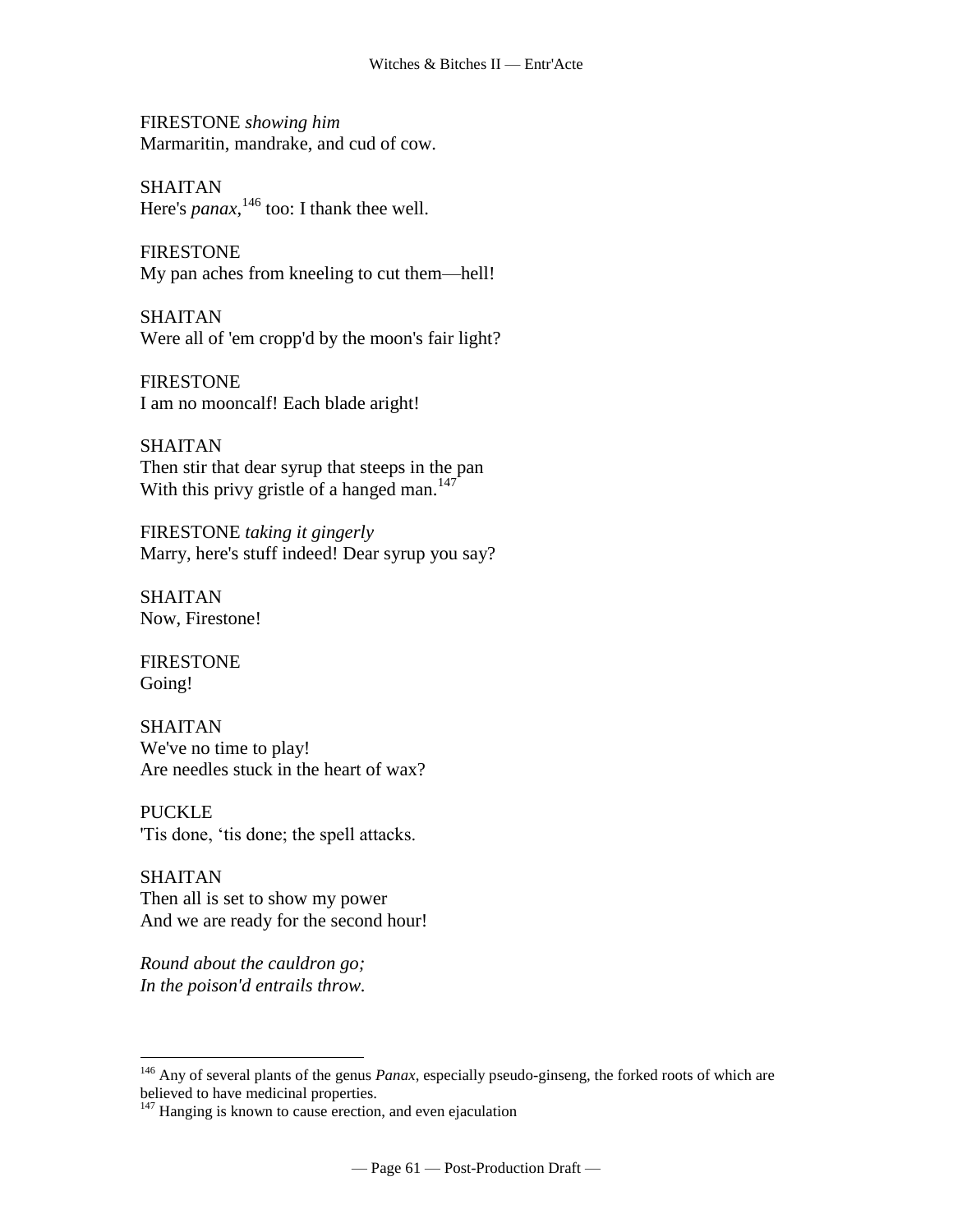FIRESTONE *showing him*
Marmaritin, mandrake, and cud of cow.

SHAITAN
Here's *panax*,[146] too: I thank thee well.

FIRESTONE
My pan aches from kneeling to cut them—hell!

SHAITAN
Were all of 'em cropp'd by the moon's fair light?

FIRESTONE
I am no mooncalf! Each blade aright!

SHAITAN
Then stir that dear syrup that steeps in the pan
With this privy gristle of a hanged man.[147]

FIRESTONE *taking it gingerly*
Marry, here's stuff indeed! Dear syrup you say?

SHAITAN
Now, Firestone!

FIRESTONE
Going!

SHAITAN
We've no time to play!
Are needles stuck in the heart of wax?

PUCKLE
'Tis done, 'tis done; the spell attacks.

SHAITAN
Then all is set to show my power
And we are ready for the second hour!

*Round about the cauldron go;*
*In the poison'd entrails throw.*

---

[146] Any of several plants of the genus *Panax*, especially pseudo-ginseng, the forked roots of which are believed to have medicinal properties.

[147] Hanging is known to cause erection, and even ejaculation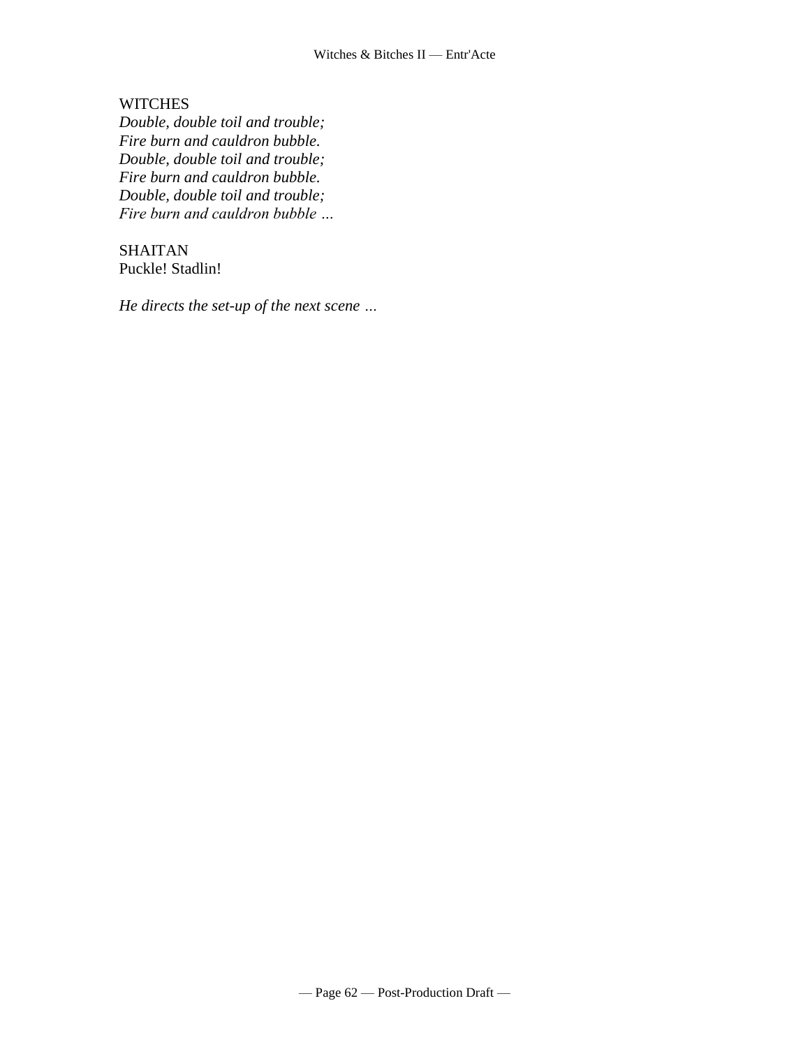WITCHES
*Double, double toil and trouble;*
*Fire burn and cauldron bubble.*
*Double, double toil and trouble;*
*Fire burn and cauldron bubble.*
*Double, double toil and trouble;*
*Fire burn and cauldron bubble …*

SHAITAN
Puckle! Stadlin!

*He directs the set-up of the next scene …*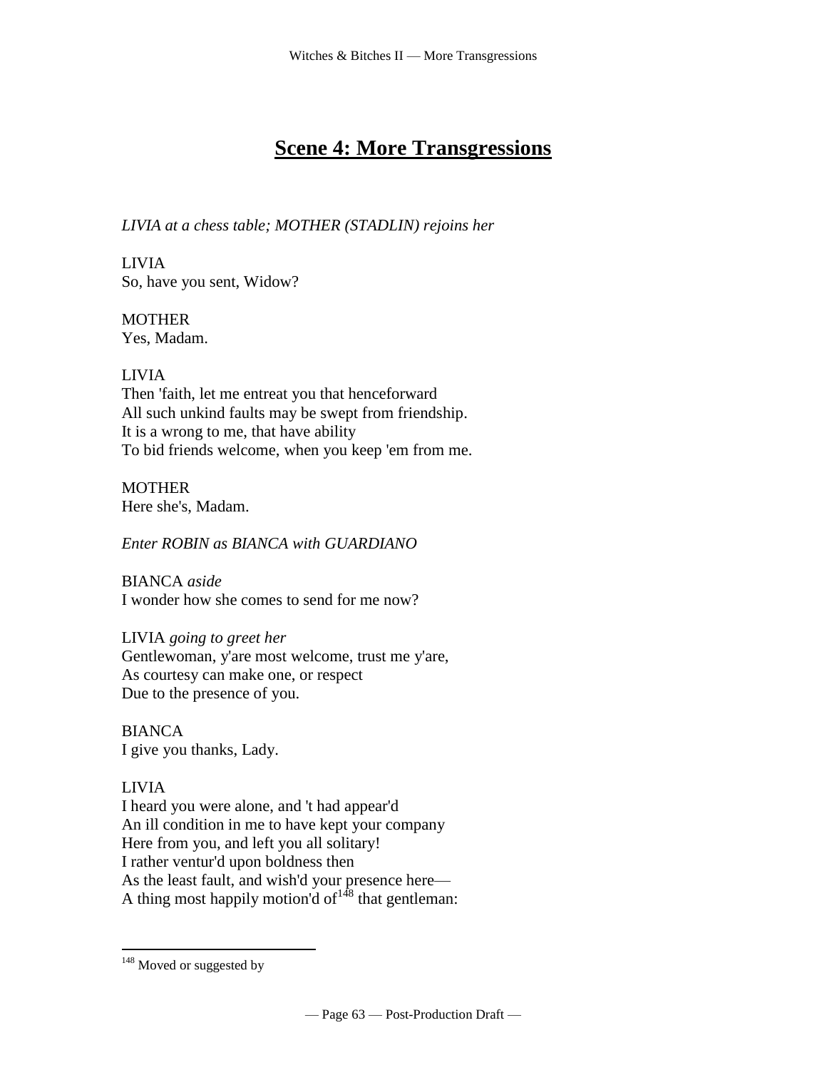# Scene 4: More Transgressions

*LIVIA at a chess table; MOTHER (STADLIN) rejoins her*

LIVIA
So, have you sent, Widow?

MOTHER
Yes, Madam.

LIVIA
Then 'faith, let me entreat you that henceforward
All such unkind faults may be swept from friendship.
It is a wrong to me, that have ability
To bid friends welcome, when you keep 'em from me.

MOTHER
Here she's, Madam.

*Enter ROBIN as BIANCA with GUARDIANO*

BIANCA *aside*
I wonder how she comes to send for me now?

LIVIA *going to greet her*
Gentlewoman, y'are most welcome, trust me y'are,
As courtesy can make one, or respect
Due to the presence of you.

BIANCA
I give you thanks, Lady.

LIVIA
I heard you were alone, and 't had appear'd
An ill condition in me to have kept your company
Here from you, and left you all solitary!
I rather ventur'd upon boldness then
As the least fault, and wish'd your presence here—
A thing most happily motion'd of[148] that gentleman:

---

[148] Moved or suggested by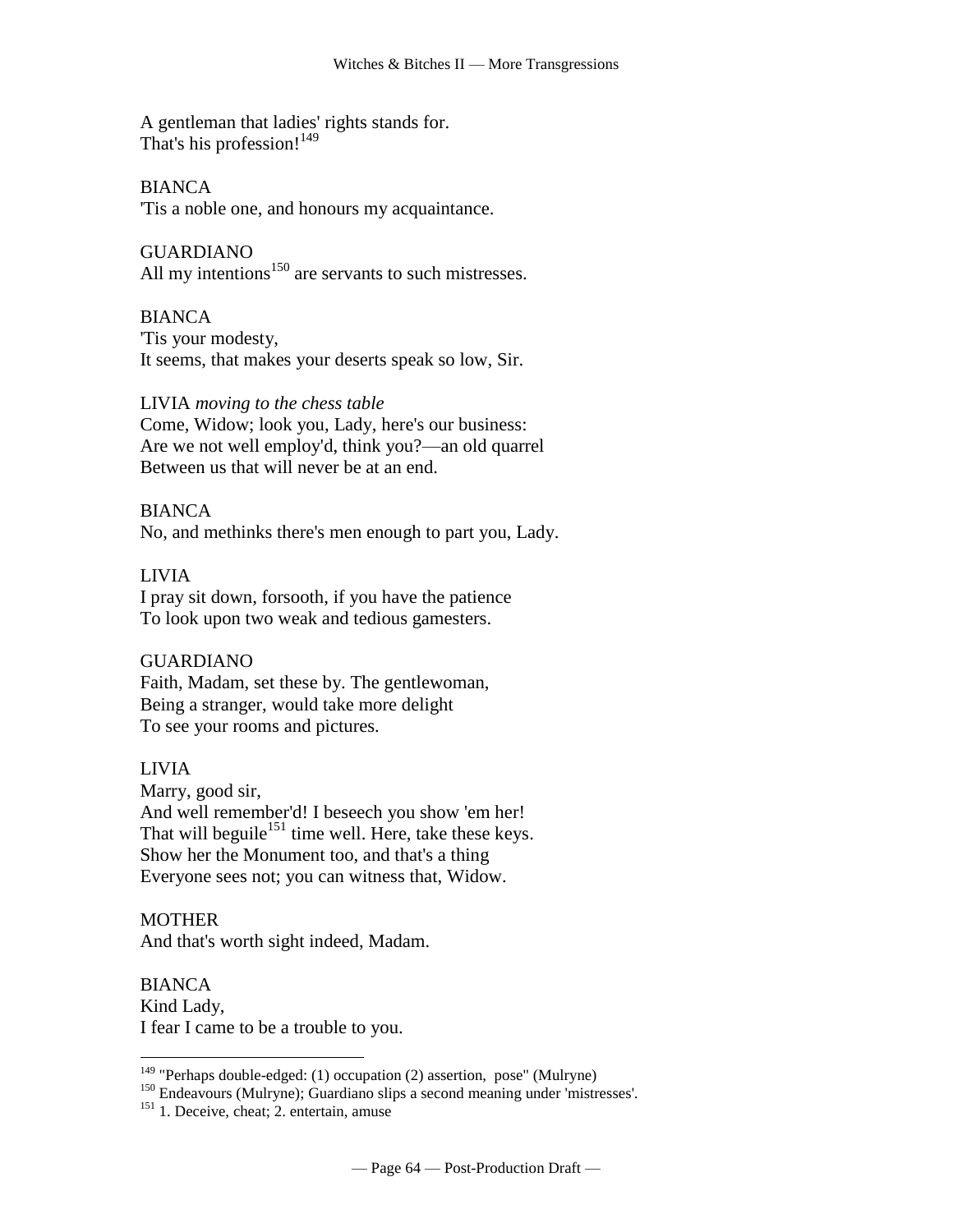A gentleman that ladies' rights stands for.
That's his profession![149]

BIANCA
'Tis a noble one, and honours my acquaintance.

GUARDIANO
All my intentions[150] are servants to such mistresses.

BIANCA
'Tis your modesty,
It seems, that makes your deserts speak so low, Sir.

LIVIA *moving to the chess table*
Come, Widow; look you, Lady, here's our business:
Are we not well employ'd, think you?—an old quarrel
Between us that will never be at an end.

BIANCA
No, and methinks there's men enough to part you, Lady.

LIVIA
I pray sit down, forsooth, if you have the patience
To look upon two weak and tedious gamesters.

GUARDIANO
Faith, Madam, set these by. The gentlewoman,
Being a stranger, would take more delight
To see your rooms and pictures.

LIVIA
Marry, good sir,
And well remember'd! I beseech you show 'em her!
That will beguile[151] time well. Here, take these keys.
Show her the Monument too, and that's a thing
Everyone sees not; you can witness that, Widow.

MOTHER
And that's worth sight indeed, Madam.

BIANCA
Kind Lady,
I fear I came to be a trouble to you.

---

[149] "Perhaps double-edged: (1) occupation (2) assertion, pose" (Mulryne)

[150] Endeavours (Mulryne); Guardiano slips a second meaning under 'mistresses'.

[151] 1. Deceive, cheat; 2. entertain, amuse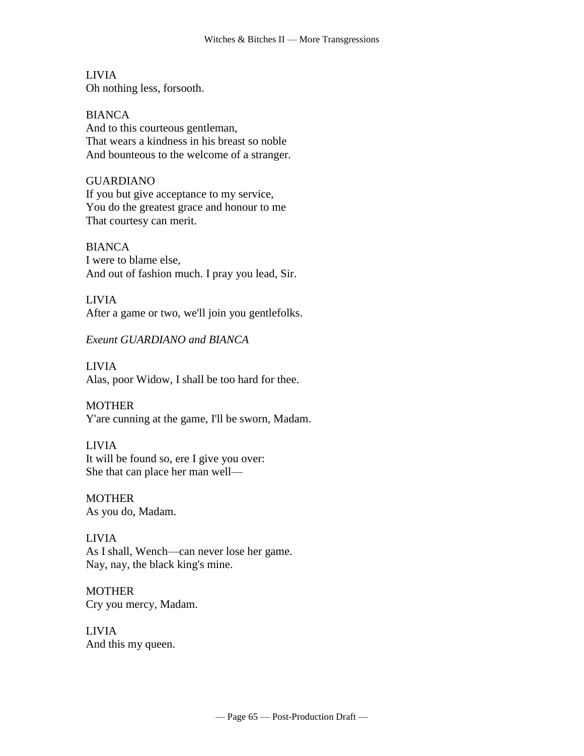LIVIA
Oh nothing less, forsooth.

BIANCA
And to this courteous gentleman,
That wears a kindness in his breast so noble
And bounteous to the welcome of a stranger.

GUARDIANO
If you but give acceptance to my service,
You do the greatest grace and honour to me
That courtesy can merit.

BIANCA
I were to blame else,
And out of fashion much. I pray you lead, Sir.

LIVIA
After a game or two, we'll join you gentlefolks.

*Exeunt GUARDIANO and BIANCA*

LIVIA
Alas, poor Widow, I shall be too hard for thee.

MOTHER
Y'are cunning at the game, I'll be sworn, Madam.

LIVIA
It will be found so, ere I give you over:
She that can place her man well—

MOTHER
As you do, Madam.

LIVIA
As I shall, Wench—can never lose her game.
Nay, nay, the black king's mine.

MOTHER
Cry you mercy, Madam.

LIVIA
And this my queen.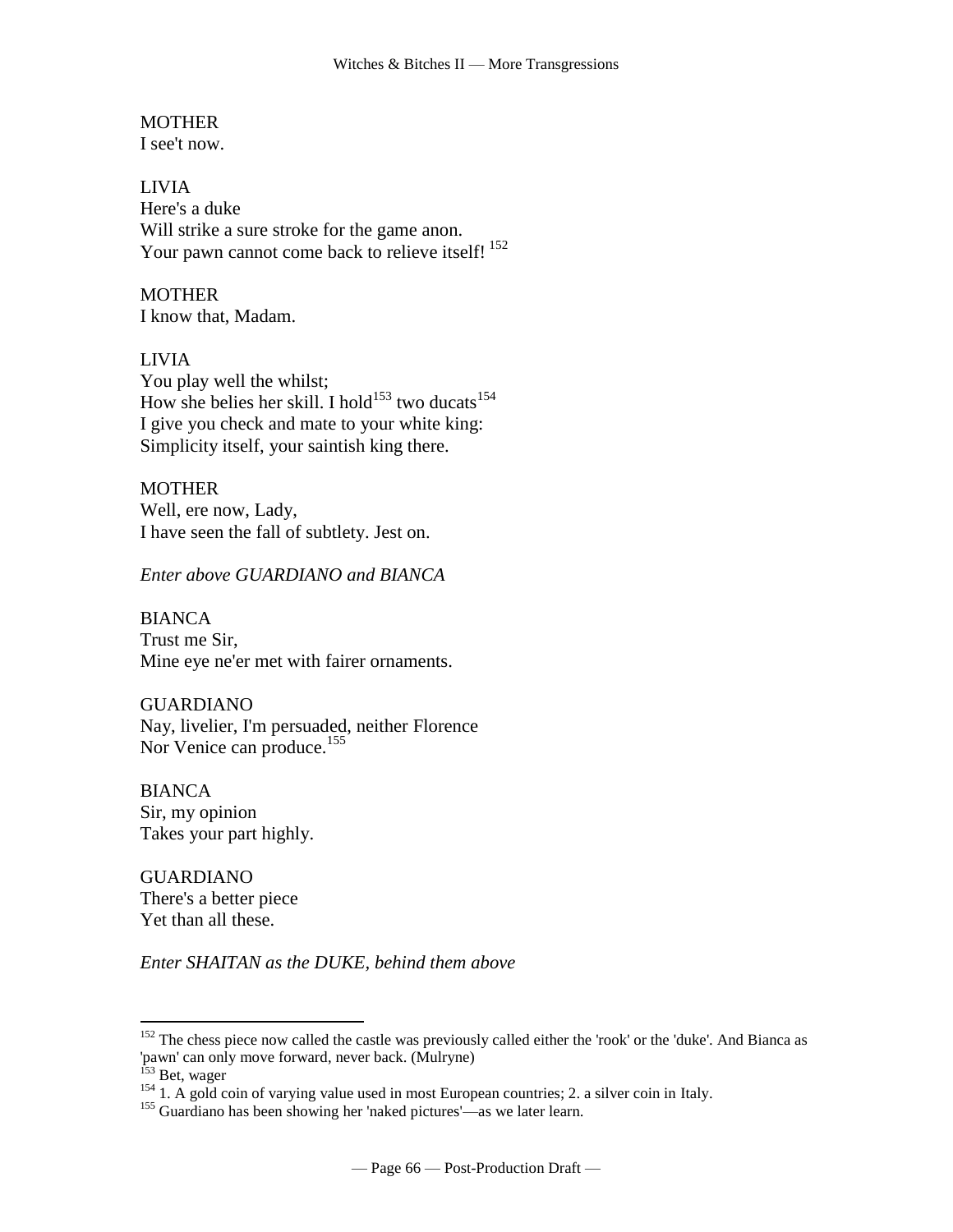MOTHER
I see't now.

LIVIA
Here's a duke
Will strike a sure stroke for the game anon.
Your pawn cannot come back to relieve itself! [152]

MOTHER
I know that, Madam.

LIVIA
You play well the whilst;
How she belies her skill. I hold[153] two ducats[154]
I give you check and mate to your white king:
Simplicity itself, your saintish king there.

MOTHER
Well, ere now, Lady,
I have seen the fall of subtlety. Jest on.

*Enter above GUARDIANO and BIANCA*

BIANCA
Trust me Sir,
Mine eye ne'er met with fairer ornaments.

GUARDIANO
Nay, livelier, I'm persuaded, neither Florence
Nor Venice can produce.[155]

BIANCA
Sir, my opinion
Takes your part highly.

GUARDIANO
There's a better piece
Yet than all these.

*Enter SHAITAN as the DUKE, behind them above*

---

[152] The chess piece now called the castle was previously called either the 'rook' or the 'duke'. And Bianca as 'pawn' can only move forward, never back. (Mulryne)

[153] Bet, wager

[154] 1. A gold coin of varying value used in most European countries; 2. a silver coin in Italy.

[155] Guardiano has been showing her 'naked pictures'—as we later learn.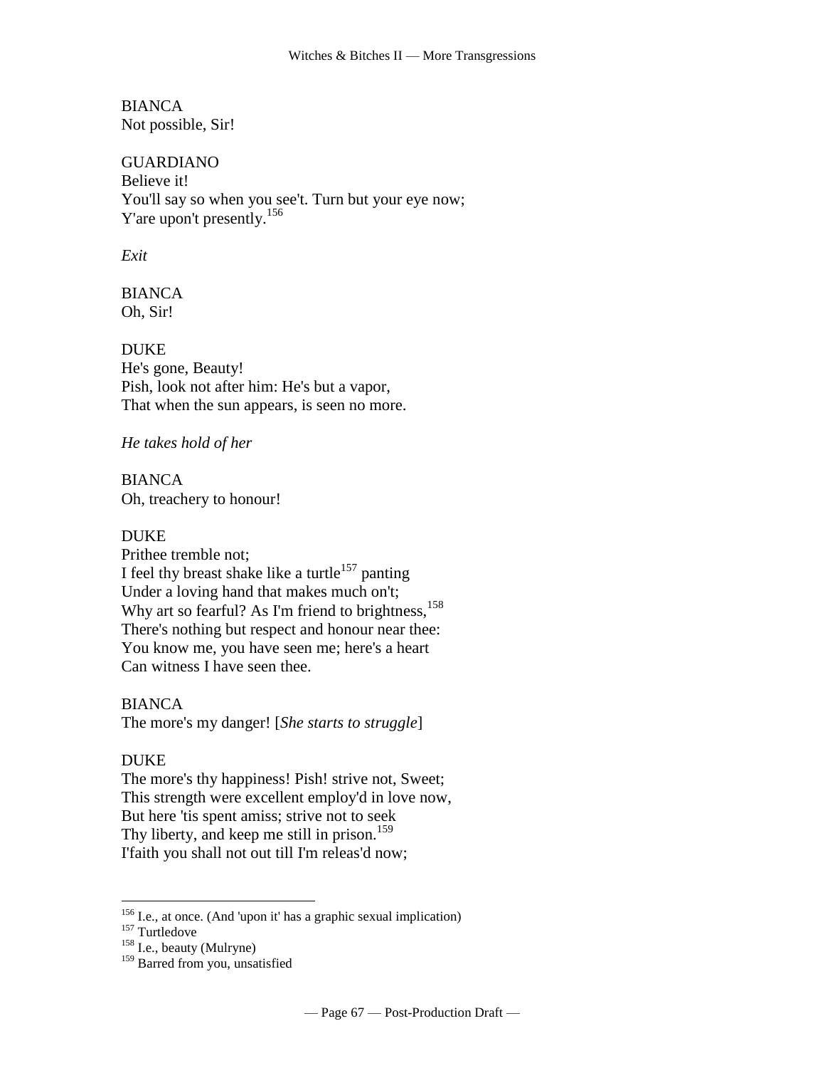BIANCA
Not possible, Sir!

GUARDIANO
Believe it!
You'll say so when you see't. Turn but your eye now;
Y'are upon't presently.[156]

*Exit*

BIANCA
Oh, Sir!

DUKE
He's gone, Beauty!
Pish, look not after him: He's but a vapor,
That when the sun appears, is seen no more.

*He takes hold of her*

BIANCA
Oh, treachery to honour!

DUKE
Prithee tremble not;
I feel thy breast shake like a turtle[157] panting
Under a loving hand that makes much on't;
Why art so fearful? As I'm friend to brightness,[158]
There's nothing but respect and honour near thee:
You know me, you have seen me; here's a heart
Can witness I have seen thee.

BIANCA
The more's my danger! [*She starts to struggle*]

DUKE
The more's thy happiness! Pish! strive not, Sweet;
This strength were excellent employ'd in love now,
But here 'tis spent amiss; strive not to seek
Thy liberty, and keep me still in prison.[159]
I'faith you shall not out till I'm releas'd now;

---

[156] I.e., at once. (And 'upon it' has a graphic sexual implication)
[157] Turtledove
[158] I.e., beauty (Mulryne)
[159] Barred from you, unsatisfied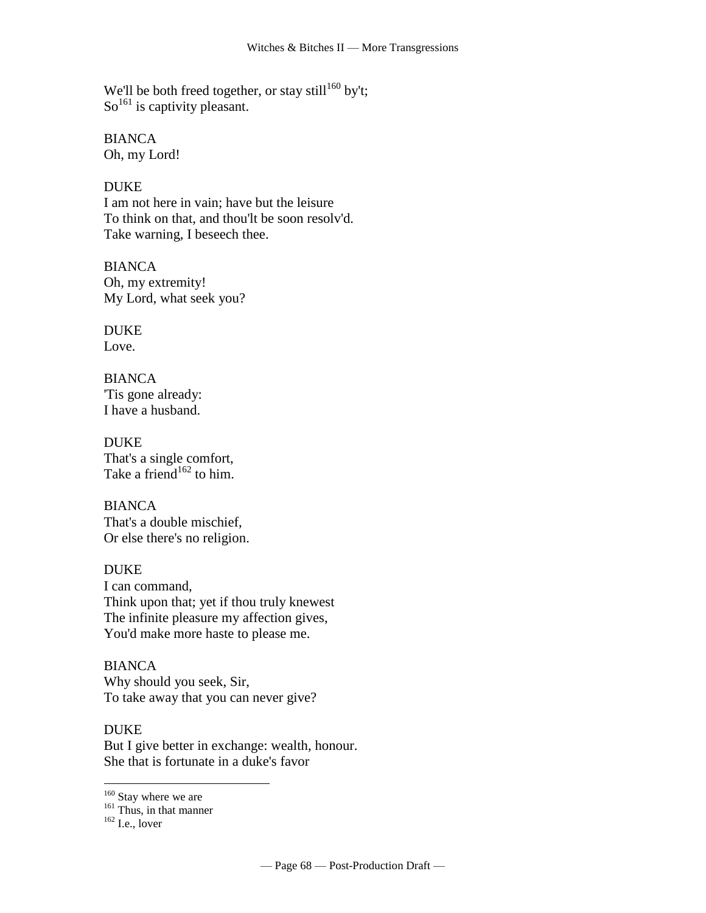We'll be both freed together, or stay still[160] by't;
So[161] is captivity pleasant.

BIANCA
Oh, my Lord!

DUKE
I am not here in vain; have but the leisure
To think on that, and thou'lt be soon resolv'd.
Take warning, I beseech thee.

BIANCA
Oh, my extremity!
My Lord, what seek you?

DUKE
Love.

BIANCA
'Tis gone already:
I have a husband.

DUKE
That's a single comfort,
Take a friend[162] to him.

BIANCA
That's a double mischief,
Or else there's no religion.

DUKE
I can command,
Think upon that; yet if thou truly knewest
The infinite pleasure my affection gives,
You'd make more haste to please me.

BIANCA
Why should you seek, Sir,
To take away that you can never give?

DUKE
But I give better in exchange: wealth, honour.
She that is fortunate in a duke's favor

---

[160] Stay where we are
[161] Thus, in that manner
[162] I.e., lover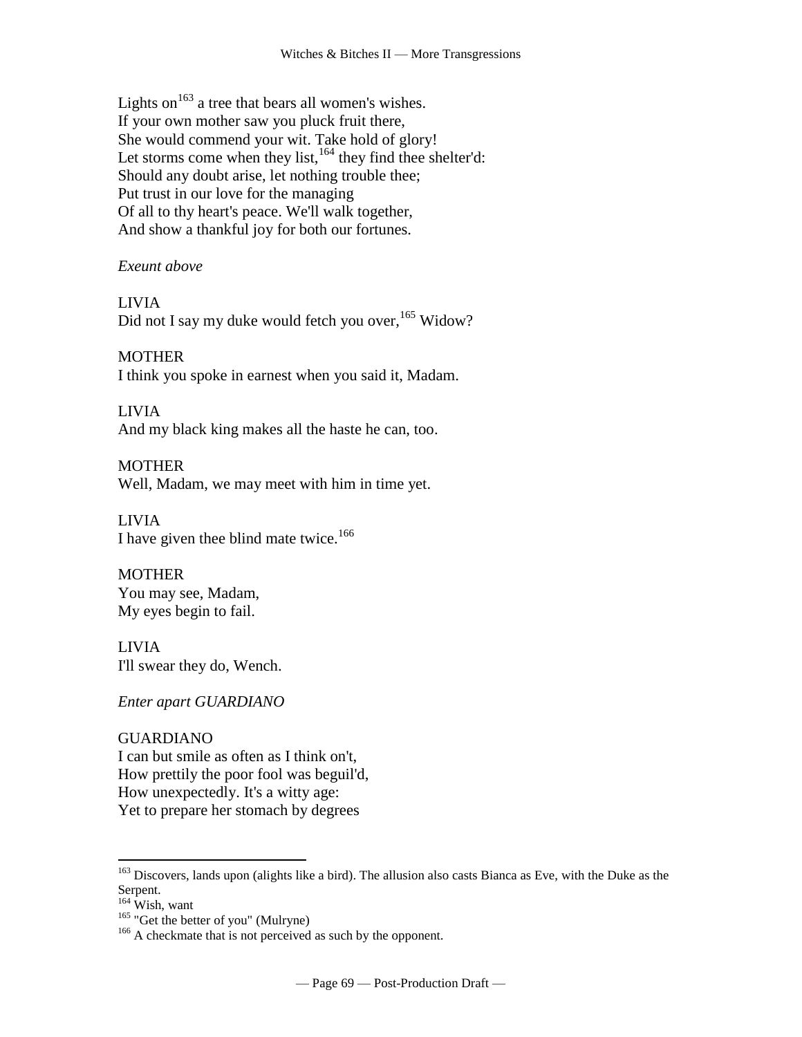Lights on[163] a tree that bears all women's wishes.
If your own mother saw you pluck fruit there,
She would commend your wit. Take hold of glory!
Let storms come when they list,[164] they find thee shelter'd:
Should any doubt arise, let nothing trouble thee;
Put trust in our love for the managing
Of all to thy heart's peace. We'll walk together,
And show a thankful joy for both our fortunes.

*Exeunt above*

LIVIA
Did not I say my duke would fetch you over,[165] Widow?

MOTHER
I think you spoke in earnest when you said it, Madam.

LIVIA
And my black king makes all the haste he can, too.

MOTHER
Well, Madam, we may meet with him in time yet.

LIVIA
I have given thee blind mate twice.[166]

MOTHER
You may see, Madam,
My eyes begin to fail.

LIVIA
I'll swear they do, Wench.

*Enter apart GUARDIANO*

GUARDIANO
I can but smile as often as I think on't,
How prettily the poor fool was beguil'd,
How unexpectedly. It's a witty age:
Yet to prepare her stomach by degrees

---

[163] Discovers, lands upon (alights like a bird). The allusion also casts Bianca as Eve, with the Duke as the Serpent.

[164] Wish, want

[165] "Get the better of you" (Mulryne)

[166] A checkmate that is not perceived as such by the opponent.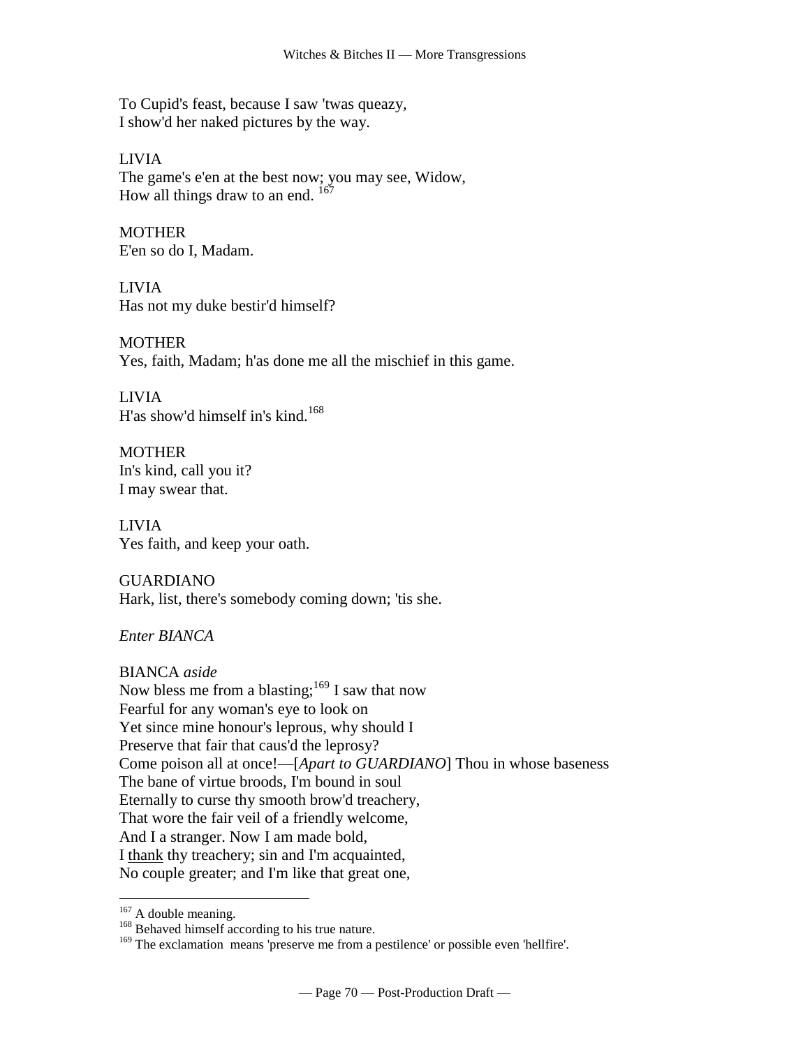To Cupid's feast, because I saw 'twas queazy,
I show'd her naked pictures by the way.

LIVIA
The game's e'en at the best now; you may see, Widow,
How all things draw to an end. [167]

MOTHER
E'en so do I, Madam.

LIVIA
Has not my duke bestir'd himself?

MOTHER
Yes, faith, Madam; h'as done me all the mischief in this game.

LIVIA
H'as show'd himself in's kind.[168]

MOTHER
In's kind, call you it?
I may swear that.

LIVIA
Yes faith, and keep your oath.

GUARDIANO
Hark, list, there's somebody coming down; 'tis she.

*Enter BIANCA*

BIANCA *aside*
Now bless me from a blasting;[169] I saw that now
Fearful for any woman's eye to look on
Yet since mine honour's leprous, why should I
Preserve that fair that caus'd the leprosy?
Come poison all at once!—[*Apart to GUARDIANO*] Thou in whose baseness
The bane of virtue broods, I'm bound in soul
Eternally to curse thy smooth brow'd treachery,
That wore the fair veil of a friendly welcome,
And I a stranger. Now I am made bold,
I thank thy treachery; sin and I'm acquainted,
No couple greater; and I'm like that great one,

---

[167] A double meaning.
[168] Behaved himself according to his true nature.
[169] The exclamation means 'preserve me from a pestilence' or possible even 'hellfire'.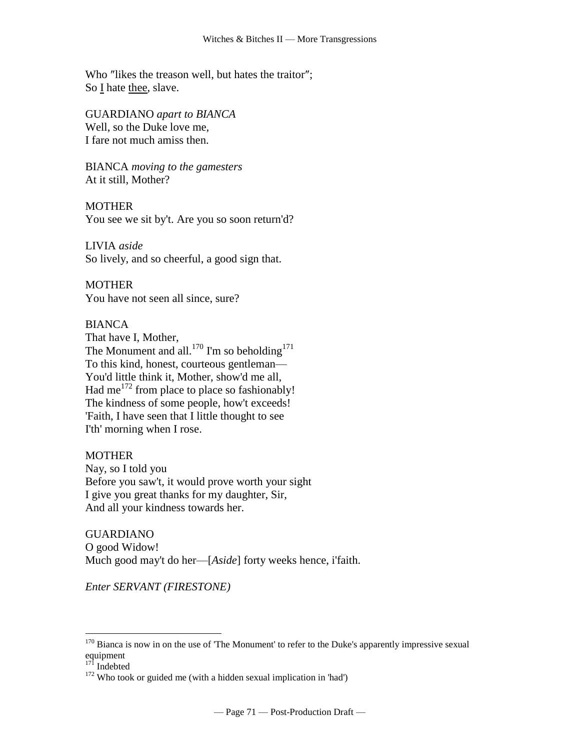Who ″likes the treason well, but hates the traitor″;
So <u>I</u> hate <u>thee</u>, slave.

GUARDIANO *apart to BIANCA*
Well, so the Duke love me,
I fare not much amiss then.

BIANCA *moving to the gamesters*
At it still, Mother?

MOTHER
You see we sit by't. Are you so soon return'd?

LIVIA *aside*
So lively, and so cheerful, a good sign that.

MOTHER
You have not seen all since, sure?

BIANCA
That have I, Mother,
The Monument and all.[170] I'm so beholding[171]
To this kind, honest, courteous gentleman—
You'd little think it, Mother, show'd me all,
Had me[172] from place to place so fashionably!
The kindness of some people, how't exceeds!
'Faith, I have seen that I little thought to see
I'th' morning when I rose.

MOTHER
Nay, so I told you
Before you saw't, it would prove worth your sight
I give you great thanks for my daughter, Sir,
And all your kindness towards her.

GUARDIANO
O good Widow!
Much good may't do her—[*Aside*] forty weeks hence, i'faith.

*Enter SERVANT (FIRESTONE)*

---

[170] Bianca is now in on the use of 'The Monument' to refer to the Duke's apparently impressive sexual equipment

[171] Indebted

[172] Who took or guided me (with a hidden sexual implication in 'had')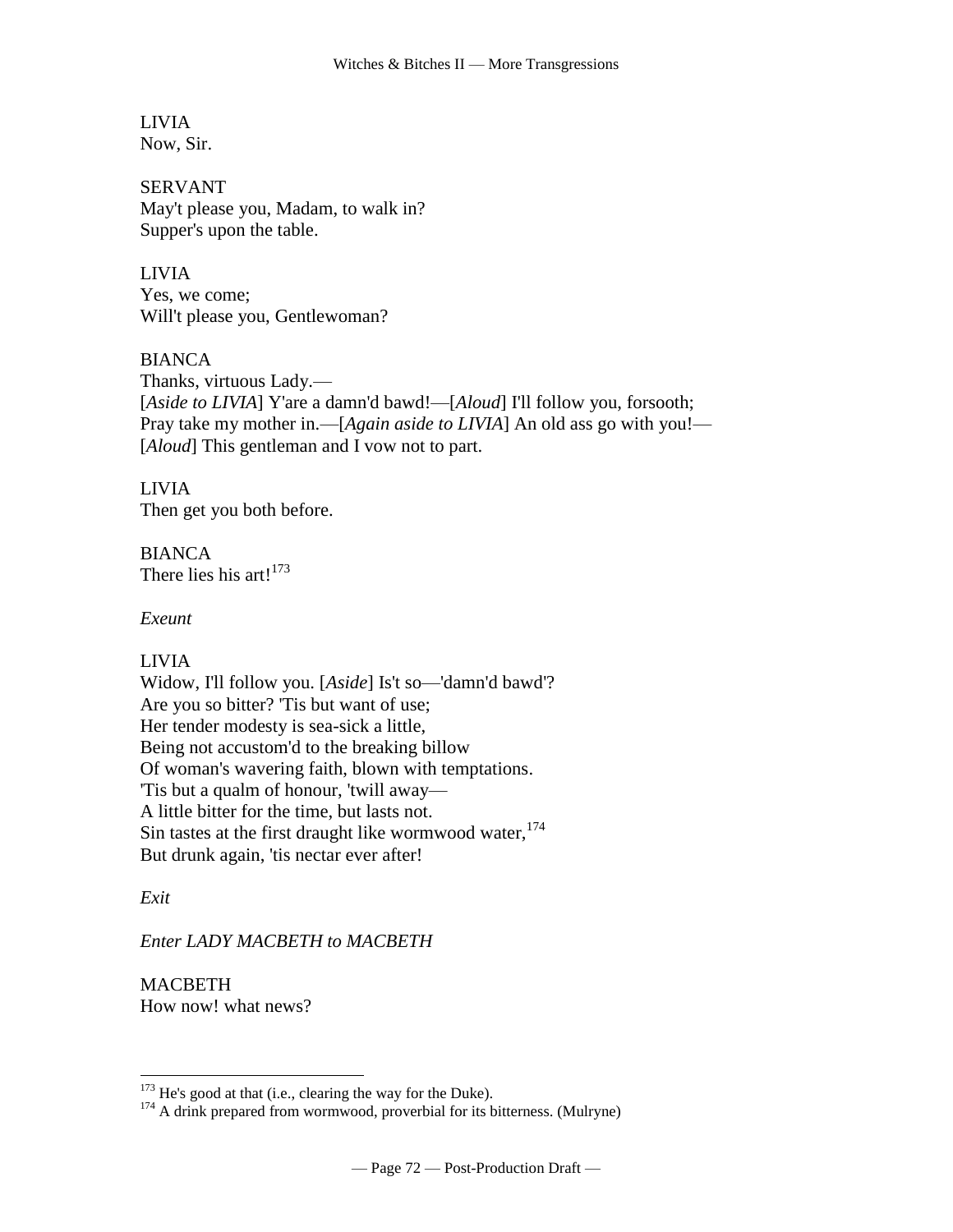LIVIA
Now, Sir.

SERVANT
May't please you, Madam, to walk in?
Supper's upon the table.

LIVIA
Yes, we come;
Will't please you, Gentlewoman?

BIANCA
Thanks, virtuous Lady.—
[*Aside to LIVIA*] Y'are a damn'd bawd!—[*Aloud*] I'll follow you, forsooth;
Pray take my mother in.—[*Again aside to LIVIA*] An old ass go with you!—
[*Aloud*] This gentleman and I vow not to part.

LIVIA
Then get you both before.

BIANCA
There lies his art![173]

*Exeunt*

LIVIA
Widow, I'll follow you. [*Aside*] Is't so—'damn'd bawd'?
Are you so bitter? 'Tis but want of use;
Her tender modesty is sea-sick a little,
Being not accustom'd to the breaking billow
Of woman's wavering faith, blown with temptations.
'Tis but a qualm of honour, 'twill away—
A little bitter for the time, but lasts not.
Sin tastes at the first draught like wormwood water,[174]
But drunk again, 'tis nectar ever after!

*Exit*

*Enter LADY MACBETH to MACBETH*

MACBETH
How now! what news?

---

[173] He's good at that (i.e., clearing the way for the Duke).
[174] A drink prepared from wormwood, proverbial for its bitterness. (Mulryne)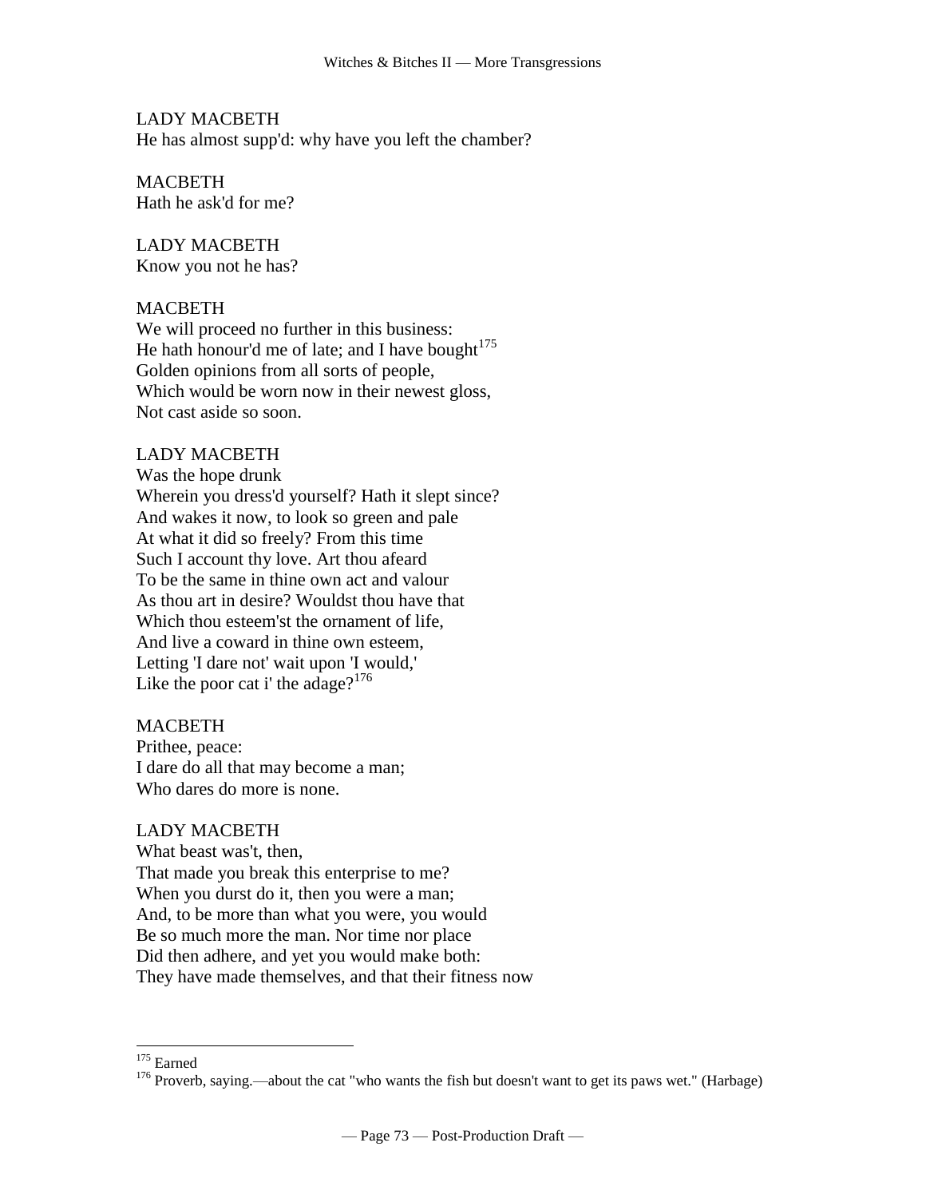LADY MACBETH
He has almost supp'd: why have you left the chamber?

MACBETH
Hath he ask'd for me?

LADY MACBETH
Know you not he has?

MACBETH
We will proceed no further in this business:
He hath honour'd me of late; and I have bought[175]
Golden opinions from all sorts of people,
Which would be worn now in their newest gloss,
Not cast aside so soon.

LADY MACBETH
Was the hope drunk
Wherein you dress'd yourself? Hath it slept since?
And wakes it now, to look so green and pale
At what it did so freely? From this time
Such I account thy love. Art thou afeard
To be the same in thine own act and valour
As thou art in desire? Wouldst thou have that
Which thou esteem'st the ornament of life,
And live a coward in thine own esteem,
Letting 'I dare not' wait upon 'I would,'
Like the poor cat i' the adage?[176]

MACBETH
Prithee, peace:
I dare do all that may become a man;
Who dares do more is none.

LADY MACBETH
What beast was't, then,
That made you break this enterprise to me?
When you durst do it, then you were a man;
And, to be more than what you were, you would
Be so much more the man. Nor time nor place
Did then adhere, and yet you would make both:
They have made themselves, and that their fitness now

---

[175] Earned

[176] Proverb, saying.—about the cat "who wants the fish but doesn't want to get its paws wet." (Harbage)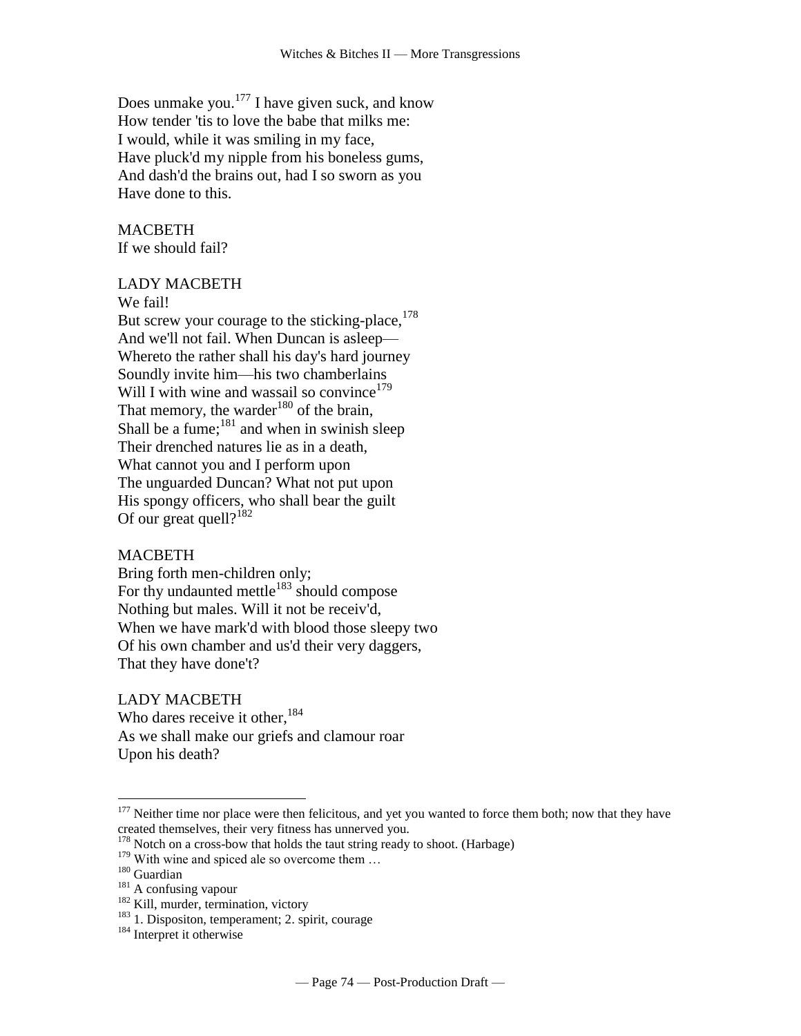Does unmake you.[177] I have given suck, and know
How tender 'tis to love the babe that milks me:
I would, while it was smiling in my face,
Have pluck'd my nipple from his boneless gums,
And dash'd the brains out, had I so sworn as you
Have done to this.

MACBETH
If we should fail?

LADY MACBETH
We fail!
But screw your courage to the sticking-place,[178]
And we'll not fail. When Duncan is asleep—
Whereto the rather shall his day's hard journey
Soundly invite him—his two chamberlains
Will I with wine and wassail so convince[179]
That memory, the warder[180] of the brain,
Shall be a fume;[181] and when in swinish sleep
Their drenched natures lie as in a death,
What cannot you and I perform upon
The unguarded Duncan? What not put upon
His spongy officers, who shall bear the guilt
Of our great quell?[182]

MACBETH
Bring forth men-children only;
For thy undaunted mettle[183] should compose
Nothing but males. Will it not be receiv'd,
When we have mark'd with blood those sleepy two
Of his own chamber and us'd their very daggers,
That they have done't?

LADY MACBETH
Who dares receive it other,[184]
As we shall make our griefs and clamour roar
Upon his death?

---

[177] Neither time nor place were then felicitous, and yet you wanted to force them both; now that they have created themselves, their very fitness has unnerved you.
[178] Notch on a cross-bow that holds the taut string ready to shoot. (Harbage)
[179] With wine and spiced ale so overcome them …
[180] Guardian
[181] A confusing vapour
[182] Kill, murder, termination, victory
[183] 1. Dispositon, temperament; 2. spirit, courage
[184] Interpret it otherwise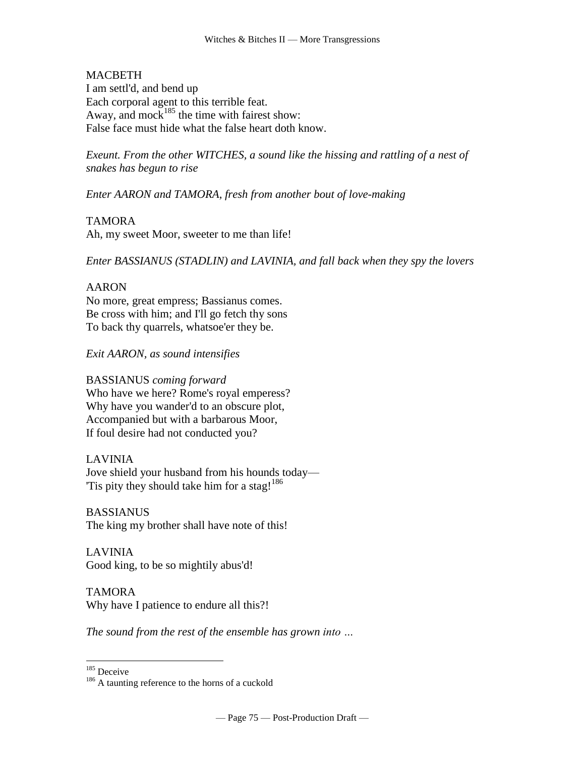MACBETH
I am settl'd, and bend up
Each corporal agent to this terrible feat.
Away, and mock[185] the time with fairest show:
False face must hide what the false heart doth know.

*Exeunt. From the other WITCHES, a sound like the hissing and rattling of a nest of snakes has begun to rise*

*Enter AARON and TAMORA, fresh from another bout of love-making*

TAMORA
Ah, my sweet Moor, sweeter to me than life!

*Enter BASSIANUS (STADLIN) and LAVINIA, and fall back when they spy the lovers*

AARON
No more, great empress; Bassianus comes.
Be cross with him; and I'll go fetch thy sons
To back thy quarrels, whatsoe'er they be.

*Exit AARON, as sound intensifies*

BASSIANUS *coming forward*
Who have we here? Rome's royal emperess?
Why have you wander'd to an obscure plot,
Accompanied but with a barbarous Moor,
If foul desire had not conducted you?

LAVINIA
Jove shield your husband from his hounds today—
'Tis pity they should take him for a stag![186]

BASSIANUS
The king my brother shall have note of this!

LAVINIA
Good king, to be so mightily abus'd!

TAMORA
Why have I patience to endure all this?!

*The sound from the rest of the ensemble has grown into …*

---

[185] Deceive

[186] A taunting reference to the horns of a cuckold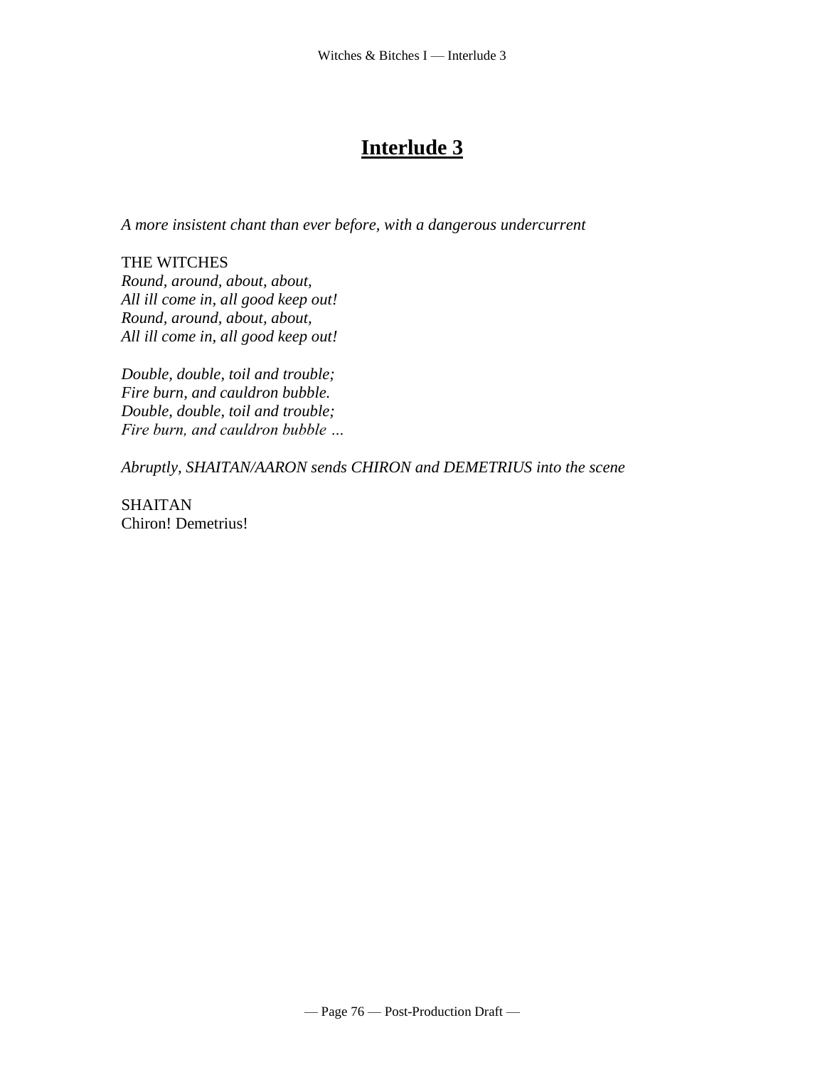# Interlude 3

*A more insistent chant than ever before, with a dangerous undercurrent*

THE WITCHES
*Round, around, about, about,*
*All ill come in, all good keep out!*
*Round, around, about, about,*
*All ill come in, all good keep out!*

*Double, double, toil and trouble;*
*Fire burn, and cauldron bubble.*
*Double, double, toil and trouble;*
*Fire burn, and cauldron bubble …*

*Abruptly, SHAITAN/AARON sends CHIRON and DEMETRIUS into the scene*

SHAITAN
Chiron! Demetrius!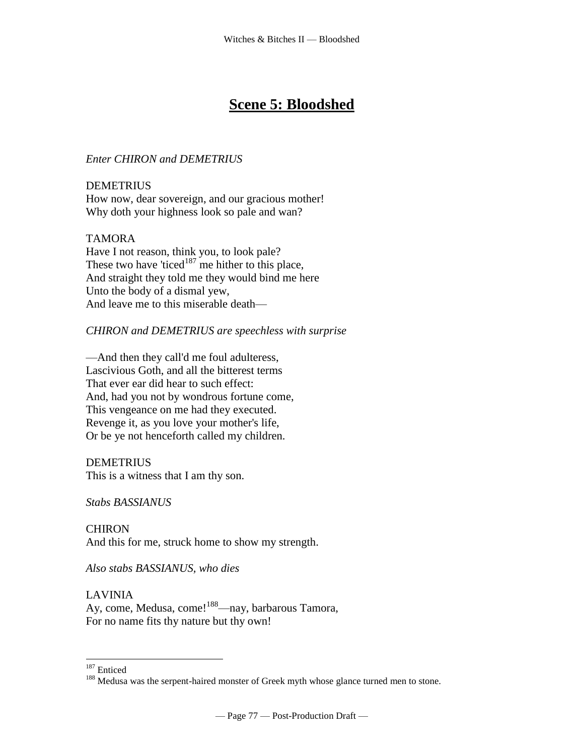## Scene 5: Bloodshed

*Enter CHIRON and DEMETRIUS*

DEMETRIUS
How now, dear sovereign, and our gracious mother!
Why doth your highness look so pale and wan?

TAMORA
Have I not reason, think you, to look pale?
These two have 'ticed[187] me hither to this place,
And straight they told me they would bind me here
Unto the body of a dismal yew,
And leave me to this miserable death—

*CHIRON and DEMETRIUS are speechless with surprise*

—And then they call'd me foul adulteress,
Lascivious Goth, and all the bitterest terms
That ever ear did hear to such effect:
And, had you not by wondrous fortune come,
This vengeance on me had they executed.
Revenge it, as you love your mother's life,
Or be ye not henceforth called my children.

DEMETRIUS
This is a witness that I am thy son.

*Stabs BASSIANUS*

CHIRON
And this for me, struck home to show my strength.

*Also stabs BASSIANUS, who dies*

LAVINIA
Ay, come, Medusa, come![188]—nay, barbarous Tamora,
For no name fits thy nature but thy own!

---

[187] Enticed

[188] Medusa was the serpent-haired monster of Greek myth whose glance turned men to stone.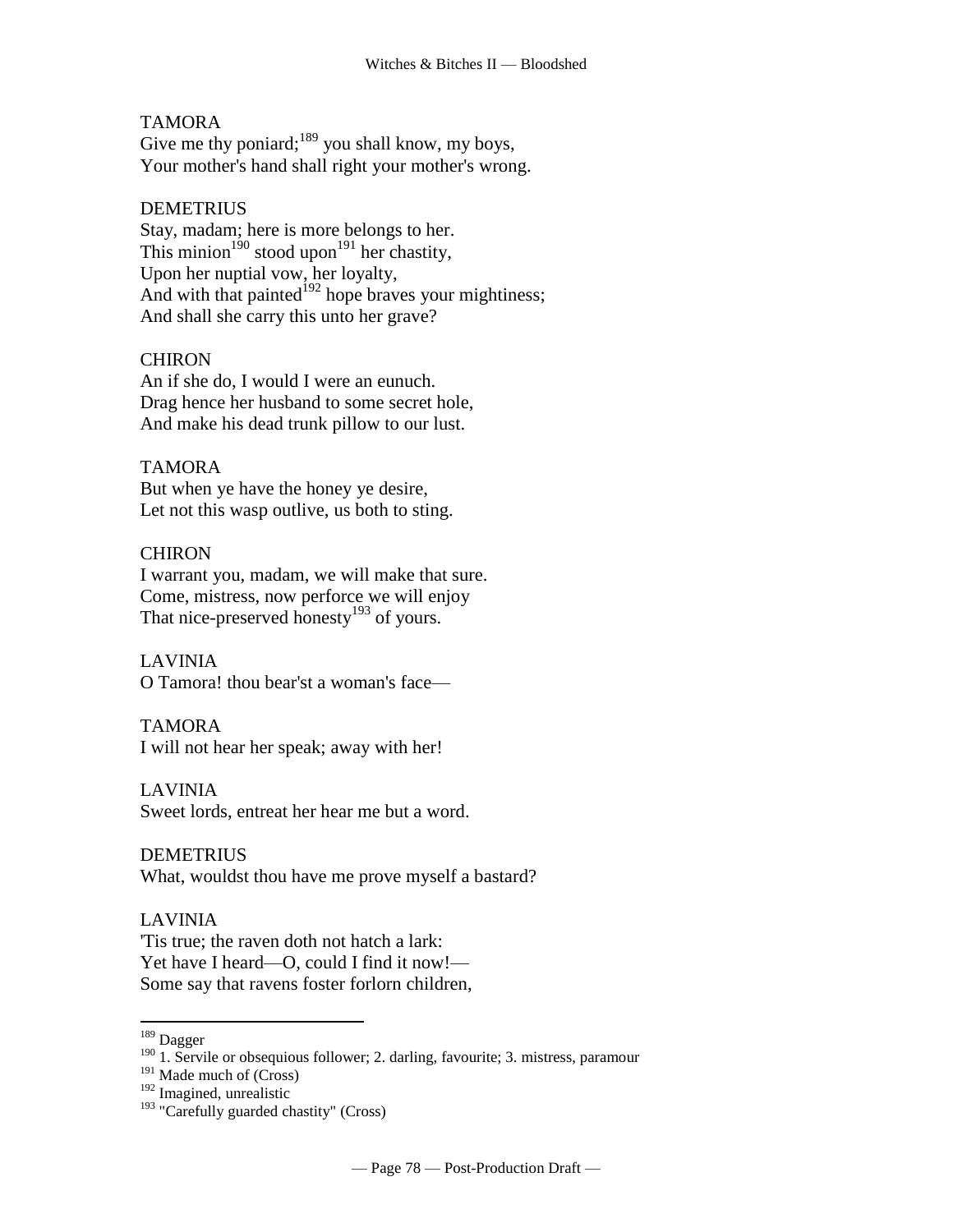TAMORA
Give me thy poniard;[189] you shall know, my boys,
Your mother's hand shall right your mother's wrong.

DEMETRIUS
Stay, madam; here is more belongs to her.
This minion[190] stood upon[191] her chastity,
Upon her nuptial vow, her loyalty,
And with that painted[192] hope braves your mightiness;
And shall she carry this unto her grave?

CHIRON
An if she do, I would I were an eunuch.
Drag hence her husband to some secret hole,
And make his dead trunk pillow to our lust.

TAMORA
But when ye have the honey ye desire,
Let not this wasp outlive, us both to sting.

CHIRON
I warrant you, madam, we will make that sure.
Come, mistress, now perforce we will enjoy
That nice-preserved honesty[193] of yours.

LAVINIA
O Tamora! thou bear'st a woman's face—

TAMORA
I will not hear her speak; away with her!

LAVINIA
Sweet lords, entreat her hear me but a word.

DEMETRIUS
What, wouldst thou have me prove myself a bastard?

LAVINIA
'Tis true; the raven doth not hatch a lark:
Yet have I heard—O, could I find it now!—
Some say that ravens foster forlorn children,

---

[189] Dagger
[190] 1. Servile or obsequious follower; 2. darling, favourite; 3. mistress, paramour
[191] Made much of (Cross)
[192] Imagined, unrealistic
[193] "Carefully guarded chastity" (Cross)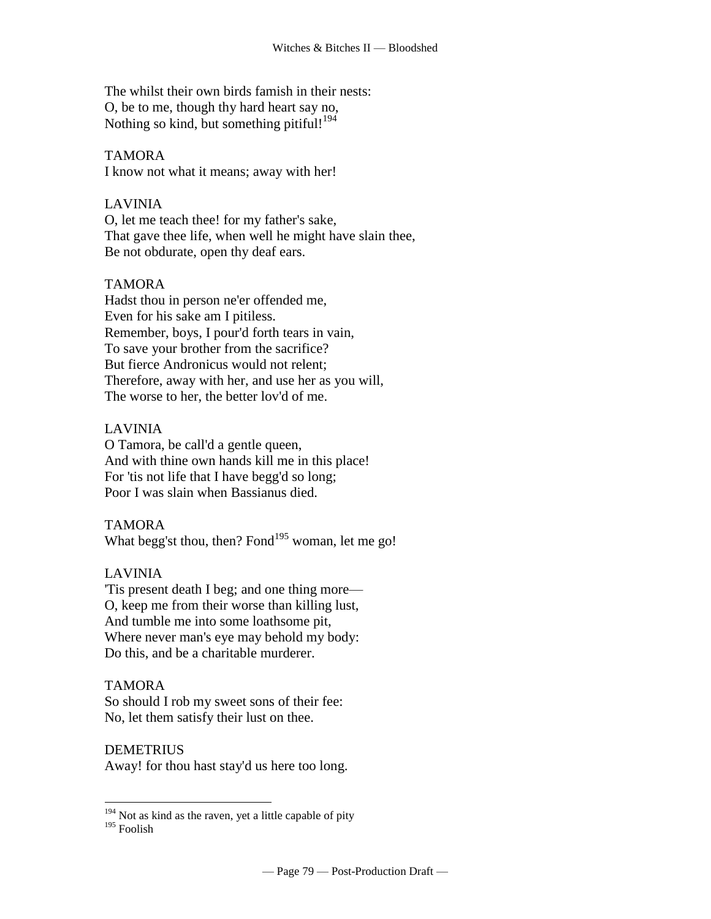The whilst their own birds famish in their nests:
O, be to me, though thy hard heart say no,
Nothing so kind, but something pitiful![194]

TAMORA
I know not what it means; away with her!

LAVINIA
O, let me teach thee! for my father's sake,
That gave thee life, when well he might have slain thee,
Be not obdurate, open thy deaf ears.

TAMORA
Hadst thou in person ne'er offended me,
Even for his sake am I pitiless.
Remember, boys, I pour'd forth tears in vain,
To save your brother from the sacrifice?
But fierce Andronicus would not relent;
Therefore, away with her, and use her as you will,
The worse to her, the better lov'd of me.

LAVINIA
O Tamora, be call'd a gentle queen,
And with thine own hands kill me in this place!
For 'tis not life that I have begg'd so long;
Poor I was slain when Bassianus died.

TAMORA
What begg'st thou, then? Fond[195] woman, let me go!

LAVINIA
'Tis present death I beg; and one thing more—
O, keep me from their worse than killing lust,
And tumble me into some loathsome pit,
Where never man's eye may behold my body:
Do this, and be a charitable murderer.

TAMORA
So should I rob my sweet sons of their fee:
No, let them satisfy their lust on thee.

DEMETRIUS
Away! for thou hast stay'd us here too long.

---

[194] Not as kind as the raven, yet a little capable of pity
[195] Foolish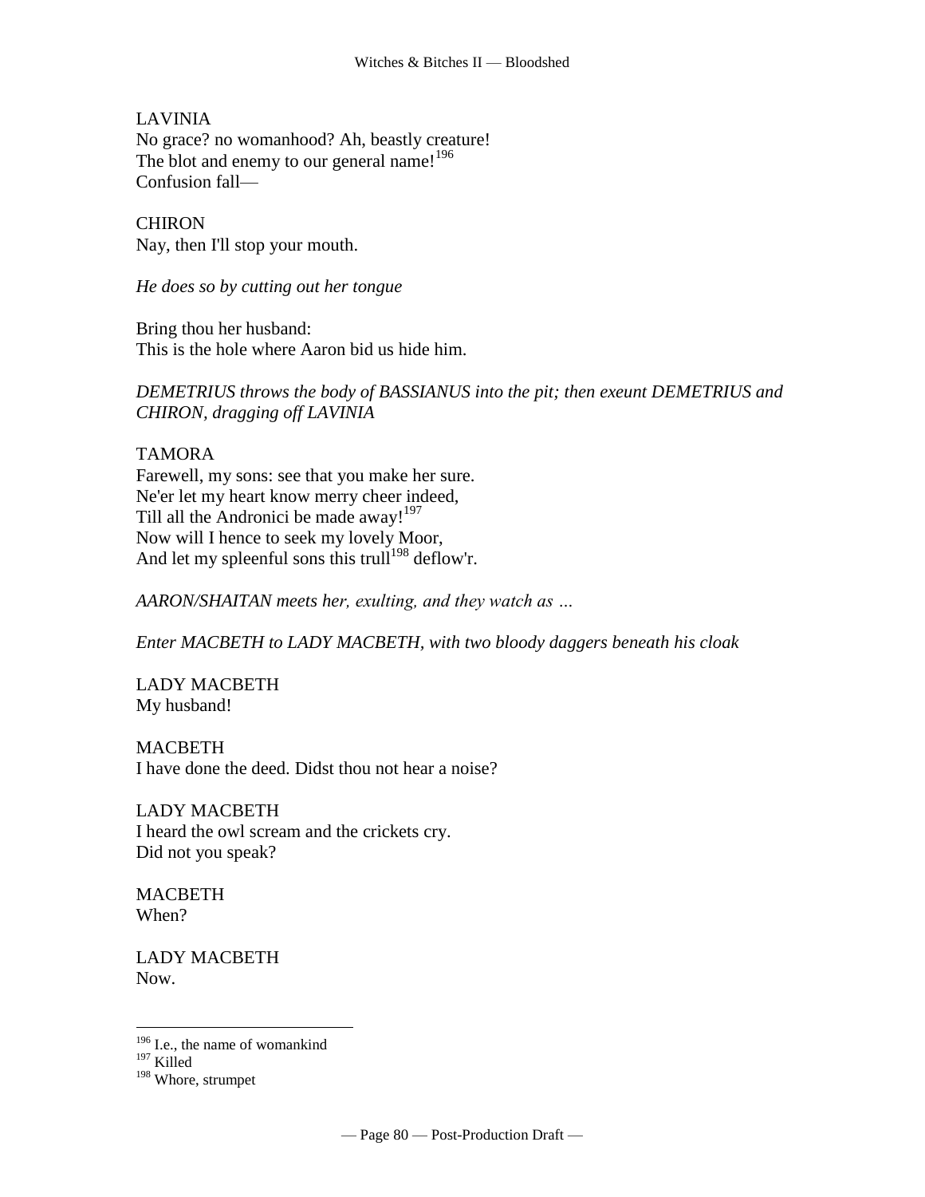LAVINIA
No grace? no womanhood? Ah, beastly creature!
The blot and enemy to our general name![196]
Confusion fall—

CHIRON
Nay, then I'll stop your mouth.

*He does so by cutting out her tongue*

Bring thou her husband:
This is the hole where Aaron bid us hide him.

*DEMETRIUS throws the body of BASSIANUS into the pit; then exeunt DEMETRIUS and CHIRON, dragging off LAVINIA*

TAMORA
Farewell, my sons: see that you make her sure.
Ne'er let my heart know merry cheer indeed,
Till all the Andronici be made away![197]
Now will I hence to seek my lovely Moor,
And let my spleenful sons this trull[198] deflow'r.

*AARON/SHAITAN meets her, exulting, and they watch as …*

*Enter MACBETH to LADY MACBETH, with two bloody daggers beneath his cloak*

LADY MACBETH
My husband!

MACBETH
I have done the deed. Didst thou not hear a noise?

LADY MACBETH
I heard the owl scream and the crickets cry.
Did not you speak?

MACBETH
When?

LADY MACBETH
Now.

---

[196] I.e., the name of womankind
[197] Killed
[198] Whore, strumpet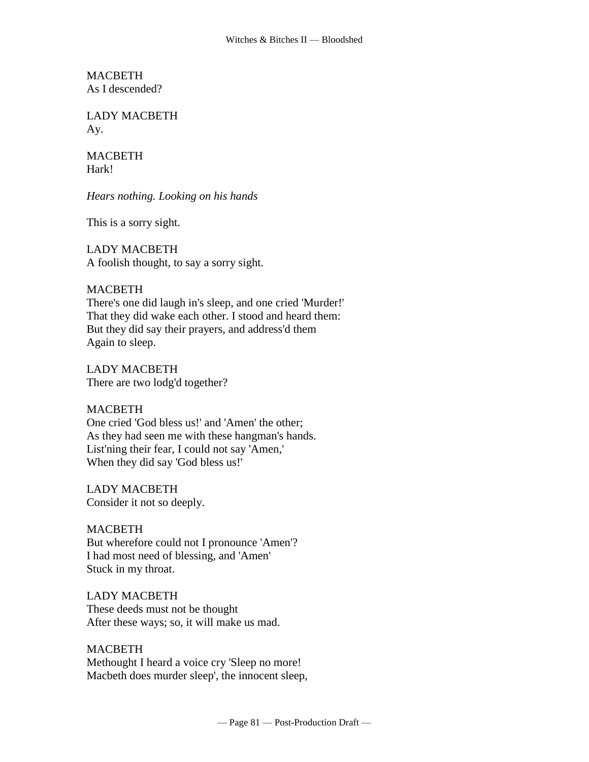MACBETH
As I descended?

LADY MACBETH
Ay.

MACBETH
Hark!

*Hears nothing. Looking on his hands*

This is a sorry sight.

LADY MACBETH
A foolish thought, to say a sorry sight.

MACBETH
There's one did laugh in's sleep, and one cried 'Murder!'
That they did wake each other. I stood and heard them:
But they did say their prayers, and address'd them
Again to sleep.

LADY MACBETH
There are two lodg'd together?

MACBETH
One cried 'God bless us!' and 'Amen' the other;
As they had seen me with these hangman's hands.
List'ning their fear, I could not say 'Amen,'
When they did say 'God bless us!'

LADY MACBETH
Consider it not so deeply.

MACBETH
But wherefore could not I pronounce 'Amen'?
I had most need of blessing, and 'Amen'
Stuck in my throat.

LADY MACBETH
These deeds must not be thought
After these ways; so, it will make us mad.

MACBETH
Methought I heard a voice cry 'Sleep no more!
Macbeth does murder sleep', the innocent sleep,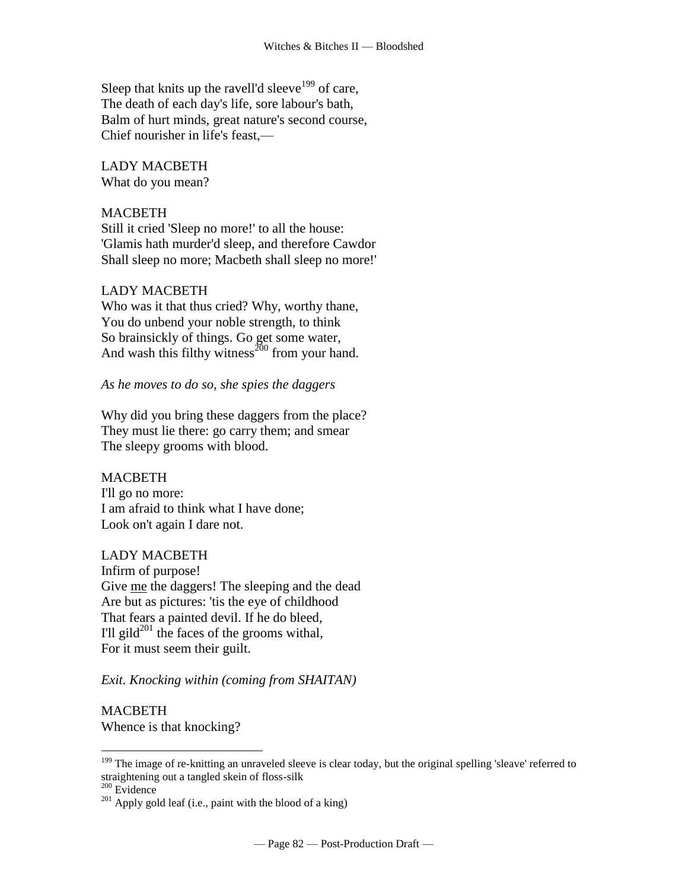Sleep that knits up the ravell'd sleeve[199] of care,
The death of each day's life, sore labour's bath,
Balm of hurt minds, great nature's second course,
Chief nourisher in life's feast,—

LADY MACBETH
What do you mean?

MACBETH
Still it cried 'Sleep no more!' to all the house:
'Glamis hath murder'd sleep, and therefore Cawdor
Shall sleep no more; Macbeth shall sleep no more!'

LADY MACBETH
Who was it that thus cried? Why, worthy thane,
You do unbend your noble strength, to think
So brainsickly of things. Go get some water,
And wash this filthy witness[200] from your hand.

*As he moves to do so, she spies the daggers*

Why did you bring these daggers from the place?
They must lie there: go carry them; and smear
The sleepy grooms with blood.

MACBETH
I'll go no more:
I am afraid to think what I have done;
Look on't again I dare not.

LADY MACBETH
Infirm of purpose!
Give <u>me</u> the daggers! The sleeping and the dead
Are but as pictures: 'tis the eye of childhood
That fears a painted devil. If he do bleed,
I'll gild[201] the faces of the grooms withal,
For it must seem their guilt.

*Exit. Knocking within (coming from SHAITAN)*

MACBETH
Whence is that knocking?

---

[199] The image of re-knitting an unraveled sleeve is clear today, but the original spelling 'sleave' referred to straightening out a tangled skein of floss-silk

[200] Evidence

[201] Apply gold leaf (i.e., paint with the blood of a king)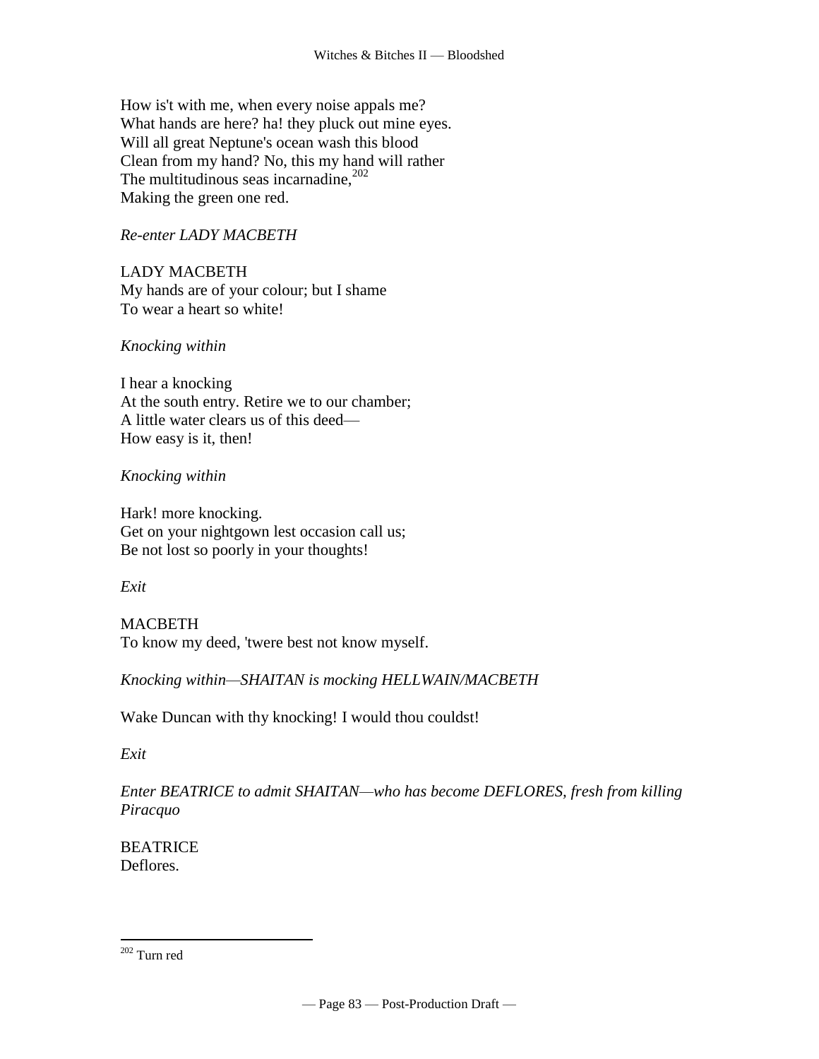How is't with me, when every noise appals me?
What hands are here? ha! they pluck out mine eyes.
Will all great Neptune's ocean wash this blood
Clean from my hand? No, this my hand will rather
The multitudinous seas incarnadine,[202]
Making the green one red.

*Re-enter LADY MACBETH*

LADY MACBETH
My hands are of your colour; but I shame
To wear a heart so white!

*Knocking within*

I hear a knocking
At the south entry. Retire we to our chamber;
A little water clears us of this deed—
How easy is it, then!

*Knocking within*

Hark! more knocking.
Get on your nightgown lest occasion call us;
Be not lost so poorly in your thoughts!

*Exit*

MACBETH
To know my deed, 'twere best not know myself.

*Knocking within—SHAITAN is mocking HELLWAIN/MACBETH*

Wake Duncan with thy knocking! I would thou couldst!

*Exit*

*Enter BEATRICE to admit SHAITAN—who has become DEFLORES, fresh from killing Piracquo*

BEATRICE
Deflores.

---

[202] Turn red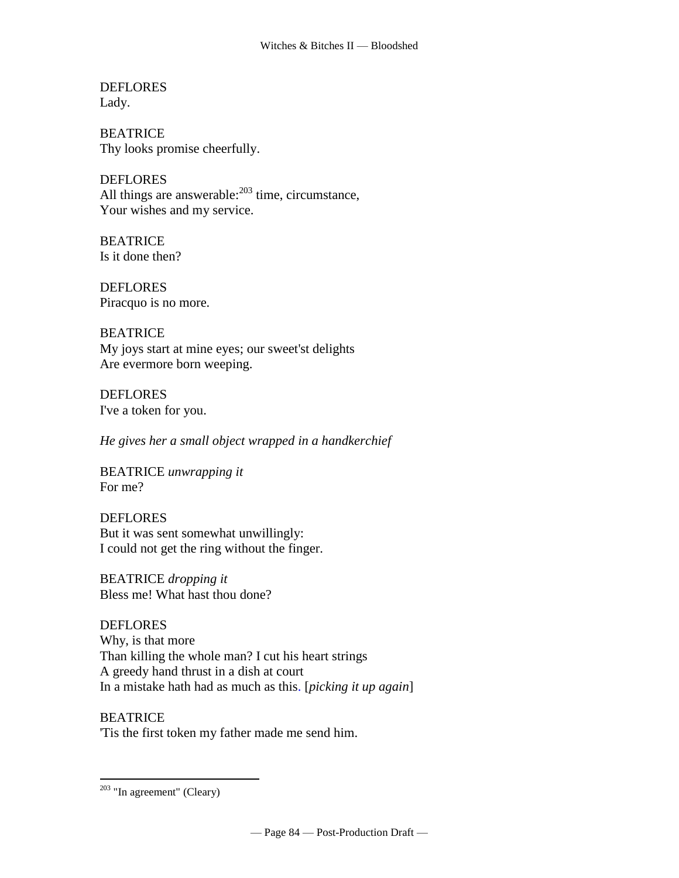DEFLORES
Lady.

BEATRICE
Thy looks promise cheerfully.

DEFLORES
All things are answerable:[203] time, circumstance,
Your wishes and my service.

BEATRICE
Is it done then?

DEFLORES
Piracquo is no more.

BEATRICE
My joys start at mine eyes; our sweet'st delights
Are evermore born weeping.

DEFLORES
I've a token for you.

*He gives her a small object wrapped in a handkerchief*

BEATRICE *unwrapping it*
For me?

DEFLORES
But it was sent somewhat unwillingly:
I could not get the ring without the finger.

BEATRICE *dropping it*
Bless me! What hast thou done?

DEFLORES
Why, is that more
Than killing the whole man? I cut his heart strings
A greedy hand thrust in a dish at court
In a mistake hath had as much as this. [*picking it up again*]

BEATRICE
'Tis the first token my father made me send him.

---

[203] "In agreement" (Cleary)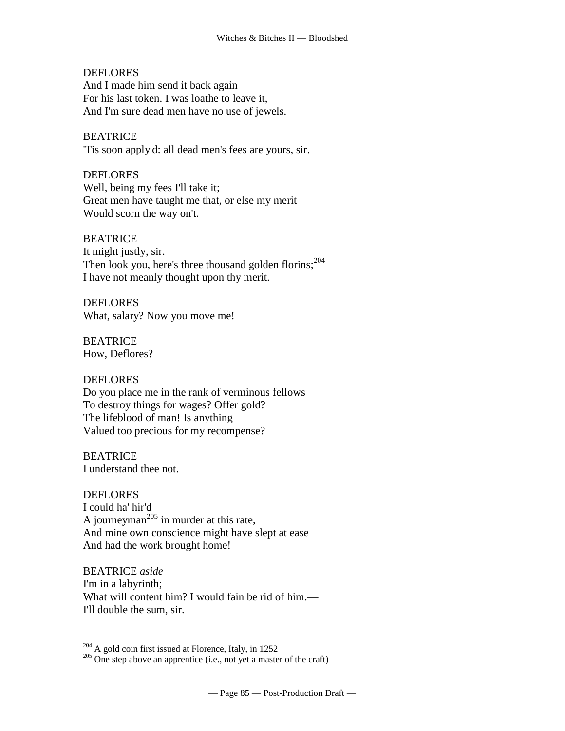DEFLORES
And I made him send it back again
For his last token. I was loathe to leave it,
And I'm sure dead men have no use of jewels.

BEATRICE
'Tis soon apply'd: all dead men's fees are yours, sir.

DEFLORES
Well, being my fees I'll take it;
Great men have taught me that, or else my merit
Would scorn the way on't.

BEATRICE
It might justly, sir.
Then look you, here's three thousand golden florins;[204]
I have not meanly thought upon thy merit.

DEFLORES
What, salary? Now you move me!

BEATRICE
How, Deflores?

DEFLORES
Do you place me in the rank of verminous fellows
To destroy things for wages? Offer gold?
The lifeblood of man! Is anything
Valued too precious for my recompense?

BEATRICE
I understand thee not.

DEFLORES
I could ha' hir'd
A journeyman[205] in murder at this rate,
And mine own conscience might have slept at ease
And had the work brought home!

BEATRICE *aside*
I'm in a labyrinth;
What will content him? I would fain be rid of him.—
I'll double the sum, sir.

---

[204] A gold coin first issued at Florence, Italy, in 1252
[205] One step above an apprentice (i.e., not yet a master of the craft)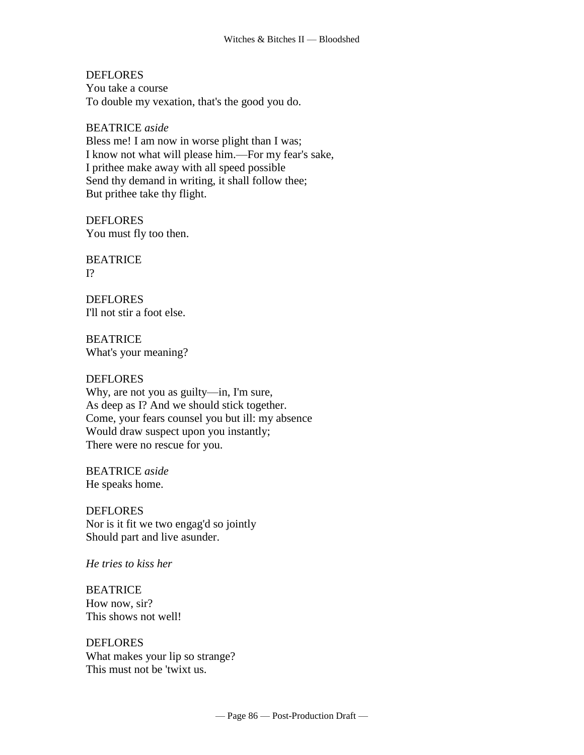DEFLORES
You take a course
To double my vexation, that's the good you do.

BEATRICE *aside*
Bless me! I am now in worse plight than I was;
I know not what will please him.—For my fear's sake,
I prithee make away with all speed possible
Send thy demand in writing, it shall follow thee;
But prithee take thy flight.

DEFLORES
You must fly too then.

BEATRICE
I?

DEFLORES
I'll not stir a foot else.

BEATRICE
What's your meaning?

DEFLORES
Why, are not you as guilty—in, I'm sure,
As deep as I? And we should stick together.
Come, your fears counsel you but ill: my absence
Would draw suspect upon you instantly;
There were no rescue for you.

BEATRICE *aside*
He speaks home.

DEFLORES
Nor is it fit we two engag'd so jointly
Should part and live asunder.

*He tries to kiss her*

BEATRICE
How now, sir?
This shows not well!

DEFLORES
What makes your lip so strange?
This must not be 'twixt us.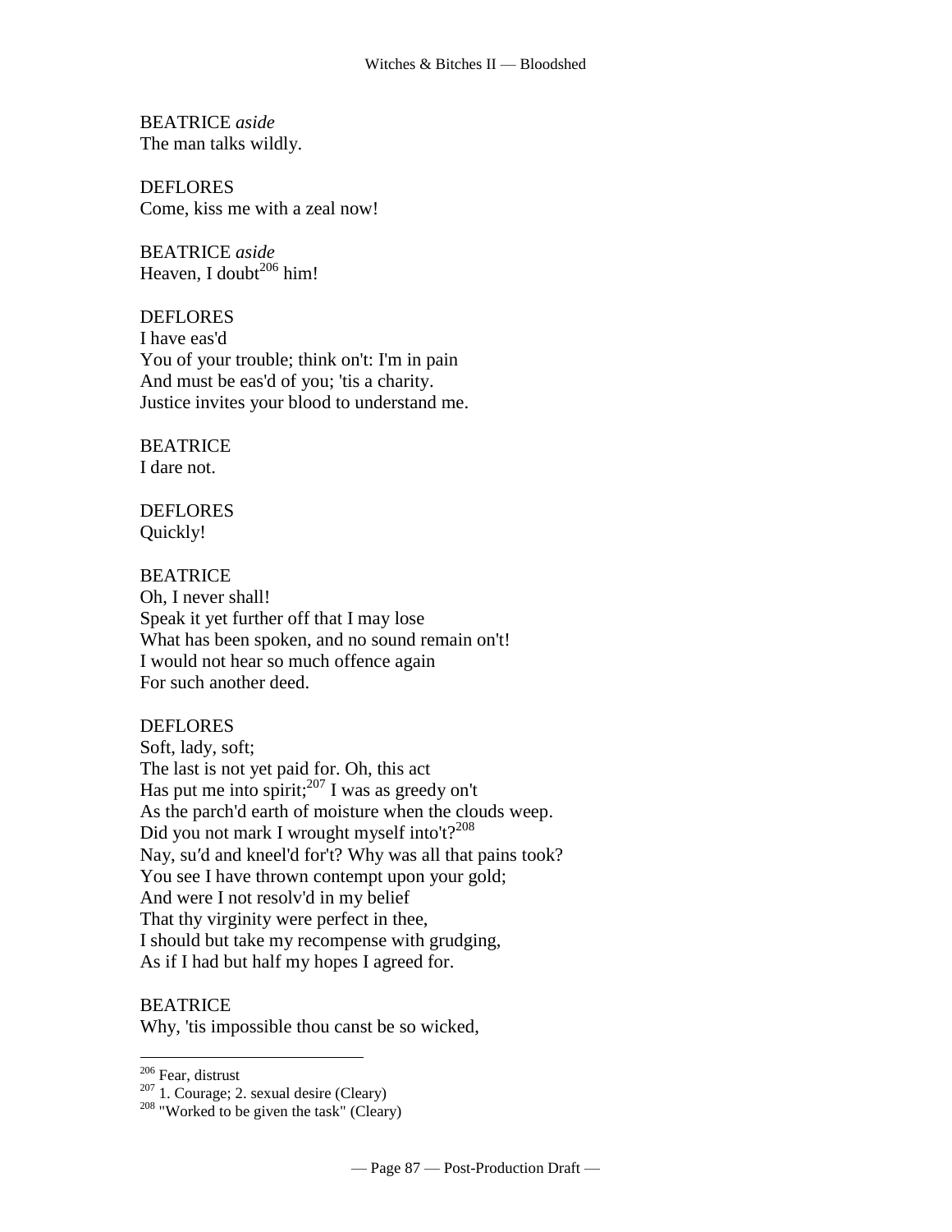BEATRICE *aside*
The man talks wildly.

DEFLORES
Come, kiss me with a zeal now!

BEATRICE *aside*
Heaven, I doubt[206] him!

DEFLORES
I have eas'd
You of your trouble; think on't: I'm in pain
And must be eas'd of you; 'tis a charity.
Justice invites your blood to understand me.

BEATRICE
I dare not.

DEFLORES
Quickly!

BEATRICE
Oh, I never shall!
Speak it yet further off that I may lose
What has been spoken, and no sound remain on't!
I would not hear so much offence again
For such another deed.

DEFLORES
Soft, lady, soft;
The last is not yet paid for. Oh, this act
Has put me into spirit;[207] I was as greedy on't
As the parch'd earth of moisture when the clouds weep.
Did you not mark I wrought myself into't?[208]
Nay, su′d and kneel'd for't? Why was all that pains took?
You see I have thrown contempt upon your gold;
And were I not resolv'd in my belief
That thy virginity were perfect in thee,
I should but take my recompense with grudging,
As if I had but half my hopes I agreed for.

BEATRICE
Why, 'tis impossible thou canst be so wicked,

---

[206] Fear, distrust

[207] 1. Courage; 2. sexual desire (Cleary)

[208] "Worked to be given the task" (Cleary)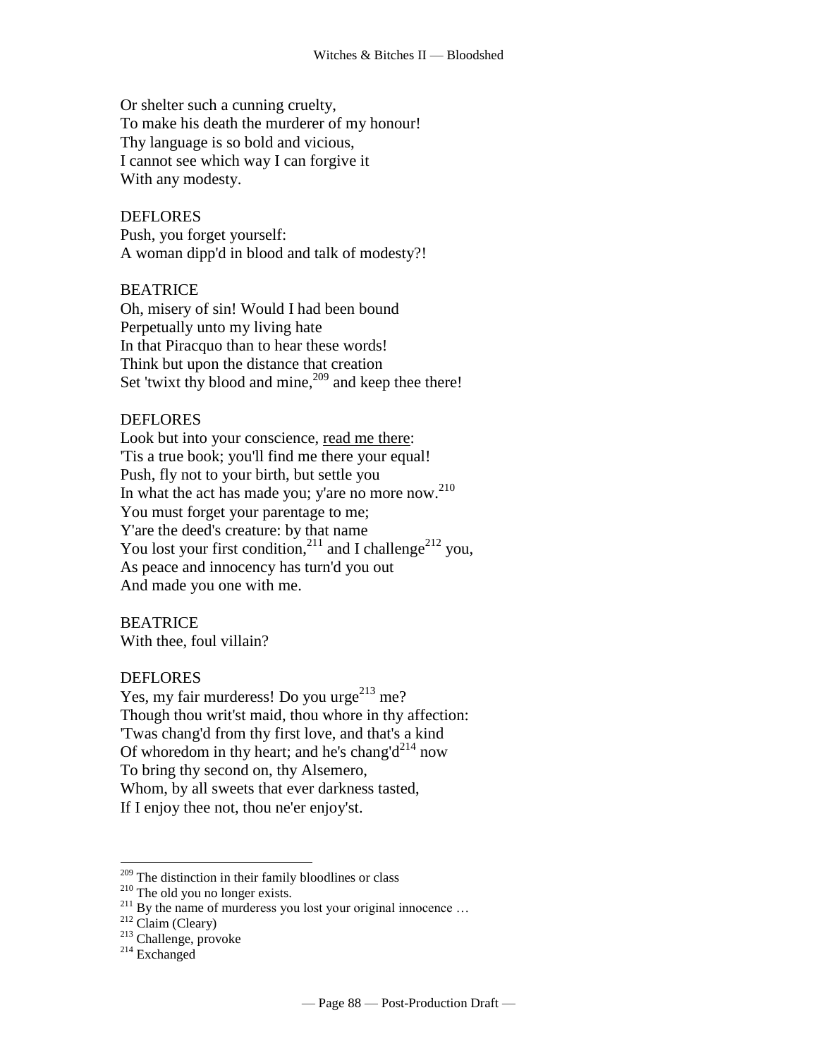Or shelter such a cunning cruelty,
To make his death the murderer of my honour!
Thy language is so bold and vicious,
I cannot see which way I can forgive it
With any modesty.

DEFLORES
Push, you forget yourself:
A woman dipp'd in blood and talk of modesty?!

BEATRICE
Oh, misery of sin! Would I had been bound
Perpetually unto my living hate
In that Piracquo than to hear these words!
Think but upon the distance that creation
Set 'twixt thy blood and mine,[209] and keep thee there!

DEFLORES
Look but into your conscience, <u>read me there</u>:
'Tis a true book; you'll find me there your equal!
Push, fly not to your birth, but settle you
In what the act has made you; y'are no more now.[210]
You must forget your parentage to me;
Y'are the deed's creature: by that name
You lost your first condition,[211] and I challenge[212] you,
As peace and innocency has turn'd you out
And made you one with me.

BEATRICE
With thee, foul villain?

DEFLORES
Yes, my fair murderess! Do you urge[213] me?
Though thou writ'st maid, thou whore in thy affection:
'Twas chang'd from thy first love, and that's a kind
Of whoredom in thy heart; and he's chang'd[214] now
To bring thy second on, thy Alsemero,
Whom, by all sweets that ever darkness tasted,
If I enjoy thee not, thou ne'er enjoy'st.

---

[209] The distinction in their family bloodlines or class
[210] The old you no longer exists.
[211] By the name of murderess you lost your original innocence …
[212] Claim (Cleary)
[213] Challenge, provoke
[214] Exchanged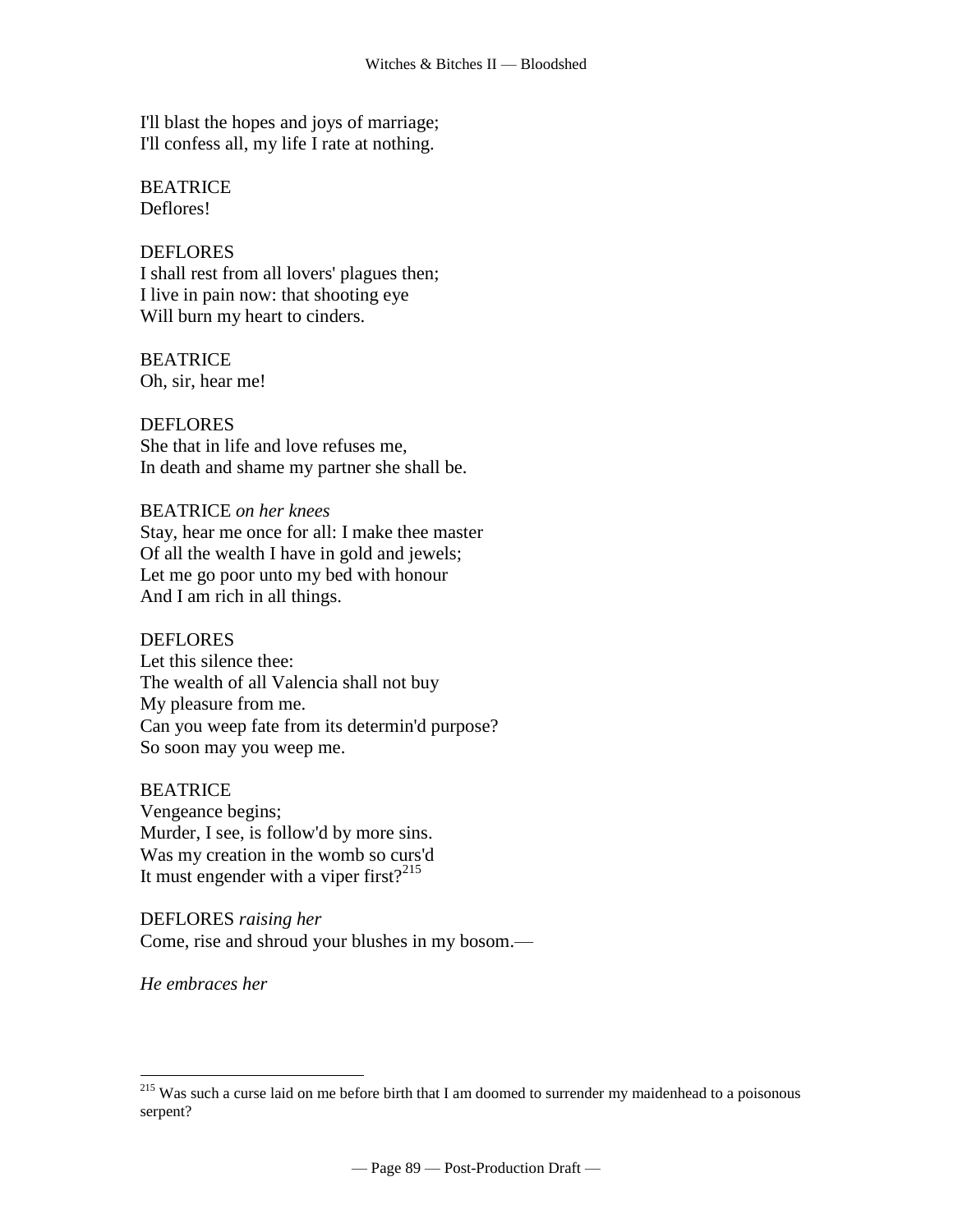I'll blast the hopes and joys of marriage;
I'll confess all, my life I rate at nothing.

BEATRICE
Deflores!

DEFLORES
I shall rest from all lovers' plagues then;
I live in pain now: that shooting eye
Will burn my heart to cinders.

BEATRICE
Oh, sir, hear me!

DEFLORES
She that in life and love refuses me,
In death and shame my partner she shall be.

BEATRICE *on her knees*
Stay, hear me once for all: I make thee master
Of all the wealth I have in gold and jewels;
Let me go poor unto my bed with honour
And I am rich in all things.

DEFLORES
Let this silence thee:
The wealth of all Valencia shall not buy
My pleasure from me.
Can you weep fate from its determin'd purpose?
So soon may you weep me.

BEATRICE
Vengeance begins;
Murder, I see, is follow'd by more sins.
Was my creation in the womb so curs'd
It must engender with a viper first?[215]

DEFLORES *raising her*
Come, rise and shroud your blushes in my bosom.—

*He embraces her*

---

[215] Was such a curse laid on me before birth that I am doomed to surrender my maidenhead to a poisonous serpent?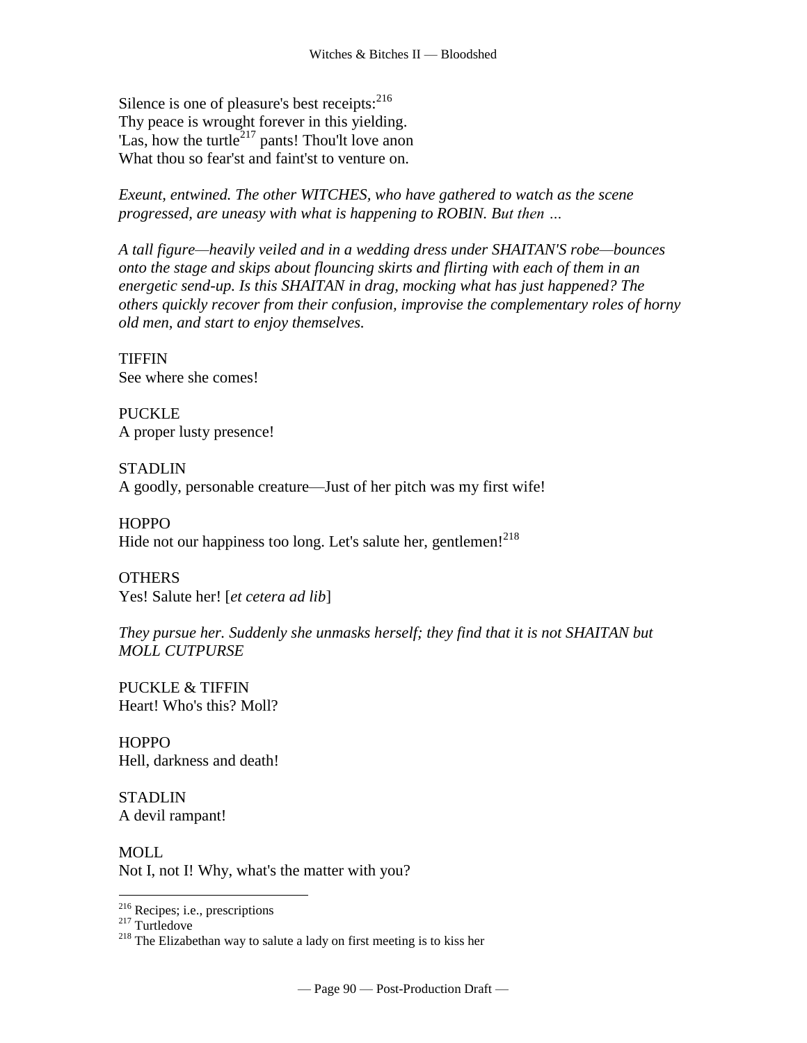Silence is one of pleasure's best receipts:[216]
Thy peace is wrought forever in this yielding.
'Las, how the turtle[217] pants! Thou'lt love anon
What thou so fear'st and faint'st to venture on.

*Exeunt, entwined. The other WITCHES, who have gathered to watch as the scene progressed, are uneasy with what is happening to ROBIN. But then …*

*A tall figure—heavily veiled and in a wedding dress under SHAITAN'S robe—bounces onto the stage and skips about flouncing skirts and flirting with each of them in an energetic send-up. Is this SHAITAN in drag, mocking what has just happened? The others quickly recover from their confusion, improvise the complementary roles of horny old men, and start to enjoy themselves.*

TIFFIN
See where she comes!

PUCKLE
A proper lusty presence!

STADLIN
A goodly, personable creature—Just of her pitch was my first wife!

HOPPO
Hide not our happiness too long. Let's salute her, gentlemen![218]

OTHERS
Yes! Salute her! [*et cetera ad lib*]

*They pursue her. Suddenly she unmasks herself; they find that it is not SHAITAN but MOLL CUTPURSE*

PUCKLE & TIFFIN
Heart! Who's this? Moll?

HOPPO
Hell, darkness and death!

STADLIN
A devil rampant!

MOLL
Not I, not I! Why, what's the matter with you?

---

[216] Recipes; i.e., prescriptions
[217] Turtledove
[218] The Elizabethan way to salute a lady on first meeting is to kiss her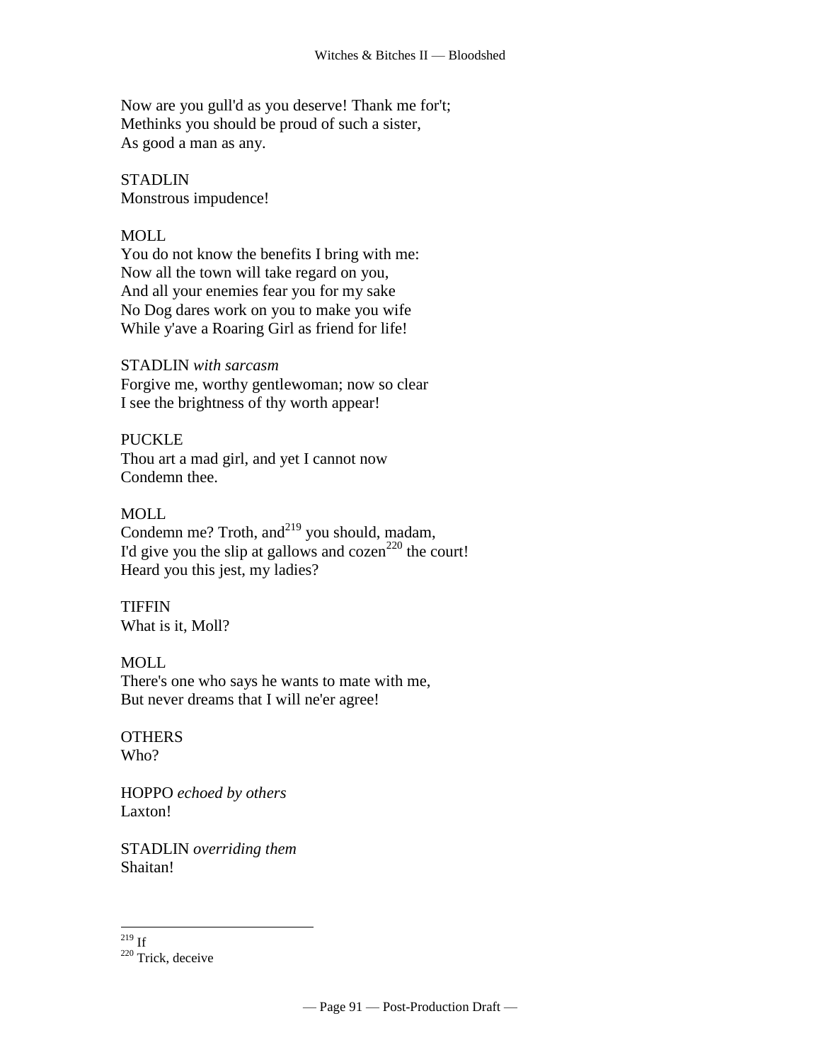Now are you gull'd as you deserve! Thank me for't;
Methinks you should be proud of such a sister,
As good a man as any.

STADLIN
Monstrous impudence!

MOLL
You do not know the benefits I bring with me:
Now all the town will take regard on you,
And all your enemies fear you for my sake
No Dog dares work on you to make you wife
While y'ave a Roaring Girl as friend for life!

STADLIN *with sarcasm*
Forgive me, worthy gentlewoman; now so clear
I see the brightness of thy worth appear!

PUCKLE
Thou art a mad girl, and yet I cannot now
Condemn thee.

MOLL
Condemn me? Troth, and[219] you should, madam,
I'd give you the slip at gallows and cozen[220] the court!
Heard you this jest, my ladies?

TIFFIN
What is it, Moll?

MOLL
There's one who says he wants to mate with me,
But never dreams that I will ne'er agree!

OTHERS
Who?

HOPPO *echoed by others*
Laxton!

STADLIN *overriding them*
Shaitan!

---

[219] If
[220] Trick, deceive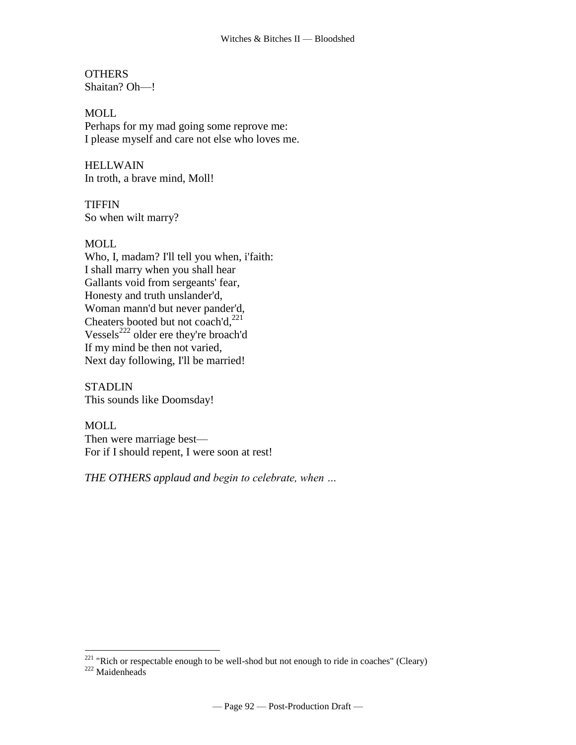OTHERS
Shaitan? Oh—!

MOLL
Perhaps for my mad going some reprove me:
I please myself and care not else who loves me.

HELLWAIN
In troth, a brave mind, Moll!

TIFFIN
So when wilt marry?

MOLL
Who, I, madam? I'll tell you when, i'faith:
I shall marry when you shall hear
Gallants void from sergeants' fear,
Honesty and truth unslander'd,
Woman mann'd but never pander'd,
Cheaters booted but not coach'd,[221]
Vessels[222] older ere they're broach'd
If my mind be then not varied,
Next day following, I'll be married!

STADLIN
This sounds like Doomsday!

MOLL
Then were marriage best—
For if I should repent, I were soon at rest!

*THE OTHERS applaud and begin to celebrate, when …*

---

[221] "Rich or respectable enough to be well-shod but not enough to ride in coaches" (Cleary)
[222] Maidenheads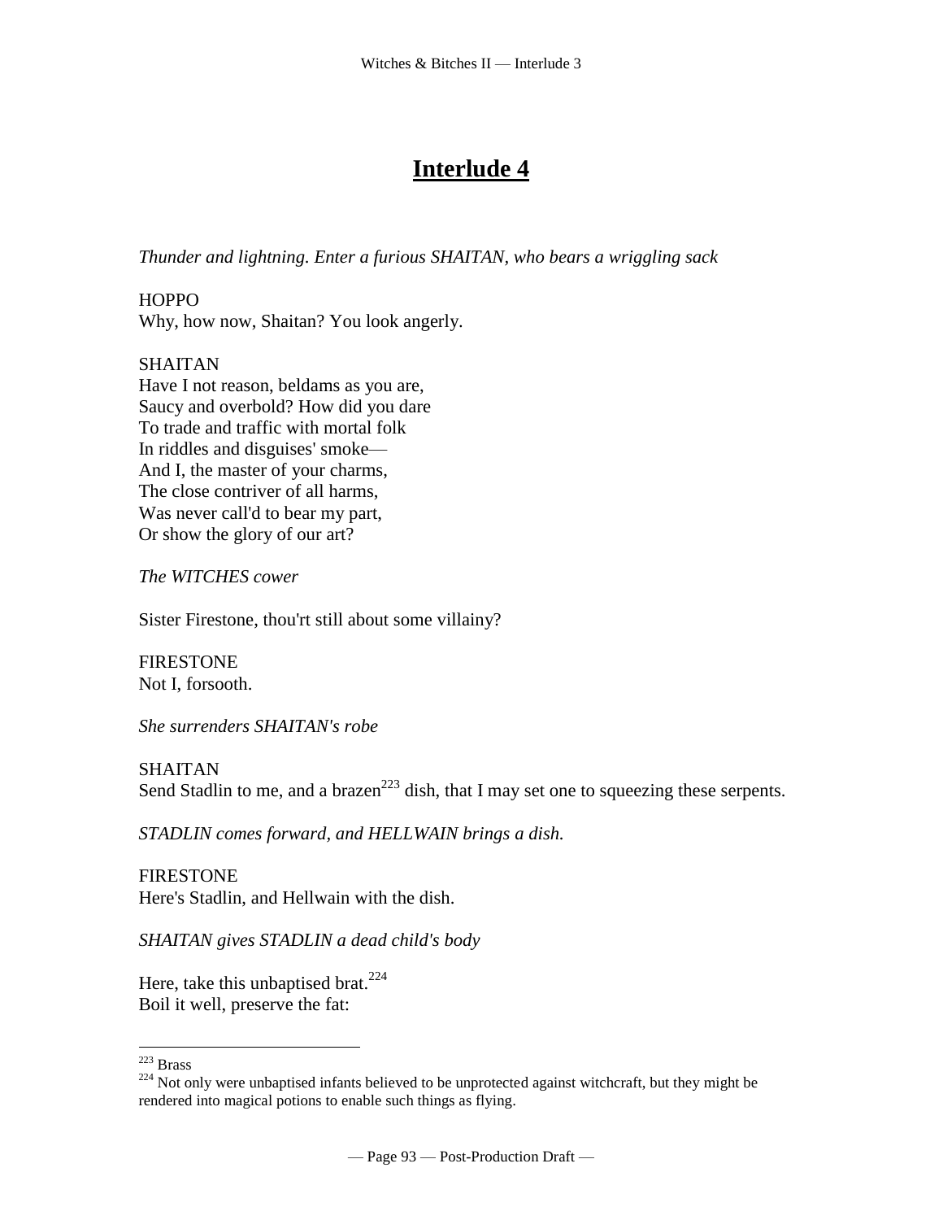# Interlude 4

*Thunder and lightning. Enter a furious SHAITAN, who bears a wriggling sack*

HOPPO
Why, how now, Shaitan? You look angerly.

SHAITAN
Have I not reason, beldams as you are,
Saucy and overbold? How did you dare
To trade and traffic with mortal folk
In riddles and disguises' smoke—
And I, the master of your charms,
The close contriver of all harms,
Was never call'd to bear my part,
Or show the glory of our art?

*The WITCHES cower*

Sister Firestone, thou'rt still about some villainy?

FIRESTONE
Not I, forsooth.

*She surrenders SHAITAN's robe*

SHAITAN
Send Stadlin to me, and a brazen[223] dish, that I may set one to squeezing these serpents.

*STADLIN comes forward, and HELLWAIN brings a dish.*

FIRESTONE
Here's Stadlin, and Hellwain with the dish.

*SHAITAN gives STADLIN a dead child's body*

Here, take this unbaptised brat.[224]
Boil it well, preserve the fat:

---

[223] Brass

[224] Not only were unbaptised infants believed to be unprotected against witchcraft, but they might be rendered into magical potions to enable such things as flying.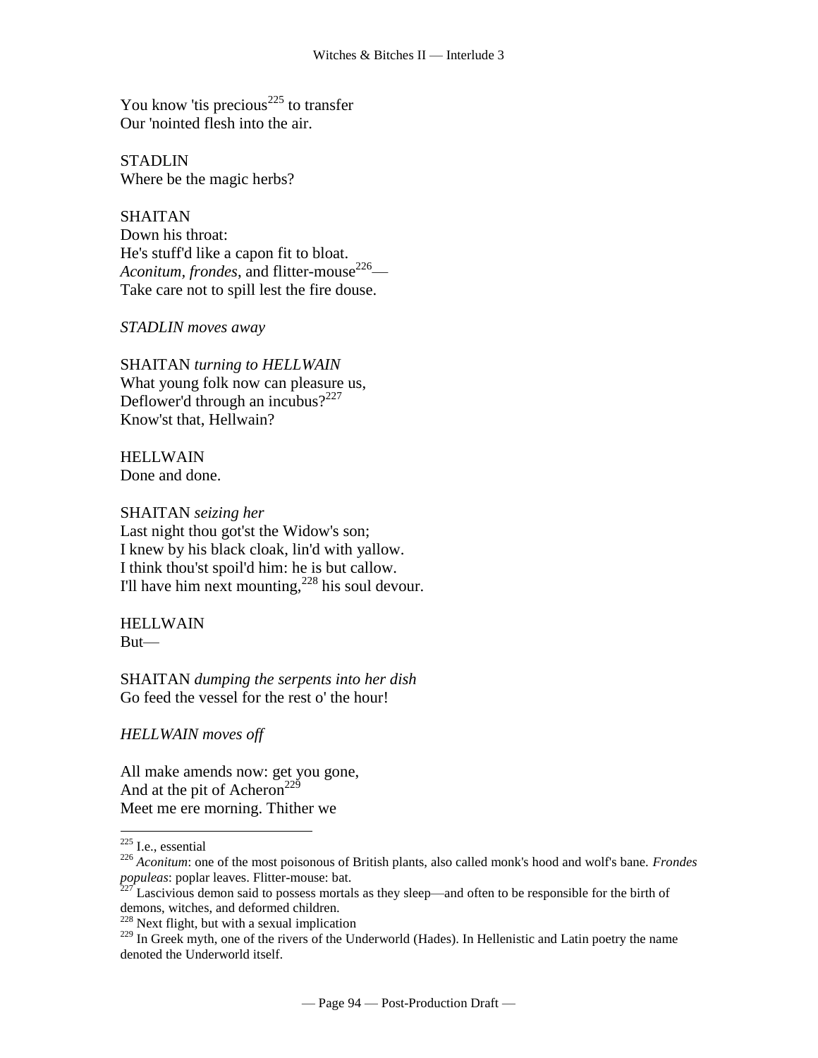You know 'tis precious[225] to transfer
Our 'nointed flesh into the air.

STADLIN
Where be the magic herbs?

SHAITAN
Down his throat:
He's stuff'd like a capon fit to bloat.
*Aconitum, frondes*, and flitter-mouse[226]—
Take care not to spill lest the fire douse.

*STADLIN moves away*

SHAITAN *turning to HELLWAIN*
What young folk now can pleasure us,
Deflower'd through an incubus?[227]
Know'st that, Hellwain?

HELLWAIN
Done and done.

SHAITAN *seizing her*
Last night thou got'st the Widow's son;
I knew by his black cloak, lin'd with yallow.
I think thou'st spoil'd him: he is but callow.
I'll have him next mounting,[228] his soul devour.

HELLWAIN
But—

SHAITAN *dumping the serpents into her dish*
Go feed the vessel for the rest o' the hour!

*HELLWAIN moves off*

All make amends now: get you gone,
And at the pit of Acheron[229]
Meet me ere morning. Thither we

---

[225] I.e., essential

[226] *Aconitum*: one of the most poisonous of British plants, also called monk's hood and wolf's bane. *Frondes populeas*: poplar leaves. Flitter-mouse: bat.

[227] Lascivious demon said to possess mortals as they sleep—and often to be responsible for the birth of demons, witches, and deformed children.

[228] Next flight, but with a sexual implication

[229] In Greek myth, one of the rivers of the Underworld (Hades). In Hellenistic and Latin poetry the name denoted the Underworld itself.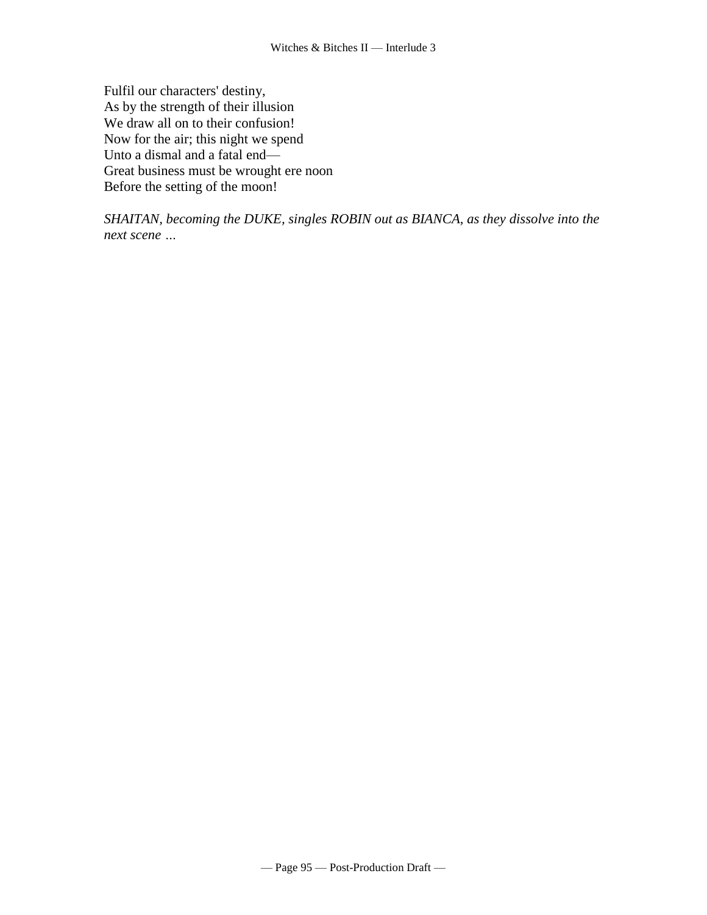Fulfil our characters' destiny,  
As by the strength of their illusion  
We draw all on to their confusion!  
Now for the air; this night we spend  
Unto a dismal and a fatal end—  
Great business must be wrought ere noon  
Before the setting of the moon!

*SHAITAN, becoming the DUKE, singles ROBIN out as BIANCA, as they dissolve into the next scene …*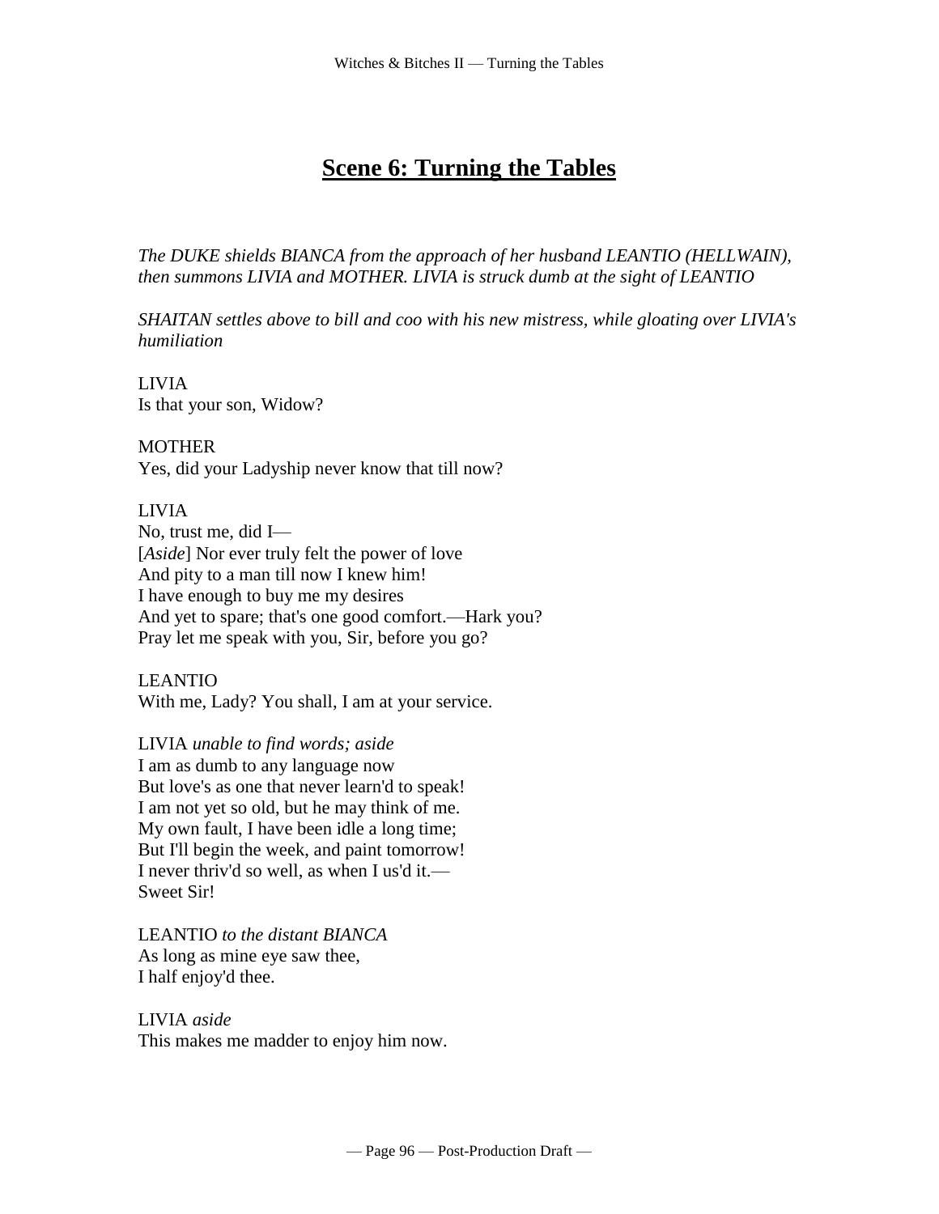# **Scene 6: Turning the Tables**

*The DUKE shields BIANCA from the approach of her husband LEANTIO (HELLWAIN), then summons LIVIA and MOTHER. LIVIA is struck dumb at the sight of LEANTIO*

*SHAITAN settles above to bill and coo with his new mistress, while gloating over LIVIA's humiliation*

LIVIA
Is that your son, Widow?

MOTHER
Yes, did your Ladyship never know that till now?

LIVIA
No, trust me, did I—
[*Aside*] Nor ever truly felt the power of love
And pity to a man till now I knew him!
I have enough to buy me my desires
And yet to spare; that's one good comfort.—Hark you?
Pray let me speak with you, Sir, before you go?

LEANTIO
With me, Lady? You shall, I am at your service.

LIVIA *unable to find words; aside*
I am as dumb to any language now
But love's as one that never learn'd to speak!
I am not yet so old, but he may think of me.
My own fault, I have been idle a long time;
But I'll begin the week, and paint tomorrow!
I never thriv'd so well, as when I us'd it.—
Sweet Sir!

LEANTIO *to the distant BIANCA*
As long as mine eye saw thee,
I half enjoy'd thee.

LIVIA *aside*
This makes me madder to enjoy him now.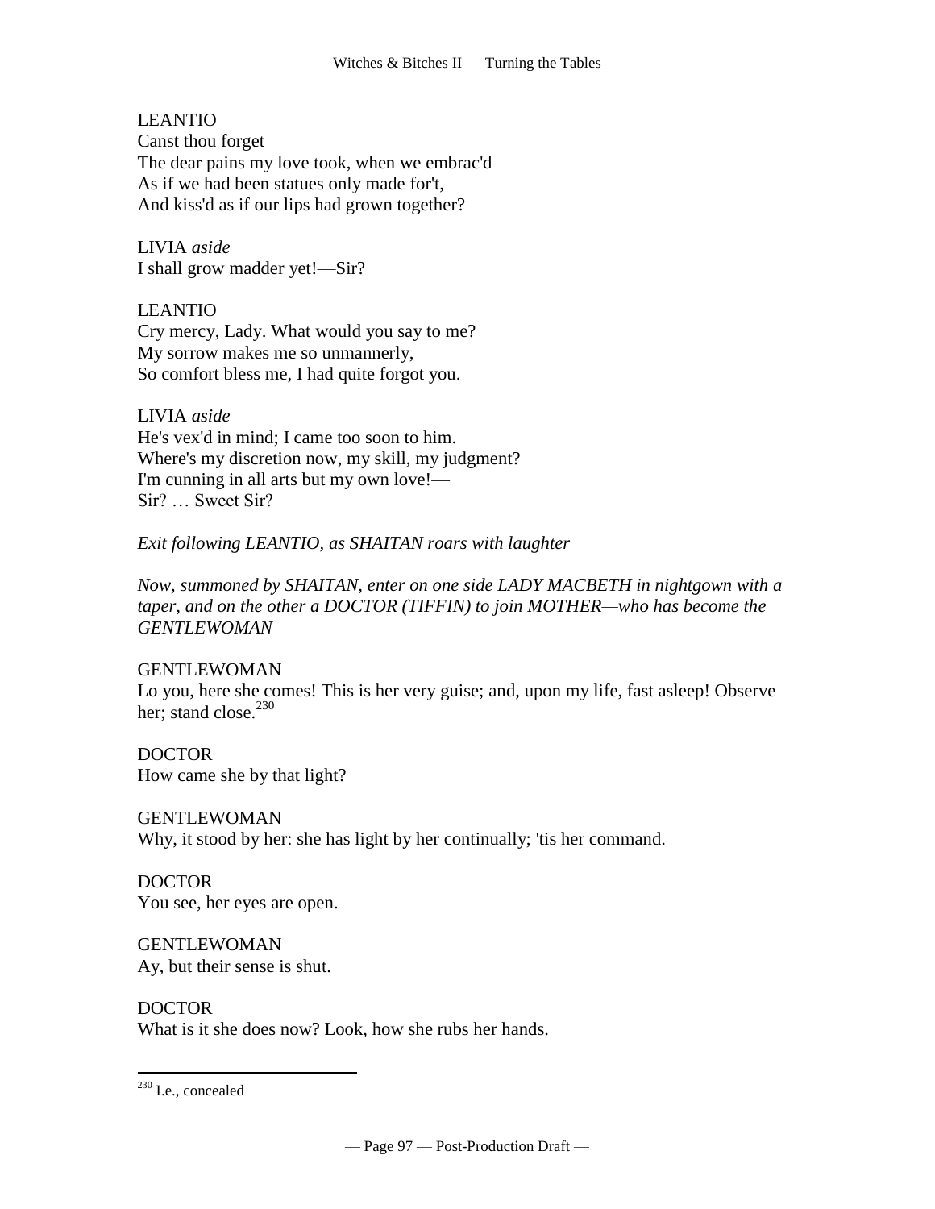LEANTIO
Canst thou forget
The dear pains my love took, when we embrac'd
As if we had been statues only made for't,
And kiss'd as if our lips had grown together?

LIVIA *aside*
I shall grow madder yet!—Sir?

LEANTIO
Cry mercy, Lady. What would you say to me?
My sorrow makes me so unmannerly,
So comfort bless me, I had quite forgot you.

LIVIA *aside*
He's vex'd in mind; I came too soon to him.
Where's my discretion now, my skill, my judgment?
I'm cunning in all arts but my own love!—
Sir? … Sweet Sir?

*Exit following LEANTIO, as SHAITAN roars with laughter*

*Now, summoned by SHAITAN, enter on one side LADY MACBETH in nightgown with a taper, and on the other a DOCTOR (TIFFIN) to join MOTHER—who has become the GENTLEWOMAN*

GENTLEWOMAN
Lo you, here she comes! This is her very guise; and, upon my life, fast asleep! Observe her; stand close.[230]

DOCTOR
How came she by that light?

GENTLEWOMAN
Why, it stood by her: she has light by her continually; 'tis her command.

DOCTOR
You see, her eyes are open.

GENTLEWOMAN
Ay, but their sense is shut.

DOCTOR
What is it she does now? Look, how she rubs her hands.

---

[230] I.e., concealed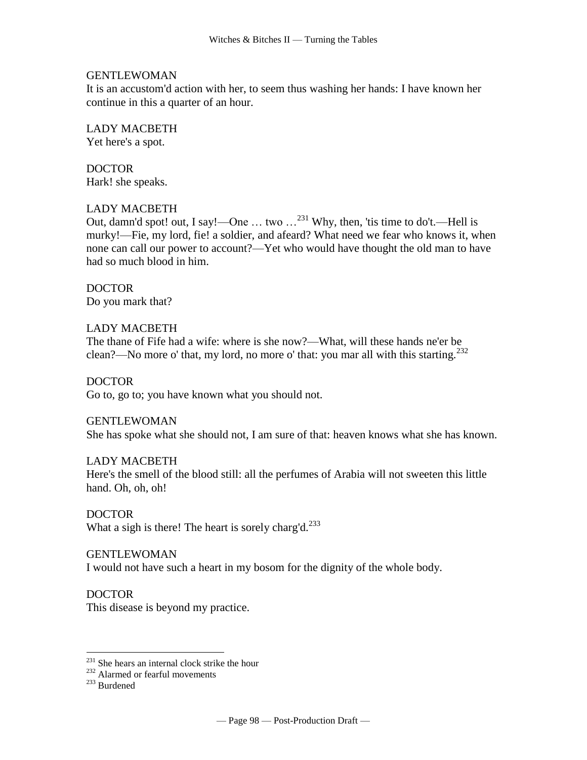GENTLEWOMAN
It is an accustom'd action with her, to seem thus washing her hands: I have known her continue in this a quarter of an hour.

LADY MACBETH
Yet here's a spot.

DOCTOR
Hark! she speaks.

LADY MACBETH
Out, damn'd spot! out, I say!—One … two …[231] Why, then, 'tis time to do't.—Hell is murky!—Fie, my lord, fie! a soldier, and afeard? What need we fear who knows it, when none can call our power to account?—Yet who would have thought the old man to have had so much blood in him.

DOCTOR
Do you mark that?

LADY MACBETH
The thane of Fife had a wife: where is she now?—What, will these hands ne'er be clean?—No more o' that, my lord, no more o' that: you mar all with this starting.[232]

DOCTOR
Go to, go to; you have known what you should not.

GENTLEWOMAN
She has spoke what she should not, I am sure of that: heaven knows what she has known.

LADY MACBETH
Here's the smell of the blood still: all the perfumes of Arabia will not sweeten this little hand. Oh, oh, oh!

DOCTOR
What a sigh is there! The heart is sorely charg'd.[233]

GENTLEWOMAN
I would not have such a heart in my bosom for the dignity of the whole body.

DOCTOR
This disease is beyond my practice.

---

[231] She hears an internal clock strike the hour
[232] Alarmed or fearful movements
[233] Burdened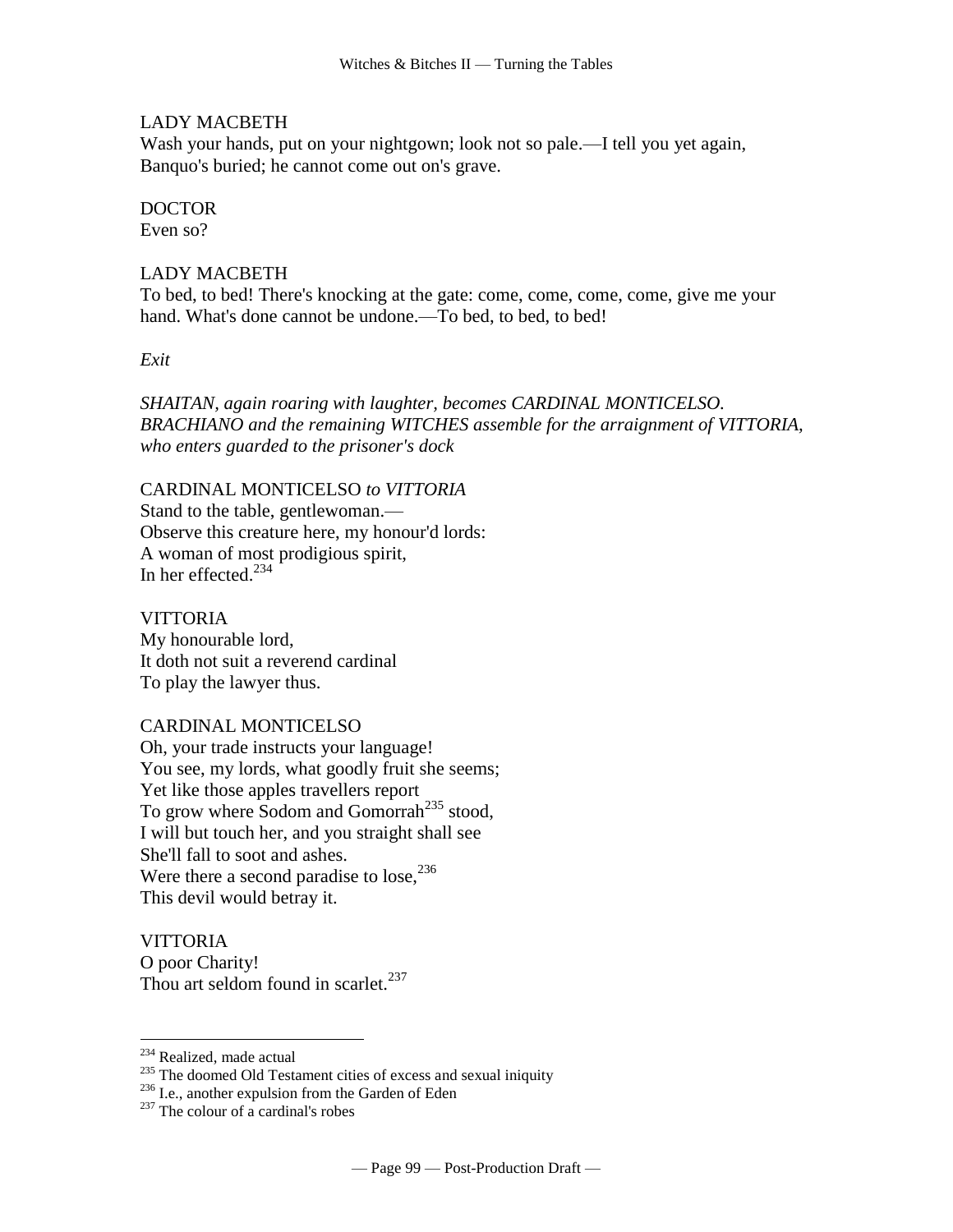LADY MACBETH
Wash your hands, put on your nightgown; look not so pale.—I tell you yet again, Banquo's buried; he cannot come out on's grave.

DOCTOR
Even so?

LADY MACBETH
To bed, to bed! There's knocking at the gate: come, come, come, come, give me your hand. What's done cannot be undone.—To bed, to bed, to bed!

*Exit*

*SHAITAN, again roaring with laughter, becomes CARDINAL MONTICELSO. BRACHIANO and the remaining WITCHES assemble for the arraignment of VITTORIA, who enters guarded to the prisoner's dock*

CARDINAL MONTICELSO *to VITTORIA*
Stand to the table, gentlewoman.—
Observe this creature here, my honour'd lords:
A woman of most prodigious spirit,
In her effected.[234]

VITTORIA
My honourable lord,
It doth not suit a reverend cardinal
To play the lawyer thus.

CARDINAL MONTICELSO
Oh, your trade instructs your language!
You see, my lords, what goodly fruit she seems;
Yet like those apples travellers report
To grow where Sodom and Gomorrah[235] stood,
I will but touch her, and you straight shall see
She'll fall to soot and ashes.
Were there a second paradise to lose,[236]
This devil would betray it.

VITTORIA
O poor Charity!
Thou art seldom found in scarlet.[237]

---

[234] Realized, made actual
[235] The doomed Old Testament cities of excess and sexual iniquity
[236] I.e., another expulsion from the Garden of Eden
[237] The colour of a cardinal's robes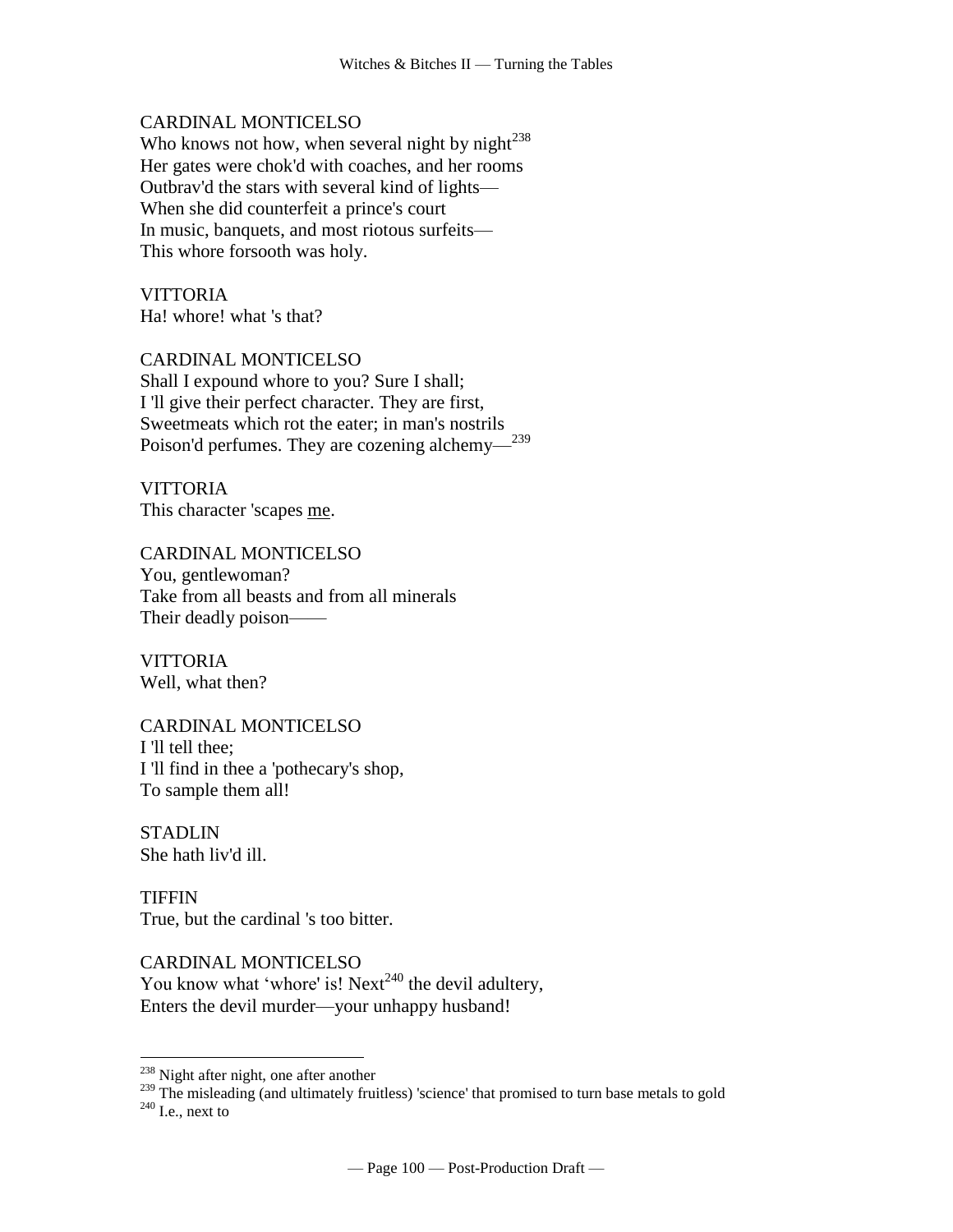CARDINAL MONTICELSO
Who knows not how, when several night by night[238]
Her gates were chok'd with coaches, and her rooms
Outbrav'd the stars with several kind of lights—
When she did counterfeit a prince's court
In music, banquets, and most riotous surfeits—
This whore forsooth was holy.

VITTORIA
Ha! whore! what 's that?

CARDINAL MONTICELSO
Shall I expound whore to you? Sure I shall;
I 'll give their perfect character. They are first,
Sweetmeats which rot the eater; in man's nostrils
Poison'd perfumes. They are cozening alchemy—[239]

VITTORIA
This character 'scapes <u>me</u>.

CARDINAL MONTICELSO
You, gentlewoman?
Take from all beasts and from all minerals
Their deadly poison——

VITTORIA
Well, what then?

CARDINAL MONTICELSO
I 'll tell thee;
I 'll find in thee a 'pothecary's shop,
To sample them all!

STADLIN
She hath liv'd ill.

TIFFIN
True, but the cardinal 's too bitter.

CARDINAL MONTICELSO
You know what 'whore' is! Next[240] the devil adultery,
Enters the devil murder—your unhappy husband!

---

[238] Night after night, one after another
[239] The misleading (and ultimately fruitless) 'science' that promised to turn base metals to gold
[240] I.e., next to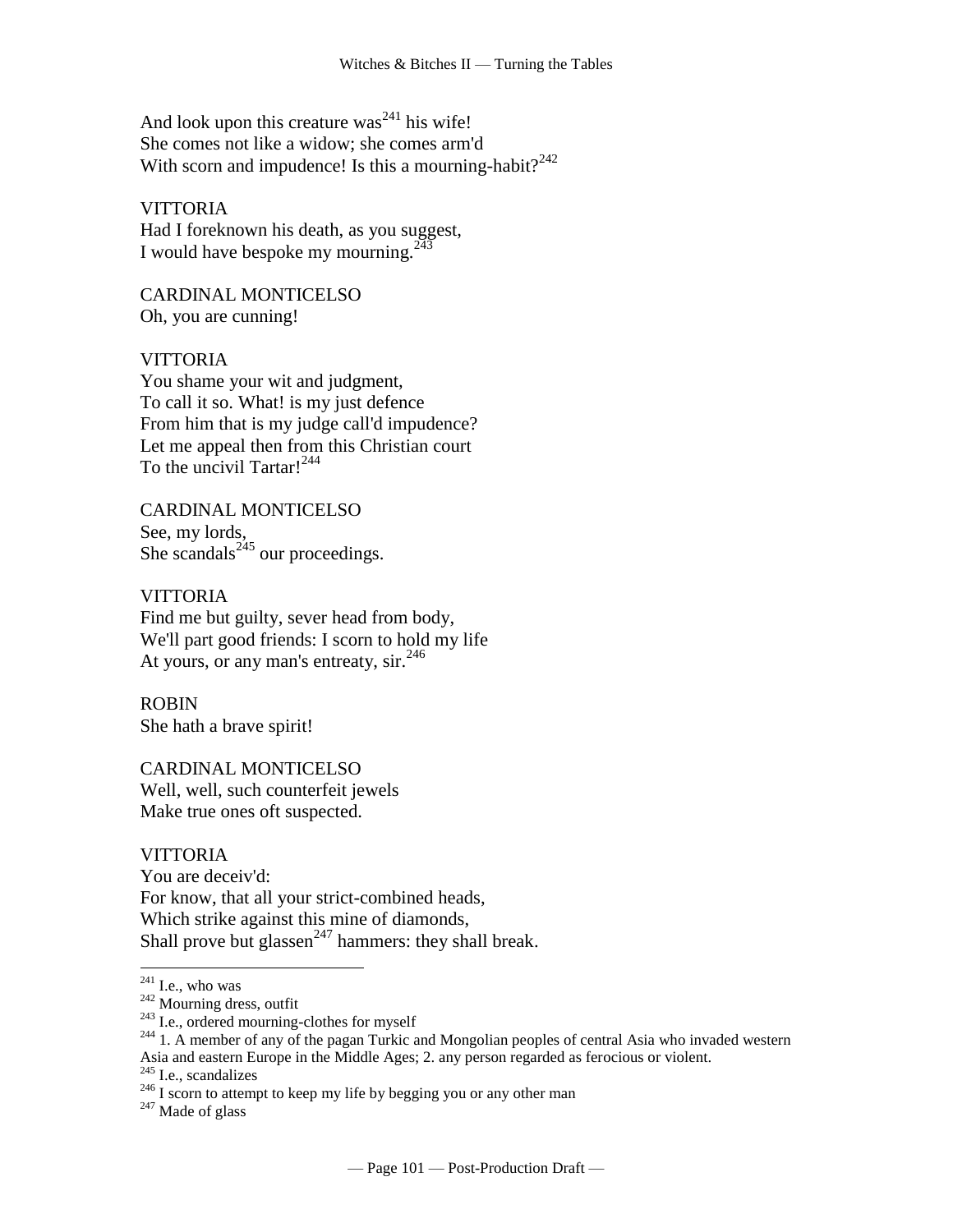And look upon this creature was[241] his wife!
She comes not like a widow; she comes arm'd
With scorn and impudence! Is this a mourning-habit?[242]

VITTORIA
Had I foreknown his death, as you suggest,
I would have bespoke my mourning.[243]

CARDINAL MONTICELSO
Oh, you are cunning!

VITTORIA
You shame your wit and judgment,
To call it so. What! is my just defence
From him that is my judge call'd impudence?
Let me appeal then from this Christian court
To the uncivil Tartar![244]

CARDINAL MONTICELSO
See, my lords,
She scandals[245] our proceedings.

VITTORIA
Find me but guilty, sever head from body,
We'll part good friends: I scorn to hold my life
At yours, or any man's entreaty, sir.[246]

ROBIN
She hath a brave spirit!

CARDINAL MONTICELSO
Well, well, such counterfeit jewels
Make true ones oft suspected.

VITTORIA
You are deceiv'd:
For know, that all your strict-combined heads,
Which strike against this mine of diamonds,
Shall prove but glassen[247] hammers: they shall break.

---

[241] I.e., who was

[242] Mourning dress, outfit

[243] I.e., ordered mourning-clothes for myself

[244] 1. A member of any of the pagan Turkic and Mongolian peoples of central Asia who invaded western Asia and eastern Europe in the Middle Ages; 2. any person regarded as ferocious or violent.

[245] I.e., scandalizes

[246] I scorn to attempt to keep my life by begging you or any other man

[247] Made of glass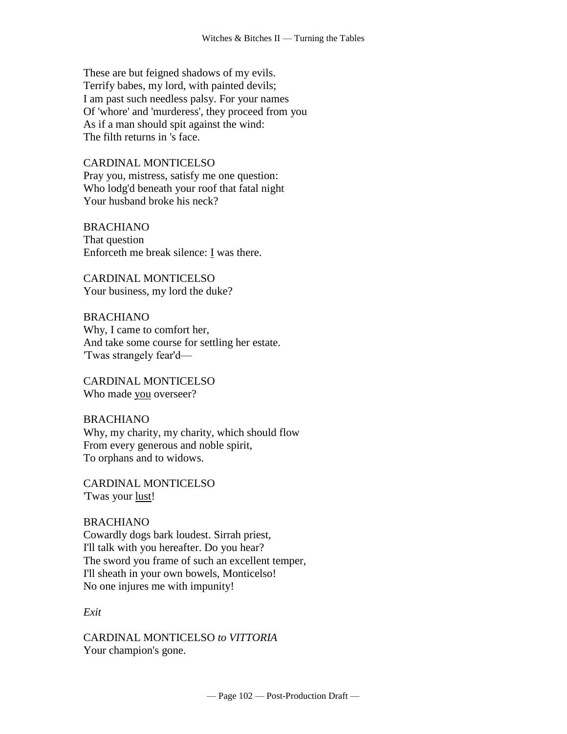These are but feigned shadows of my evils.
Terrify babes, my lord, with painted devils;
I am past such needless palsy. For your names
Of 'whore' and 'murderess', they proceed from you
As if a man should spit against the wind:
The filth returns in 's face.

CARDINAL MONTICELSO
Pray you, mistress, satisfy me one question:
Who lodg'd beneath your roof that fatal night
Your husband broke his neck?

BRACHIANO
That question
Enforceth me break silence: <u>I</u> was there.

CARDINAL MONTICELSO
Your business, my lord the duke?

BRACHIANO
Why, I came to comfort her,
And take some course for settling her estate.
′Twas strangely fear'd—

CARDINAL MONTICELSO
Who made <u>you</u> overseer?

BRACHIANO
Why, my charity, my charity, which should flow
From every generous and noble spirit,
To orphans and to widows.

CARDINAL MONTICELSO
'Twas your <u>lust</u>!

BRACHIANO
Cowardly dogs bark loudest. Sirrah priest,
I'll talk with you hereafter. Do you hear?
The sword you frame of such an excellent temper,
I'll sheath in your own bowels, Monticelso!
No one injures me with impunity!

*Exit*

CARDINAL MONTICELSO *to VITTORIA*
Your champion's gone.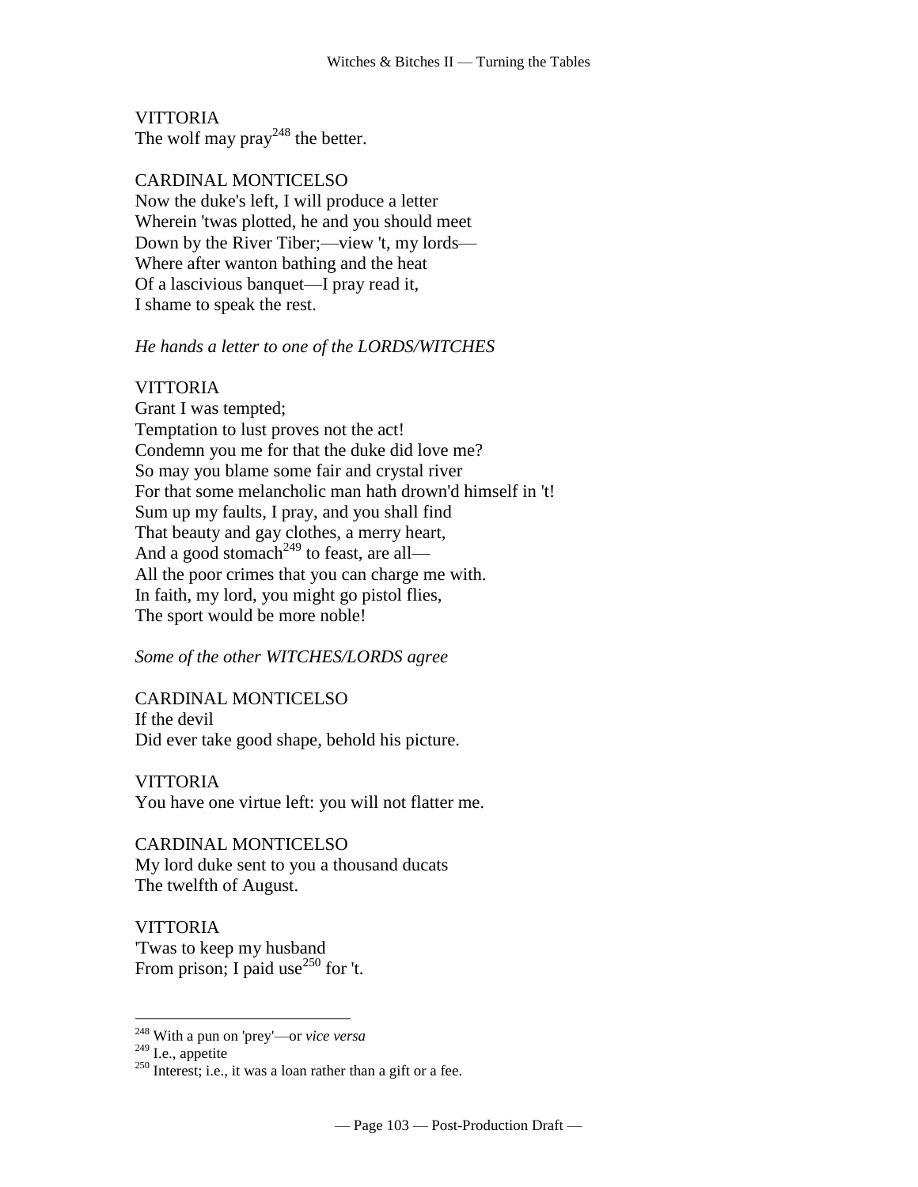VITTORIA
The wolf may pray[248] the better.

CARDINAL MONTICELSO
Now the duke's left, I will produce a letter
Wherein 'twas plotted, he and you should meet
Down by the River Tiber;—view 't, my lords—
Where after wanton bathing and the heat
Of a lascivious banquet—I pray read it,
I shame to speak the rest.

*He hands a letter to one of the LORDS/WITCHES*

VITTORIA
Grant I was tempted;
Temptation to lust proves not the act!
Condemn you me for that the duke did love me?
So may you blame some fair and crystal river
For that some melancholic man hath drown'd himself in 't!
Sum up my faults, I pray, and you shall find
That beauty and gay clothes, a merry heart,
And a good stomach[249] to feast, are all—
All the poor crimes that you can charge me with.
In faith, my lord, you might go pistol flies,
The sport would be more noble!

*Some of the other WITCHES/LORDS agree*

CARDINAL MONTICELSO
If the devil
Did ever take good shape, behold his picture.

VITTORIA
You have one virtue left: you will not flatter me.

CARDINAL MONTICELSO
My lord duke sent to you a thousand ducats
The twelfth of August.

VITTORIA
'Twas to keep my husband
From prison; I paid use[250] for 't.

---

[248] With a pun on 'prey'—or *vice versa*

[249] I.e., appetite

[250] Interest; i.e., it was a loan rather than a gift or a fee.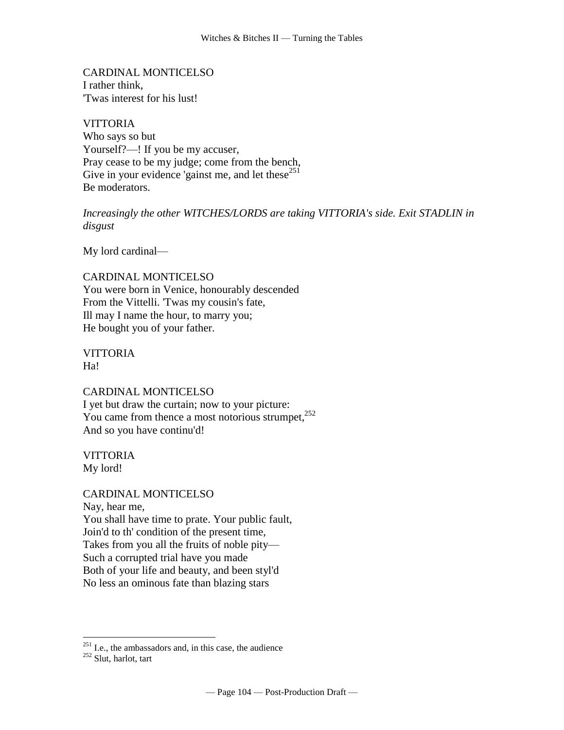CARDINAL MONTICELSO
I rather think,
'Twas interest for his lust!

VITTORIA
Who says so but
Yourself?—! If you be my accuser,
Pray cease to be my judge; come from the bench,
Give in your evidence 'gainst me, and let these[251]
Be moderators.

*Increasingly the other WITCHES/LORDS are taking VITTORIA's side. Exit STADLIN in disgust*

My lord cardinal—

CARDINAL MONTICELSO
You were born in Venice, honourably descended
From the Vittelli. 'Twas my cousin's fate,
Ill may I name the hour, to marry you;
He bought you of your father.

VITTORIA
Ha!

CARDINAL MONTICELSO
I yet but draw the curtain; now to your picture:
You came from thence a most notorious strumpet,[252]
And so you have continu'd!

VITTORIA
My lord!

CARDINAL MONTICELSO
Nay, hear me,
You shall have time to prate. Your public fault,
Join'd to th' condition of the present time,
Takes from you all the fruits of noble pity—
Such a corrupted trial have you made
Both of your life and beauty, and been styl'd
No less an ominous fate than blazing stars

---

[251] I.e., the ambassadors and, in this case, the audience
[252] Slut, harlot, tart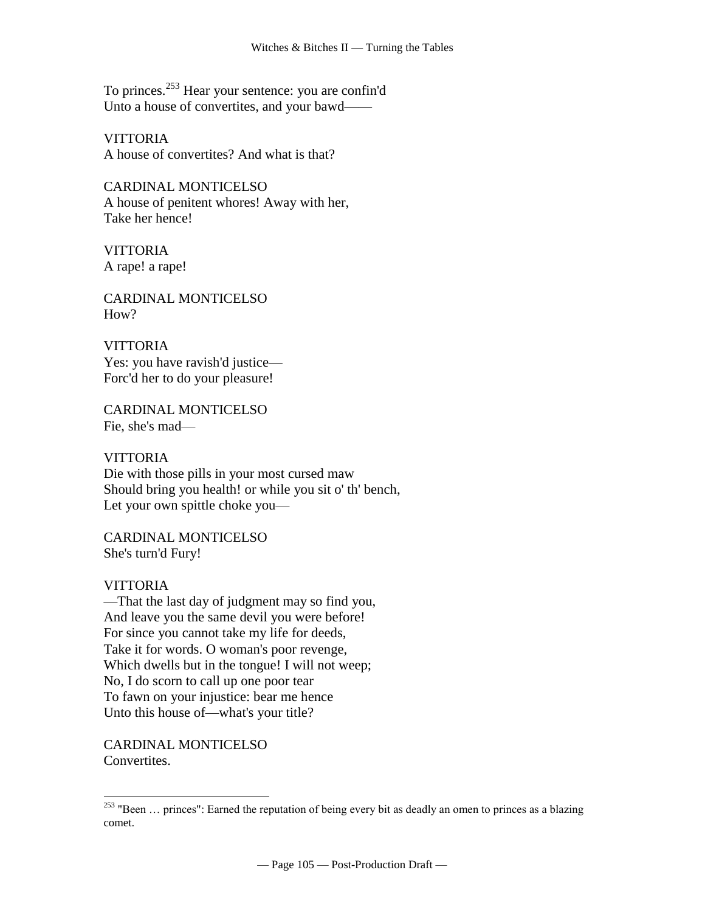To princes.[253] Hear your sentence: you are confin'd
Unto a house of convertites, and your bawd——

VITTORIA
A house of convertites? And what is that?

CARDINAL MONTICELSO
A house of penitent whores! Away with her,
Take her hence!

VITTORIA
A rape! a rape!

CARDINAL MONTICELSO
How?

VITTORIA
Yes: you have ravish'd justice—
Forc'd her to do your pleasure!

CARDINAL MONTICELSO
Fie, she's mad—

VITTORIA
Die with those pills in your most cursed maw
Should bring you health! or while you sit o' th' bench,
Let your own spittle choke you—

CARDINAL MONTICELSO
She's turn'd Fury!

VITTORIA
—That the last day of judgment may so find you,
And leave you the same devil you were before!
For since you cannot take my life for deeds,
Take it for words. O woman's poor revenge,
Which dwells but in the tongue! I will not weep;
No, I do scorn to call up one poor tear
To fawn on your injustice: bear me hence
Unto this house of—what's your title?

CARDINAL MONTICELSO
Convertites.

---

[253] "Been … princes": Earned the reputation of being every bit as deadly an omen to princes as a blazing comet.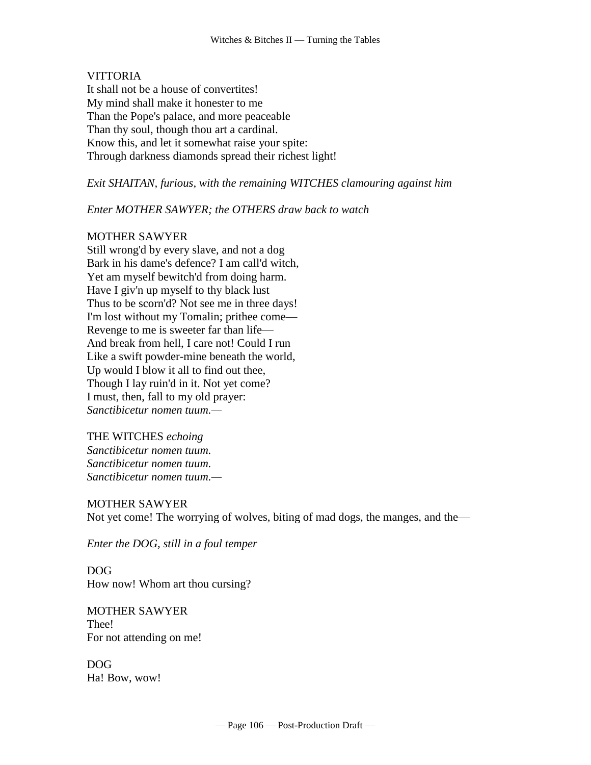VITTORIA
It shall not be a house of convertites!
My mind shall make it honester to me
Than the Pope's palace, and more peaceable
Than thy soul, though thou art a cardinal.
Know this, and let it somewhat raise your spite:
Through darkness diamonds spread their richest light!

*Exit SHAITAN, furious, with the remaining WITCHES clamouring against him*

*Enter MOTHER SAWYER; the OTHERS draw back to watch*

MOTHER SAWYER
Still wrong'd by every slave, and not a dog
Bark in his dame's defence? I am call'd witch,
Yet am myself bewitch'd from doing harm.
Have I giv'n up myself to thy black lust
Thus to be scorn'd? Not see me in three days!
I'm lost without my Tomalin; prithee come—
Revenge to me is sweeter far than life—
And break from hell, I care not! Could I run
Like a swift powder-mine beneath the world,
Up would I blow it all to find out thee,
Though I lay ruin'd in it. Not yet come?
I must, then, fall to my old prayer:
*Sanctibicetur nomen tuum.*—

THE WITCHES *echoing*
*Sanctibicetur nomen tuum.*
*Sanctibicetur nomen tuum.*
*Sanctibicetur nomen tuum.*—

MOTHER SAWYER
Not yet come! The worrying of wolves, biting of mad dogs, the manges, and the—

*Enter the DOG, still in a foul temper*

DOG
How now! Whom art thou cursing?

MOTHER SAWYER
Thee!
For not attending on me!

DOG
Ha! Bow, wow!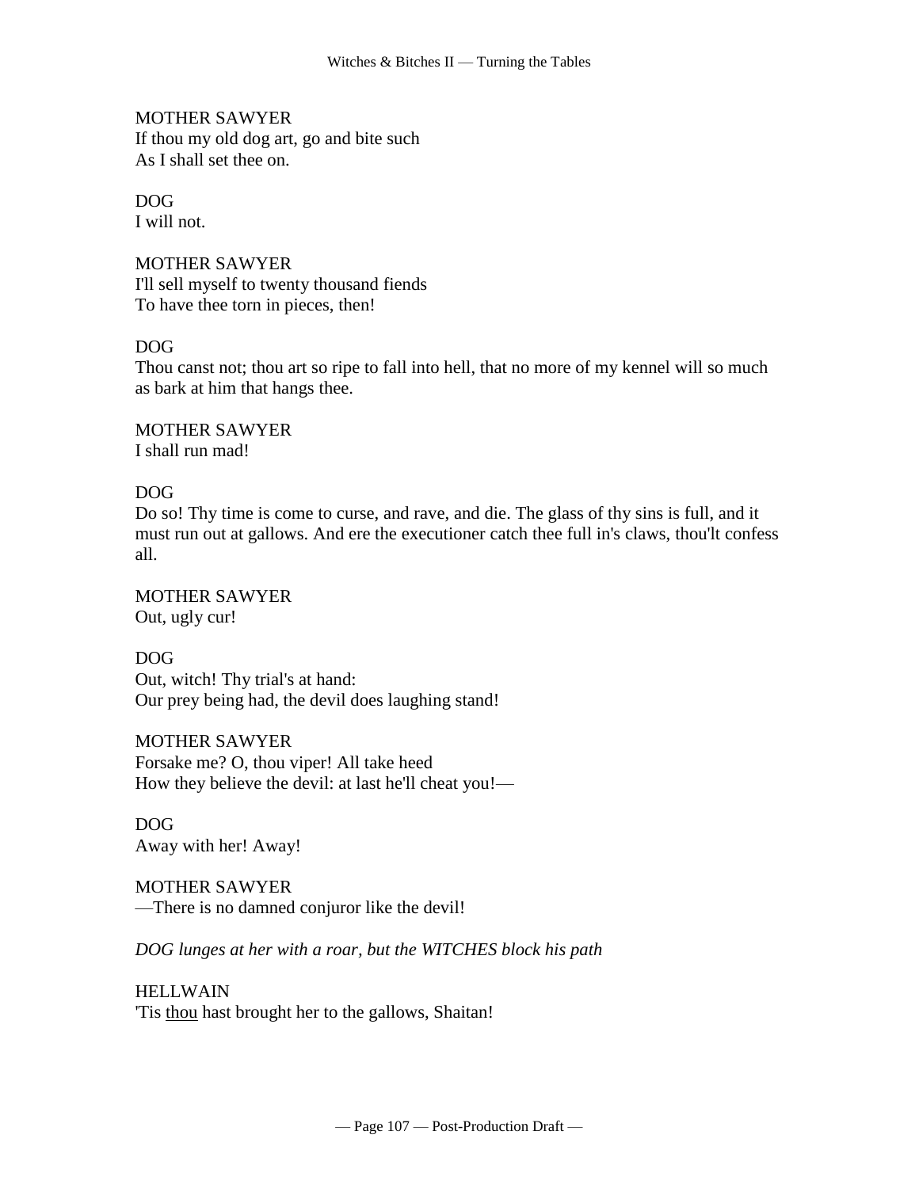MOTHER SAWYER
If thou my old dog art, go and bite such
As I shall set thee on.

DOG
I will not.

MOTHER SAWYER
I'll sell myself to twenty thousand fiends
To have thee torn in pieces, then!

DOG
Thou canst not; thou art so ripe to fall into hell, that no more of my kennel will so much as bark at him that hangs thee.

MOTHER SAWYER
I shall run mad!

DOG
Do so! Thy time is come to curse, and rave, and die. The glass of thy sins is full, and it must run out at gallows. And ere the executioner catch thee full in's claws, thou'lt confess all.

MOTHER SAWYER
Out, ugly cur!

DOG
Out, witch! Thy trial's at hand:
Our prey being had, the devil does laughing stand!

MOTHER SAWYER
Forsake me? O, thou viper! All take heed
How they believe the devil: at last he'll cheat you!—

DOG
Away with her! Away!

MOTHER SAWYER
—There is no damned conjuror like the devil!

*DOG lunges at her with a roar, but the WITCHES block his path*

HELLWAIN
'Tis <u>thou</u> hast brought her to the gallows, Shaitan!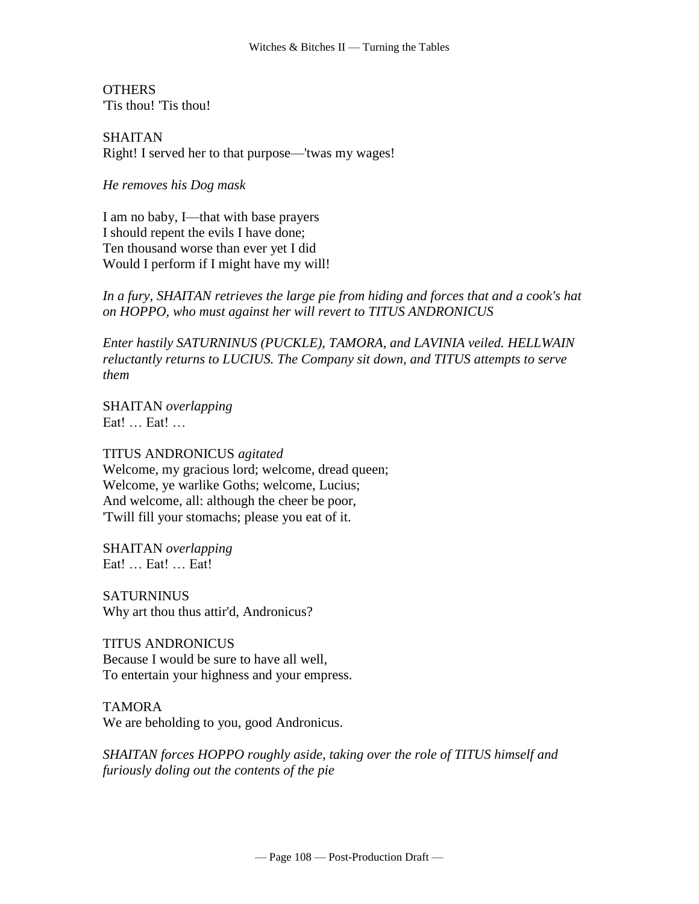OTHERS
'Tis thou! 'Tis thou!

SHAITAN
Right! I served her to that purpose—'twas my wages!

*He removes his Dog mask*

I am no baby, I—that with base prayers
I should repent the evils I have done;
Ten thousand worse than ever yet I did
Would I perform if I might have my will!

*In a fury, SHAITAN retrieves the large pie from hiding and forces that and a cook's hat on HOPPO, who must against her will revert to TITUS ANDRONICUS*

*Enter hastily SATURNINUS (PUCKLE), TAMORA, and LAVINIA veiled. HELLWAIN reluctantly returns to LUCIUS. The Company sit down, and TITUS attempts to serve them*

SHAITAN *overlapping*
Eat! … Eat! …

TITUS ANDRONICUS *agitated*
Welcome, my gracious lord; welcome, dread queen;
Welcome, ye warlike Goths; welcome, Lucius;
And welcome, all: although the cheer be poor,
'Twill fill your stomachs; please you eat of it.

SHAITAN *overlapping*
Eat! … Eat! … Eat!

SATURNINUS
Why art thou thus attir'd, Andronicus?

TITUS ANDRONICUS
Because I would be sure to have all well,
To entertain your highness and your empress.

TAMORA
We are beholding to you, good Andronicus.

*SHAITAN forces HOPPO roughly aside, taking over the role of TITUS himself and furiously doling out the contents of the pie*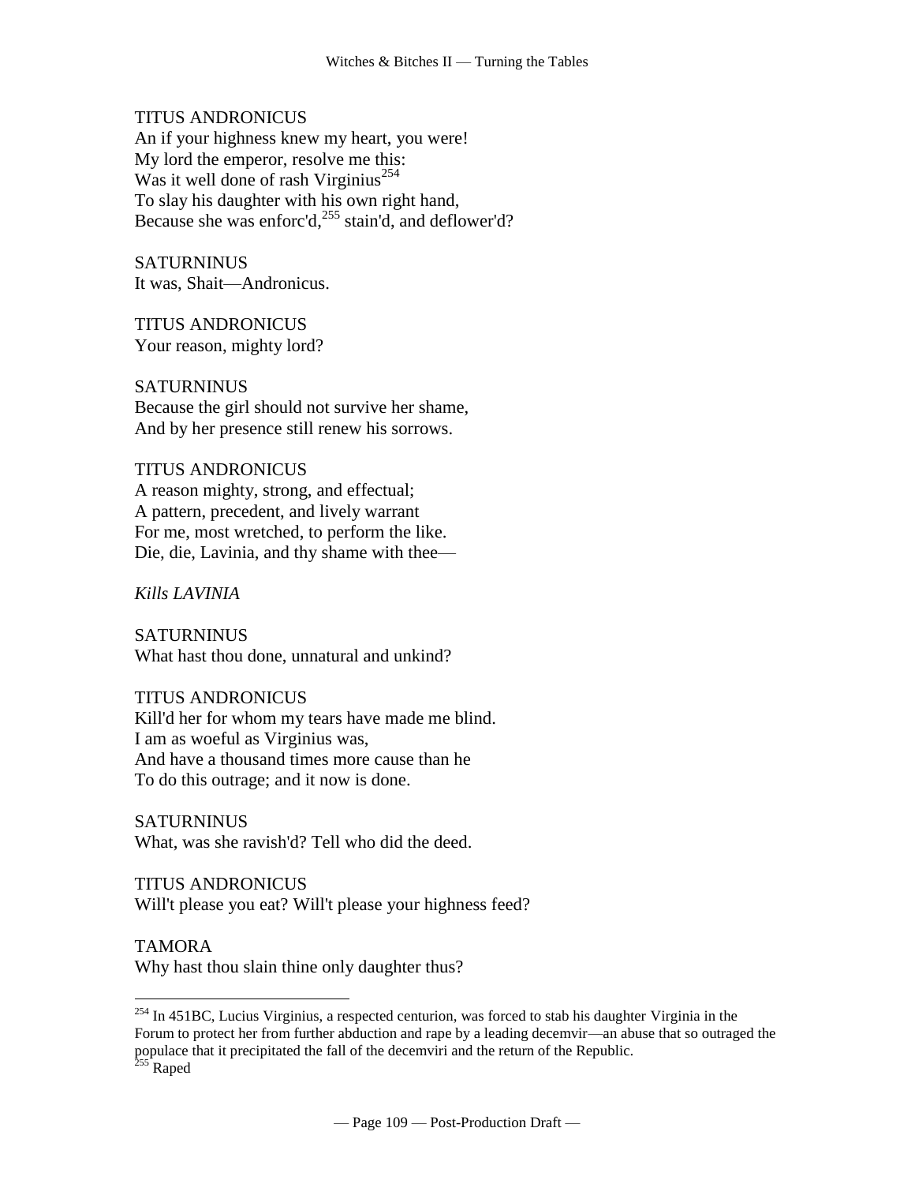TITUS ANDRONICUS
An if your highness knew my heart, you were!
My lord the emperor, resolve me this:
Was it well done of rash Virginius[254]
To slay his daughter with his own right hand,
Because she was enforc'd,[255] stain'd, and deflower'd?

SATURNINUS
It was, Shait—Andronicus.

TITUS ANDRONICUS
Your reason, mighty lord?

SATURNINUS
Because the girl should not survive her shame,
And by her presence still renew his sorrows.

TITUS ANDRONICUS
A reason mighty, strong, and effectual;
A pattern, precedent, and lively warrant
For me, most wretched, to perform the like.
Die, die, Lavinia, and thy shame with thee—

*Kills LAVINIA*

SATURNINUS
What hast thou done, unnatural and unkind?

TITUS ANDRONICUS
Kill'd her for whom my tears have made me blind.
I am as woeful as Virginius was,
And have a thousand times more cause than he
To do this outrage; and it now is done.

SATURNINUS
What, was she ravish'd? Tell who did the deed.

TITUS ANDRONICUS
Will't please you eat? Will't please your highness feed?

TAMORA
Why hast thou slain thine only daughter thus?

---

[254] In 451BC, Lucius Virginius, a respected centurion, was forced to stab his daughter Virginia in the Forum to protect her from further abduction and rape by a leading decemvir—an abuse that so outraged the populace that it precipitated the fall of the decemviri and the return of the Republic.

[255] Raped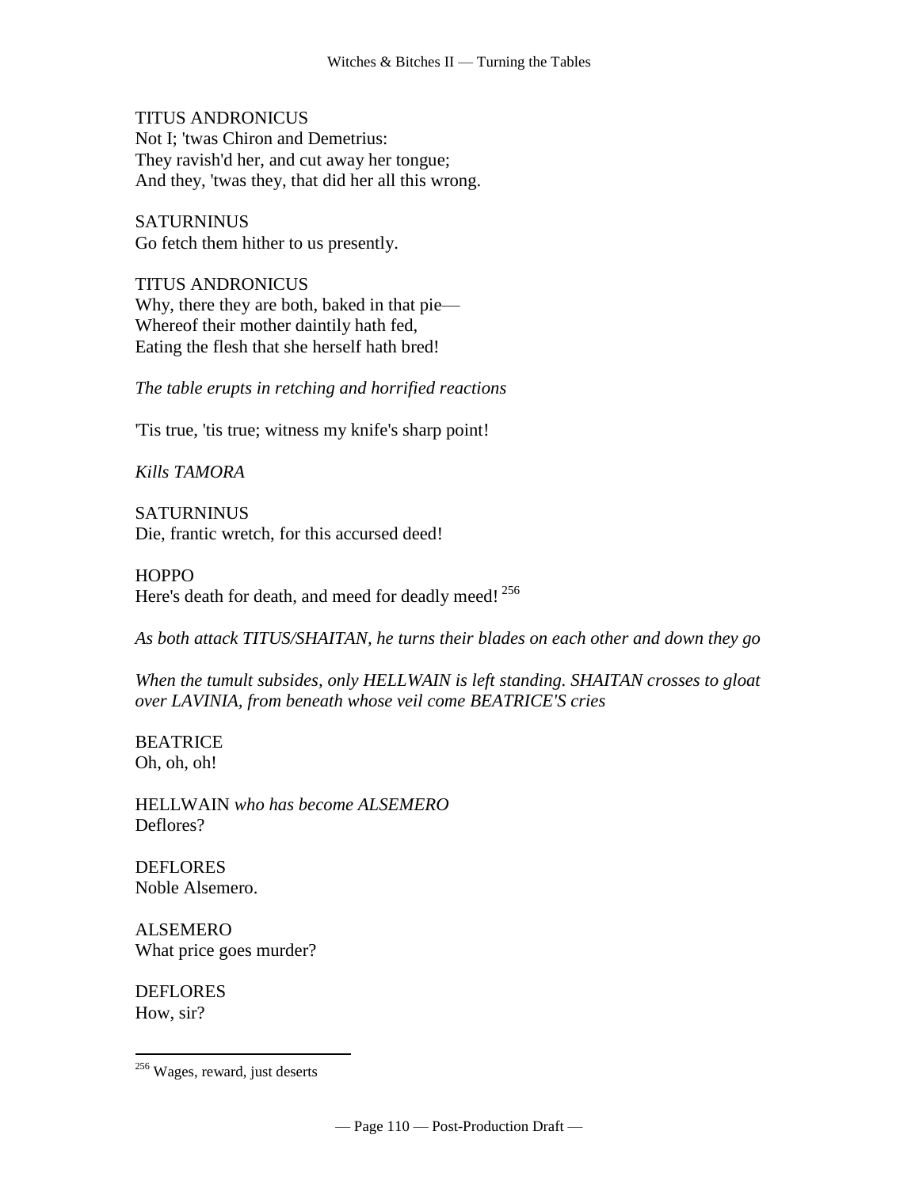TITUS ANDRONICUS
Not I; 'twas Chiron and Demetrius:
They ravish'd her, and cut away her tongue;
And they, 'twas they, that did her all this wrong.

SATURNINUS
Go fetch them hither to us presently.

TITUS ANDRONICUS
Why, there they are both, baked in that pie—
Whereof their mother daintily hath fed,
Eating the flesh that she herself hath bred!

*The table erupts in retching and horrified reactions*

'Tis true, 'tis true; witness my knife's sharp point!

*Kills TAMORA*

SATURNINUS
Die, frantic wretch, for this accursed deed!

HOPPO
Here's death for death, and meed for deadly meed! [256]

*As both attack TITUS/SHAITAN, he turns their blades on each other and down they go*

*When the tumult subsides, only HELLWAIN is left standing. SHAITAN crosses to gloat over LAVINIA, from beneath whose veil come BEATRICE'S cries*

BEATRICE
Oh, oh, oh!

HELLWAIN *who has become ALSEMERO*
Deflores?

DEFLORES
Noble Alsemero.

ALSEMERO
What price goes murder?

DEFLORES
How, sir?

---

[256] Wages, reward, just deserts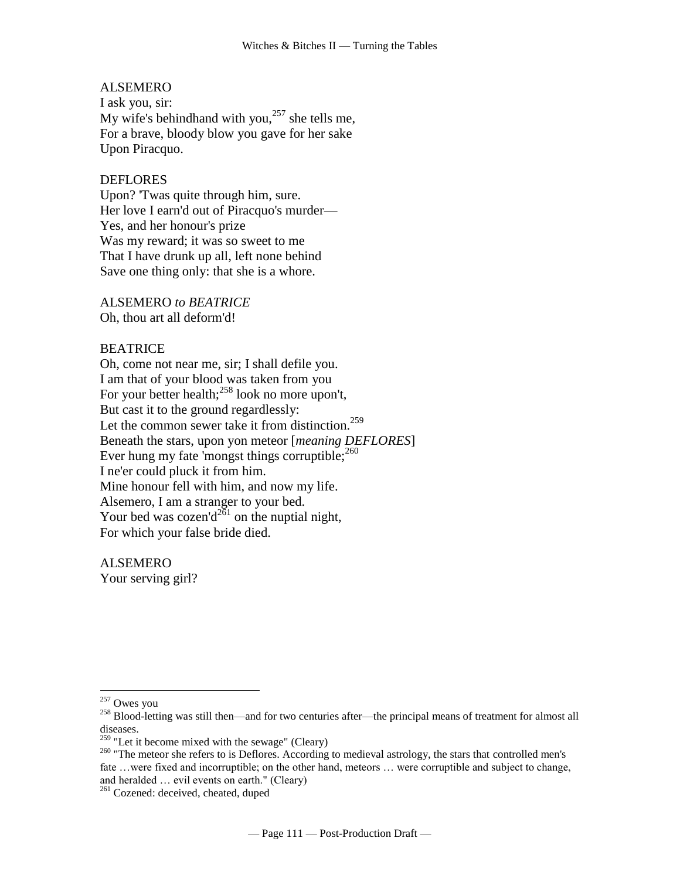ALSEMERO
I ask you, sir:
My wife's behindhand with you,[257] she tells me,
For a brave, bloody blow you gave for her sake
Upon Piracquo.

DEFLORES
Upon? 'Twas quite through him, sure.
Her love I earn'd out of Piracquo's murder—
Yes, and her honour's prize
Was my reward; it was so sweet to me
That I have drunk up all, left none behind
Save one thing only: that she is a whore.

ALSEMERO *to BEATRICE*
Oh, thou art all deform'd!

BEATRICE
Oh, come not near me, sir; I shall defile you.
I am that of your blood was taken from you
For your better health;[258] look no more upon't,
But cast it to the ground regardlessly:
Let the common sewer take it from distinction.[259]
Beneath the stars, upon yon meteor [*meaning DEFLORES*]
Ever hung my fate 'mongst things corruptible;[260]
I ne'er could pluck it from him.
Mine honour fell with him, and now my life.
Alsemero, I am a stranger to your bed.
Your bed was cozen'd[261] on the nuptial night,
For which your false bride died.

ALSEMERO
Your serving girl?

---

[257] Owes you

[258] Blood-letting was still then—and for two centuries after—the principal means of treatment for almost all diseases.

[259] "Let it become mixed with the sewage" (Cleary)

[260] "The meteor she refers to is Deflores. According to medieval astrology, the stars that controlled men's fate …were fixed and incorruptible; on the other hand, meteors … were corruptible and subject to change, and heralded … evil events on earth." (Cleary)

[261] Cozened: deceived, cheated, duped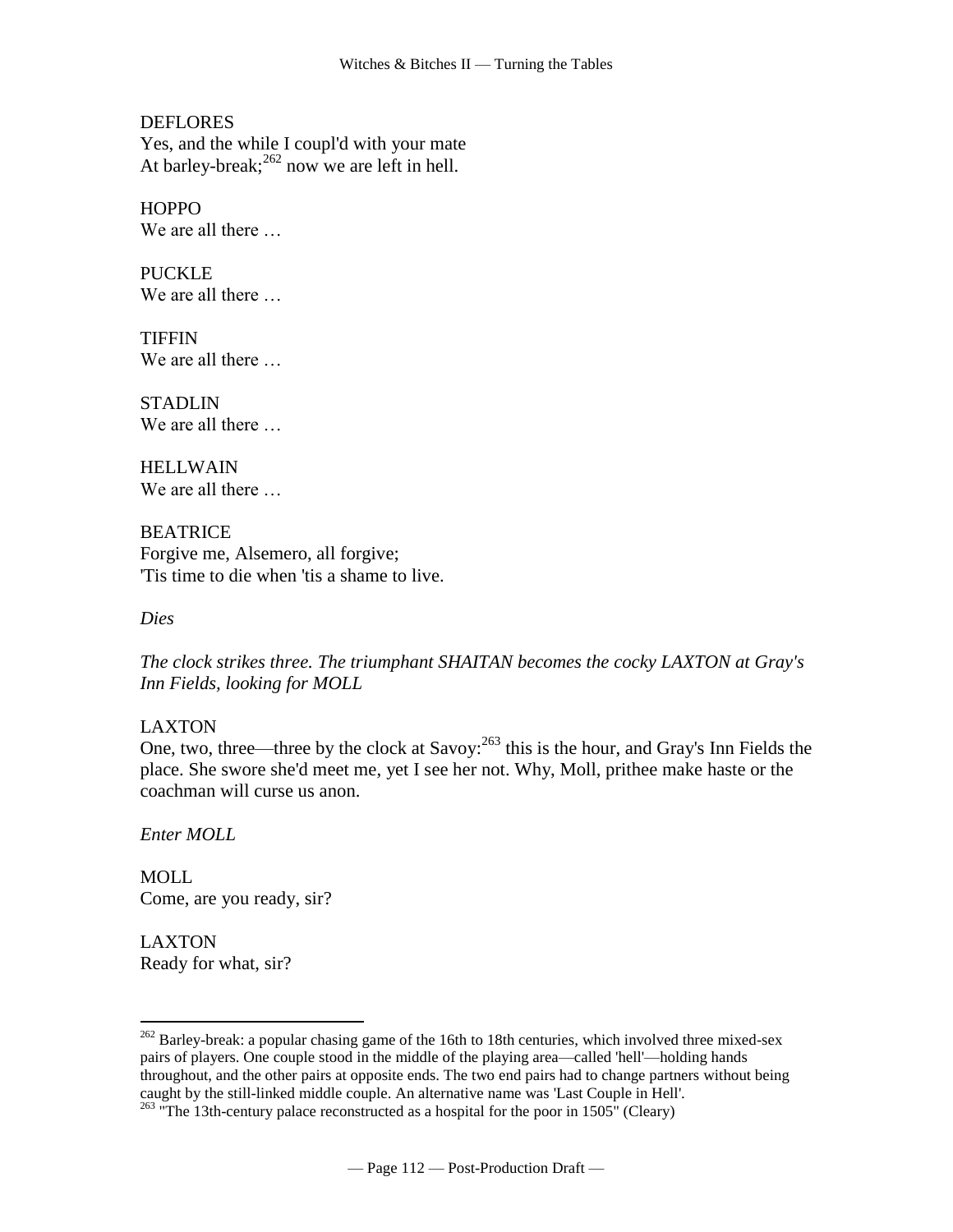DEFLORES
Yes, and the while I coupl'd with your mate
At barley-break;[262] now we are left in hell.

HOPPO
We are all there …

PUCKLE
We are all there …

TIFFIN
We are all there …

STADLIN
We are all there …

HELLWAIN
We are all there …

BEATRICE
Forgive me, Alsemero, all forgive;
'Tis time to die when 'tis a shame to live.

*Dies*

*The clock strikes three. The triumphant SHAITAN becomes the cocky LAXTON at Gray's Inn Fields, looking for MOLL*

LAXTON
One, two, three—three by the clock at Savoy:[263] this is the hour, and Gray's Inn Fields the place. She swore she'd meet me, yet I see her not. Why, Moll, prithee make haste or the coachman will curse us anon.

*Enter MOLL*

MOLL
Come, are you ready, sir?

LAXTON
Ready for what, sir?

---

[262] Barley-break: a popular chasing game of the 16th to 18th centuries, which involved three mixed-sex pairs of players. One couple stood in the middle of the playing area—called 'hell'—holding hands throughout, and the other pairs at opposite ends. The two end pairs had to change partners without being caught by the still-linked middle couple. An alternative name was 'Last Couple in Hell'.

[263] "The 13th-century palace reconstructed as a hospital for the poor in 1505" (Cleary)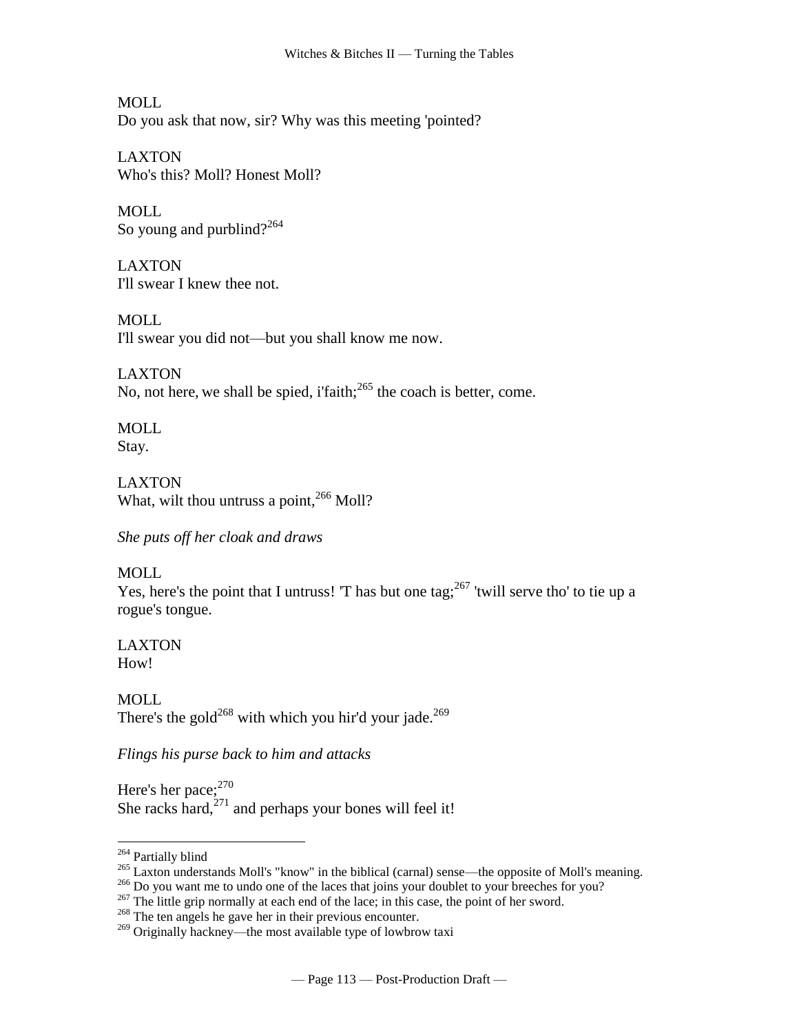MOLL
Do you ask that now, sir? Why was this meeting 'pointed?

LAXTON
Who's this? Moll? Honest Moll?

MOLL
So young and purblind?[264]

LAXTON
I'll swear I knew thee not.

MOLL
I'll swear you did not—but you shall know me now.

LAXTON
No, not here, we shall be spied, i'faith;[265] the coach is better, come.

MOLL
Stay.

LAXTON
What, wilt thou untruss a point,[266] Moll?

*She puts off her cloak and draws*

MOLL
Yes, here's the point that I untruss! 'T has but one tag;[267] 'twill serve tho' to tie up a rogue's tongue.

LAXTON
How!

MOLL
There's the gold[268] with which you hir'd your jade.[269]

*Flings his purse back to him and attacks*

Here's her pace;[270]
She racks hard,[271] and perhaps your bones will feel it!

---

[264] Partially blind
[265] Laxton understands Moll's "know" in the biblical (carnal) sense—the opposite of Moll's meaning.
[266] Do you want me to undo one of the laces that joins your doublet to your breeches for you?
[267] The little grip normally at each end of the lace; in this case, the point of her sword.
[268] The ten angels he gave her in their previous encounter.
[269] Originally hackney—the most available type of lowbrow taxi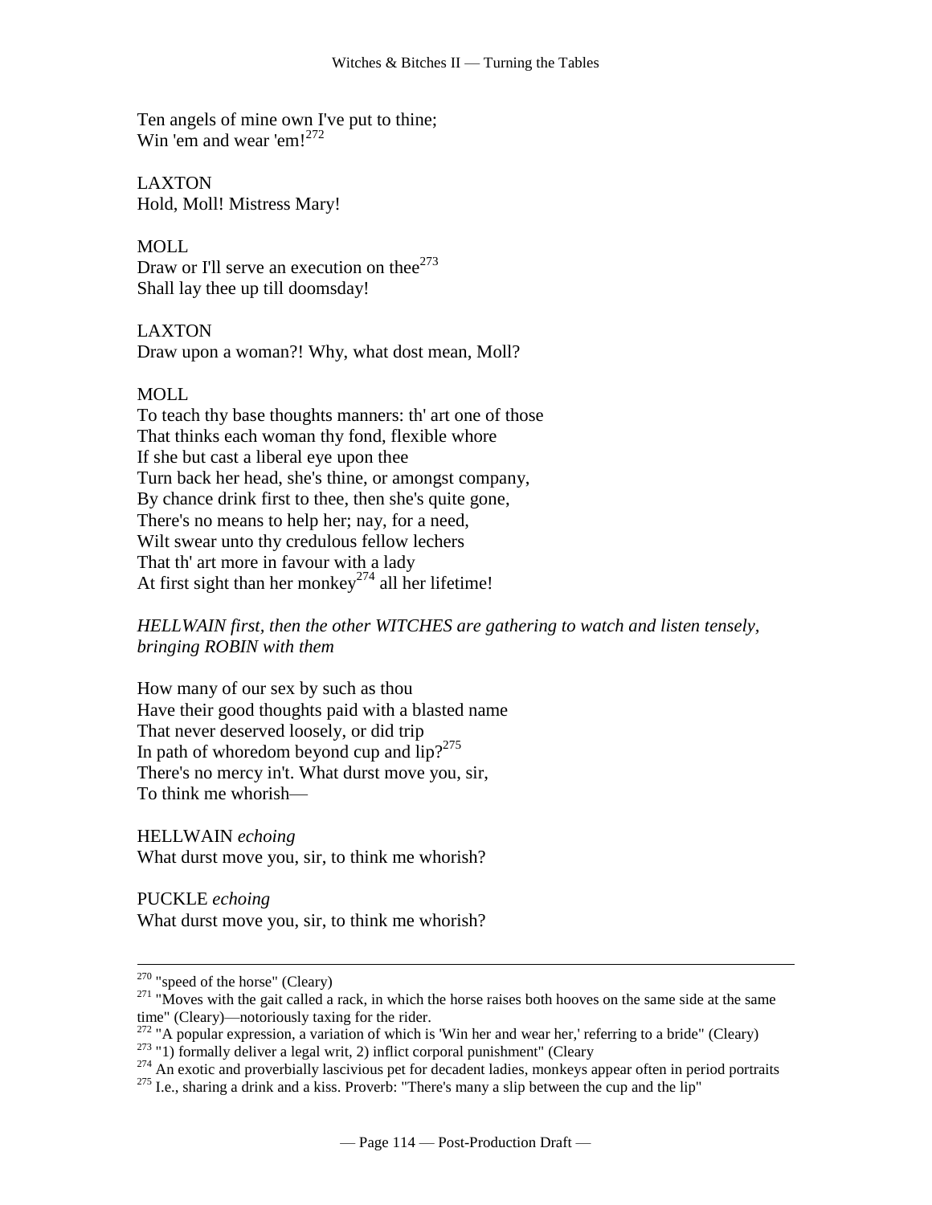Ten angels of mine own I've put to thine;
Win 'em and wear 'em![272]

LAXTON
Hold, Moll! Mistress Mary!

MOLL
Draw or I'll serve an execution on thee[273]
Shall lay thee up till doomsday!

LAXTON
Draw upon a woman?! Why, what dost mean, Moll?

MOLL
To teach thy base thoughts manners: th' art one of those
That thinks each woman thy fond, flexible whore
If she but cast a liberal eye upon thee
Turn back her head, she's thine, or amongst company,
By chance drink first to thee, then she's quite gone,
There's no means to help her; nay, for a need,
Wilt swear unto thy credulous fellow lechers
That th' art more in favour with a lady
At first sight than her monkey[274] all her lifetime!

*HELLWAIN first, then the other WITCHES are gathering to watch and listen tensely, bringing ROBIN with them*

How many of our sex by such as thou
Have their good thoughts paid with a blasted name
That never deserved loosely, or did trip
In path of whoredom beyond cup and lip?[275]
There's no mercy in't. What durst move you, sir,
To think me whorish—

HELLWAIN *echoing*
What durst move you, sir, to think me whorish?

PUCKLE *echoing*
What durst move you, sir, to think me whorish?

---

[270] "speed of the horse" (Cleary)
[271] "Moves with the gait called a rack, in which the horse raises both hooves on the same side at the same time" (Cleary)—notoriously taxing for the rider.
[272] "A popular expression, a variation of which is 'Win her and wear her,' referring to a bride" (Cleary)
[273] "1) formally deliver a legal writ, 2) inflict corporal punishment" (Cleary
[274] An exotic and proverbially lascivious pet for decadent ladies, monkeys appear often in period portraits
[275] I.e., sharing a drink and a kiss. Proverb: "There's many a slip between the cup and the lip"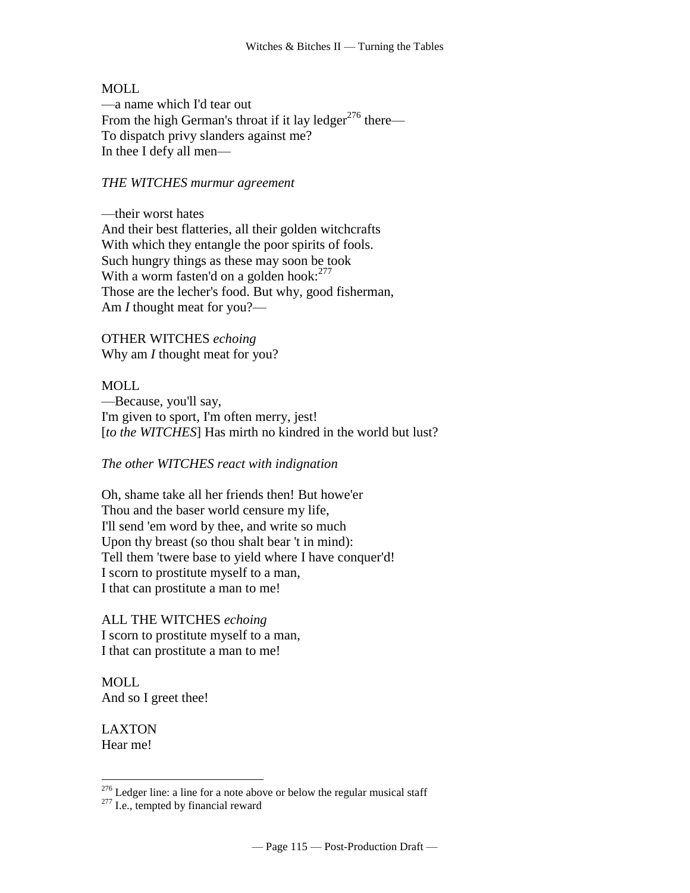MOLL
—a name which I'd tear out
From the high German's throat if it lay ledger[276] there—
To dispatch privy slanders against me?
In thee I defy all men—

*THE WITCHES murmur agreement*

—their worst hates
And their best flatteries, all their golden witchcrafts
With which they entangle the poor spirits of fools.
Such hungry things as these may soon be took
With a worm fasten'd on a golden hook:[277]
Those are the lecher's food. But why, good fisherman,
Am *I* thought meat for you?—

OTHER WITCHES *echoing*
Why am *I* thought meat for you?

MOLL
—Because, you'll say,
I'm given to sport, I'm often merry, jest!
[*to the WITCHES*] Has mirth no kindred in the world but lust?

*The other WITCHES react with indignation*

Oh, shame take all her friends then! But howe'er
Thou and the baser world censure my life,
I'll send 'em word by thee, and write so much
Upon thy breast (so thou shalt bear 't in mind):
Tell them 'twere base to yield where I have conquer'd!
I scorn to prostitute myself to a man,
I that can prostitute a man to me!

ALL THE WITCHES *echoing*
I scorn to prostitute myself to a man,
I that can prostitute a man to me!

MOLL
And so I greet thee!

LAXTON
Hear me!

---

[276] Ledger line: a line for a note above or below the regular musical staff

[277] I.e., tempted by financial reward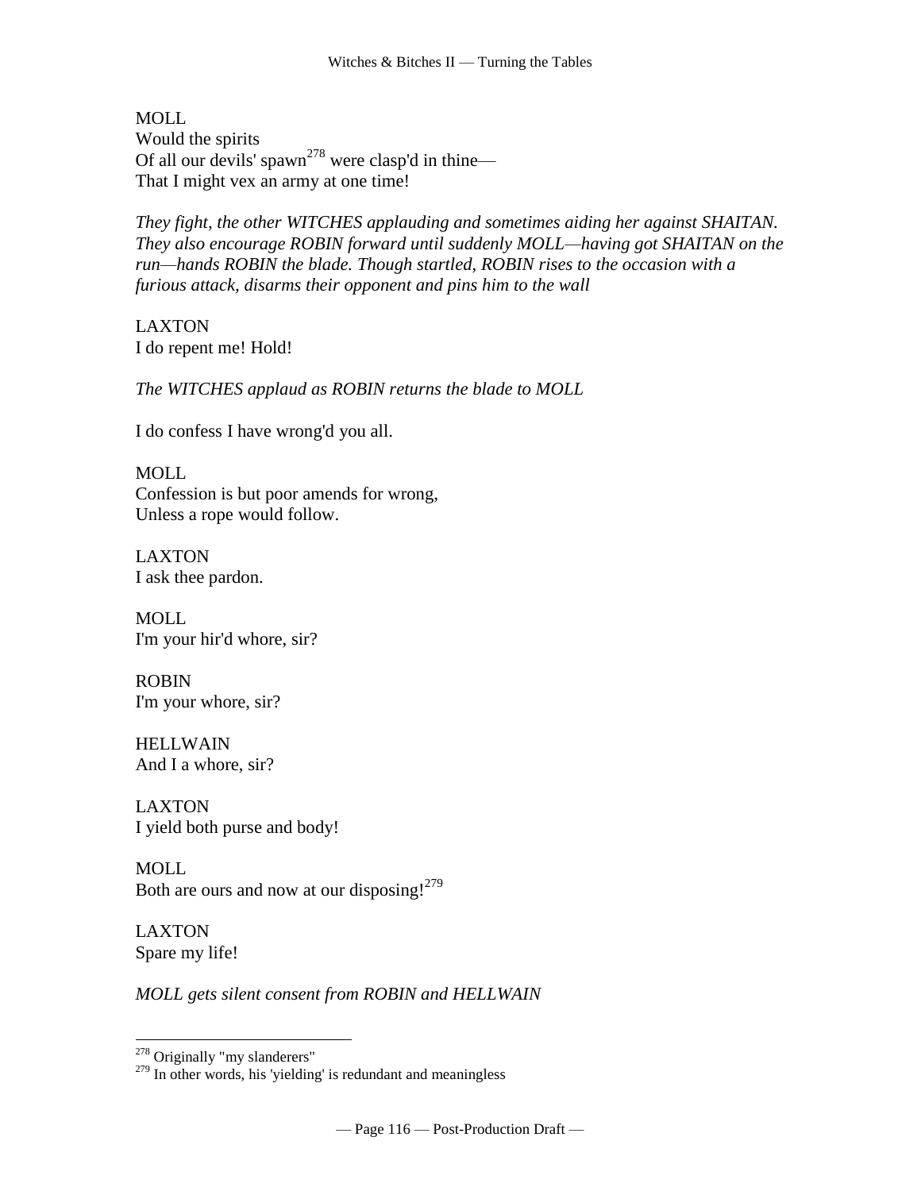MOLL
Would the spirits
Of all our devils' spawn[278] were clasp'd in thine—
That I might vex an army at one time!

*They fight, the other WITCHES applauding and sometimes aiding her against SHAITAN. They also encourage ROBIN forward until suddenly MOLL—having got SHAITAN on the run—hands ROBIN the blade. Though startled, ROBIN rises to the occasion with a furious attack, disarms their opponent and pins him to the wall*

LAXTON
I do repent me! Hold!

*The WITCHES applaud as ROBIN returns the blade to MOLL*

I do confess I have wrong'd you all.

MOLL
Confession is but poor amends for wrong,
Unless a rope would follow.

LAXTON
I ask thee pardon.

MOLL
I'm your hir'd whore, sir?

ROBIN
I'm your whore, sir?

HELLWAIN
And I a whore, sir?

LAXTON
I yield both purse and body!

MOLL
Both are ours and now at our disposing![279]

LAXTON
Spare my life!

*MOLL gets silent consent from ROBIN and HELLWAIN*

---

[278] Originally "my slanderers"

[279] In other words, his 'yielding' is redundant and meaningless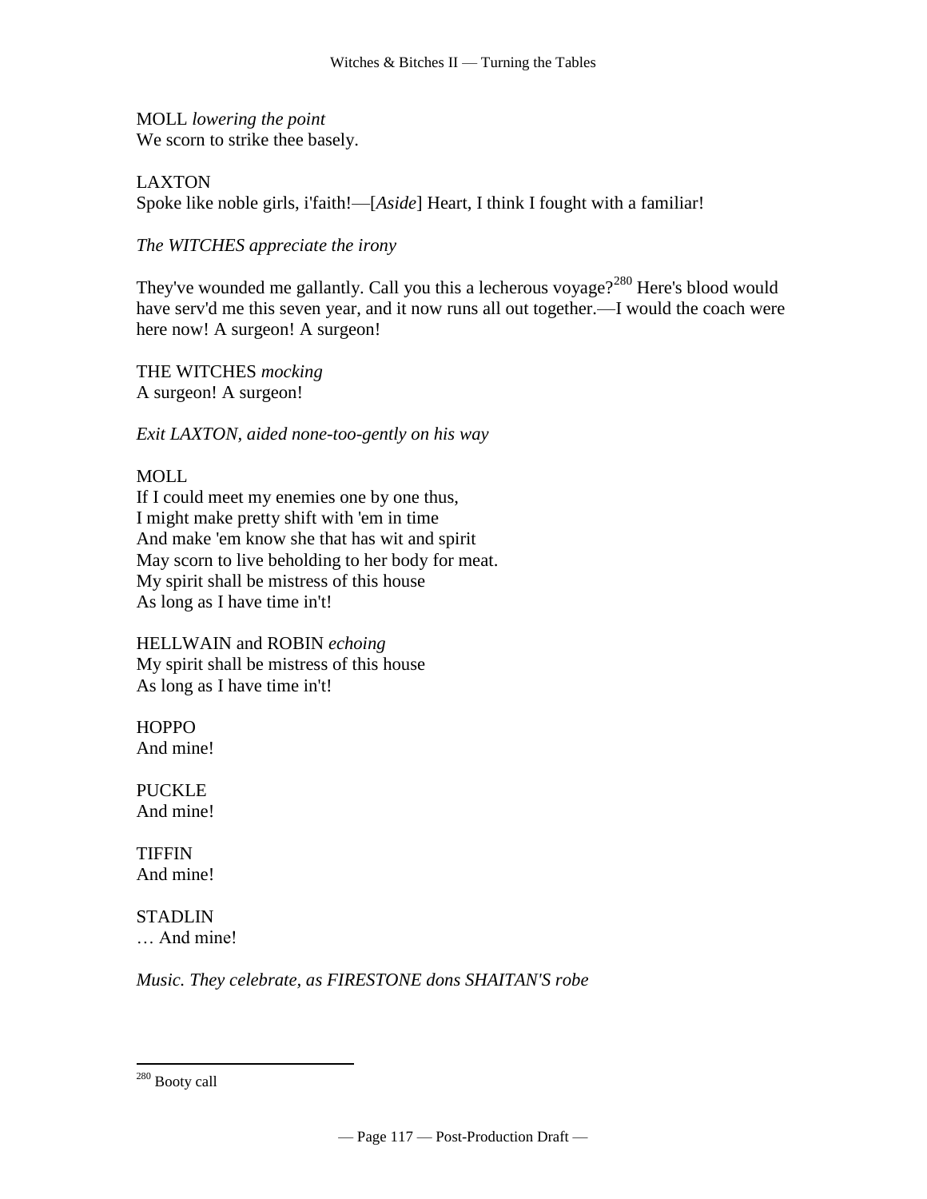MOLL *lowering the point*
We scorn to strike thee basely.

LAXTON
Spoke like noble girls, i'faith!—[*Aside*] Heart, I think I fought with a familiar!

*The WITCHES appreciate the irony*

They've wounded me gallantly. Call you this a lecherous voyage?[280] Here's blood would have serv'd me this seven year, and it now runs all out together.—I would the coach were here now! A surgeon! A surgeon!

THE WITCHES *mocking*
A surgeon! A surgeon!

*Exit LAXTON, aided none-too-gently on his way*

MOLL
If I could meet my enemies one by one thus,
I might make pretty shift with 'em in time
And make 'em know she that has wit and spirit
May scorn to live beholding to her body for meat.
My spirit shall be mistress of this house
As long as I have time in't!

HELLWAIN and ROBIN *echoing*
My spirit shall be mistress of this house
As long as I have time in't!

HOPPO
And mine!

PUCKLE
And mine!

TIFFIN
And mine!

STADLIN
… And mine!

*Music. They celebrate, as FIRESTONE dons SHAITAN'S robe*

---

[280] Booty call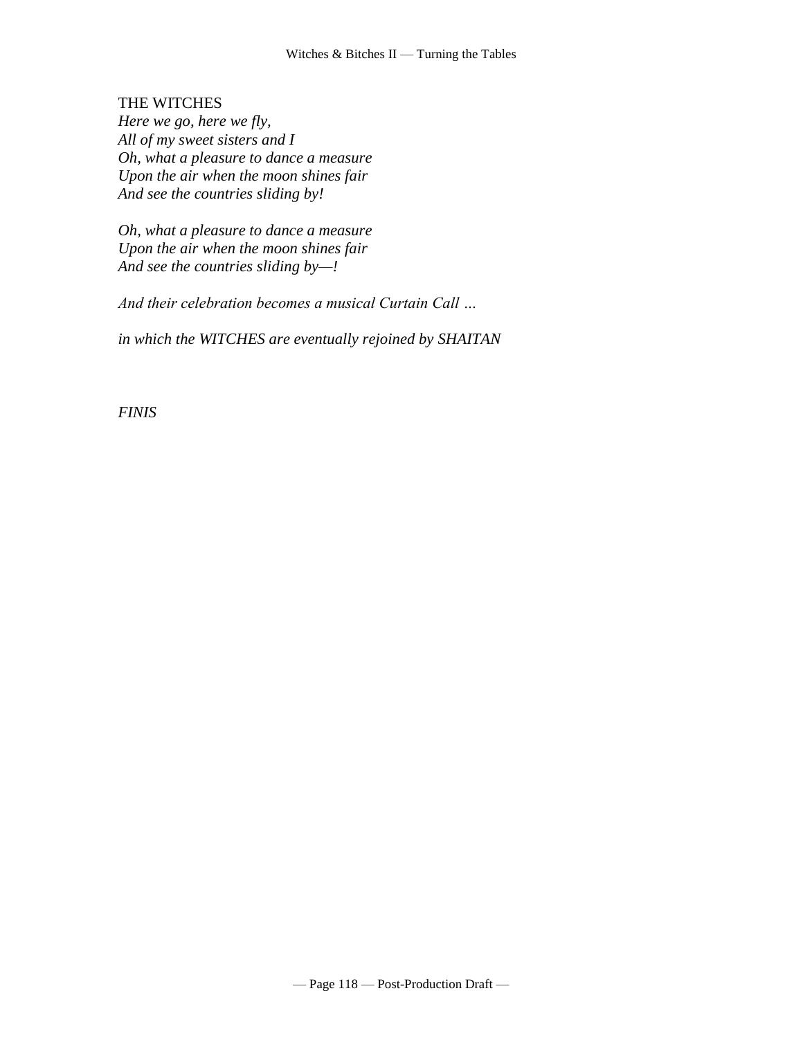THE WITCHES
*Here we go, here we fly,*
*All of my sweet sisters and I*
*Oh, what a pleasure to dance a measure*
*Upon the air when the moon shines fair*
*And see the countries sliding by!*

*Oh, what a pleasure to dance a measure*
*Upon the air when the moon shines fair*
*And see the countries sliding by—!*

*And their celebration becomes a musical Curtain Call …*

*in which the WITCHES are eventually rejoined by SHAITAN*

*FINIS*